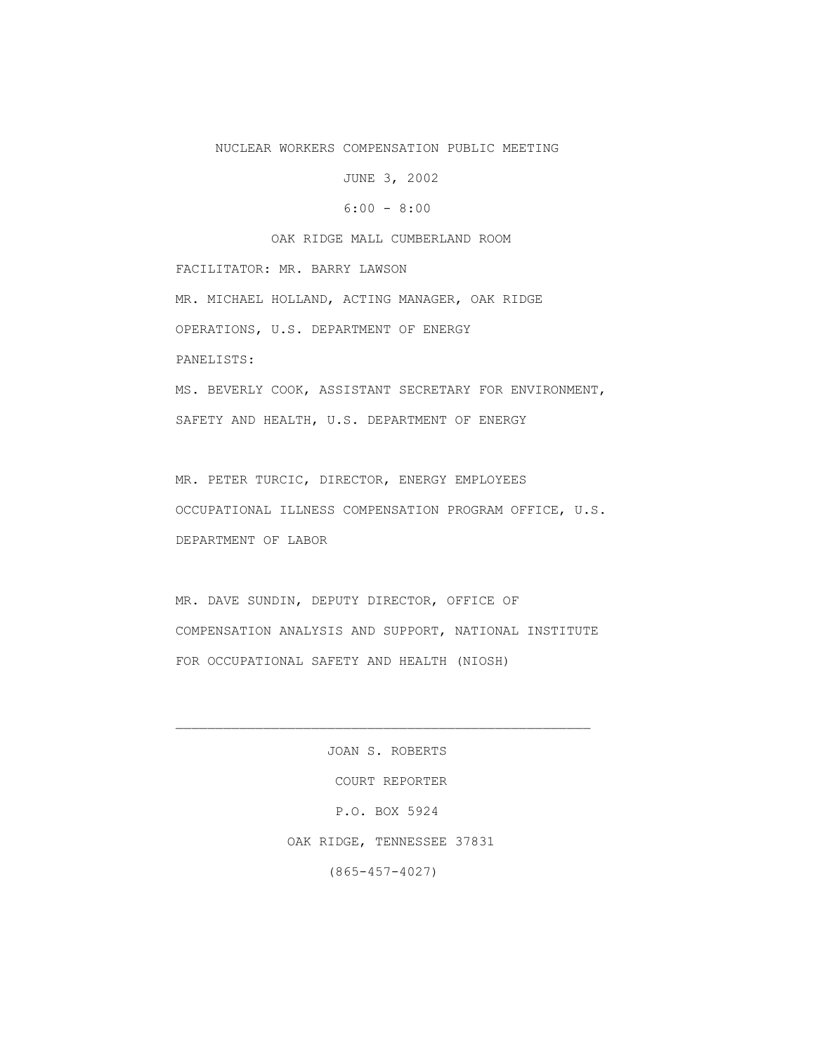# NUCLEAR WORKERS COMPENSATION PUBLIC MEETING

JUNE 3, 2002

6:00 - 8:00

OAK RIDGE MALL CUMBERLAND ROOM

FACILITATOR: MR. BARRY LAWSON

MR. MICHAEL HOLLAND, ACTING MANAGER, OAK RIDGE OPERATIONS, U.S. DEPARTMENT OF ENERGY

PANELISTS:

MS. BEVERLY COOK, ASSISTANT SECRETARY FOR ENVIRONMENT, SAFETY AND HEALTH, U.S. DEPARTMENT OF ENERGY

MR. PETER TURCIC, DIRECTOR, ENERGY EMPLOYEES OCCUPATIONAL ILLNESS COMPENSATION PROGRAM OFFICE, U.S. DEPARTMENT OF LABOR

MR. DAVE SUNDIN, DEPUTY DIRECTOR, OFFICE OF COMPENSATION ANALYSIS AND SUPPORT, NATIONAL INSTITUTE FOR OCCUPATIONAL SAFETY AND HEALTH (NIOSH)

---

JOAN S. ROBERTS

COURT REPORTER

P.O. BOX 5924

OAK RIDGE, TENNESSEE 37831

(865-457-4027)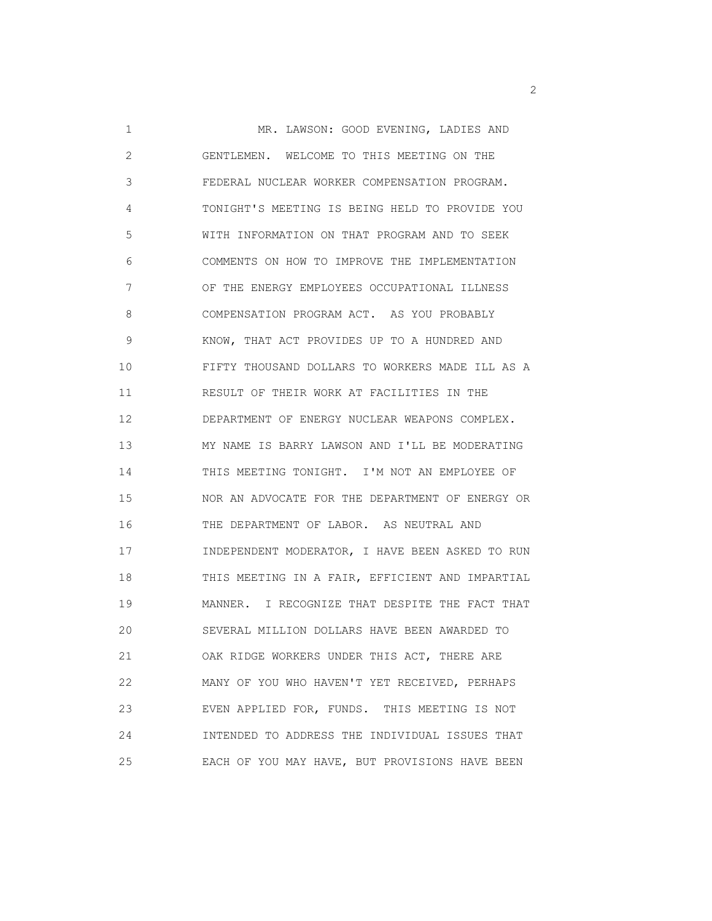MR. LAWSON: GOOD EVENING, LADIES AND GENTLEMEN. WELCOME TO THIS MEETING ON THE FEDERAL NUCLEAR WORKER COMPENSATION PROGRAM. TONIGHT'S MEETING IS BEING HELD TO PROVIDE YOU WITH INFORMATION ON THAT PROGRAM AND TO SEEK COMMENTS ON HOW TO IMPROVE THE IMPLEMENTATION OF THE ENERGY EMPLOYEES OCCUPATIONAL ILLNESS COMPENSATION PROGRAM ACT. AS YOU PROBABLY KNOW, THAT ACT PROVIDES UP TO A HUNDRED AND FIFTY THOUSAND DOLLARS TO WORKERS MADE ILL AS A RESULT OF THEIR WORK AT FACILITIES IN THE DEPARTMENT OF ENERGY NUCLEAR WEAPONS COMPLEX. MY NAME IS BARRY LAWSON AND I'LL BE MODERATING THIS MEETING TONIGHT. I'M NOT AN EMPLOYEE OF NOR AN ADVOCATE FOR THE DEPARTMENT OF ENERGY OR THE DEPARTMENT OF LABOR. AS NEUTRAL AND INDEPENDENT MODERATOR, I HAVE BEEN ASKED TO RUN THIS MEETING IN A FAIR, EFFICIENT AND IMPARTIAL MANNER. I RECOGNIZE THAT DESPITE THE FACT THAT SEVERAL MILLION DOLLARS HAVE BEEN AWARDED TO OAK RIDGE WORKERS UNDER THIS ACT, THERE ARE MANY OF YOU WHO HAVEN'T YET RECEIVED, PERHAPS EVEN APPLIED FOR, FUNDS. THIS MEETING IS NOT INTENDED TO ADDRESS THE INDIVIDUAL ISSUES THAT EACH OF YOU MAY HAVE, BUT PROVISIONS HAVE BEEN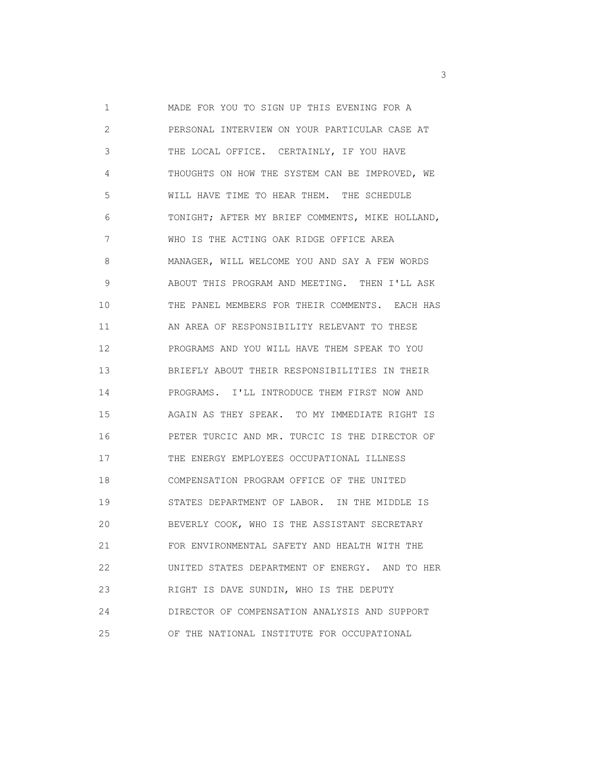MADE FOR YOU TO SIGN UP THIS EVENING FOR A PERSONAL INTERVIEW ON YOUR PARTICULAR CASE AT THE LOCAL OFFICE. CERTAINLY, IF YOU HAVE THOUGHTS ON HOW THE SYSTEM CAN BE IMPROVED, WE WILL HAVE TIME TO HEAR THEM. THE SCHEDULE TONIGHT; AFTER MY BRIEF COMMENTS, MIKE HOLLAND, WHO IS THE ACTING OAK RIDGE OFFICE AREA MANAGER, WILL WELCOME YOU AND SAY A FEW WORDS ABOUT THIS PROGRAM AND MEETING. THEN I'LL ASK THE PANEL MEMBERS FOR THEIR COMMENTS. EACH HAS AN AREA OF RESPONSIBILITY RELEVANT TO THESE PROGRAMS AND YOU WILL HAVE THEM SPEAK TO YOU BRIEFLY ABOUT THEIR RESPONSIBILITIES IN THEIR PROGRAMS. I'LL INTRODUCE THEM FIRST NOW AND AGAIN AS THEY SPEAK. TO MY IMMEDIATE RIGHT IS PETER TURCIC AND MR. TURCIC IS THE DIRECTOR OF THE ENERGY EMPLOYEES OCCUPATIONAL ILLNESS COMPENSATION PROGRAM OFFICE OF THE UNITED STATES DEPARTMENT OF LABOR. IN THE MIDDLE IS BEVERLY COOK, WHO IS THE ASSISTANT SECRETARY FOR ENVIRONMENTAL SAFETY AND HEALTH WITH THE UNITED STATES DEPARTMENT OF ENERGY. AND TO HER RIGHT IS DAVE SUNDIN, WHO IS THE DEPUTY DIRECTOR OF COMPENSATION ANALYSIS AND SUPPORT OF THE NATIONAL INSTITUTE FOR OCCUPATIONAL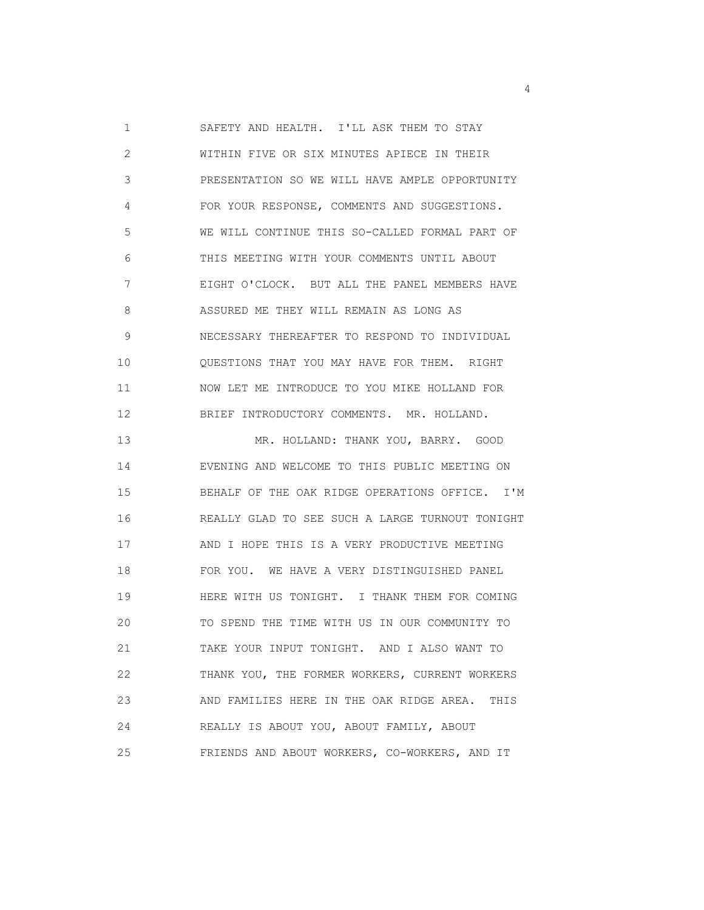SAFETY AND HEALTH. I'LL ASK THEM TO STAY WITHIN FIVE OR SIX MINUTES APIECE IN THEIR PRESENTATION SO WE WILL HAVE AMPLE OPPORTUNITY FOR YOUR RESPONSE, COMMENTS AND SUGGESTIONS. WE WILL CONTINUE THIS SO-CALLED FORMAL PART OF THIS MEETING WITH YOUR COMMENTS UNTIL ABOUT EIGHT O'CLOCK. BUT ALL THE PANEL MEMBERS HAVE ASSURED ME THEY WILL REMAIN AS LONG AS NECESSARY THEREAFTER TO RESPOND TO INDIVIDUAL QUESTIONS THAT YOU MAY HAVE FOR THEM. RIGHT NOW LET ME INTRODUCE TO YOU MIKE HOLLAND FOR BRIEF INTRODUCTORY COMMENTS. MR. HOLLAND.

MR. HOLLAND: THANK YOU, BARRY. GOOD EVENING AND WELCOME TO THIS PUBLIC MEETING ON BEHALF OF THE OAK RIDGE OPERATIONS OFFICE. I'M REALLY GLAD TO SEE SUCH A LARGE TURNOUT TONIGHT AND I HOPE THIS IS A VERY PRODUCTIVE MEETING FOR YOU. WE HAVE A VERY DISTINGUISHED PANEL HERE WITH US TONIGHT. I THANK THEM FOR COMING TO SPEND THE TIME WITH US IN OUR COMMUNITY TO TAKE YOUR INPUT TONIGHT. AND I ALSO WANT TO THANK YOU, THE FORMER WORKERS, CURRENT WORKERS AND FAMILIES HERE IN THE OAK RIDGE AREA. THIS REALLY IS ABOUT YOU, ABOUT FAMILY, ABOUT FRIENDS AND ABOUT WORKERS, CO-WORKERS, AND IT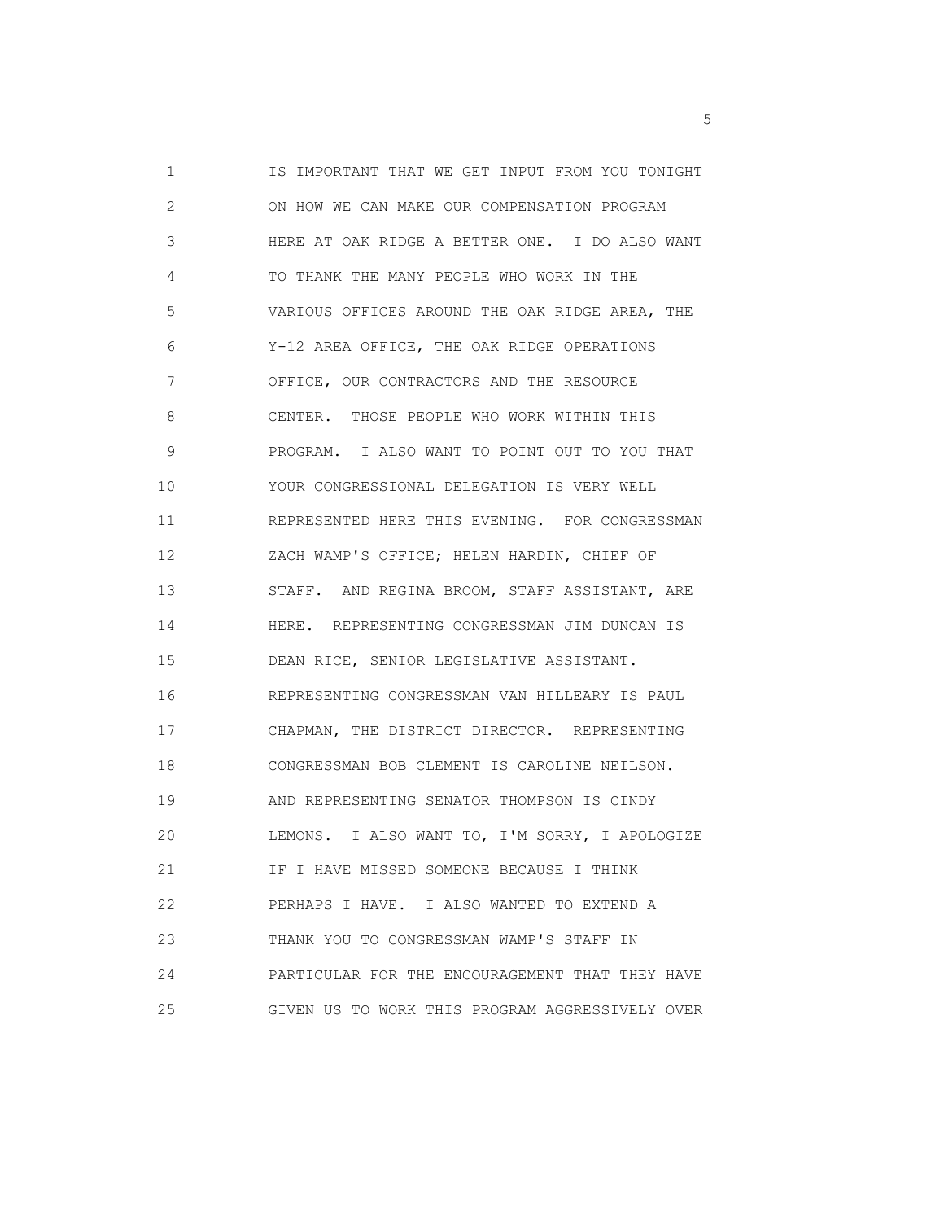1 IS IMPORTANT THAT WE GET INPUT FROM YOU TONIGHT
2 ON HOW WE CAN MAKE OUR COMPENSATION PROGRAM
3 HERE AT OAK RIDGE A BETTER ONE. I DO ALSO WANT
4 TO THANK THE MANY PEOPLE WHO WORK IN THE
5 VARIOUS OFFICES AROUND THE OAK RIDGE AREA, THE
6 Y-12 AREA OFFICE, THE OAK RIDGE OPERATIONS
7 OFFICE, OUR CONTRACTORS AND THE RESOURCE
8 CENTER. THOSE PEOPLE WHO WORK WITHIN THIS
9 PROGRAM. I ALSO WANT TO POINT OUT TO YOU THAT
10 YOUR CONGRESSIONAL DELEGATION IS VERY WELL
11 REPRESENTED HERE THIS EVENING. FOR CONGRESSMAN
12 ZACH WAMP'S OFFICE; HELEN HARDIN, CHIEF OF
13 STAFF. AND REGINA BROOM, STAFF ASSISTANT, ARE
14 HERE. REPRESENTING CONGRESSMAN JIM DUNCAN IS
15 DEAN RICE, SENIOR LEGISLATIVE ASSISTANT.
16 REPRESENTING CONGRESSMAN VAN HILLEARY IS PAUL
17 CHAPMAN, THE DISTRICT DIRECTOR. REPRESENTING
18 CONGRESSMAN BOB CLEMENT IS CAROLINE NEILSON.
19 AND REPRESENTING SENATOR THOMPSON IS CINDY
20 LEMONS. I ALSO WANT TO, I'M SORRY, I APOLOGIZE
21 IF I HAVE MISSED SOMEONE BECAUSE I THINK
22 PERHAPS I HAVE. I ALSO WANTED TO EXTEND A
23 THANK YOU TO CONGRESSMAN WAMP'S STAFF IN
24 PARTICULAR FOR THE ENCOURAGEMENT THAT THEY HAVE
25 GIVEN US TO WORK THIS PROGRAM AGGRESSIVELY OVER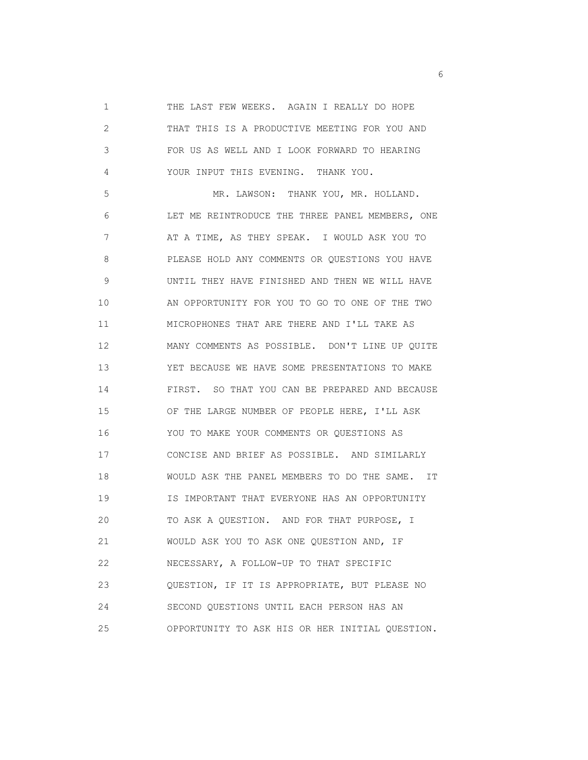THE LAST FEW WEEKS. AGAIN I REALLY DO HOPE THAT THIS IS A PRODUCTIVE MEETING FOR YOU AND FOR US AS WELL AND I LOOK FORWARD TO HEARING YOUR INPUT THIS EVENING. THANK YOU.

MR. LAWSON: THANK YOU, MR. HOLLAND. LET ME REINTRODUCE THE THREE PANEL MEMBERS, ONE AT A TIME, AS THEY SPEAK. I WOULD ASK YOU TO PLEASE HOLD ANY COMMENTS OR QUESTIONS YOU HAVE UNTIL THEY HAVE FINISHED AND THEN WE WILL HAVE AN OPPORTUNITY FOR YOU TO GO TO ONE OF THE TWO MICROPHONES THAT ARE THERE AND I'LL TAKE AS MANY COMMENTS AS POSSIBLE. DON'T LINE UP QUITE YET BECAUSE WE HAVE SOME PRESENTATIONS TO MAKE FIRST. SO THAT YOU CAN BE PREPARED AND BECAUSE OF THE LARGE NUMBER OF PEOPLE HERE, I'LL ASK YOU TO MAKE YOUR COMMENTS OR QUESTIONS AS CONCISE AND BRIEF AS POSSIBLE. AND SIMILARLY WOULD ASK THE PANEL MEMBERS TO DO THE SAME. IT IS IMPORTANT THAT EVERYONE HAS AN OPPORTUNITY TO ASK A QUESTION. AND FOR THAT PURPOSE, I WOULD ASK YOU TO ASK ONE QUESTION AND, IF NECESSARY, A FOLLOW-UP TO THAT SPECIFIC QUESTION, IF IT IS APPROPRIATE, BUT PLEASE NO SECOND QUESTIONS UNTIL EACH PERSON HAS AN OPPORTUNITY TO ASK HIS OR HER INITIAL QUESTION.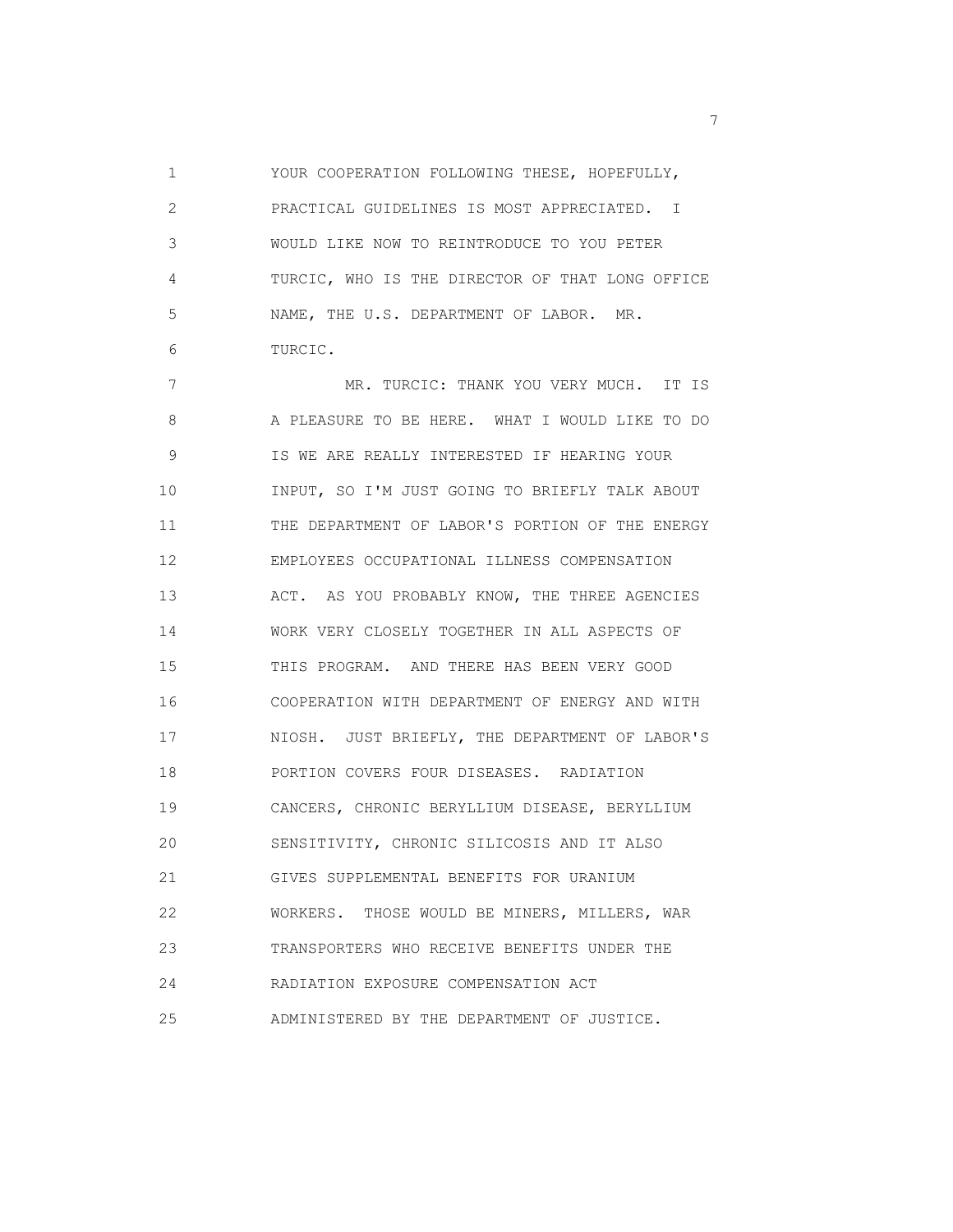YOUR COOPERATION FOLLOWING THESE, HOPEFULLY, PRACTICAL GUIDELINES IS MOST APPRECIATED. I WOULD LIKE NOW TO REINTRODUCE TO YOU PETER TURCIC, WHO IS THE DIRECTOR OF THAT LONG OFFICE NAME, THE U.S. DEPARTMENT OF LABOR. MR. TURCIC.

MR. TURCIC: THANK YOU VERY MUCH. IT IS A PLEASURE TO BE HERE. WHAT I WOULD LIKE TO DO IS WE ARE REALLY INTERESTED IF HEARING YOUR INPUT, SO I'M JUST GOING TO BRIEFLY TALK ABOUT THE DEPARTMENT OF LABOR'S PORTION OF THE ENERGY EMPLOYEES OCCUPATIONAL ILLNESS COMPENSATION ACT. AS YOU PROBABLY KNOW, THE THREE AGENCIES WORK VERY CLOSELY TOGETHER IN ALL ASPECTS OF THIS PROGRAM. AND THERE HAS BEEN VERY GOOD COOPERATION WITH DEPARTMENT OF ENERGY AND WITH NIOSH. JUST BRIEFLY, THE DEPARTMENT OF LABOR'S PORTION COVERS FOUR DISEASES. RADIATION CANCERS, CHRONIC BERYLLIUM DISEASE, BERYLLIUM SENSITIVITY, CHRONIC SILICOSIS AND IT ALSO GIVES SUPPLEMENTAL BENEFITS FOR URANIUM WORKERS. THOSE WOULD BE MINERS, MILLERS, WAR TRANSPORTERS WHO RECEIVE BENEFITS UNDER THE RADIATION EXPOSURE COMPENSATION ACT ADMINISTERED BY THE DEPARTMENT OF JUSTICE.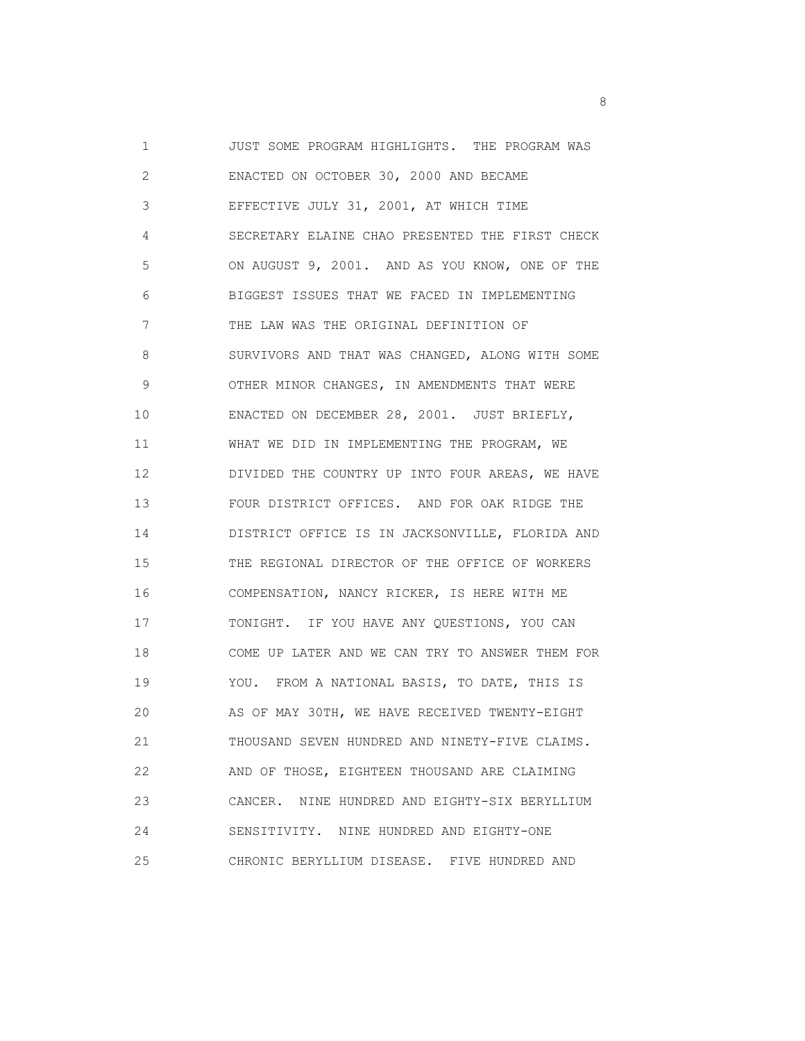1 JUST SOME PROGRAM HIGHLIGHTS. THE PROGRAM WAS
2 ENACTED ON OCTOBER 30, 2000 AND BECAME
3 EFFECTIVE JULY 31, 2001, AT WHICH TIME
4 SECRETARY ELAINE CHAO PRESENTED THE FIRST CHECK
5 ON AUGUST 9, 2001. AND AS YOU KNOW, ONE OF THE
6 BIGGEST ISSUES THAT WE FACED IN IMPLEMENTING
7 THE LAW WAS THE ORIGINAL DEFINITION OF
8 SURVIVORS AND THAT WAS CHANGED, ALONG WITH SOME
9 OTHER MINOR CHANGES, IN AMENDMENTS THAT WERE
10 ENACTED ON DECEMBER 28, 2001. JUST BRIEFLY,
11 WHAT WE DID IN IMPLEMENTING THE PROGRAM, WE
12 DIVIDED THE COUNTRY UP INTO FOUR AREAS, WE HAVE
13 FOUR DISTRICT OFFICES. AND FOR OAK RIDGE THE
14 DISTRICT OFFICE IS IN JACKSONVILLE, FLORIDA AND
15 THE REGIONAL DIRECTOR OF THE OFFICE OF WORKERS
16 COMPENSATION, NANCY RICKER, IS HERE WITH ME
17 TONIGHT. IF YOU HAVE ANY QUESTIONS, YOU CAN
18 COME UP LATER AND WE CAN TRY TO ANSWER THEM FOR
19 YOU. FROM A NATIONAL BASIS, TO DATE, THIS IS
20 AS OF MAY 30TH, WE HAVE RECEIVED TWENTY-EIGHT
21 THOUSAND SEVEN HUNDRED AND NINETY-FIVE CLAIMS.
22 AND OF THOSE, EIGHTEEN THOUSAND ARE CLAIMING
23 CANCER. NINE HUNDRED AND EIGHTY-SIX BERYLLIUM
24 SENSITIVITY. NINE HUNDRED AND EIGHTY-ONE
25 CHRONIC BERYLLIUM DISEASE. FIVE HUNDRED AND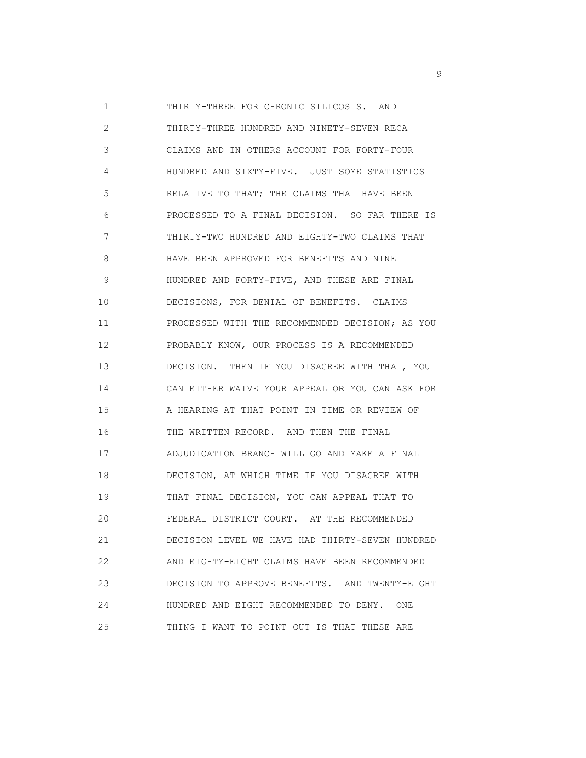THIRTY-THREE FOR CHRONIC SILICOSIS. AND
THIRTY-THREE HUNDRED AND NINETY-SEVEN RECA
CLAIMS AND IN OTHERS ACCOUNT FOR FORTY-FOUR
HUNDRED AND SIXTY-FIVE. JUST SOME STATISTICS
RELATIVE TO THAT; THE CLAIMS THAT HAVE BEEN
PROCESSED TO A FINAL DECISION. SO FAR THERE IS
THIRTY-TWO HUNDRED AND EIGHTY-TWO CLAIMS THAT
HAVE BEEN APPROVED FOR BENEFITS AND NINE
HUNDRED AND FORTY-FIVE, AND THESE ARE FINAL
DECISIONS, FOR DENIAL OF BENEFITS. CLAIMS
PROCESSED WITH THE RECOMMENDED DECISION; AS YOU
PROBABLY KNOW, OUR PROCESS IS A RECOMMENDED
DECISION. THEN IF YOU DISAGREE WITH THAT, YOU
CAN EITHER WAIVE YOUR APPEAL OR YOU CAN ASK FOR
A HEARING AT THAT POINT IN TIME OR REVIEW OF
THE WRITTEN RECORD. AND THEN THE FINAL
ADJUDICATION BRANCH WILL GO AND MAKE A FINAL
DECISION, AT WHICH TIME IF YOU DISAGREE WITH
THAT FINAL DECISION, YOU CAN APPEAL THAT TO
FEDERAL DISTRICT COURT. AT THE RECOMMENDED
DECISION LEVEL WE HAVE HAD THIRTY-SEVEN HUNDRED
AND EIGHTY-EIGHT CLAIMS HAVE BEEN RECOMMENDED
DECISION TO APPROVE BENEFITS. AND TWENTY-EIGHT
HUNDRED AND EIGHT RECOMMENDED TO DENY. ONE
THING I WANT TO POINT OUT IS THAT THESE ARE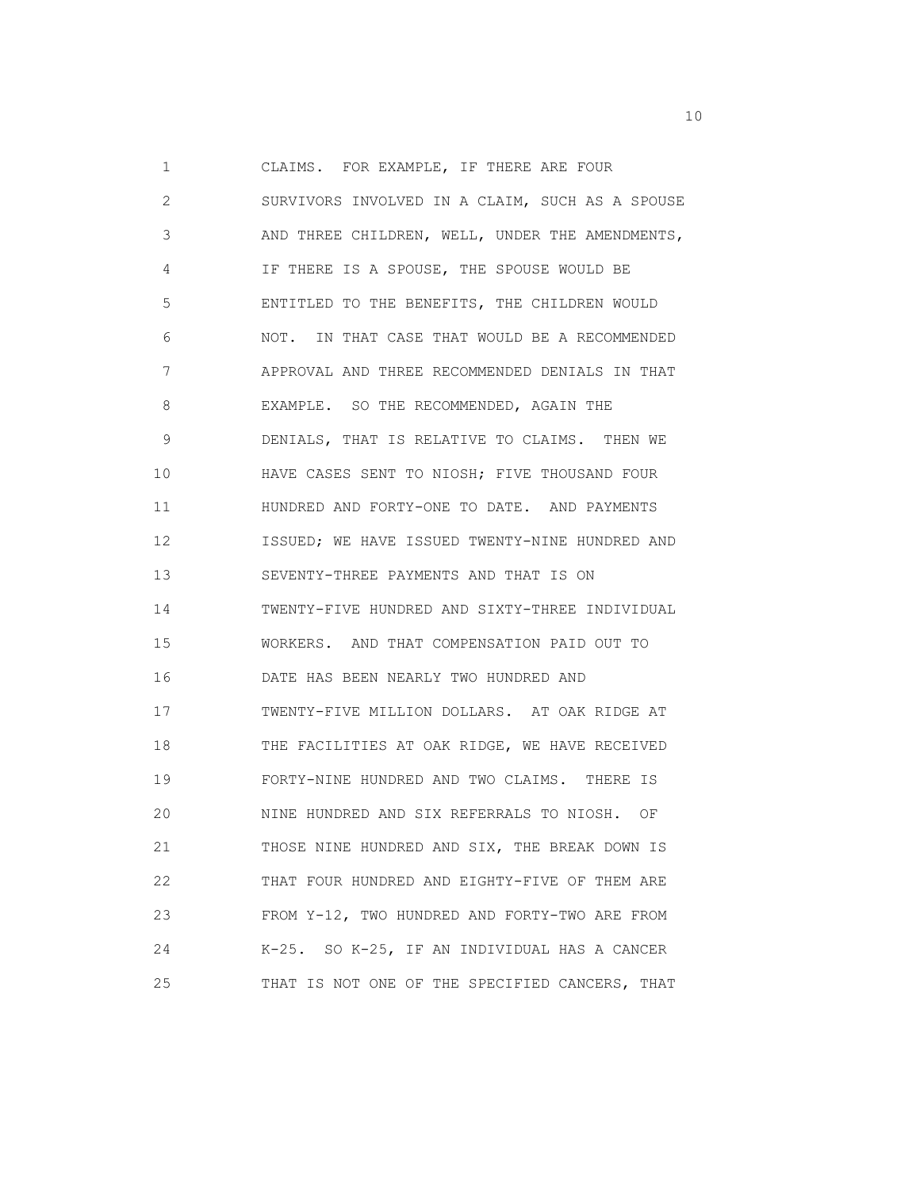CLAIMS. FOR EXAMPLE, IF THERE ARE FOUR SURVIVORS INVOLVED IN A CLAIM, SUCH AS A SPOUSE AND THREE CHILDREN, WELL, UNDER THE AMENDMENTS, IF THERE IS A SPOUSE, THE SPOUSE WOULD BE ENTITLED TO THE BENEFITS, THE CHILDREN WOULD NOT. IN THAT CASE THAT WOULD BE A RECOMMENDED APPROVAL AND THREE RECOMMENDED DENIALS IN THAT EXAMPLE. SO THE RECOMMENDED, AGAIN THE DENIALS, THAT IS RELATIVE TO CLAIMS. THEN WE HAVE CASES SENT TO NIOSH; FIVE THOUSAND FOUR HUNDRED AND FORTY-ONE TO DATE. AND PAYMENTS ISSUED; WE HAVE ISSUED TWENTY-NINE HUNDRED AND SEVENTY-THREE PAYMENTS AND THAT IS ON TWENTY-FIVE HUNDRED AND SIXTY-THREE INDIVIDUAL WORKERS. AND THAT COMPENSATION PAID OUT TO DATE HAS BEEN NEARLY TWO HUNDRED AND TWENTY-FIVE MILLION DOLLARS. AT OAK RIDGE AT THE FACILITIES AT OAK RIDGE, WE HAVE RECEIVED FORTY-NINE HUNDRED AND TWO CLAIMS. THERE IS NINE HUNDRED AND SIX REFERRALS TO NIOSH. OF THOSE NINE HUNDRED AND SIX, THE BREAK DOWN IS THAT FOUR HUNDRED AND EIGHTY-FIVE OF THEM ARE FROM Y-12, TWO HUNDRED AND FORTY-TWO ARE FROM K-25. SO K-25, IF AN INDIVIDUAL HAS A CANCER THAT IS NOT ONE OF THE SPECIFIED CANCERS, THAT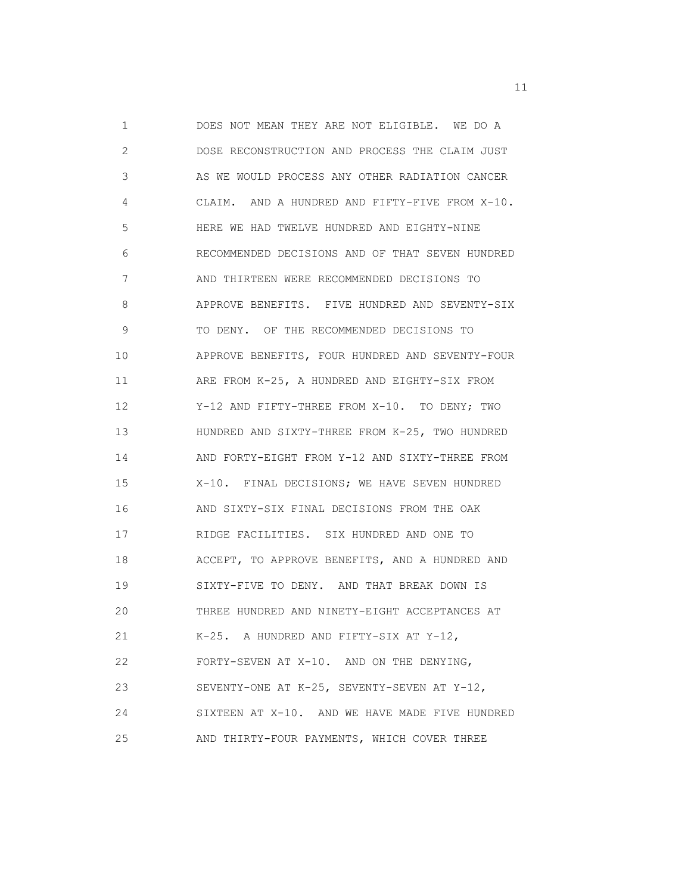DOES NOT MEAN THEY ARE NOT ELIGIBLE. WE DO A DOSE RECONSTRUCTION AND PROCESS THE CLAIM JUST AS WE WOULD PROCESS ANY OTHER RADIATION CANCER CLAIM. AND A HUNDRED AND FIFTY-FIVE FROM X-10. HERE WE HAD TWELVE HUNDRED AND EIGHTY-NINE RECOMMENDED DECISIONS AND OF THAT SEVEN HUNDRED AND THIRTEEN WERE RECOMMENDED DECISIONS TO APPROVE BENEFITS. FIVE HUNDRED AND SEVENTY-SIX TO DENY. OF THE RECOMMENDED DECISIONS TO APPROVE BENEFITS, FOUR HUNDRED AND SEVENTY-FOUR ARE FROM K-25, A HUNDRED AND EIGHTY-SIX FROM Y-12 AND FIFTY-THREE FROM X-10. TO DENY; TWO HUNDRED AND SIXTY-THREE FROM K-25, TWO HUNDRED AND FORTY-EIGHT FROM Y-12 AND SIXTY-THREE FROM X-10. FINAL DECISIONS; WE HAVE SEVEN HUNDRED AND SIXTY-SIX FINAL DECISIONS FROM THE OAK RIDGE FACILITIES. SIX HUNDRED AND ONE TO ACCEPT, TO APPROVE BENEFITS, AND A HUNDRED AND SIXTY-FIVE TO DENY. AND THAT BREAK DOWN IS THREE HUNDRED AND NINETY-EIGHT ACCEPTANCES AT K-25. A HUNDRED AND FIFTY-SIX AT Y-12, FORTY-SEVEN AT X-10. AND ON THE DENYING, SEVENTY-ONE AT K-25, SEVENTY-SEVEN AT Y-12, SIXTEEN AT X-10. AND WE HAVE MADE FIVE HUNDRED AND THIRTY-FOUR PAYMENTS, WHICH COVER THREE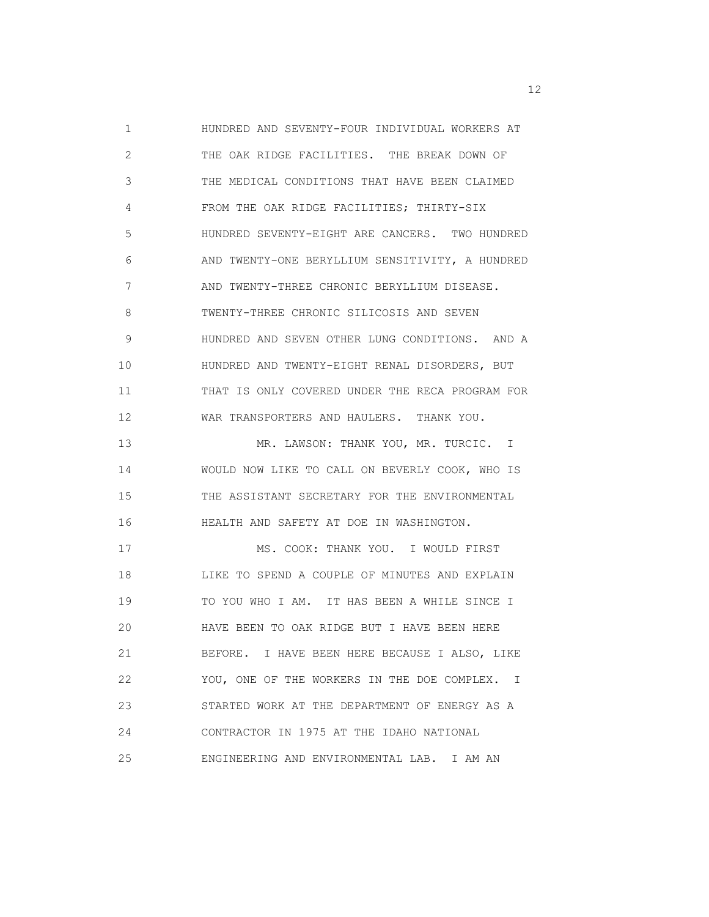1 HUNDRED AND SEVENTY-FOUR INDIVIDUAL WORKERS AT
2 THE OAK RIDGE FACILITIES. THE BREAK DOWN OF
3 THE MEDICAL CONDITIONS THAT HAVE BEEN CLAIMED
4 FROM THE OAK RIDGE FACILITIES; THIRTY-SIX
5 HUNDRED SEVENTY-EIGHT ARE CANCERS. TWO HUNDRED
6 AND TWENTY-ONE BERYLLIUM SENSITIVITY, A HUNDRED
7 AND TWENTY-THREE CHRONIC BERYLLIUM DISEASE.
8 TWENTY-THREE CHRONIC SILICOSIS AND SEVEN
9 HUNDRED AND SEVEN OTHER LUNG CONDITIONS. AND A
10 HUNDRED AND TWENTY-EIGHT RENAL DISORDERS, BUT
11 THAT IS ONLY COVERED UNDER THE RECA PROGRAM FOR
12 WAR TRANSPORTERS AND HAULERS. THANK YOU.
13 MR. LAWSON: THANK YOU, MR. TURCIC. I
14 WOULD NOW LIKE TO CALL ON BEVERLY COOK, WHO IS
15 THE ASSISTANT SECRETARY FOR THE ENVIRONMENTAL
16 HEALTH AND SAFETY AT DOE IN WASHINGTON.
17 MS. COOK: THANK YOU. I WOULD FIRST
18 LIKE TO SPEND A COUPLE OF MINUTES AND EXPLAIN
19 TO YOU WHO I AM. IT HAS BEEN A WHILE SINCE I
20 HAVE BEEN TO OAK RIDGE BUT I HAVE BEEN HERE
21 BEFORE. I HAVE BEEN HERE BECAUSE I ALSO, LIKE
22 YOU, ONE OF THE WORKERS IN THE DOE COMPLEX. I
23 STARTED WORK AT THE DEPARTMENT OF ENERGY AS A
24 CONTRACTOR IN 1975 AT THE IDAHO NATIONAL
25 ENGINEERING AND ENVIRONMENTAL LAB. I AM AN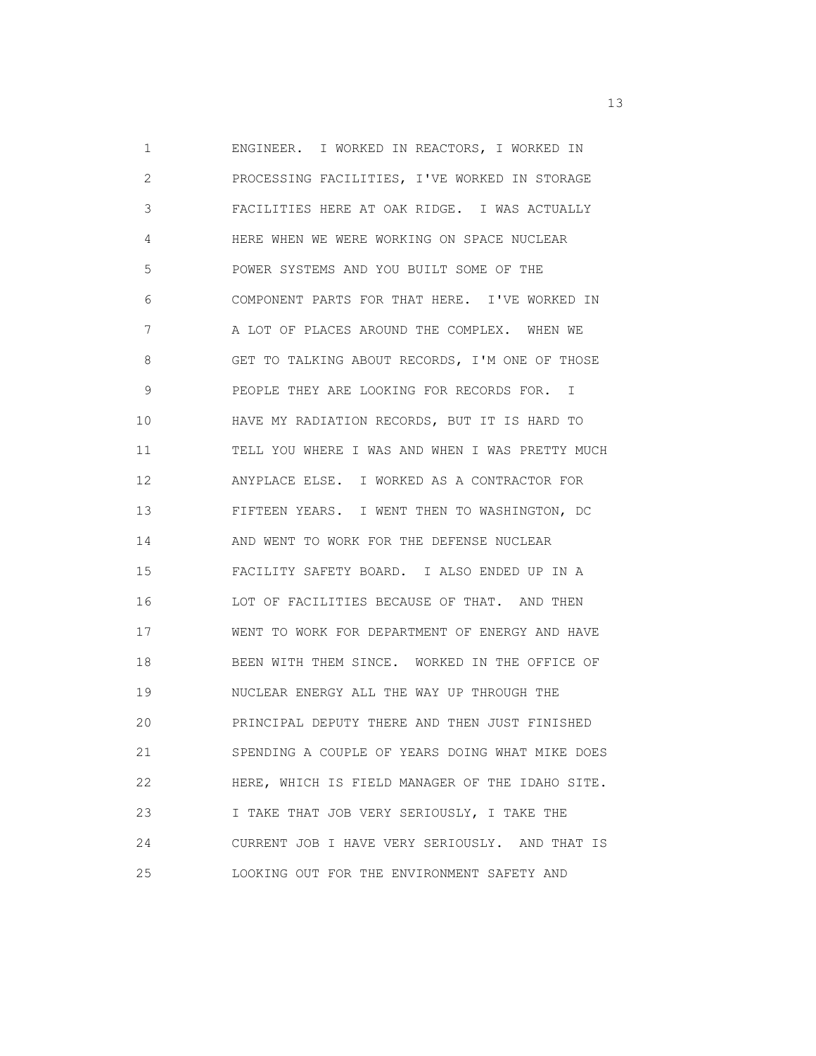1 ENGINEER. I WORKED IN REACTORS, I WORKED IN
2 PROCESSING FACILITIES, I'VE WORKED IN STORAGE
3 FACILITIES HERE AT OAK RIDGE. I WAS ACTUALLY
4 HERE WHEN WE WERE WORKING ON SPACE NUCLEAR
5 POWER SYSTEMS AND YOU BUILT SOME OF THE
6 COMPONENT PARTS FOR THAT HERE. I'VE WORKED IN
7 A LOT OF PLACES AROUND THE COMPLEX. WHEN WE
8 GET TO TALKING ABOUT RECORDS, I'M ONE OF THOSE
9 PEOPLE THEY ARE LOOKING FOR RECORDS FOR. I
10 HAVE MY RADIATION RECORDS, BUT IT IS HARD TO
11 TELL YOU WHERE I WAS AND WHEN I WAS PRETTY MUCH
12 ANYPLACE ELSE. I WORKED AS A CONTRACTOR FOR
13 FIFTEEN YEARS. I WENT THEN TO WASHINGTON, DC
14 AND WENT TO WORK FOR THE DEFENSE NUCLEAR
15 FACILITY SAFETY BOARD. I ALSO ENDED UP IN A
16 LOT OF FACILITIES BECAUSE OF THAT. AND THEN
17 WENT TO WORK FOR DEPARTMENT OF ENERGY AND HAVE
18 BEEN WITH THEM SINCE. WORKED IN THE OFFICE OF
19 NUCLEAR ENERGY ALL THE WAY UP THROUGH THE
20 PRINCIPAL DEPUTY THERE AND THEN JUST FINISHED
21 SPENDING A COUPLE OF YEARS DOING WHAT MIKE DOES
22 HERE, WHICH IS FIELD MANAGER OF THE IDAHO SITE.
23 I TAKE THAT JOB VERY SERIOUSLY, I TAKE THE
24 CURRENT JOB I HAVE VERY SERIOUSLY. AND THAT IS
25 LOOKING OUT FOR THE ENVIRONMENT SAFETY AND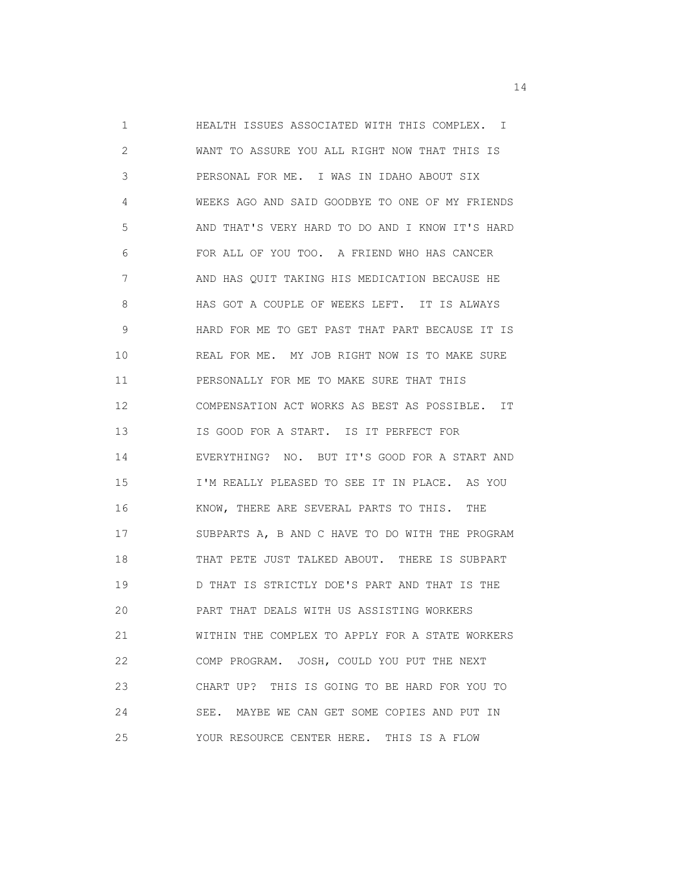HEALTH ISSUES ASSOCIATED WITH THIS COMPLEX. I WANT TO ASSURE YOU ALL RIGHT NOW THAT THIS IS PERSONAL FOR ME. I WAS IN IDAHO ABOUT SIX WEEKS AGO AND SAID GOODBYE TO ONE OF MY FRIENDS AND THAT'S VERY HARD TO DO AND I KNOW IT'S HARD FOR ALL OF YOU TOO. A FRIEND WHO HAS CANCER AND HAS QUIT TAKING HIS MEDICATION BECAUSE HE HAS GOT A COUPLE OF WEEKS LEFT. IT IS ALWAYS HARD FOR ME TO GET PAST THAT PART BECAUSE IT IS REAL FOR ME. MY JOB RIGHT NOW IS TO MAKE SURE PERSONALLY FOR ME TO MAKE SURE THAT THIS COMPENSATION ACT WORKS AS BEST AS POSSIBLE. IT IS GOOD FOR A START. IS IT PERFECT FOR EVERYTHING? NO. BUT IT'S GOOD FOR A START AND I'M REALLY PLEASED TO SEE IT IN PLACE. AS YOU KNOW, THERE ARE SEVERAL PARTS TO THIS. THE SUBPARTS A, B AND C HAVE TO DO WITH THE PROGRAM THAT PETE JUST TALKED ABOUT. THERE IS SUBPART D THAT IS STRICTLY DOE'S PART AND THAT IS THE PART THAT DEALS WITH US ASSISTING WORKERS WITHIN THE COMPLEX TO APPLY FOR A STATE WORKERS COMP PROGRAM. JOSH, COULD YOU PUT THE NEXT CHART UP? THIS IS GOING TO BE HARD FOR YOU TO SEE. MAYBE WE CAN GET SOME COPIES AND PUT IN YOUR RESOURCE CENTER HERE. THIS IS A FLOW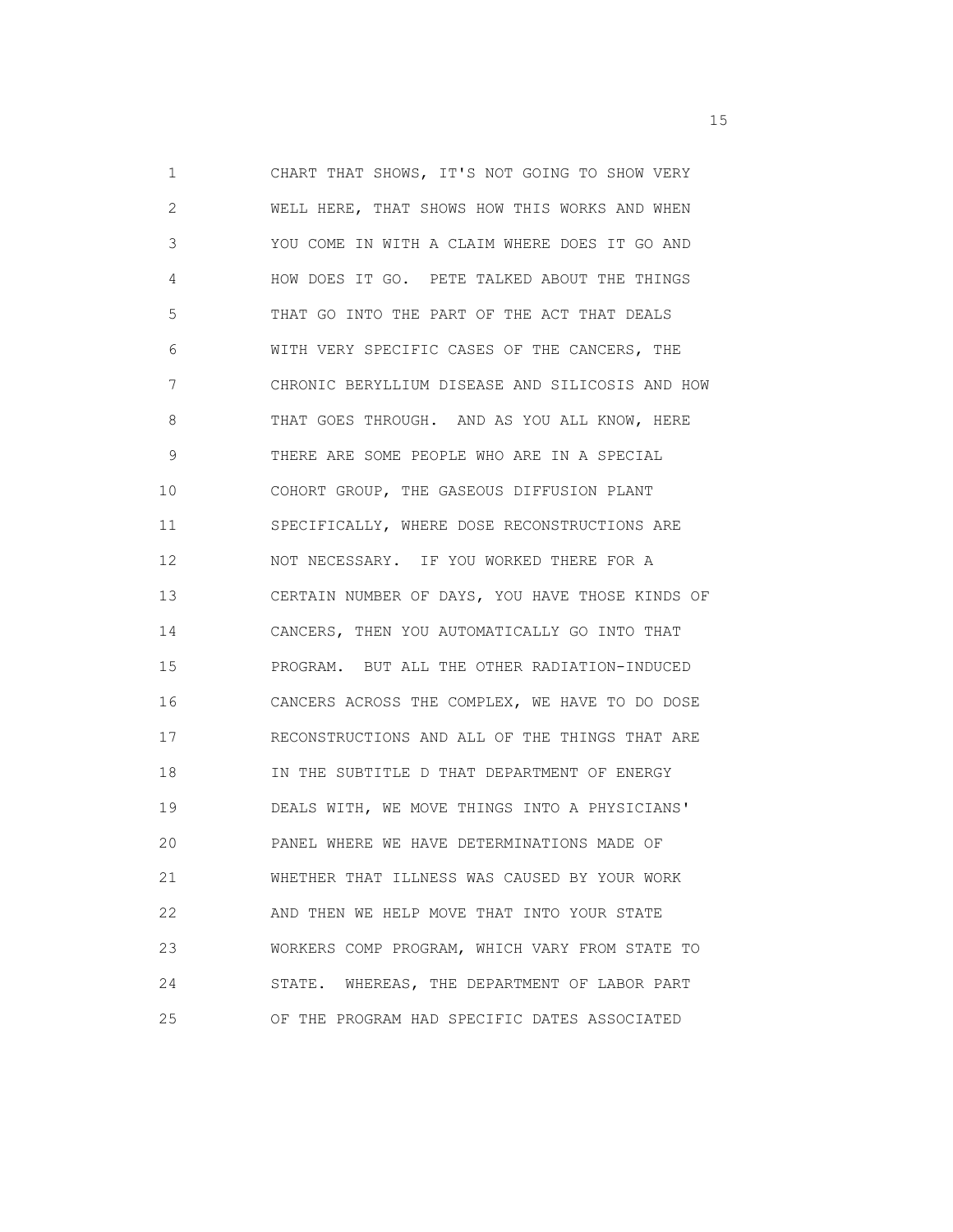CHART THAT SHOWS, IT'S NOT GOING TO SHOW VERY WELL HERE, THAT SHOWS HOW THIS WORKS AND WHEN YOU COME IN WITH A CLAIM WHERE DOES IT GO AND HOW DOES IT GO. PETE TALKED ABOUT THE THINGS THAT GO INTO THE PART OF THE ACT THAT DEALS WITH VERY SPECIFIC CASES OF THE CANCERS, THE CHRONIC BERYLLIUM DISEASE AND SILICOSIS AND HOW THAT GOES THROUGH. AND AS YOU ALL KNOW, HERE THERE ARE SOME PEOPLE WHO ARE IN A SPECIAL COHORT GROUP, THE GASEOUS DIFFUSION PLANT SPECIFICALLY, WHERE DOSE RECONSTRUCTIONS ARE NOT NECESSARY. IF YOU WORKED THERE FOR A CERTAIN NUMBER OF DAYS, YOU HAVE THOSE KINDS OF CANCERS, THEN YOU AUTOMATICALLY GO INTO THAT PROGRAM. BUT ALL THE OTHER RADIATION-INDUCED CANCERS ACROSS THE COMPLEX, WE HAVE TO DO DOSE RECONSTRUCTIONS AND ALL OF THE THINGS THAT ARE IN THE SUBTITLE D THAT DEPARTMENT OF ENERGY DEALS WITH, WE MOVE THINGS INTO A PHYSICIANS' PANEL WHERE WE HAVE DETERMINATIONS MADE OF WHETHER THAT ILLNESS WAS CAUSED BY YOUR WORK AND THEN WE HELP MOVE THAT INTO YOUR STATE WORKERS COMP PROGRAM, WHICH VARY FROM STATE TO STATE. WHEREAS, THE DEPARTMENT OF LABOR PART OF THE PROGRAM HAD SPECIFIC DATES ASSOCIATED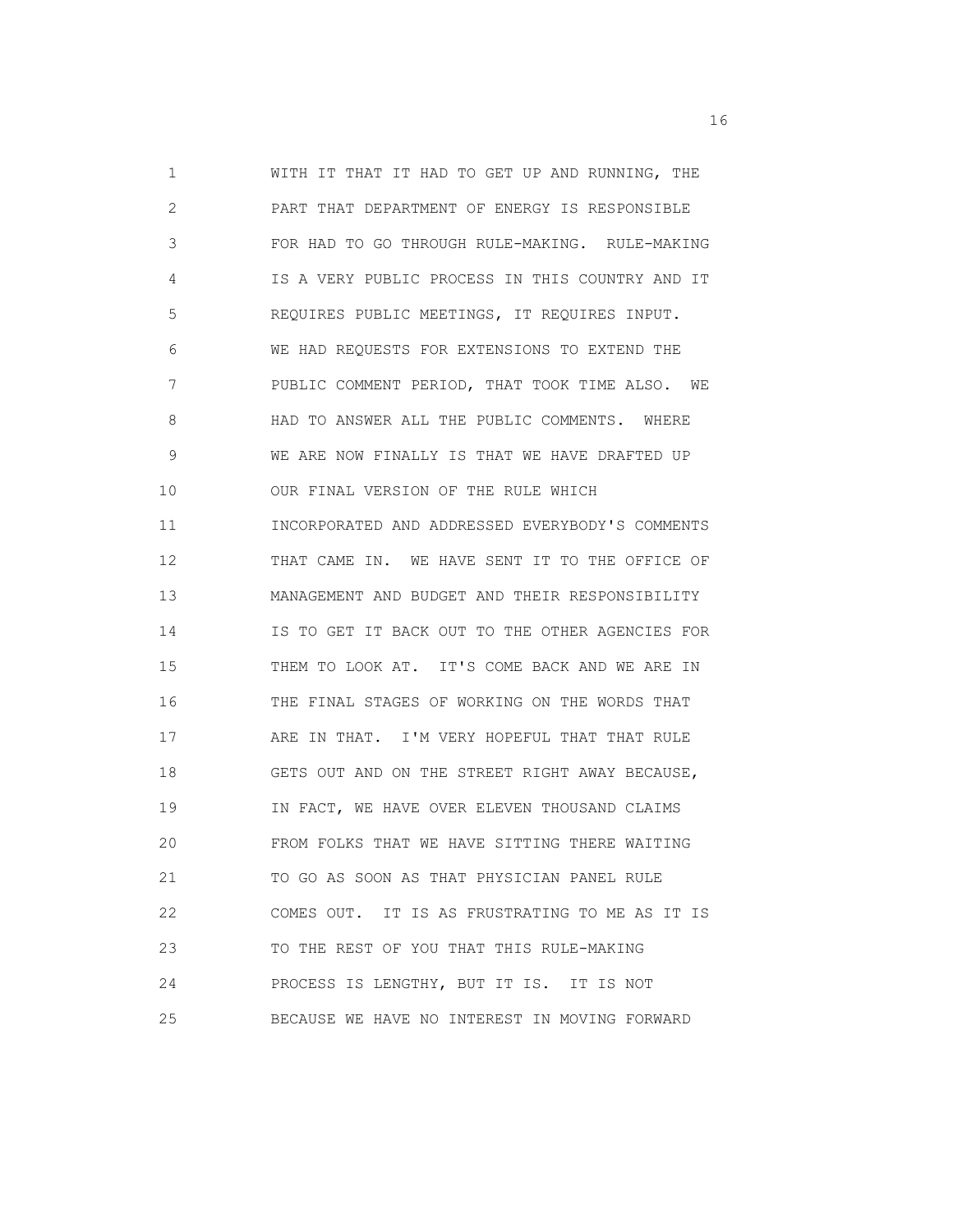WITH IT THAT IT HAD TO GET UP AND RUNNING, THE PART THAT DEPARTMENT OF ENERGY IS RESPONSIBLE FOR HAD TO GO THROUGH RULE-MAKING. RULE-MAKING IS A VERY PUBLIC PROCESS IN THIS COUNTRY AND IT REQUIRES PUBLIC MEETINGS, IT REQUIRES INPUT. WE HAD REQUESTS FOR EXTENSIONS TO EXTEND THE PUBLIC COMMENT PERIOD, THAT TOOK TIME ALSO. WE HAD TO ANSWER ALL THE PUBLIC COMMENTS. WHERE WE ARE NOW FINALLY IS THAT WE HAVE DRAFTED UP OUR FINAL VERSION OF THE RULE WHICH INCORPORATED AND ADDRESSED EVERYBODY'S COMMENTS THAT CAME IN. WE HAVE SENT IT TO THE OFFICE OF MANAGEMENT AND BUDGET AND THEIR RESPONSIBILITY IS TO GET IT BACK OUT TO THE OTHER AGENCIES FOR THEM TO LOOK AT. IT'S COME BACK AND WE ARE IN THE FINAL STAGES OF WORKING ON THE WORDS THAT ARE IN THAT. I'M VERY HOPEFUL THAT THAT RULE GETS OUT AND ON THE STREET RIGHT AWAY BECAUSE, IN FACT, WE HAVE OVER ELEVEN THOUSAND CLAIMS FROM FOLKS THAT WE HAVE SITTING THERE WAITING TO GO AS SOON AS THAT PHYSICIAN PANEL RULE COMES OUT. IT IS AS FRUSTRATING TO ME AS IT IS TO THE REST OF YOU THAT THIS RULE-MAKING PROCESS IS LENGTHY, BUT IT IS. IT IS NOT BECAUSE WE HAVE NO INTEREST IN MOVING FORWARD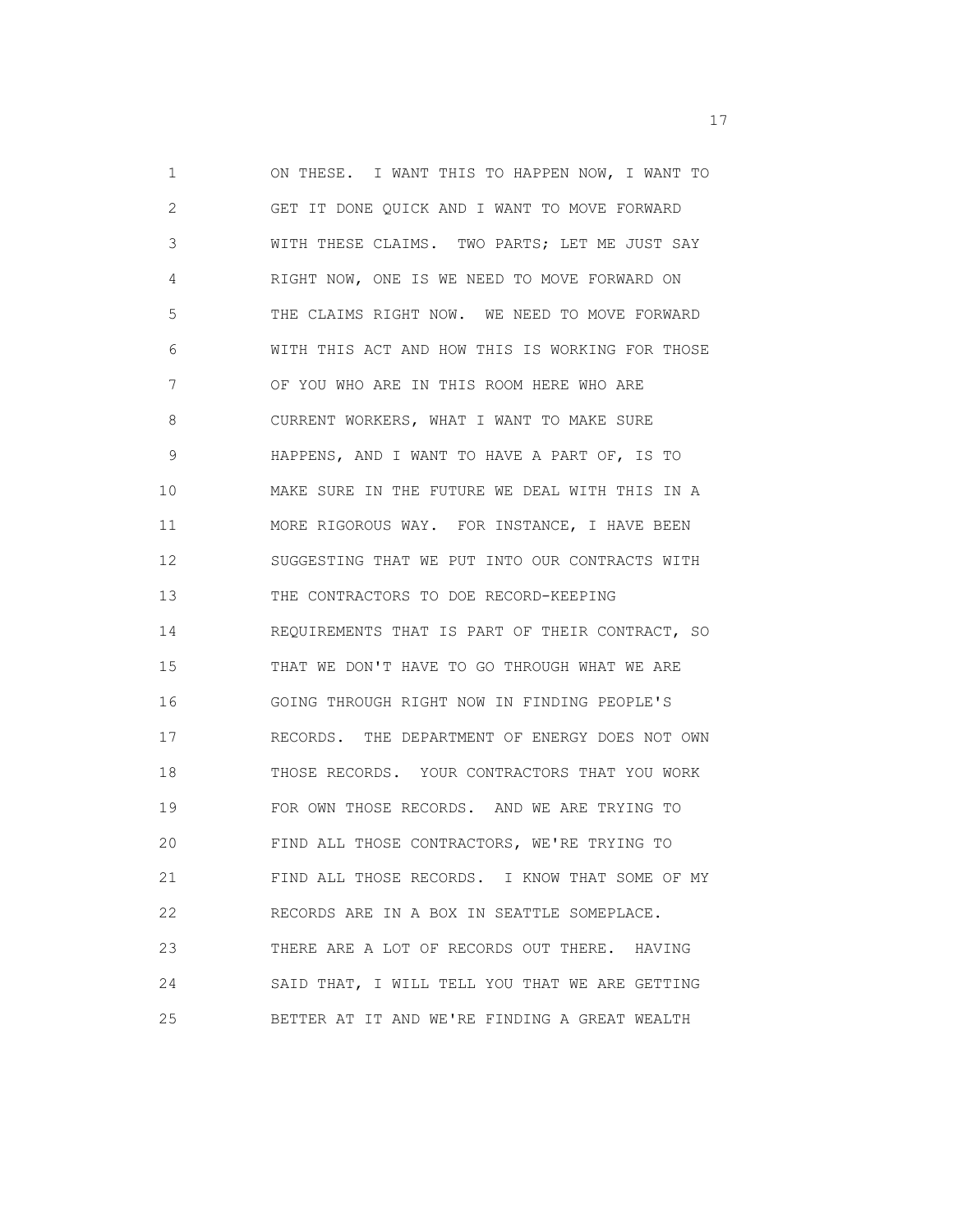ON THESE. I WANT THIS TO HAPPEN NOW, I WANT TO GET IT DONE QUICK AND I WANT TO MOVE FORWARD WITH THESE CLAIMS. TWO PARTS; LET ME JUST SAY RIGHT NOW, ONE IS WE NEED TO MOVE FORWARD ON THE CLAIMS RIGHT NOW. WE NEED TO MOVE FORWARD WITH THIS ACT AND HOW THIS IS WORKING FOR THOSE OF YOU WHO ARE IN THIS ROOM HERE WHO ARE CURRENT WORKERS, WHAT I WANT TO MAKE SURE HAPPENS, AND I WANT TO HAVE A PART OF, IS TO MAKE SURE IN THE FUTURE WE DEAL WITH THIS IN A MORE RIGOROUS WAY. FOR INSTANCE, I HAVE BEEN SUGGESTING THAT WE PUT INTO OUR CONTRACTS WITH THE CONTRACTORS TO DOE RECORD-KEEPING REQUIREMENTS THAT IS PART OF THEIR CONTRACT, SO THAT WE DON'T HAVE TO GO THROUGH WHAT WE ARE GOING THROUGH RIGHT NOW IN FINDING PEOPLE'S RECORDS. THE DEPARTMENT OF ENERGY DOES NOT OWN THOSE RECORDS. YOUR CONTRACTORS THAT YOU WORK FOR OWN THOSE RECORDS. AND WE ARE TRYING TO FIND ALL THOSE CONTRACTORS, WE'RE TRYING TO FIND ALL THOSE RECORDS. I KNOW THAT SOME OF MY RECORDS ARE IN A BOX IN SEATTLE SOMEPLACE. THERE ARE A LOT OF RECORDS OUT THERE. HAVING SAID THAT, I WILL TELL YOU THAT WE ARE GETTING BETTER AT IT AND WE'RE FINDING A GREAT WEALTH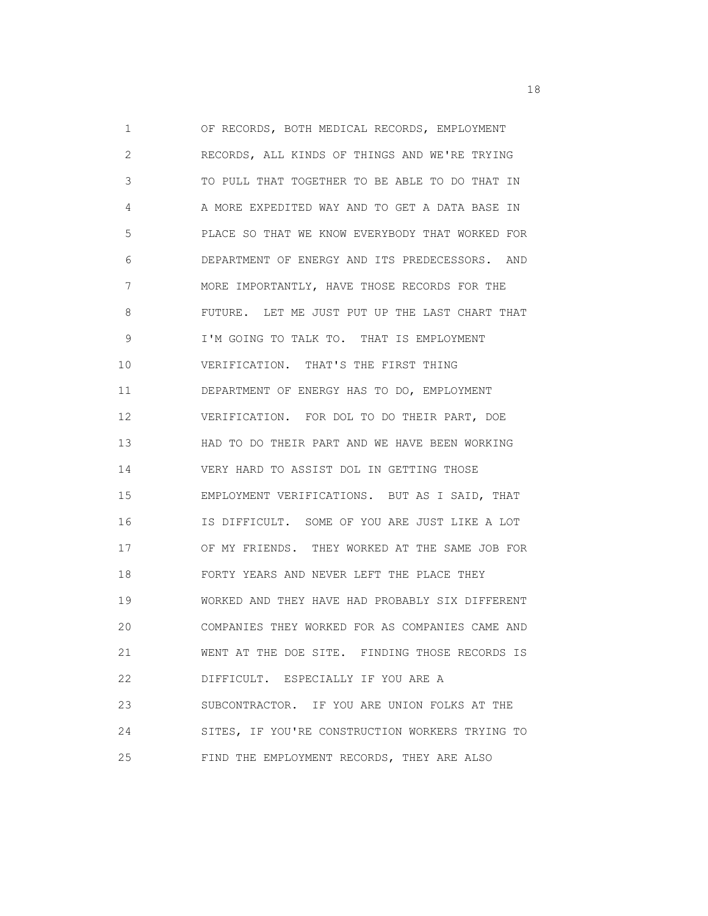OF RECORDS, BOTH MEDICAL RECORDS, EMPLOYMENT RECORDS, ALL KINDS OF THINGS AND WE'RE TRYING TO PULL THAT TOGETHER TO BE ABLE TO DO THAT IN A MORE EXPEDITED WAY AND TO GET A DATA BASE IN PLACE SO THAT WE KNOW EVERYBODY THAT WORKED FOR DEPARTMENT OF ENERGY AND ITS PREDECESSORS. AND MORE IMPORTANTLY, HAVE THOSE RECORDS FOR THE FUTURE. LET ME JUST PUT UP THE LAST CHART THAT I'M GOING TO TALK TO. THAT IS EMPLOYMENT VERIFICATION. THAT'S THE FIRST THING DEPARTMENT OF ENERGY HAS TO DO, EMPLOYMENT VERIFICATION. FOR DOL TO DO THEIR PART, DOE HAD TO DO THEIR PART AND WE HAVE BEEN WORKING VERY HARD TO ASSIST DOL IN GETTING THOSE EMPLOYMENT VERIFICATIONS. BUT AS I SAID, THAT IS DIFFICULT. SOME OF YOU ARE JUST LIKE A LOT OF MY FRIENDS. THEY WORKED AT THE SAME JOB FOR FORTY YEARS AND NEVER LEFT THE PLACE THEY WORKED AND THEY HAVE HAD PROBABLY SIX DIFFERENT COMPANIES THEY WORKED FOR AS COMPANIES CAME AND WENT AT THE DOE SITE. FINDING THOSE RECORDS IS DIFFICULT. ESPECIALLY IF YOU ARE A SUBCONTRACTOR. IF YOU ARE UNION FOLKS AT THE SITES, IF YOU'RE CONSTRUCTION WORKERS TRYING TO FIND THE EMPLOYMENT RECORDS, THEY ARE ALSO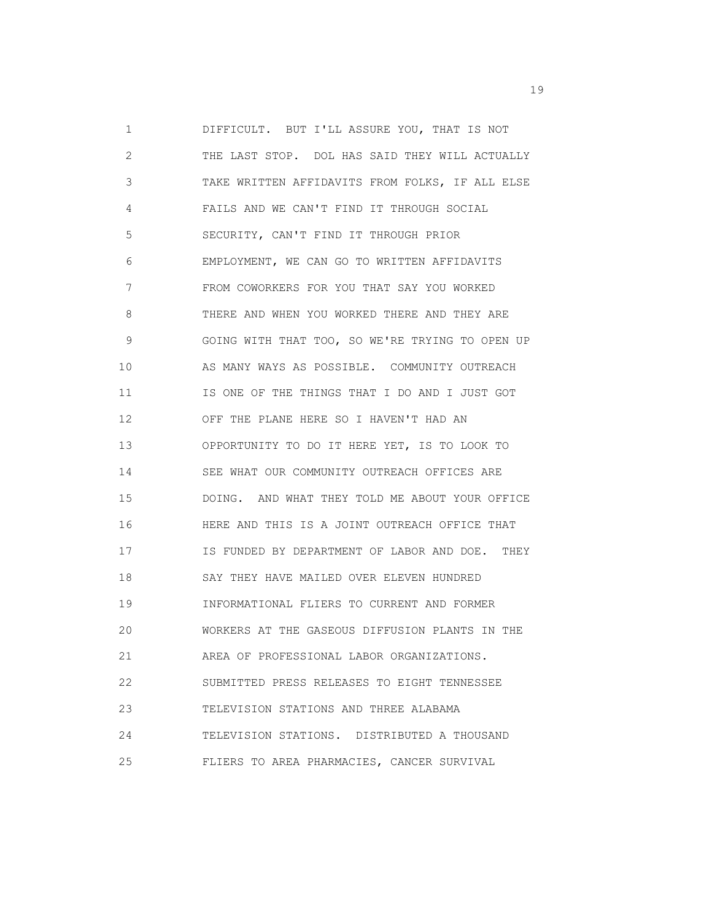1 DIFFICULT. BUT I'LL ASSURE YOU, THAT IS NOT
2 THE LAST STOP. DOL HAS SAID THEY WILL ACTUALLY
3 TAKE WRITTEN AFFIDAVITS FROM FOLKS, IF ALL ELSE
4 FAILS AND WE CAN'T FIND IT THROUGH SOCIAL
5 SECURITY, CAN'T FIND IT THROUGH PRIOR
6 EMPLOYMENT, WE CAN GO TO WRITTEN AFFIDAVITS
7 FROM COWORKERS FOR YOU THAT SAY YOU WORKED
8 THERE AND WHEN YOU WORKED THERE AND THEY ARE
9 GOING WITH THAT TOO, SO WE'RE TRYING TO OPEN UP
10 AS MANY WAYS AS POSSIBLE. COMMUNITY OUTREACH
11 IS ONE OF THE THINGS THAT I DO AND I JUST GOT
12 OFF THE PLANE HERE SO I HAVEN'T HAD AN
13 OPPORTUNITY TO DO IT HERE YET, IS TO LOOK TO
14 SEE WHAT OUR COMMUNITY OUTREACH OFFICES ARE
15 DOING. AND WHAT THEY TOLD ME ABOUT YOUR OFFICE
16 HERE AND THIS IS A JOINT OUTREACH OFFICE THAT
17 IS FUNDED BY DEPARTMENT OF LABOR AND DOE. THEY
18 SAY THEY HAVE MAILED OVER ELEVEN HUNDRED
19 INFORMATIONAL FLIERS TO CURRENT AND FORMER
20 WORKERS AT THE GASEOUS DIFFUSION PLANTS IN THE
21 AREA OF PROFESSIONAL LABOR ORGANIZATIONS.
22 SUBMITTED PRESS RELEASES TO EIGHT TENNESSEE
23 TELEVISION STATIONS AND THREE ALABAMA
24 TELEVISION STATIONS. DISTRIBUTED A THOUSAND
25 FLIERS TO AREA PHARMACIES, CANCER SURVIVAL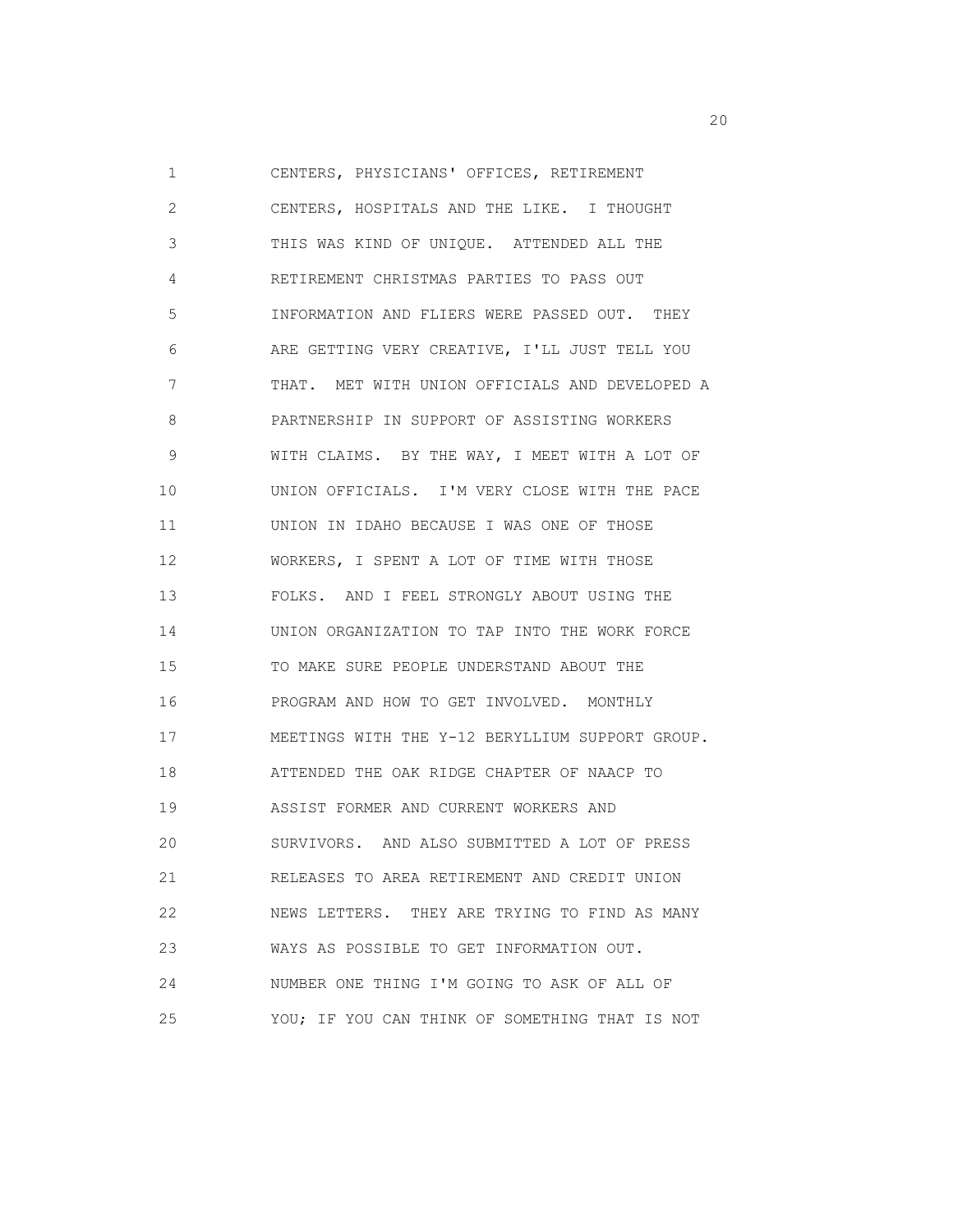CENTERS, PHYSICIANS' OFFICES, RETIREMENT CENTERS, HOSPITALS AND THE LIKE. I THOUGHT THIS WAS KIND OF UNIQUE. ATTENDED ALL THE RETIREMENT CHRISTMAS PARTIES TO PASS OUT INFORMATION AND FLIERS WERE PASSED OUT. THEY ARE GETTING VERY CREATIVE, I'LL JUST TELL YOU THAT. MET WITH UNION OFFICIALS AND DEVELOPED A PARTNERSHIP IN SUPPORT OF ASSISTING WORKERS WITH CLAIMS. BY THE WAY, I MEET WITH A LOT OF UNION OFFICIALS. I'M VERY CLOSE WITH THE PACE UNION IN IDAHO BECAUSE I WAS ONE OF THOSE WORKERS, I SPENT A LOT OF TIME WITH THOSE FOLKS. AND I FEEL STRONGLY ABOUT USING THE UNION ORGANIZATION TO TAP INTO THE WORK FORCE TO MAKE SURE PEOPLE UNDERSTAND ABOUT THE PROGRAM AND HOW TO GET INVOLVED. MONTHLY MEETINGS WITH THE Y-12 BERYLLIUM SUPPORT GROUP. ATTENDED THE OAK RIDGE CHAPTER OF NAACP TO ASSIST FORMER AND CURRENT WORKERS AND SURVIVORS. AND ALSO SUBMITTED A LOT OF PRESS RELEASES TO AREA RETIREMENT AND CREDIT UNION NEWS LETTERS. THEY ARE TRYING TO FIND AS MANY WAYS AS POSSIBLE TO GET INFORMATION OUT. NUMBER ONE THING I'M GOING TO ASK OF ALL OF YOU; IF YOU CAN THINK OF SOMETHING THAT IS NOT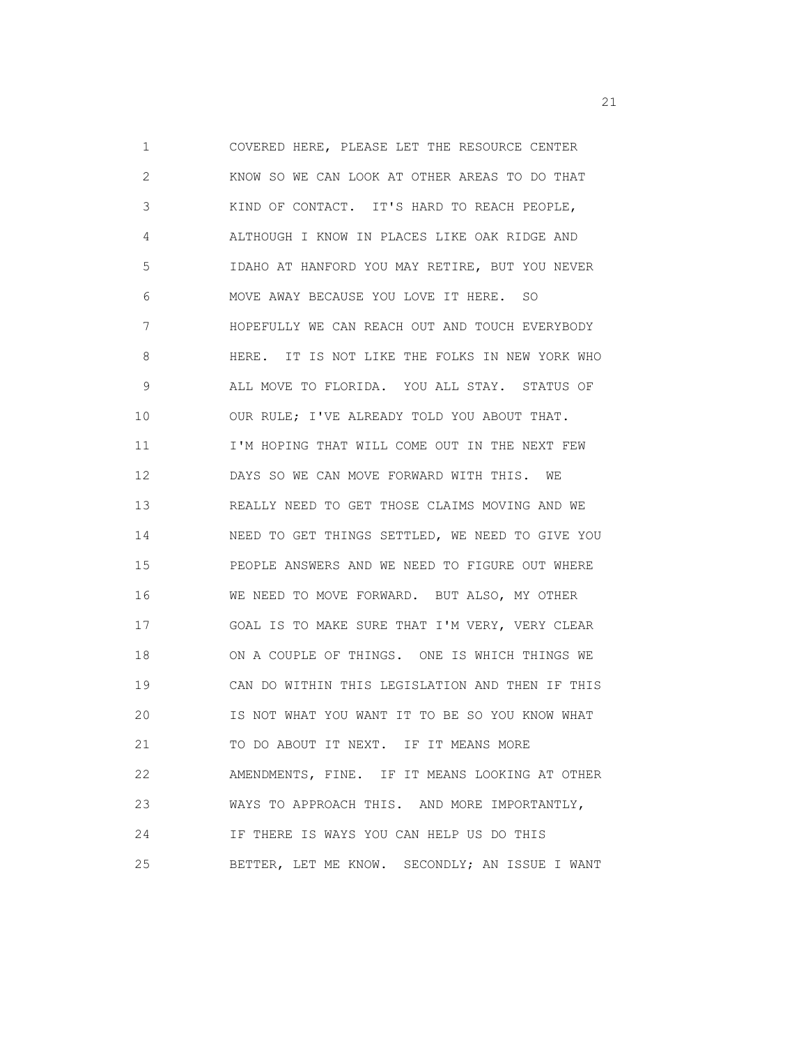1 COVERED HERE, PLEASE LET THE RESOURCE CENTER
2 KNOW SO WE CAN LOOK AT OTHER AREAS TO DO THAT
3 KIND OF CONTACT. IT'S HARD TO REACH PEOPLE,
4 ALTHOUGH I KNOW IN PLACES LIKE OAK RIDGE AND
5 IDAHO AT HANFORD YOU MAY RETIRE, BUT YOU NEVER
6 MOVE AWAY BECAUSE YOU LOVE IT HERE. SO
7 HOPEFULLY WE CAN REACH OUT AND TOUCH EVERYBODY
8 HERE. IT IS NOT LIKE THE FOLKS IN NEW YORK WHO
9 ALL MOVE TO FLORIDA. YOU ALL STAY. STATUS OF
10 OUR RULE; I'VE ALREADY TOLD YOU ABOUT THAT.
11 I'M HOPING THAT WILL COME OUT IN THE NEXT FEW
12 DAYS SO WE CAN MOVE FORWARD WITH THIS. WE
13 REALLY NEED TO GET THOSE CLAIMS MOVING AND WE
14 NEED TO GET THINGS SETTLED, WE NEED TO GIVE YOU
15 PEOPLE ANSWERS AND WE NEED TO FIGURE OUT WHERE
16 WE NEED TO MOVE FORWARD. BUT ALSO, MY OTHER
17 GOAL IS TO MAKE SURE THAT I'M VERY, VERY CLEAR
18 ON A COUPLE OF THINGS. ONE IS WHICH THINGS WE
19 CAN DO WITHIN THIS LEGISLATION AND THEN IF THIS
20 IS NOT WHAT YOU WANT IT TO BE SO YOU KNOW WHAT
21 TO DO ABOUT IT NEXT. IF IT MEANS MORE
22 AMENDMENTS, FINE. IF IT MEANS LOOKING AT OTHER
23 WAYS TO APPROACH THIS. AND MORE IMPORTANTLY,
24 IF THERE IS WAYS YOU CAN HELP US DO THIS
25 BETTER, LET ME KNOW. SECONDLY; AN ISSUE I WANT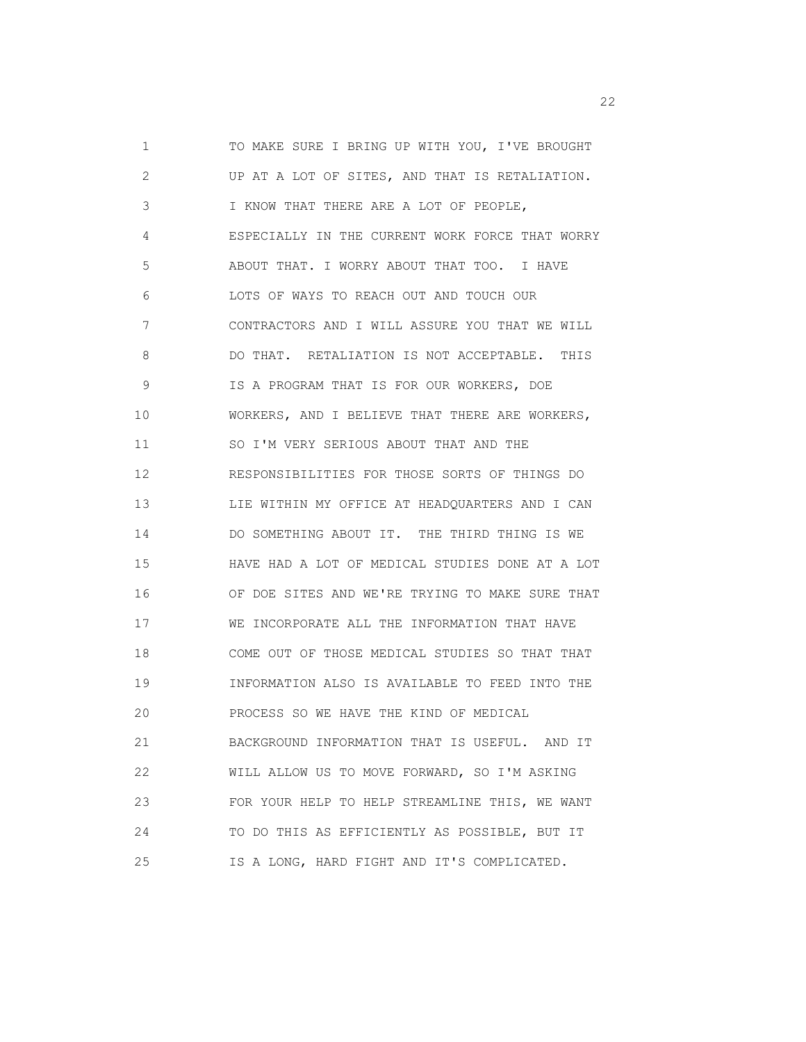TO MAKE SURE I BRING UP WITH YOU, I'VE BROUGHT UP AT A LOT OF SITES, AND THAT IS RETALIATION. I KNOW THAT THERE ARE A LOT OF PEOPLE, ESPECIALLY IN THE CURRENT WORK FORCE THAT WORRY ABOUT THAT. I WORRY ABOUT THAT TOO. I HAVE LOTS OF WAYS TO REACH OUT AND TOUCH OUR CONTRACTORS AND I WILL ASSURE YOU THAT WE WILL DO THAT. RETALIATION IS NOT ACCEPTABLE. THIS IS A PROGRAM THAT IS FOR OUR WORKERS, DOE WORKERS, AND I BELIEVE THAT THERE ARE WORKERS, SO I'M VERY SERIOUS ABOUT THAT AND THE RESPONSIBILITIES FOR THOSE SORTS OF THINGS DO LIE WITHIN MY OFFICE AT HEADQUARTERS AND I CAN DO SOMETHING ABOUT IT. THE THIRD THING IS WE HAVE HAD A LOT OF MEDICAL STUDIES DONE AT A LOT OF DOE SITES AND WE'RE TRYING TO MAKE SURE THAT WE INCORPORATE ALL THE INFORMATION THAT HAVE COME OUT OF THOSE MEDICAL STUDIES SO THAT THAT INFORMATION ALSO IS AVAILABLE TO FEED INTO THE PROCESS SO WE HAVE THE KIND OF MEDICAL BACKGROUND INFORMATION THAT IS USEFUL. AND IT WILL ALLOW US TO MOVE FORWARD, SO I'M ASKING FOR YOUR HELP TO HELP STREAMLINE THIS, WE WANT TO DO THIS AS EFFICIENTLY AS POSSIBLE, BUT IT IS A LONG, HARD FIGHT AND IT'S COMPLICATED.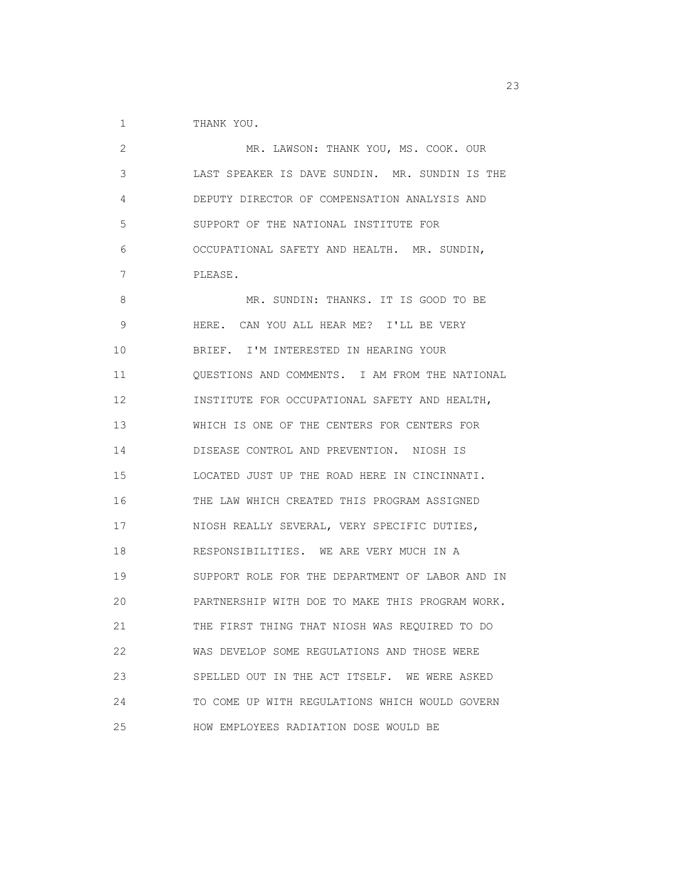THANK YOU.

MR. LAWSON: THANK YOU, MS. COOK. OUR LAST SPEAKER IS DAVE SUNDIN. MR. SUNDIN IS THE DEPUTY DIRECTOR OF COMPENSATION ANALYSIS AND SUPPORT OF THE NATIONAL INSTITUTE FOR OCCUPATIONAL SAFETY AND HEALTH. MR. SUNDIN, PLEASE.

MR. SUNDIN: THANKS. IT IS GOOD TO BE HERE. CAN YOU ALL HEAR ME? I'LL BE VERY BRIEF. I'M INTERESTED IN HEARING YOUR QUESTIONS AND COMMENTS. I AM FROM THE NATIONAL INSTITUTE FOR OCCUPATIONAL SAFETY AND HEALTH, WHICH IS ONE OF THE CENTERS FOR CENTERS FOR DISEASE CONTROL AND PREVENTION. NIOSH IS LOCATED JUST UP THE ROAD HERE IN CINCINNATI. THE LAW WHICH CREATED THIS PROGRAM ASSIGNED NIOSH REALLY SEVERAL, VERY SPECIFIC DUTIES, RESPONSIBILITIES. WE ARE VERY MUCH IN A SUPPORT ROLE FOR THE DEPARTMENT OF LABOR AND IN PARTNERSHIP WITH DOE TO MAKE THIS PROGRAM WORK. THE FIRST THING THAT NIOSH WAS REQUIRED TO DO WAS DEVELOP SOME REGULATIONS AND THOSE WERE SPELLED OUT IN THE ACT ITSELF. WE WERE ASKED TO COME UP WITH REGULATIONS WHICH WOULD GOVERN HOW EMPLOYEES RADIATION DOSE WOULD BE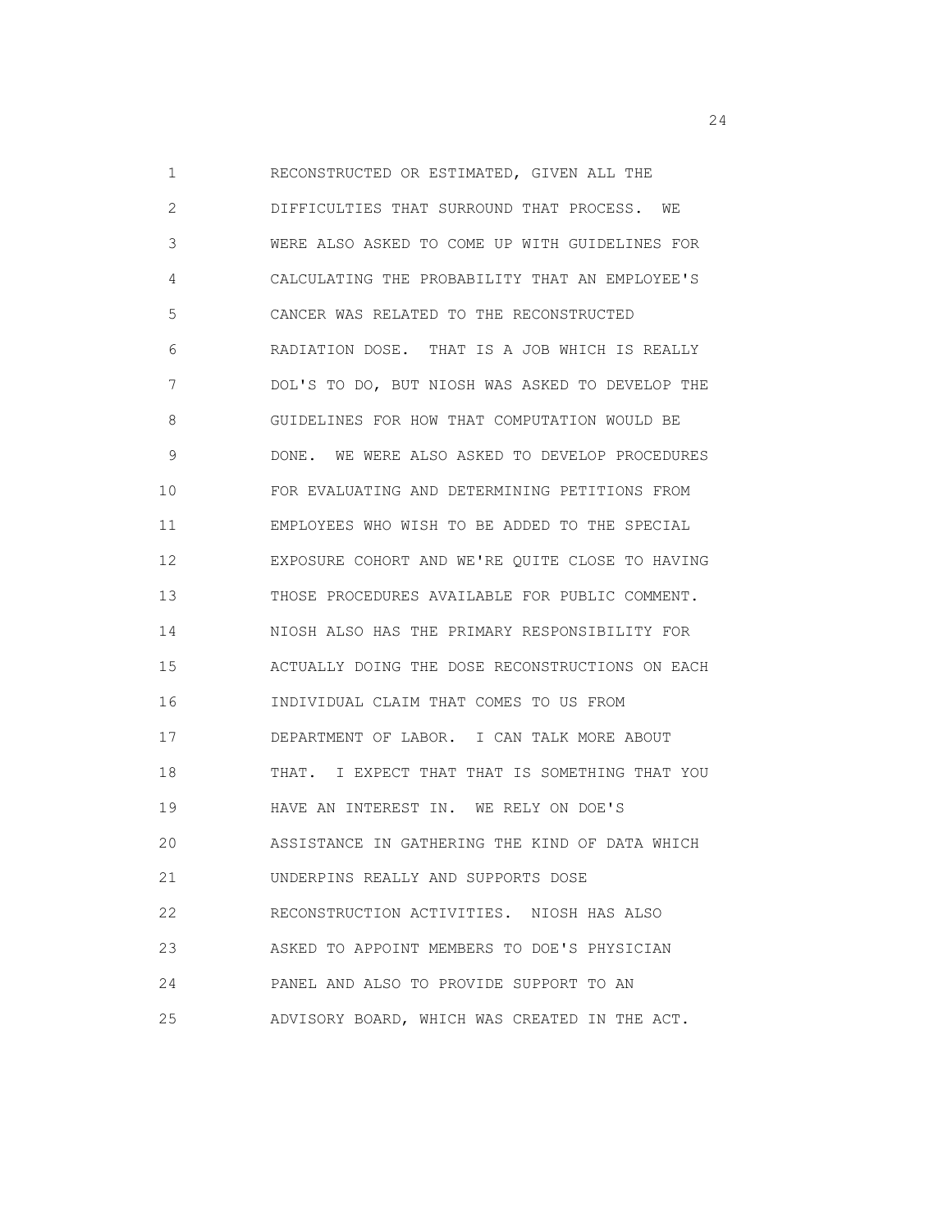RECONSTRUCTED OR ESTIMATED, GIVEN ALL THE DIFFICULTIES THAT SURROUND THAT PROCESS. WE WERE ALSO ASKED TO COME UP WITH GUIDELINES FOR CALCULATING THE PROBABILITY THAT AN EMPLOYEE'S CANCER WAS RELATED TO THE RECONSTRUCTED RADIATION DOSE. THAT IS A JOB WHICH IS REALLY DOL'S TO DO, BUT NIOSH WAS ASKED TO DEVELOP THE GUIDELINES FOR HOW THAT COMPUTATION WOULD BE DONE. WE WERE ALSO ASKED TO DEVELOP PROCEDURES FOR EVALUATING AND DETERMINING PETITIONS FROM EMPLOYEES WHO WISH TO BE ADDED TO THE SPECIAL EXPOSURE COHORT AND WE'RE QUITE CLOSE TO HAVING THOSE PROCEDURES AVAILABLE FOR PUBLIC COMMENT. NIOSH ALSO HAS THE PRIMARY RESPONSIBILITY FOR ACTUALLY DOING THE DOSE RECONSTRUCTIONS ON EACH INDIVIDUAL CLAIM THAT COMES TO US FROM DEPARTMENT OF LABOR. I CAN TALK MORE ABOUT THAT. I EXPECT THAT THAT IS SOMETHING THAT YOU HAVE AN INTEREST IN. WE RELY ON DOE'S ASSISTANCE IN GATHERING THE KIND OF DATA WHICH UNDERPINS REALLY AND SUPPORTS DOSE RECONSTRUCTION ACTIVITIES. NIOSH HAS ALSO ASKED TO APPOINT MEMBERS TO DOE'S PHYSICIAN PANEL AND ALSO TO PROVIDE SUPPORT TO AN ADVISORY BOARD, WHICH WAS CREATED IN THE ACT.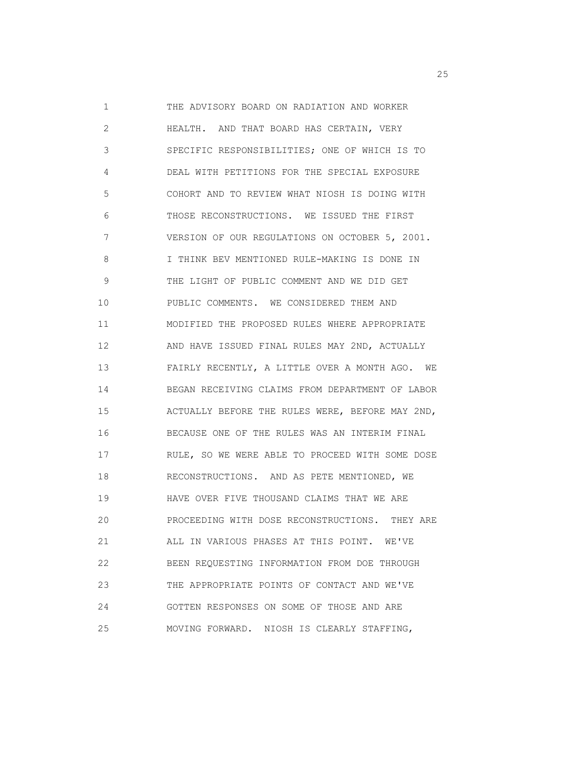THE ADVISORY BOARD ON RADIATION AND WORKER HEALTH. AND THAT BOARD HAS CERTAIN, VERY SPECIFIC RESPONSIBILITIES; ONE OF WHICH IS TO DEAL WITH PETITIONS FOR THE SPECIAL EXPOSURE COHORT AND TO REVIEW WHAT NIOSH IS DOING WITH THOSE RECONSTRUCTIONS. WE ISSUED THE FIRST VERSION OF OUR REGULATIONS ON OCTOBER 5, 2001. I THINK BEV MENTIONED RULE-MAKING IS DONE IN THE LIGHT OF PUBLIC COMMENT AND WE DID GET PUBLIC COMMENTS. WE CONSIDERED THEM AND MODIFIED THE PROPOSED RULES WHERE APPROPRIATE AND HAVE ISSUED FINAL RULES MAY 2ND, ACTUALLY FAIRLY RECENTLY, A LITTLE OVER A MONTH AGO. WE BEGAN RECEIVING CLAIMS FROM DEPARTMENT OF LABOR ACTUALLY BEFORE THE RULES WERE, BEFORE MAY 2ND, BECAUSE ONE OF THE RULES WAS AN INTERIM FINAL RULE, SO WE WERE ABLE TO PROCEED WITH SOME DOSE RECONSTRUCTIONS. AND AS PETE MENTIONED, WE HAVE OVER FIVE THOUSAND CLAIMS THAT WE ARE PROCEEDING WITH DOSE RECONSTRUCTIONS. THEY ARE ALL IN VARIOUS PHASES AT THIS POINT. WE'VE BEEN REQUESTING INFORMATION FROM DOE THROUGH THE APPROPRIATE POINTS OF CONTACT AND WE'VE GOTTEN RESPONSES ON SOME OF THOSE AND ARE MOVING FORWARD. NIOSH IS CLEARLY STAFFING,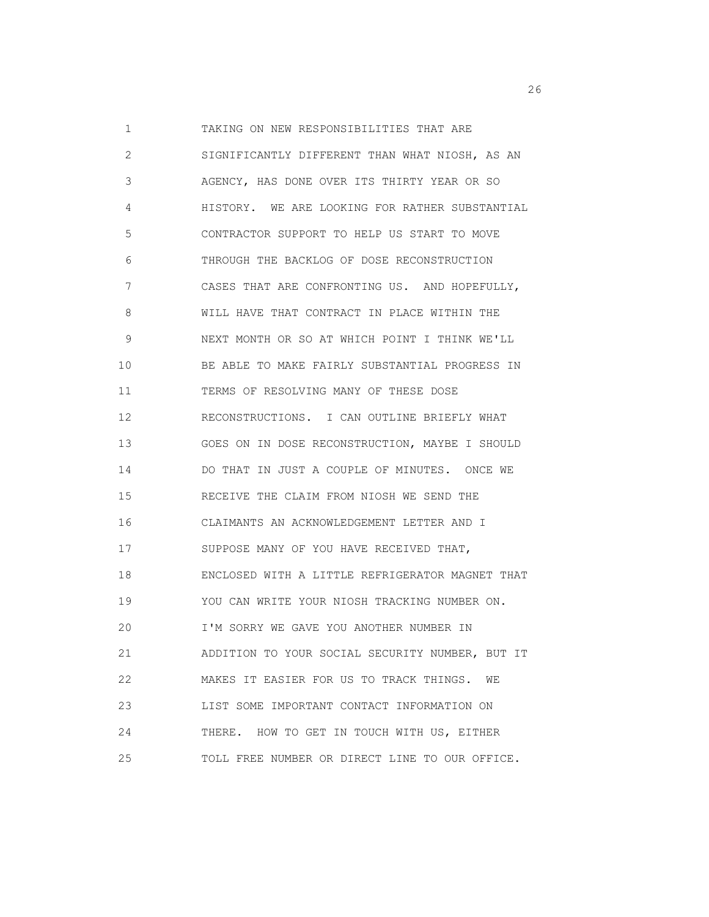TAKING ON NEW RESPONSIBILITIES THAT ARE SIGNIFICANTLY DIFFERENT THAN WHAT NIOSH, AS AN AGENCY, HAS DONE OVER ITS THIRTY YEAR OR SO HISTORY. WE ARE LOOKING FOR RATHER SUBSTANTIAL CONTRACTOR SUPPORT TO HELP US START TO MOVE THROUGH THE BACKLOG OF DOSE RECONSTRUCTION CASES THAT ARE CONFRONTING US. AND HOPEFULLY, WILL HAVE THAT CONTRACT IN PLACE WITHIN THE NEXT MONTH OR SO AT WHICH POINT I THINK WE'LL BE ABLE TO MAKE FAIRLY SUBSTANTIAL PROGRESS IN TERMS OF RESOLVING MANY OF THESE DOSE RECONSTRUCTIONS. I CAN OUTLINE BRIEFLY WHAT GOES ON IN DOSE RECONSTRUCTION, MAYBE I SHOULD DO THAT IN JUST A COUPLE OF MINUTES. ONCE WE RECEIVE THE CLAIM FROM NIOSH WE SEND THE CLAIMANTS AN ACKNOWLEDGEMENT LETTER AND I SUPPOSE MANY OF YOU HAVE RECEIVED THAT, ENCLOSED WITH A LITTLE REFRIGERATOR MAGNET THAT YOU CAN WRITE YOUR NIOSH TRACKING NUMBER ON. I'M SORRY WE GAVE YOU ANOTHER NUMBER IN ADDITION TO YOUR SOCIAL SECURITY NUMBER, BUT IT MAKES IT EASIER FOR US TO TRACK THINGS. WE LIST SOME IMPORTANT CONTACT INFORMATION ON THERE. HOW TO GET IN TOUCH WITH US, EITHER TOLL FREE NUMBER OR DIRECT LINE TO OUR OFFICE.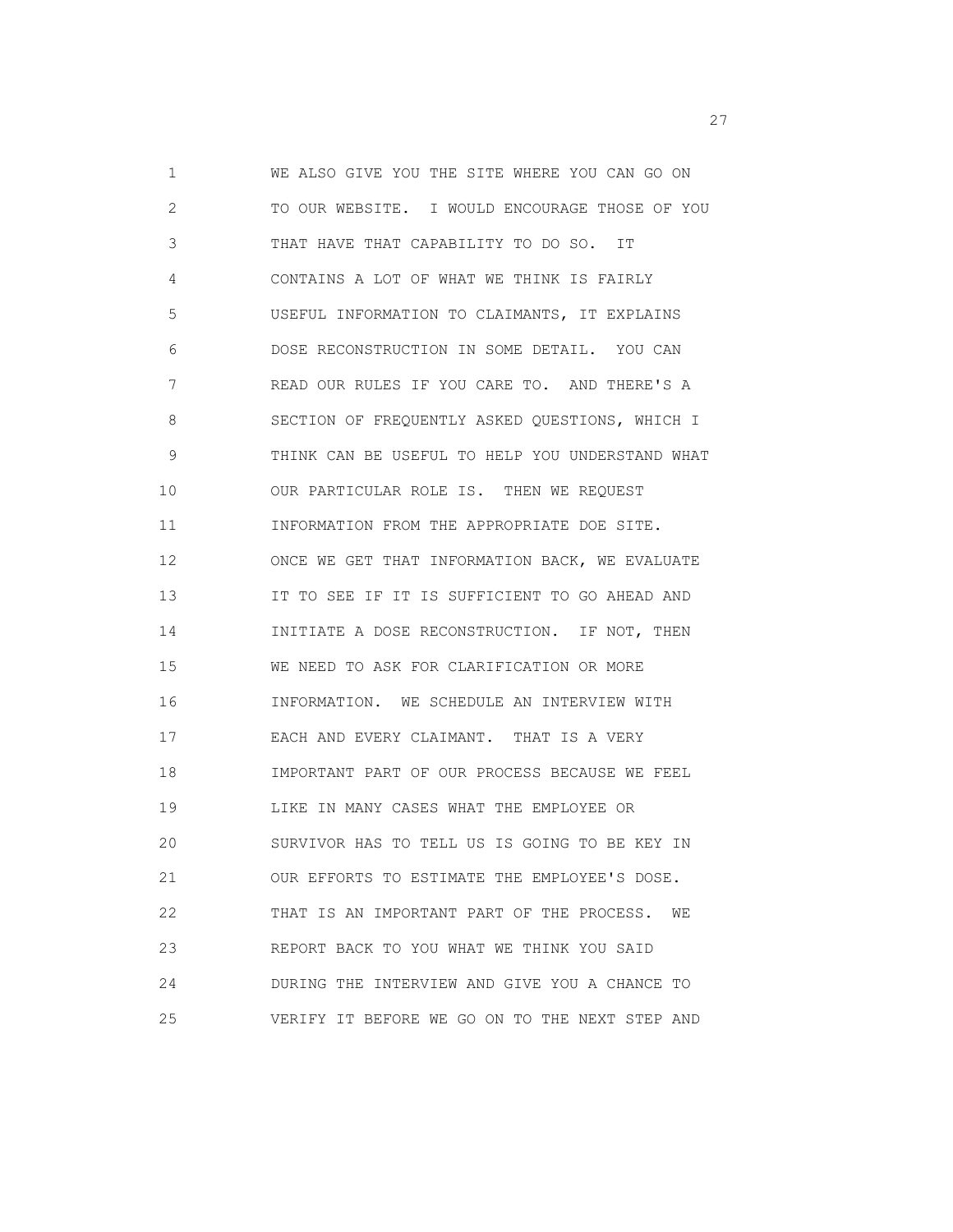WE ALSO GIVE YOU THE SITE WHERE YOU CAN GO ON TO OUR WEBSITE. I WOULD ENCOURAGE THOSE OF YOU THAT HAVE THAT CAPABILITY TO DO SO. IT CONTAINS A LOT OF WHAT WE THINK IS FAIRLY USEFUL INFORMATION TO CLAIMANTS, IT EXPLAINS DOSE RECONSTRUCTION IN SOME DETAIL. YOU CAN READ OUR RULES IF YOU CARE TO. AND THERE'S A SECTION OF FREQUENTLY ASKED QUESTIONS, WHICH I THINK CAN BE USEFUL TO HELP YOU UNDERSTAND WHAT OUR PARTICULAR ROLE IS. THEN WE REQUEST INFORMATION FROM THE APPROPRIATE DOE SITE. ONCE WE GET THAT INFORMATION BACK, WE EVALUATE IT TO SEE IF IT IS SUFFICIENT TO GO AHEAD AND INITIATE A DOSE RECONSTRUCTION. IF NOT, THEN WE NEED TO ASK FOR CLARIFICATION OR MORE INFORMATION. WE SCHEDULE AN INTERVIEW WITH EACH AND EVERY CLAIMANT. THAT IS A VERY IMPORTANT PART OF OUR PROCESS BECAUSE WE FEEL LIKE IN MANY CASES WHAT THE EMPLOYEE OR SURVIVOR HAS TO TELL US IS GOING TO BE KEY IN OUR EFFORTS TO ESTIMATE THE EMPLOYEE'S DOSE. THAT IS AN IMPORTANT PART OF THE PROCESS. WE REPORT BACK TO YOU WHAT WE THINK YOU SAID DURING THE INTERVIEW AND GIVE YOU A CHANCE TO VERIFY IT BEFORE WE GO ON TO THE NEXT STEP AND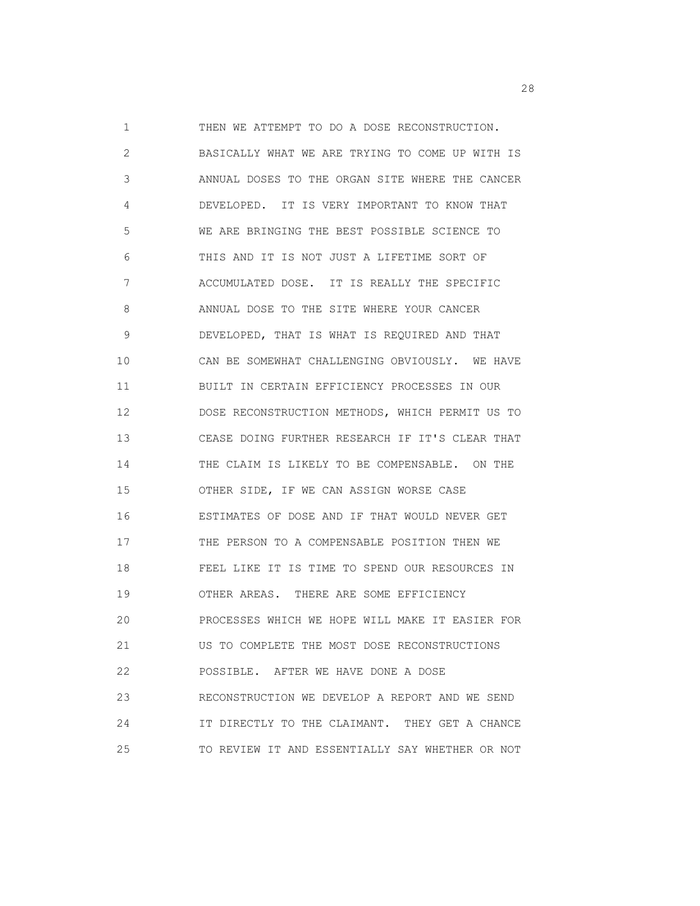THEN WE ATTEMPT TO DO A DOSE RECONSTRUCTION. BASICALLY WHAT WE ARE TRYING TO COME UP WITH IS ANNUAL DOSES TO THE ORGAN SITE WHERE THE CANCER DEVELOPED. IT IS VERY IMPORTANT TO KNOW THAT WE ARE BRINGING THE BEST POSSIBLE SCIENCE TO THIS AND IT IS NOT JUST A LIFETIME SORT OF ACCUMULATED DOSE. IT IS REALLY THE SPECIFIC ANNUAL DOSE TO THE SITE WHERE YOUR CANCER DEVELOPED, THAT IS WHAT IS REQUIRED AND THAT CAN BE SOMEWHAT CHALLENGING OBVIOUSLY. WE HAVE BUILT IN CERTAIN EFFICIENCY PROCESSES IN OUR DOSE RECONSTRUCTION METHODS, WHICH PERMIT US TO CEASE DOING FURTHER RESEARCH IF IT'S CLEAR THAT THE CLAIM IS LIKELY TO BE COMPENSABLE. ON THE OTHER SIDE, IF WE CAN ASSIGN WORSE CASE ESTIMATES OF DOSE AND IF THAT WOULD NEVER GET THE PERSON TO A COMPENSABLE POSITION THEN WE FEEL LIKE IT IS TIME TO SPEND OUR RESOURCES IN OTHER AREAS. THERE ARE SOME EFFICIENCY PROCESSES WHICH WE HOPE WILL MAKE IT EASIER FOR US TO COMPLETE THE MOST DOSE RECONSTRUCTIONS POSSIBLE. AFTER WE HAVE DONE A DOSE RECONSTRUCTION WE DEVELOP A REPORT AND WE SEND IT DIRECTLY TO THE CLAIMANT. THEY GET A CHANCE TO REVIEW IT AND ESSENTIALLY SAY WHETHER OR NOT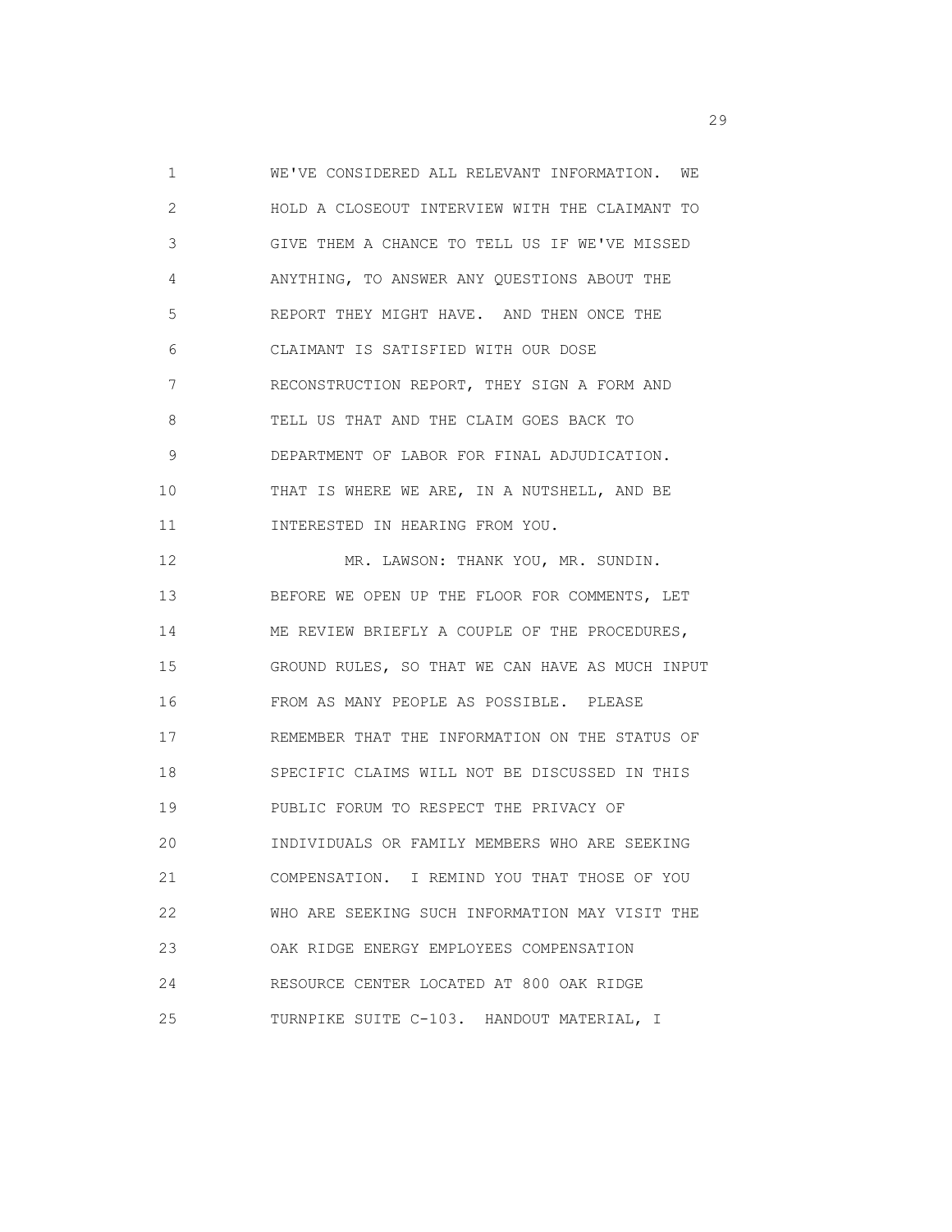WE'VE CONSIDERED ALL RELEVANT INFORMATION. WE HOLD A CLOSEOUT INTERVIEW WITH THE CLAIMANT TO GIVE THEM A CHANCE TO TELL US IF WE'VE MISSED ANYTHING, TO ANSWER ANY QUESTIONS ABOUT THE REPORT THEY MIGHT HAVE. AND THEN ONCE THE CLAIMANT IS SATISFIED WITH OUR DOSE RECONSTRUCTION REPORT, THEY SIGN A FORM AND TELL US THAT AND THE CLAIM GOES BACK TO DEPARTMENT OF LABOR FOR FINAL ADJUDICATION. THAT IS WHERE WE ARE, IN A NUTSHELL, AND BE INTERESTED IN HEARING FROM YOU.

MR. LAWSON: THANK YOU, MR. SUNDIN. BEFORE WE OPEN UP THE FLOOR FOR COMMENTS, LET ME REVIEW BRIEFLY A COUPLE OF THE PROCEDURES, GROUND RULES, SO THAT WE CAN HAVE AS MUCH INPUT FROM AS MANY PEOPLE AS POSSIBLE. PLEASE REMEMBER THAT THE INFORMATION ON THE STATUS OF SPECIFIC CLAIMS WILL NOT BE DISCUSSED IN THIS PUBLIC FORUM TO RESPECT THE PRIVACY OF INDIVIDUALS OR FAMILY MEMBERS WHO ARE SEEKING COMPENSATION. I REMIND YOU THAT THOSE OF YOU WHO ARE SEEKING SUCH INFORMATION MAY VISIT THE OAK RIDGE ENERGY EMPLOYEES COMPENSATION RESOURCE CENTER LOCATED AT 800 OAK RIDGE TURNPIKE SUITE C-103. HANDOUT MATERIAL, I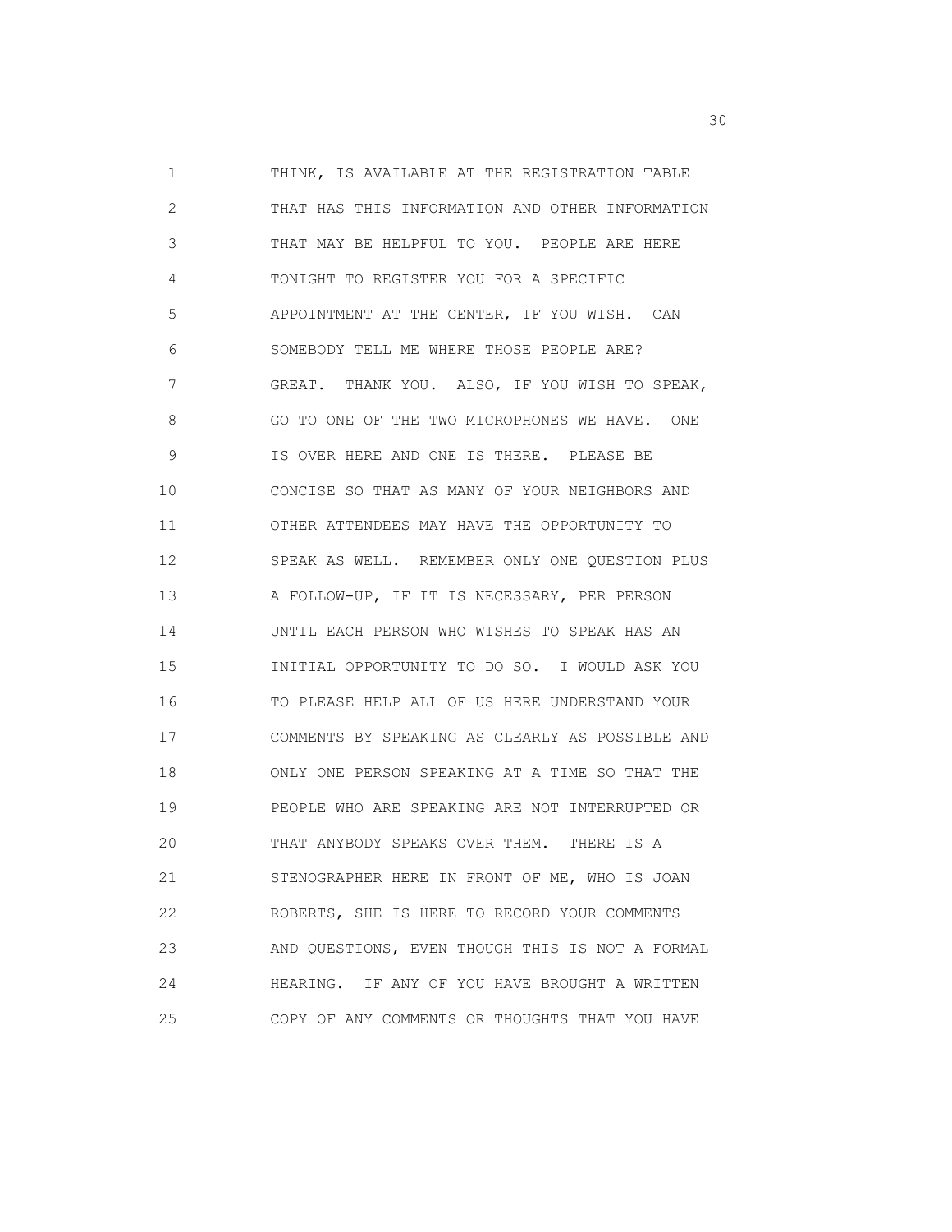1 THINK, IS AVAILABLE AT THE REGISTRATION TABLE
2 THAT HAS THIS INFORMATION AND OTHER INFORMATION
3 THAT MAY BE HELPFUL TO YOU. PEOPLE ARE HERE
4 TONIGHT TO REGISTER YOU FOR A SPECIFIC
5 APPOINTMENT AT THE CENTER, IF YOU WISH. CAN
6 SOMEBODY TELL ME WHERE THOSE PEOPLE ARE?
7 GREAT. THANK YOU. ALSO, IF YOU WISH TO SPEAK,
8 GO TO ONE OF THE TWO MICROPHONES WE HAVE. ONE
9 IS OVER HERE AND ONE IS THERE. PLEASE BE
10 CONCISE SO THAT AS MANY OF YOUR NEIGHBORS AND
11 OTHER ATTENDEES MAY HAVE THE OPPORTUNITY TO
12 SPEAK AS WELL. REMEMBER ONLY ONE QUESTION PLUS
13 A FOLLOW-UP, IF IT IS NECESSARY, PER PERSON
14 UNTIL EACH PERSON WHO WISHES TO SPEAK HAS AN
15 INITIAL OPPORTUNITY TO DO SO. I WOULD ASK YOU
16 TO PLEASE HELP ALL OF US HERE UNDERSTAND YOUR
17 COMMENTS BY SPEAKING AS CLEARLY AS POSSIBLE AND
18 ONLY ONE PERSON SPEAKING AT A TIME SO THAT THE
19 PEOPLE WHO ARE SPEAKING ARE NOT INTERRUPTED OR
20 THAT ANYBODY SPEAKS OVER THEM. THERE IS A
21 STENOGRAPHER HERE IN FRONT OF ME, WHO IS JOAN
22 ROBERTS, SHE IS HERE TO RECORD YOUR COMMENTS
23 AND QUESTIONS, EVEN THOUGH THIS IS NOT A FORMAL
24 HEARING. IF ANY OF YOU HAVE BROUGHT A WRITTEN
25 COPY OF ANY COMMENTS OR THOUGHTS THAT YOU HAVE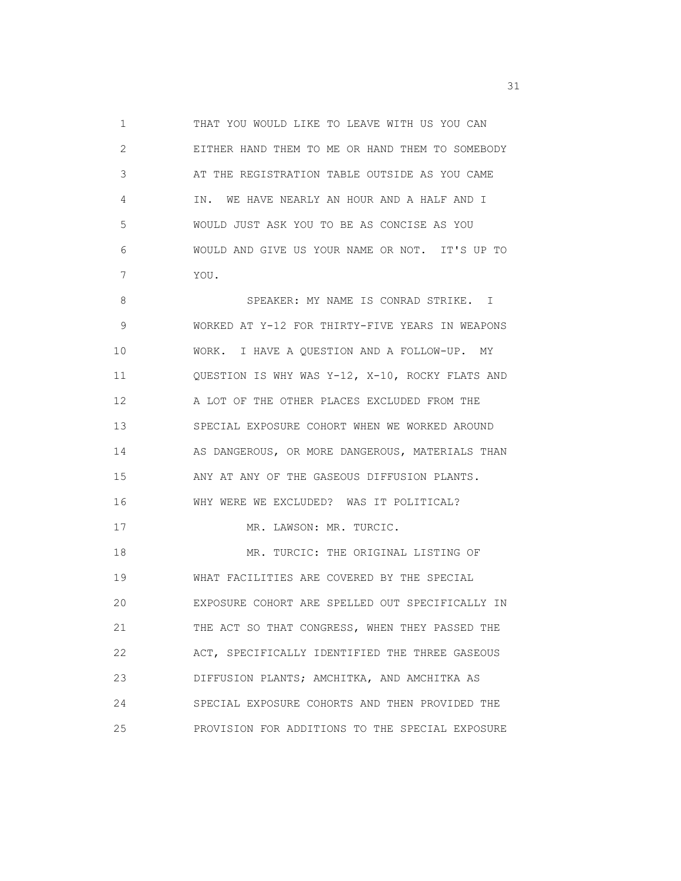THAT YOU WOULD LIKE TO LEAVE WITH US YOU CAN EITHER HAND THEM TO ME OR HAND THEM TO SOMEBODY AT THE REGISTRATION TABLE OUTSIDE AS YOU CAME IN. WE HAVE NEARLY AN HOUR AND A HALF AND I WOULD JUST ASK YOU TO BE AS CONCISE AS YOU WOULD AND GIVE US YOUR NAME OR NOT. IT'S UP TO YOU.

SPEAKER: MY NAME IS CONRAD STRIKE. I WORKED AT Y-12 FOR THIRTY-FIVE YEARS IN WEAPONS WORK. I HAVE A QUESTION AND A FOLLOW-UP. MY QUESTION IS WHY WAS Y-12, X-10, ROCKY FLATS AND A LOT OF THE OTHER PLACES EXCLUDED FROM THE SPECIAL EXPOSURE COHORT WHEN WE WORKED AROUND AS DANGEROUS, OR MORE DANGEROUS, MATERIALS THAN ANY AT ANY OF THE GASEOUS DIFFUSION PLANTS. WHY WERE WE EXCLUDED? WAS IT POLITICAL?

MR. LAWSON: MR. TURCIC.

MR. TURCIC: THE ORIGINAL LISTING OF WHAT FACILITIES ARE COVERED BY THE SPECIAL EXPOSURE COHORT ARE SPELLED OUT SPECIFICALLY IN THE ACT SO THAT CONGRESS, WHEN THEY PASSED THE ACT, SPECIFICALLY IDENTIFIED THE THREE GASEOUS DIFFUSION PLANTS; AMCHITKA, AND AMCHITKA AS SPECIAL EXPOSURE COHORTS AND THEN PROVIDED THE PROVISION FOR ADDITIONS TO THE SPECIAL EXPOSURE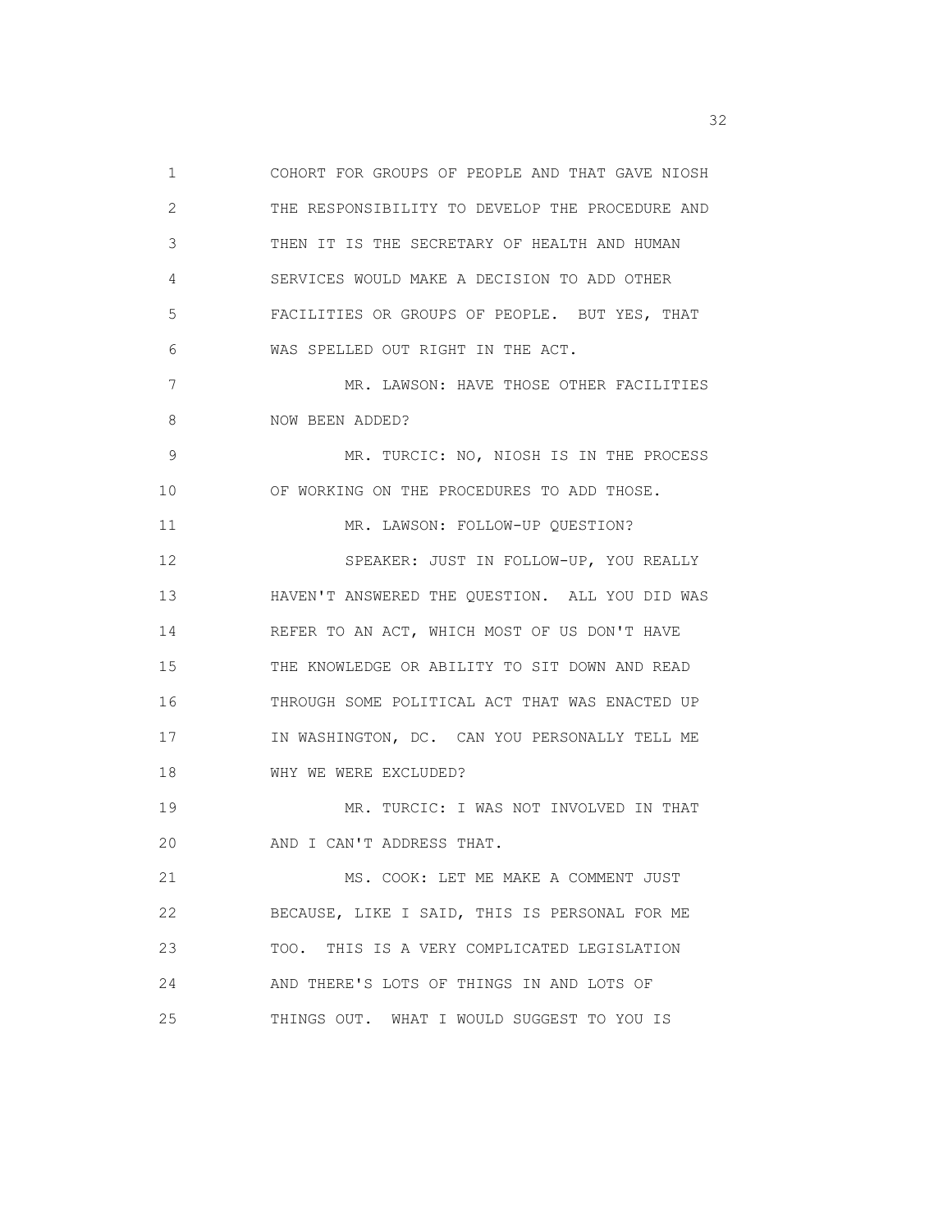COHORT FOR GROUPS OF PEOPLE AND THAT GAVE NIOSH THE RESPONSIBILITY TO DEVELOP THE PROCEDURE AND THEN IT IS THE SECRETARY OF HEALTH AND HUMAN SERVICES WOULD MAKE A DECISION TO ADD OTHER FACILITIES OR GROUPS OF PEOPLE. BUT YES, THAT WAS SPELLED OUT RIGHT IN THE ACT.

MR. LAWSON: HAVE THOSE OTHER FACILITIES NOW BEEN ADDED?

MR. TURCIC: NO, NIOSH IS IN THE PROCESS OF WORKING ON THE PROCEDURES TO ADD THOSE.

MR. LAWSON: FOLLOW-UP QUESTION?

SPEAKER: JUST IN FOLLOW-UP, YOU REALLY HAVEN'T ANSWERED THE QUESTION. ALL YOU DID WAS REFER TO AN ACT, WHICH MOST OF US DON'T HAVE THE KNOWLEDGE OR ABILITY TO SIT DOWN AND READ THROUGH SOME POLITICAL ACT THAT WAS ENACTED UP IN WASHINGTON, DC. CAN YOU PERSONALLY TELL ME WHY WE WERE EXCLUDED?

MR. TURCIC: I WAS NOT INVOLVED IN THAT AND I CAN'T ADDRESS THAT.

MS. COOK: LET ME MAKE A COMMENT JUST BECAUSE, LIKE I SAID, THIS IS PERSONAL FOR ME TOO. THIS IS A VERY COMPLICATED LEGISLATION AND THERE'S LOTS OF THINGS IN AND LOTS OF THINGS OUT. WHAT I WOULD SUGGEST TO YOU IS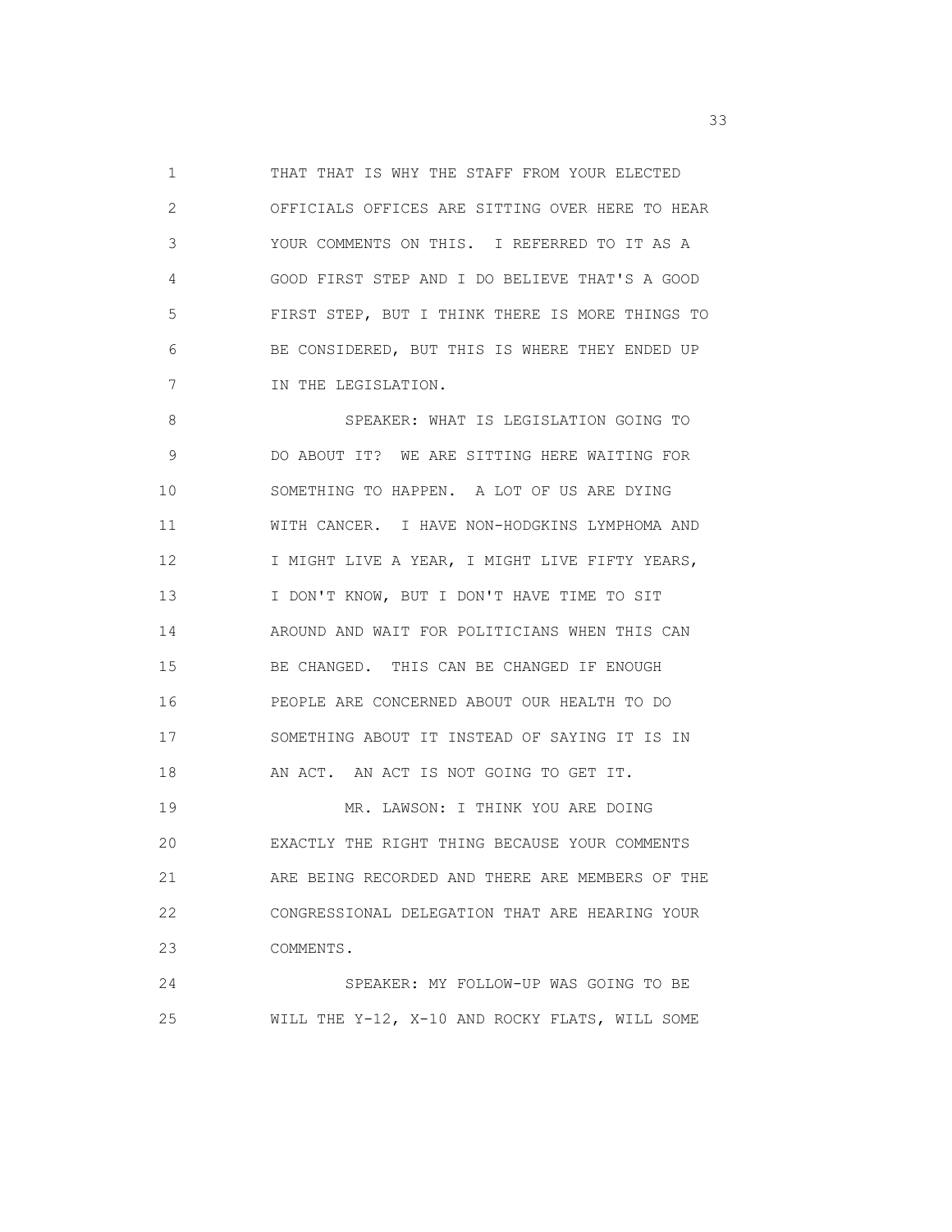THAT THAT IS WHY THE STAFF FROM YOUR ELECTED OFFICIALS OFFICES ARE SITTING OVER HERE TO HEAR YOUR COMMENTS ON THIS. I REFERRED TO IT AS A GOOD FIRST STEP AND I DO BELIEVE THAT'S A GOOD FIRST STEP, BUT I THINK THERE IS MORE THINGS TO BE CONSIDERED, BUT THIS IS WHERE THEY ENDED UP IN THE LEGISLATION.

SPEAKER: WHAT IS LEGISLATION GOING TO DO ABOUT IT? WE ARE SITTING HERE WAITING FOR SOMETHING TO HAPPEN. A LOT OF US ARE DYING WITH CANCER. I HAVE NON-HODGKINS LYMPHOMA AND I MIGHT LIVE A YEAR, I MIGHT LIVE FIFTY YEARS, I DON'T KNOW, BUT I DON'T HAVE TIME TO SIT AROUND AND WAIT FOR POLITICIANS WHEN THIS CAN BE CHANGED. THIS CAN BE CHANGED IF ENOUGH PEOPLE ARE CONCERNED ABOUT OUR HEALTH TO DO SOMETHING ABOUT IT INSTEAD OF SAYING IT IS IN AN ACT. AN ACT IS NOT GOING TO GET IT.

MR. LAWSON: I THINK YOU ARE DOING EXACTLY THE RIGHT THING BECAUSE YOUR COMMENTS ARE BEING RECORDED AND THERE ARE MEMBERS OF THE CONGRESSIONAL DELEGATION THAT ARE HEARING YOUR COMMENTS.

SPEAKER: MY FOLLOW-UP WAS GOING TO BE WILL THE Y-12, X-10 AND ROCKY FLATS, WILL SOME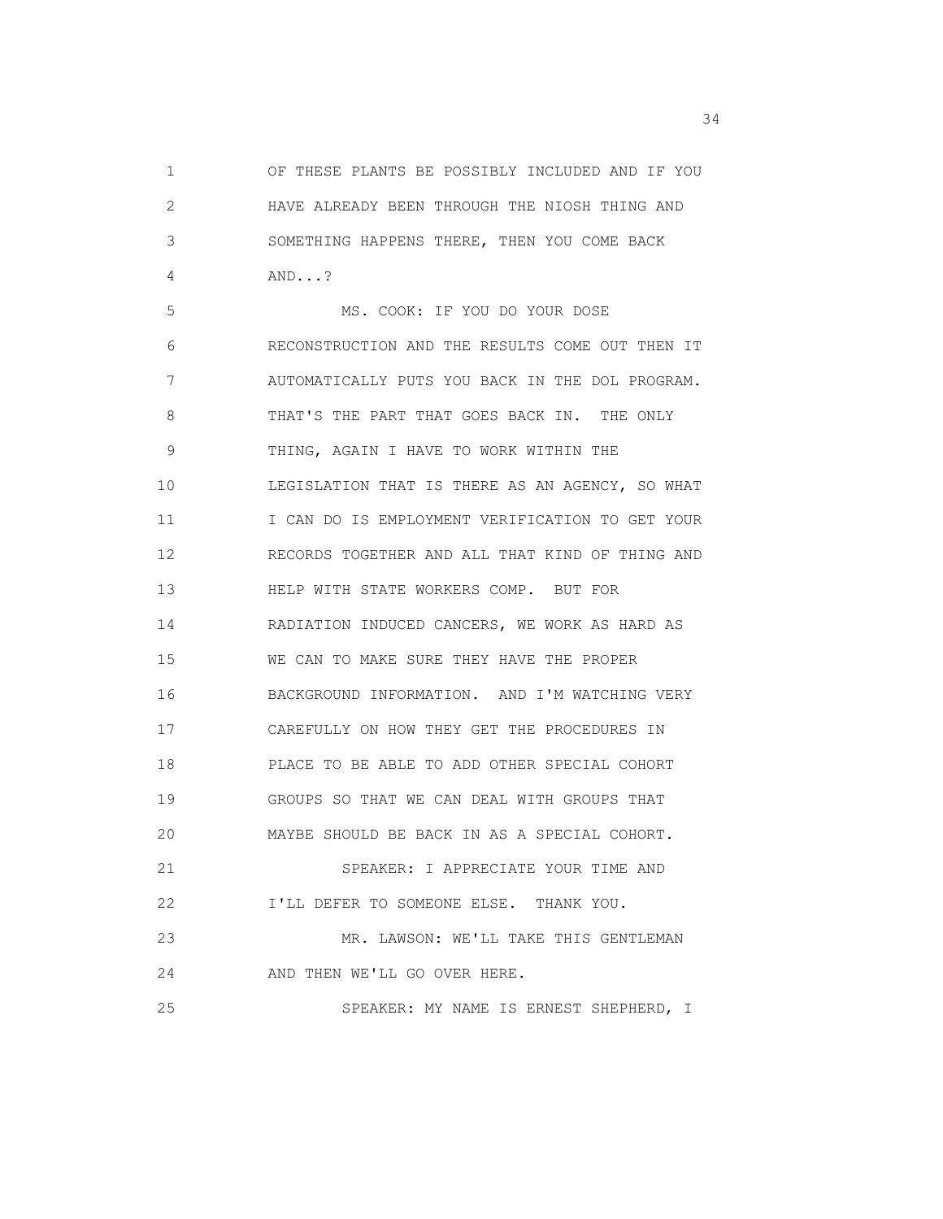OF THESE PLANTS BE POSSIBLY INCLUDED AND IF YOU HAVE ALREADY BEEN THROUGH THE NIOSH THING AND SOMETHING HAPPENS THERE, THEN YOU COME BACK AND...?

MS. COOK: IF YOU DO YOUR DOSE RECONSTRUCTION AND THE RESULTS COME OUT THEN IT AUTOMATICALLY PUTS YOU BACK IN THE DOL PROGRAM. THAT'S THE PART THAT GOES BACK IN. THE ONLY THING, AGAIN I HAVE TO WORK WITHIN THE LEGISLATION THAT IS THERE AS AN AGENCY, SO WHAT I CAN DO IS EMPLOYMENT VERIFICATION TO GET YOUR RECORDS TOGETHER AND ALL THAT KIND OF THING AND HELP WITH STATE WORKERS COMP. BUT FOR RADIATION INDUCED CANCERS, WE WORK AS HARD AS WE CAN TO MAKE SURE THEY HAVE THE PROPER BACKGROUND INFORMATION. AND I'M WATCHING VERY CAREFULLY ON HOW THEY GET THE PROCEDURES IN PLACE TO BE ABLE TO ADD OTHER SPECIAL COHORT GROUPS SO THAT WE CAN DEAL WITH GROUPS THAT MAYBE SHOULD BE BACK IN AS A SPECIAL COHORT.

SPEAKER: I APPRECIATE YOUR TIME AND I'LL DEFER TO SOMEONE ELSE. THANK YOU.

MR. LAWSON: WE'LL TAKE THIS GENTLEMAN AND THEN WE'LL GO OVER HERE.

SPEAKER: MY NAME IS ERNEST SHEPHERD, I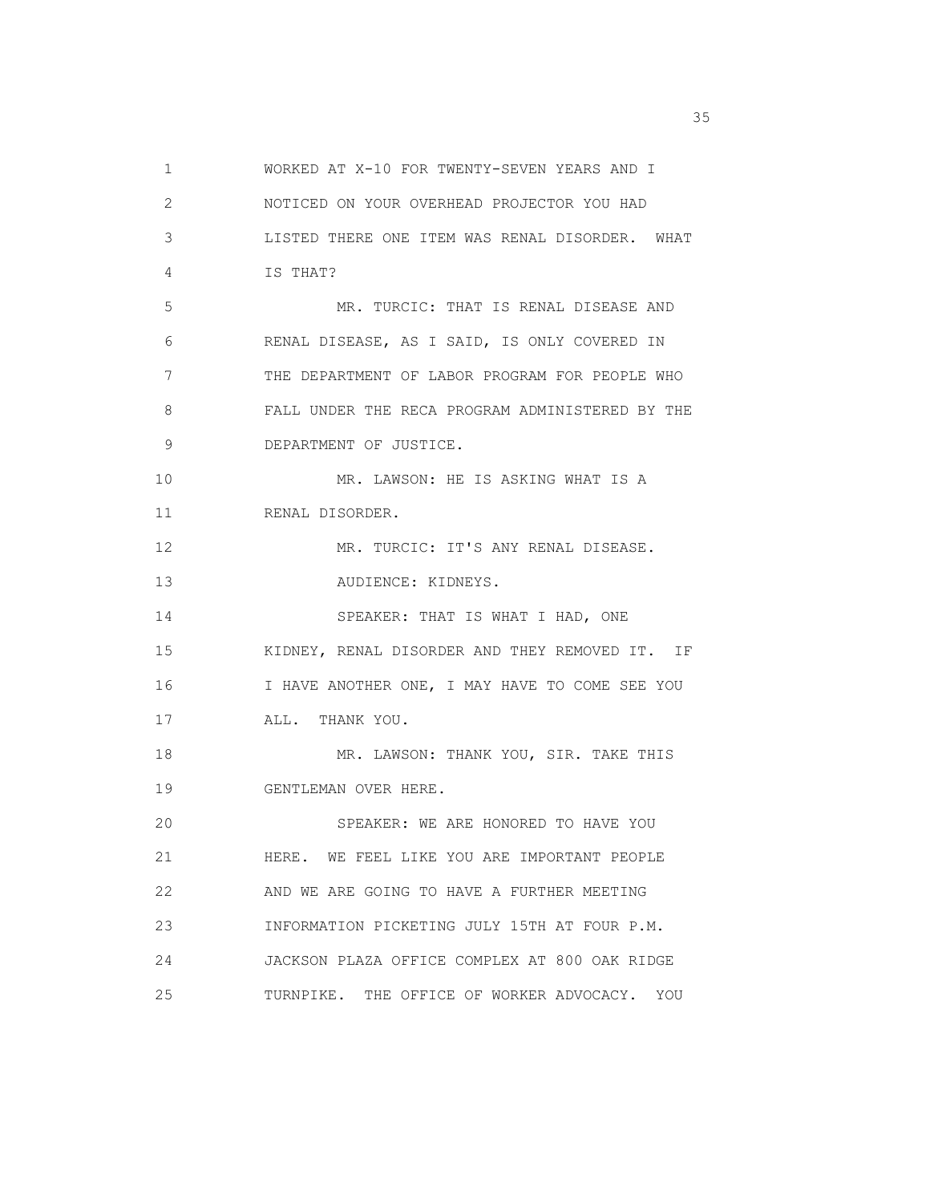1 WORKED AT X-10 FOR TWENTY-SEVEN YEARS AND I
2 NOTICED ON YOUR OVERHEAD PROJECTOR YOU HAD
3 LISTED THERE ONE ITEM WAS RENAL DISORDER. WHAT
4 IS THAT?
5 MR. TURCIC: THAT IS RENAL DISEASE AND
6 RENAL DISEASE, AS I SAID, IS ONLY COVERED IN
7 THE DEPARTMENT OF LABOR PROGRAM FOR PEOPLE WHO
8 FALL UNDER THE RECA PROGRAM ADMINISTERED BY THE
9 DEPARTMENT OF JUSTICE.
10 MR. LAWSON: HE IS ASKING WHAT IS A
11 RENAL DISORDER.
12 MR. TURCIC: IT'S ANY RENAL DISEASE.
13 AUDIENCE: KIDNEYS.
14 SPEAKER: THAT IS WHAT I HAD, ONE
15 KIDNEY, RENAL DISORDER AND THEY REMOVED IT. IF
16 I HAVE ANOTHER ONE, I MAY HAVE TO COME SEE YOU
17 ALL. THANK YOU.
18 MR. LAWSON: THANK YOU, SIR. TAKE THIS
19 GENTLEMAN OVER HERE.
20 SPEAKER: WE ARE HONORED TO HAVE YOU
21 HERE. WE FEEL LIKE YOU ARE IMPORTANT PEOPLE
22 AND WE ARE GOING TO HAVE A FURTHER MEETING
23 INFORMATION PICKETING JULY 15TH AT FOUR P.M.
24 JACKSON PLAZA OFFICE COMPLEX AT 800 OAK RIDGE
25 TURNPIKE. THE OFFICE OF WORKER ADVOCACY. YOU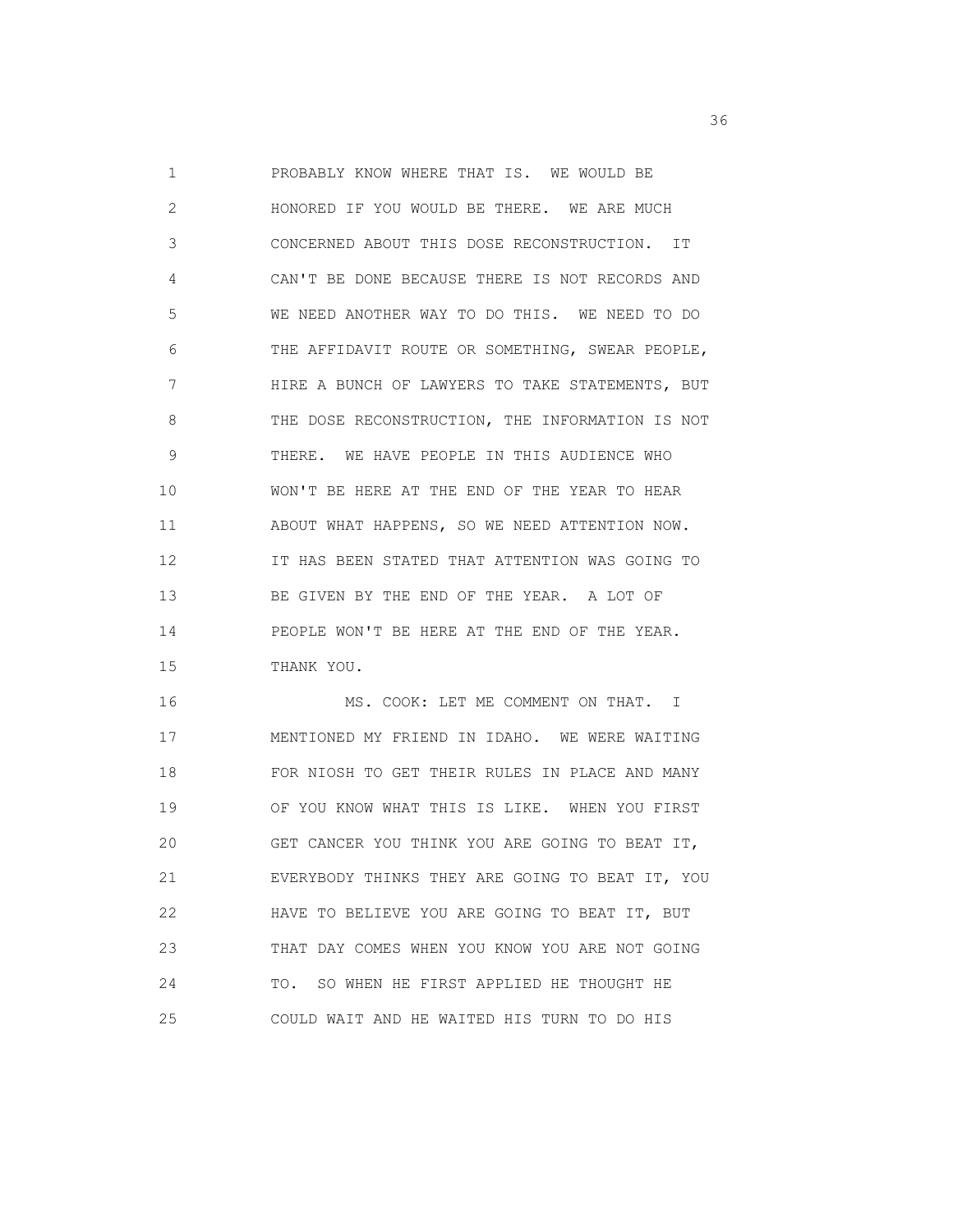PROBABLY KNOW WHERE THAT IS. WE WOULD BE HONORED IF YOU WOULD BE THERE. WE ARE MUCH CONCERNED ABOUT THIS DOSE RECONSTRUCTION. IT CAN'T BE DONE BECAUSE THERE IS NOT RECORDS AND WE NEED ANOTHER WAY TO DO THIS. WE NEED TO DO THE AFFIDAVIT ROUTE OR SOMETHING, SWEAR PEOPLE, HIRE A BUNCH OF LAWYERS TO TAKE STATEMENTS, BUT THE DOSE RECONSTRUCTION, THE INFORMATION IS NOT THERE. WE HAVE PEOPLE IN THIS AUDIENCE WHO WON'T BE HERE AT THE END OF THE YEAR TO HEAR ABOUT WHAT HAPPENS, SO WE NEED ATTENTION NOW. IT HAS BEEN STATED THAT ATTENTION WAS GOING TO BE GIVEN BY THE END OF THE YEAR. A LOT OF PEOPLE WON'T BE HERE AT THE END OF THE YEAR. THANK YOU.

MS. COOK: LET ME COMMENT ON THAT. I MENTIONED MY FRIEND IN IDAHO. WE WERE WAITING FOR NIOSH TO GET THEIR RULES IN PLACE AND MANY OF YOU KNOW WHAT THIS IS LIKE. WHEN YOU FIRST GET CANCER YOU THINK YOU ARE GOING TO BEAT IT, EVERYBODY THINKS THEY ARE GOING TO BEAT IT, YOU HAVE TO BELIEVE YOU ARE GOING TO BEAT IT, BUT THAT DAY COMES WHEN YOU KNOW YOU ARE NOT GOING TO. SO WHEN HE FIRST APPLIED HE THOUGHT HE COULD WAIT AND HE WAITED HIS TURN TO DO HIS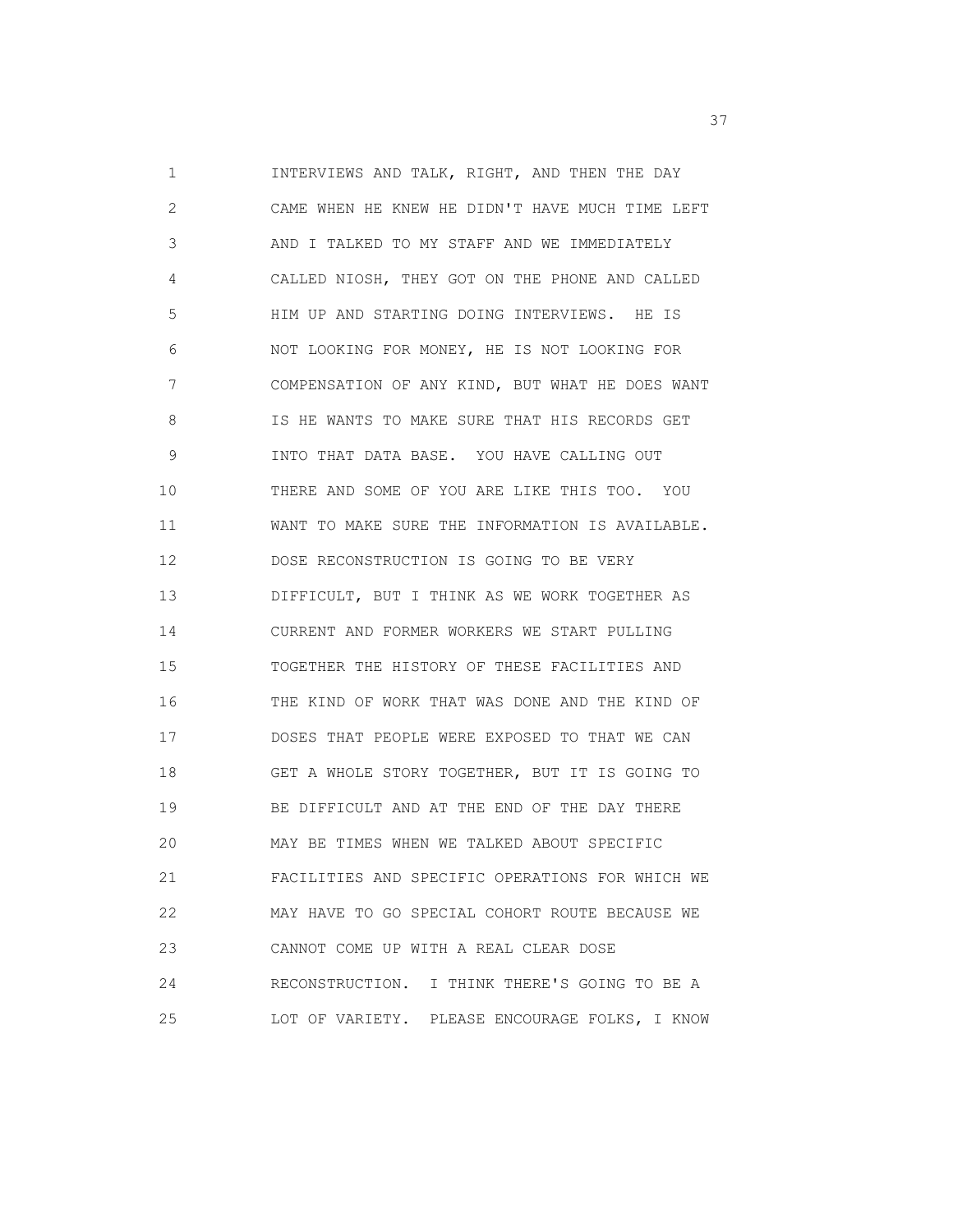INTERVIEWS AND TALK, RIGHT, AND THEN THE DAY CAME WHEN HE KNEW HE DIDN'T HAVE MUCH TIME LEFT AND I TALKED TO MY STAFF AND WE IMMEDIATELY CALLED NIOSH, THEY GOT ON THE PHONE AND CALLED HIM UP AND STARTING DOING INTERVIEWS. HE IS NOT LOOKING FOR MONEY, HE IS NOT LOOKING FOR COMPENSATION OF ANY KIND, BUT WHAT HE DOES WANT IS HE WANTS TO MAKE SURE THAT HIS RECORDS GET INTO THAT DATA BASE. YOU HAVE CALLING OUT THERE AND SOME OF YOU ARE LIKE THIS TOO. YOU WANT TO MAKE SURE THE INFORMATION IS AVAILABLE. DOSE RECONSTRUCTION IS GOING TO BE VERY DIFFICULT, BUT I THINK AS WE WORK TOGETHER AS CURRENT AND FORMER WORKERS WE START PULLING TOGETHER THE HISTORY OF THESE FACILITIES AND THE KIND OF WORK THAT WAS DONE AND THE KIND OF DOSES THAT PEOPLE WERE EXPOSED TO THAT WE CAN GET A WHOLE STORY TOGETHER, BUT IT IS GOING TO BE DIFFICULT AND AT THE END OF THE DAY THERE MAY BE TIMES WHEN WE TALKED ABOUT SPECIFIC FACILITIES AND SPECIFIC OPERATIONS FOR WHICH WE MAY HAVE TO GO SPECIAL COHORT ROUTE BECAUSE WE CANNOT COME UP WITH A REAL CLEAR DOSE RECONSTRUCTION. I THINK THERE'S GOING TO BE A LOT OF VARIETY. PLEASE ENCOURAGE FOLKS, I KNOW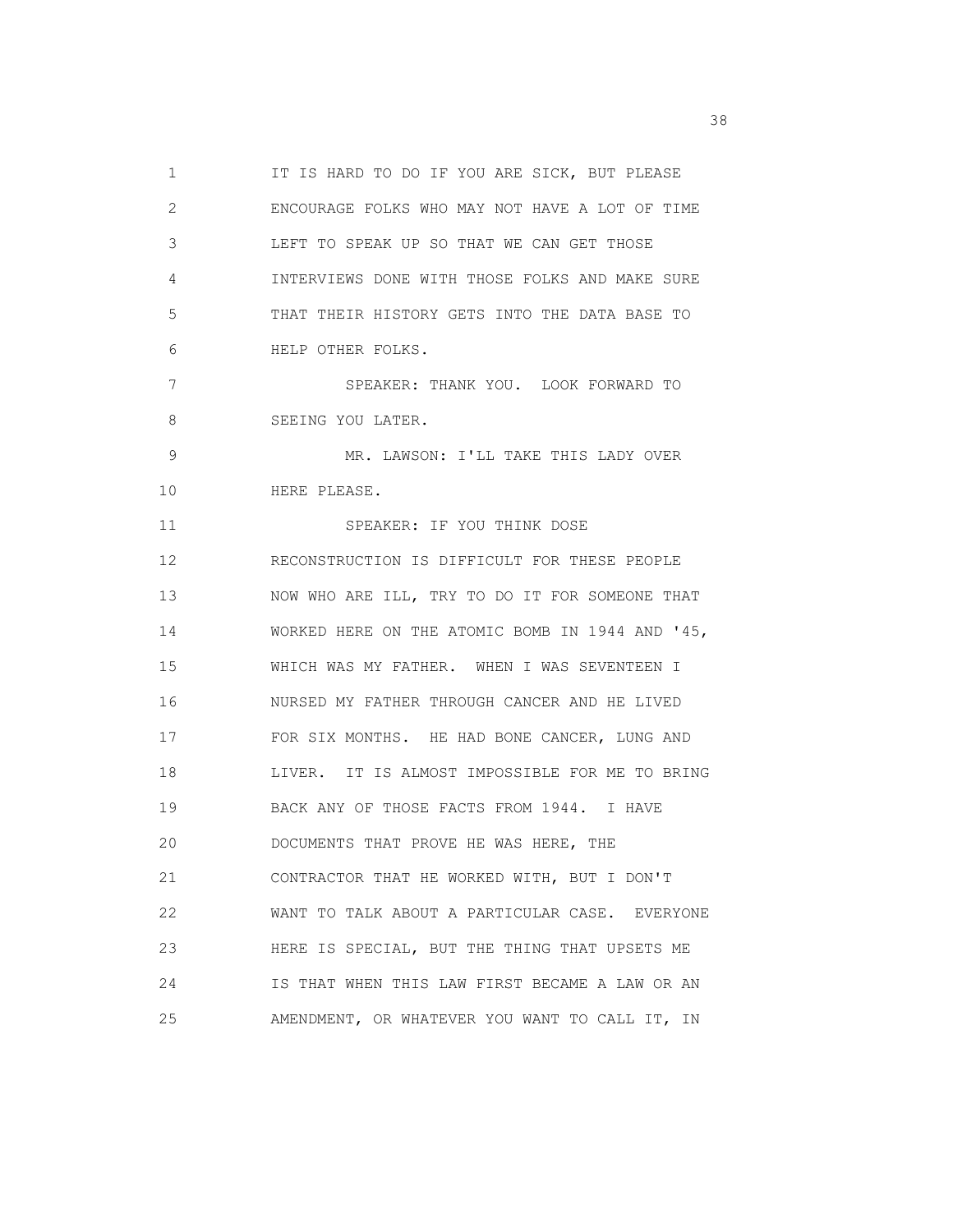IT IS HARD TO DO IF YOU ARE SICK, BUT PLEASE ENCOURAGE FOLKS WHO MAY NOT HAVE A LOT OF TIME LEFT TO SPEAK UP SO THAT WE CAN GET THOSE INTERVIEWS DONE WITH THOSE FOLKS AND MAKE SURE THAT THEIR HISTORY GETS INTO THE DATA BASE TO HELP OTHER FOLKS.

SPEAKER: THANK YOU. LOOK FORWARD TO SEEING YOU LATER.

MR. LAWSON: I'LL TAKE THIS LADY OVER HERE PLEASE.

SPEAKER: IF YOU THINK DOSE RECONSTRUCTION IS DIFFICULT FOR THESE PEOPLE NOW WHO ARE ILL, TRY TO DO IT FOR SOMEONE THAT WORKED HERE ON THE ATOMIC BOMB IN 1944 AND '45, WHICH WAS MY FATHER. WHEN I WAS SEVENTEEN I NURSED MY FATHER THROUGH CANCER AND HE LIVED FOR SIX MONTHS. HE HAD BONE CANCER, LUNG AND LIVER. IT IS ALMOST IMPOSSIBLE FOR ME TO BRING BACK ANY OF THOSE FACTS FROM 1944. I HAVE DOCUMENTS THAT PROVE HE WAS HERE, THE CONTRACTOR THAT HE WORKED WITH, BUT I DON'T WANT TO TALK ABOUT A PARTICULAR CASE. EVERYONE HERE IS SPECIAL, BUT THE THING THAT UPSETS ME IS THAT WHEN THIS LAW FIRST BECAME A LAW OR AN AMENDMENT, OR WHATEVER YOU WANT TO CALL IT, IN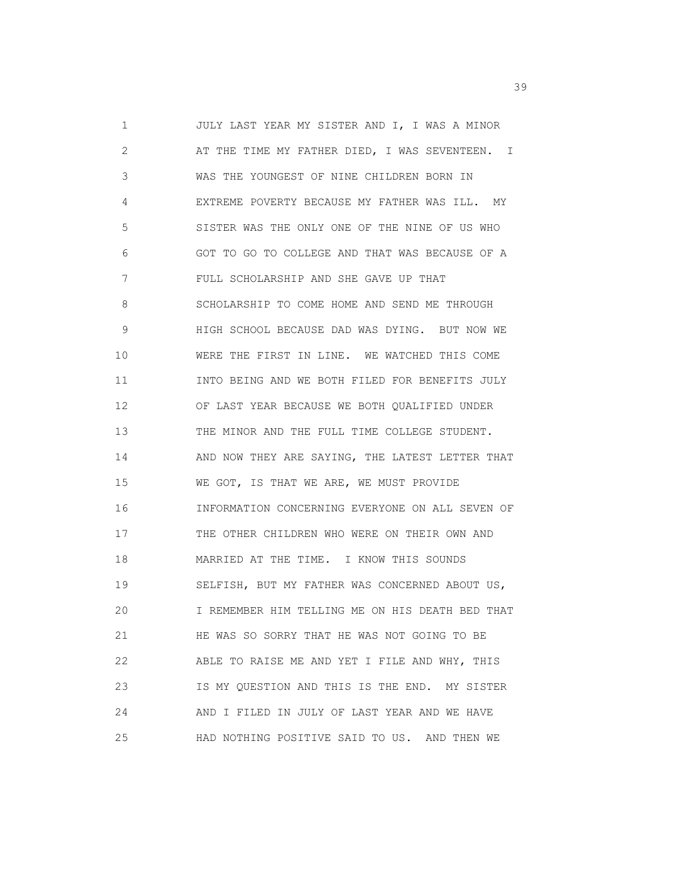JULY LAST YEAR MY SISTER AND I, I WAS A MINOR AT THE TIME MY FATHER DIED, I WAS SEVENTEEN. I WAS THE YOUNGEST OF NINE CHILDREN BORN IN EXTREME POVERTY BECAUSE MY FATHER WAS ILL. MY SISTER WAS THE ONLY ONE OF THE NINE OF US WHO GOT TO GO TO COLLEGE AND THAT WAS BECAUSE OF A FULL SCHOLARSHIP AND SHE GAVE UP THAT SCHOLARSHIP TO COME HOME AND SEND ME THROUGH HIGH SCHOOL BECAUSE DAD WAS DYING. BUT NOW WE WERE THE FIRST IN LINE. WE WATCHED THIS COME INTO BEING AND WE BOTH FILED FOR BENEFITS JULY OF LAST YEAR BECAUSE WE BOTH QUALIFIED UNDER THE MINOR AND THE FULL TIME COLLEGE STUDENT. AND NOW THEY ARE SAYING, THE LATEST LETTER THAT WE GOT, IS THAT WE ARE, WE MUST PROVIDE INFORMATION CONCERNING EVERYONE ON ALL SEVEN OF THE OTHER CHILDREN WHO WERE ON THEIR OWN AND MARRIED AT THE TIME. I KNOW THIS SOUNDS SELFISH, BUT MY FATHER WAS CONCERNED ABOUT US, I REMEMBER HIM TELLING ME ON HIS DEATH BED THAT HE WAS SO SORRY THAT HE WAS NOT GOING TO BE ABLE TO RAISE ME AND YET I FILE AND WHY, THIS IS MY QUESTION AND THIS IS THE END. MY SISTER AND I FILED IN JULY OF LAST YEAR AND WE HAVE HAD NOTHING POSITIVE SAID TO US. AND THEN WE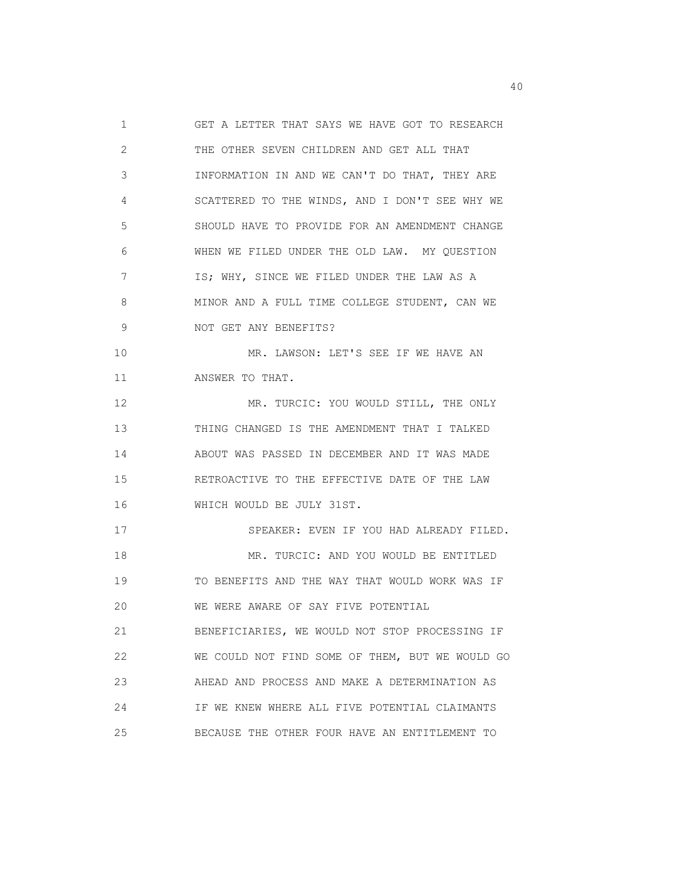GET A LETTER THAT SAYS WE HAVE GOT TO RESEARCH THE OTHER SEVEN CHILDREN AND GET ALL THAT INFORMATION IN AND WE CAN'T DO THAT, THEY ARE SCATTERED TO THE WINDS, AND I DON'T SEE WHY WE SHOULD HAVE TO PROVIDE FOR AN AMENDMENT CHANGE WHEN WE FILED UNDER THE OLD LAW. MY QUESTION IS; WHY, SINCE WE FILED UNDER THE LAW AS A MINOR AND A FULL TIME COLLEGE STUDENT, CAN WE NOT GET ANY BENEFITS?

MR. LAWSON: LET'S SEE IF WE HAVE AN ANSWER TO THAT.

MR. TURCIC: YOU WOULD STILL, THE ONLY THING CHANGED IS THE AMENDMENT THAT I TALKED ABOUT WAS PASSED IN DECEMBER AND IT WAS MADE RETROACTIVE TO THE EFFECTIVE DATE OF THE LAW WHICH WOULD BE JULY 31ST.

SPEAKER: EVEN IF YOU HAD ALREADY FILED.

MR. TURCIC: AND YOU WOULD BE ENTITLED TO BENEFITS AND THE WAY THAT WOULD WORK WAS IF WE WERE AWARE OF SAY FIVE POTENTIAL BENEFICIARIES, WE WOULD NOT STOP PROCESSING IF WE COULD NOT FIND SOME OF THEM, BUT WE WOULD GO AHEAD AND PROCESS AND MAKE A DETERMINATION AS IF WE KNEW WHERE ALL FIVE POTENTIAL CLAIMANTS BECAUSE THE OTHER FOUR HAVE AN ENTITLEMENT TO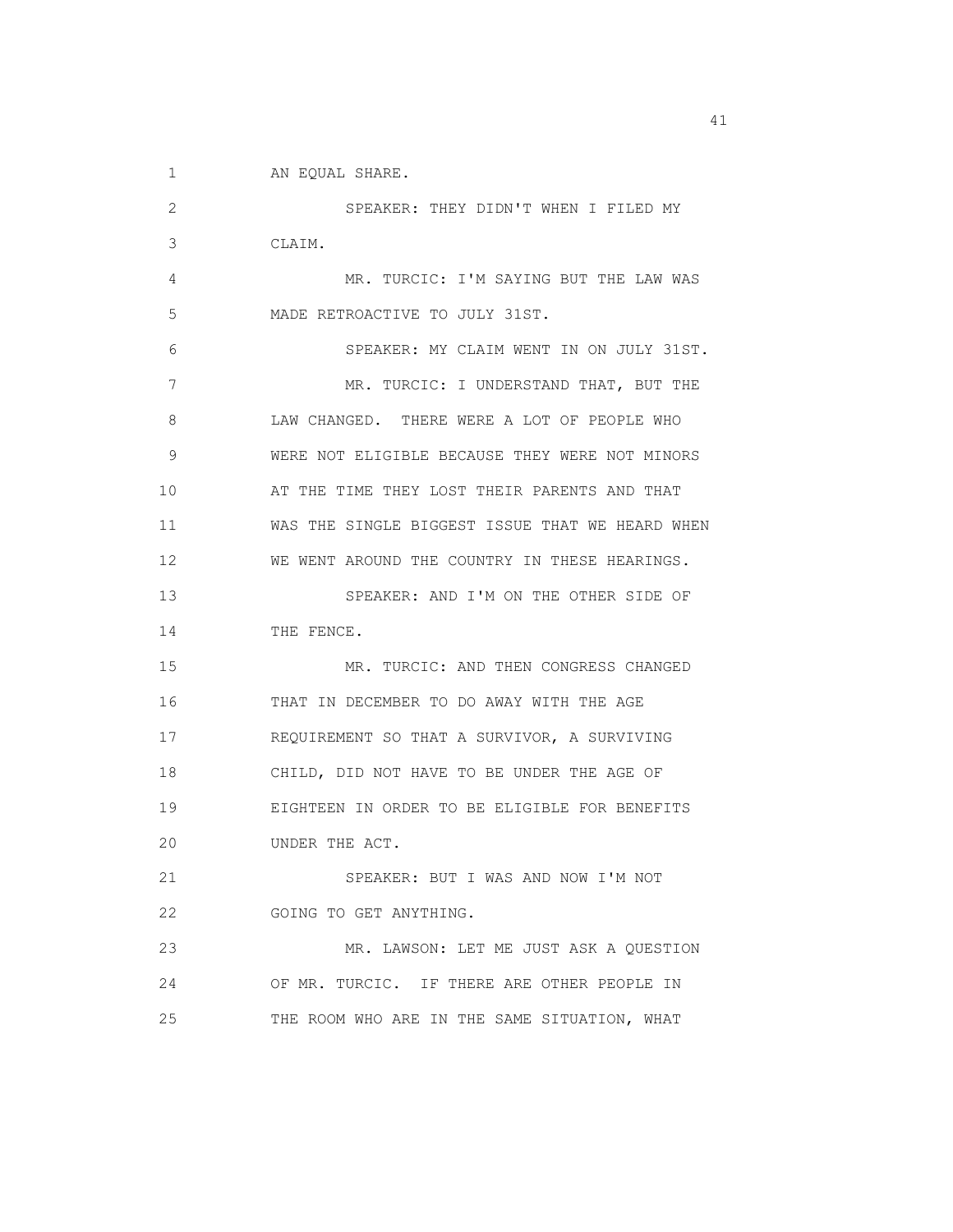AN EQUAL SHARE.

SPEAKER: THEY DIDN'T WHEN I FILED MY CLAIM.

MR. TURCIC: I'M SAYING BUT THE LAW WAS MADE RETROACTIVE TO JULY 31ST.

SPEAKER: MY CLAIM WENT IN ON JULY 31ST.

MR. TURCIC: I UNDERSTAND THAT, BUT THE LAW CHANGED. THERE WERE A LOT OF PEOPLE WHO WERE NOT ELIGIBLE BECAUSE THEY WERE NOT MINORS AT THE TIME THEY LOST THEIR PARENTS AND THAT WAS THE SINGLE BIGGEST ISSUE THAT WE HEARD WHEN WE WENT AROUND THE COUNTRY IN THESE HEARINGS.

SPEAKER: AND I'M ON THE OTHER SIDE OF THE FENCE.

MR. TURCIC: AND THEN CONGRESS CHANGED THAT IN DECEMBER TO DO AWAY WITH THE AGE REQUIREMENT SO THAT A SURVIVOR, A SURVIVING CHILD, DID NOT HAVE TO BE UNDER THE AGE OF EIGHTEEN IN ORDER TO BE ELIGIBLE FOR BENEFITS UNDER THE ACT.

SPEAKER: BUT I WAS AND NOW I'M NOT GOING TO GET ANYTHING.

MR. LAWSON: LET ME JUST ASK A QUESTION OF MR. TURCIC. IF THERE ARE OTHER PEOPLE IN THE ROOM WHO ARE IN THE SAME SITUATION, WHAT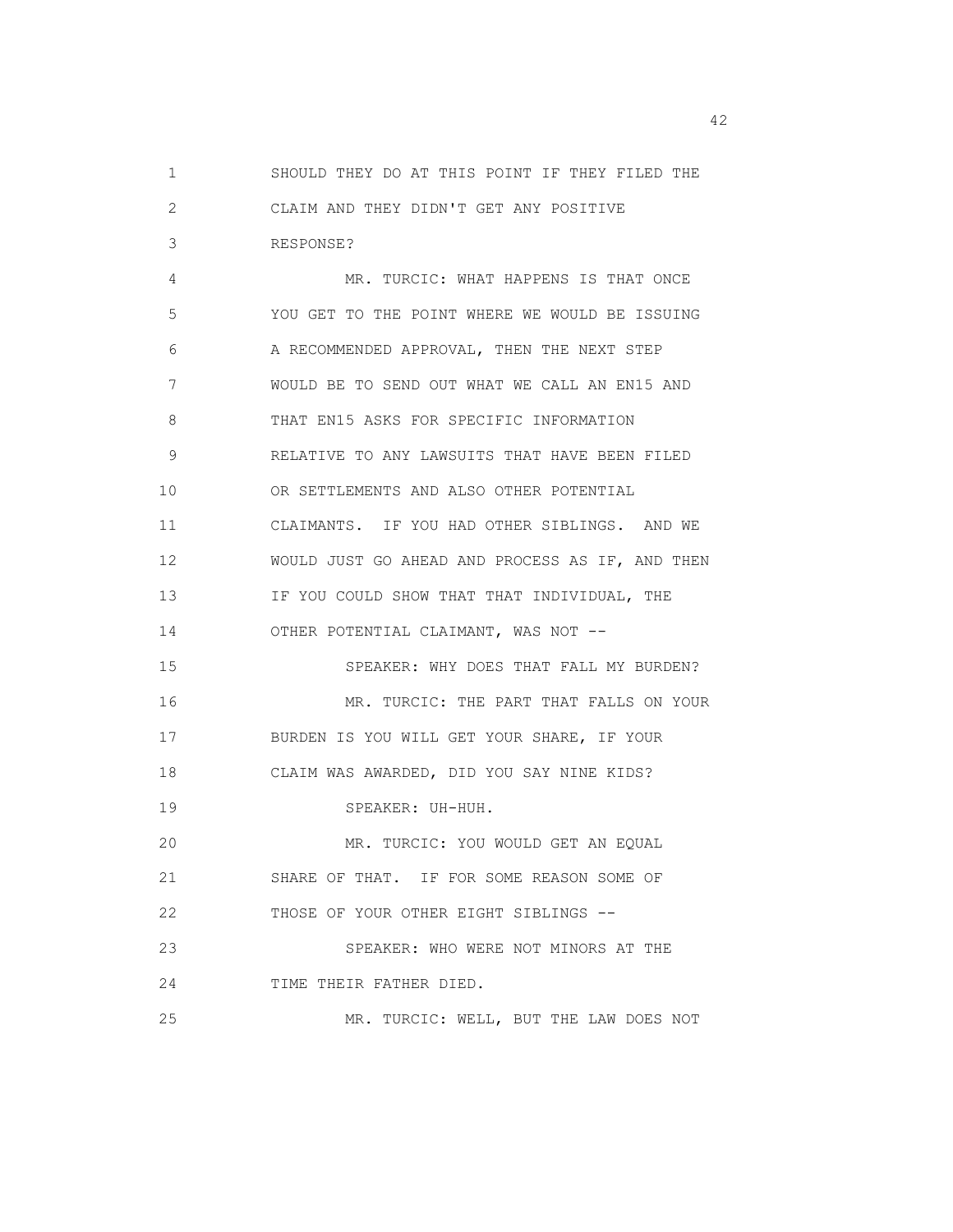SHOULD THEY DO AT THIS POINT IF THEY FILED THE CLAIM AND THEY DIDN'T GET ANY POSITIVE RESPONSE?

MR. TURCIC: WHAT HAPPENS IS THAT ONCE YOU GET TO THE POINT WHERE WE WOULD BE ISSUING A RECOMMENDED APPROVAL, THEN THE NEXT STEP WOULD BE TO SEND OUT WHAT WE CALL AN EN15 AND THAT EN15 ASKS FOR SPECIFIC INFORMATION RELATIVE TO ANY LAWSUITS THAT HAVE BEEN FILED OR SETTLEMENTS AND ALSO OTHER POTENTIAL CLAIMANTS. IF YOU HAD OTHER SIBLINGS. AND WE WOULD JUST GO AHEAD AND PROCESS AS IF, AND THEN IF YOU COULD SHOW THAT THAT INDIVIDUAL, THE OTHER POTENTIAL CLAIMANT, WAS NOT --

SPEAKER: WHY DOES THAT FALL MY BURDEN?

MR. TURCIC: THE PART THAT FALLS ON YOUR BURDEN IS YOU WILL GET YOUR SHARE, IF YOUR CLAIM WAS AWARDED, DID YOU SAY NINE KIDS?

SPEAKER: UH-HUH.

MR. TURCIC: YOU WOULD GET AN EQUAL SHARE OF THAT. IF FOR SOME REASON SOME OF THOSE OF YOUR OTHER EIGHT SIBLINGS --

SPEAKER: WHO WERE NOT MINORS AT THE TIME THEIR FATHER DIED.

MR. TURCIC: WELL, BUT THE LAW DOES NOT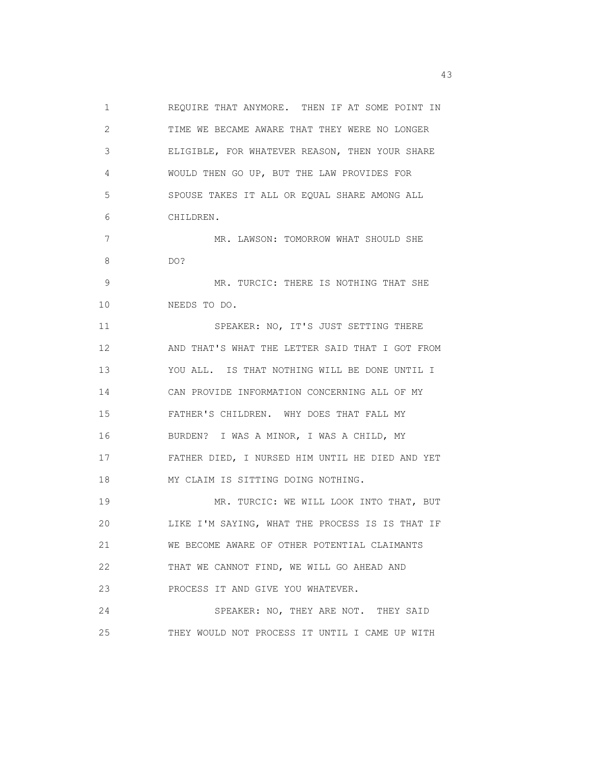REQUIRE THAT ANYMORE. THEN IF AT SOME POINT IN TIME WE BECAME AWARE THAT THEY WERE NO LONGER ELIGIBLE, FOR WHATEVER REASON, THEN YOUR SHARE WOULD THEN GO UP, BUT THE LAW PROVIDES FOR SPOUSE TAKES IT ALL OR EQUAL SHARE AMONG ALL CHILDREN.

MR. LAWSON: TOMORROW WHAT SHOULD SHE DO?

MR. TURCIC: THERE IS NOTHING THAT SHE NEEDS TO DO.

SPEAKER: NO, IT'S JUST SETTING THERE AND THAT'S WHAT THE LETTER SAID THAT I GOT FROM YOU ALL. IS THAT NOTHING WILL BE DONE UNTIL I CAN PROVIDE INFORMATION CONCERNING ALL OF MY FATHER'S CHILDREN. WHY DOES THAT FALL MY BURDEN? I WAS A MINOR, I WAS A CHILD, MY FATHER DIED, I NURSED HIM UNTIL HE DIED AND YET MY CLAIM IS SITTING DOING NOTHING.

MR. TURCIC: WE WILL LOOK INTO THAT, BUT LIKE I'M SAYING, WHAT THE PROCESS IS IS THAT IF WE BECOME AWARE OF OTHER POTENTIAL CLAIMANTS THAT WE CANNOT FIND, WE WILL GO AHEAD AND PROCESS IT AND GIVE YOU WHATEVER.

SPEAKER: NO, THEY ARE NOT. THEY SAID THEY WOULD NOT PROCESS IT UNTIL I CAME UP WITH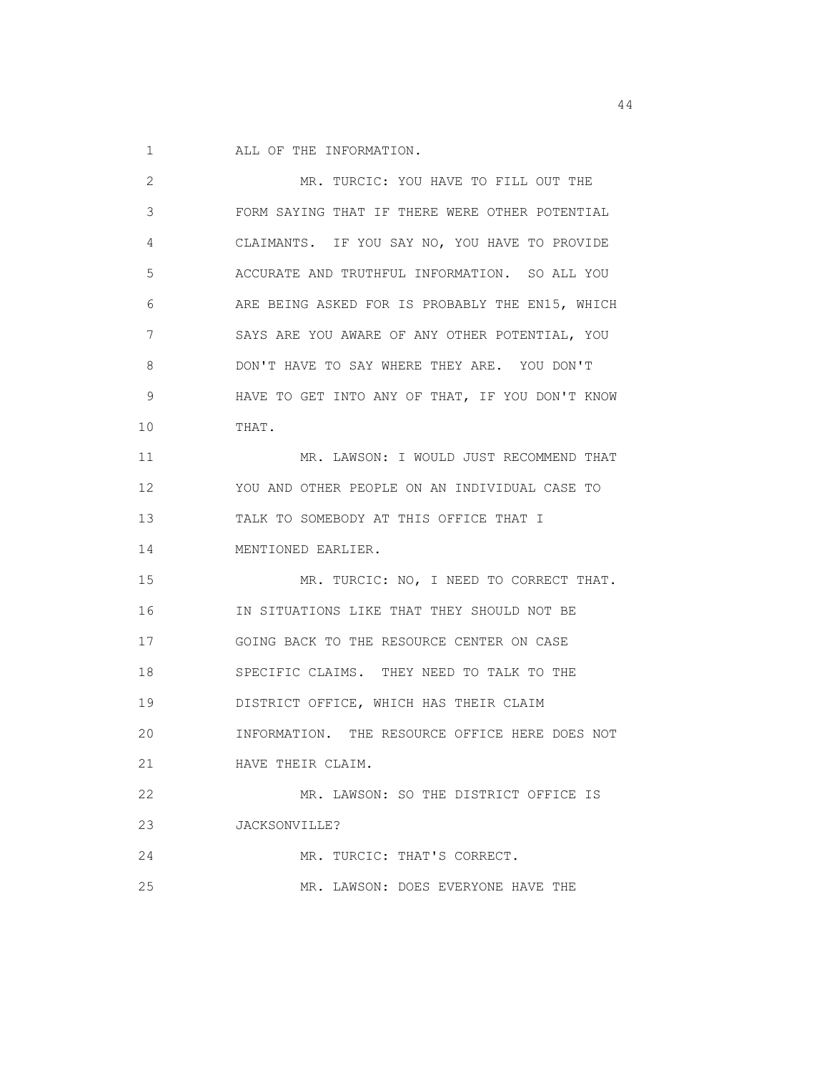ALL OF THE INFORMATION.

MR. TURCIC: YOU HAVE TO FILL OUT THE FORM SAYING THAT IF THERE WERE OTHER POTENTIAL CLAIMANTS. IF YOU SAY NO, YOU HAVE TO PROVIDE ACCURATE AND TRUTHFUL INFORMATION. SO ALL YOU ARE BEING ASKED FOR IS PROBABLY THE EN15, WHICH SAYS ARE YOU AWARE OF ANY OTHER POTENTIAL, YOU DON'T HAVE TO SAY WHERE THEY ARE. YOU DON'T HAVE TO GET INTO ANY OF THAT, IF YOU DON'T KNOW THAT.

MR. LAWSON: I WOULD JUST RECOMMEND THAT YOU AND OTHER PEOPLE ON AN INDIVIDUAL CASE TO TALK TO SOMEBODY AT THIS OFFICE THAT I MENTIONED EARLIER.

MR. TURCIC: NO, I NEED TO CORRECT THAT. IN SITUATIONS LIKE THAT THEY SHOULD NOT BE GOING BACK TO THE RESOURCE CENTER ON CASE SPECIFIC CLAIMS. THEY NEED TO TALK TO THE DISTRICT OFFICE, WHICH HAS THEIR CLAIM INFORMATION. THE RESOURCE OFFICE HERE DOES NOT HAVE THEIR CLAIM.

MR. LAWSON: SO THE DISTRICT OFFICE IS JACKSONVILLE?

MR. TURCIC: THAT'S CORRECT.

MR. LAWSON: DOES EVERYONE HAVE THE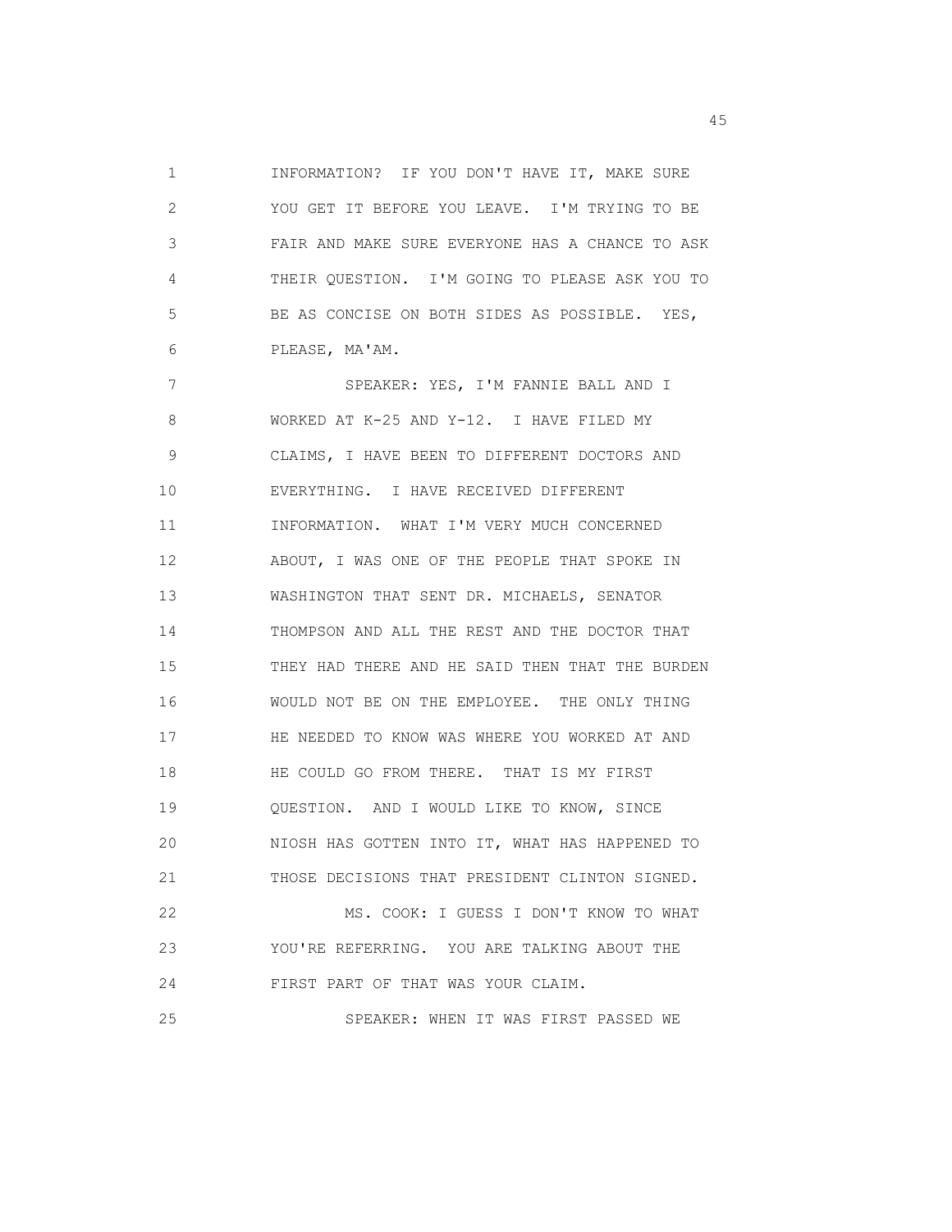INFORMATION? IF YOU DON'T HAVE IT, MAKE SURE YOU GET IT BEFORE YOU LEAVE. I'M TRYING TO BE FAIR AND MAKE SURE EVERYONE HAS A CHANCE TO ASK THEIR QUESTION. I'M GOING TO PLEASE ASK YOU TO BE AS CONCISE ON BOTH SIDES AS POSSIBLE. YES, PLEASE, MA'AM.

SPEAKER: YES, I'M FANNIE BALL AND I WORKED AT K-25 AND Y-12. I HAVE FILED MY CLAIMS, I HAVE BEEN TO DIFFERENT DOCTORS AND EVERYTHING. I HAVE RECEIVED DIFFERENT INFORMATION. WHAT I'M VERY MUCH CONCERNED ABOUT, I WAS ONE OF THE PEOPLE THAT SPOKE IN WASHINGTON THAT SENT DR. MICHAELS, SENATOR THOMPSON AND ALL THE REST AND THE DOCTOR THAT THEY HAD THERE AND HE SAID THEN THAT THE BURDEN WOULD NOT BE ON THE EMPLOYEE. THE ONLY THING HE NEEDED TO KNOW WAS WHERE YOU WORKED AT AND HE COULD GO FROM THERE. THAT IS MY FIRST QUESTION. AND I WOULD LIKE TO KNOW, SINCE NIOSH HAS GOTTEN INTO IT, WHAT HAS HAPPENED TO THOSE DECISIONS THAT PRESIDENT CLINTON SIGNED.

MS. COOK: I GUESS I DON'T KNOW TO WHAT YOU'RE REFERRING. YOU ARE TALKING ABOUT THE FIRST PART OF THAT WAS YOUR CLAIM.

SPEAKER: WHEN IT WAS FIRST PASSED WE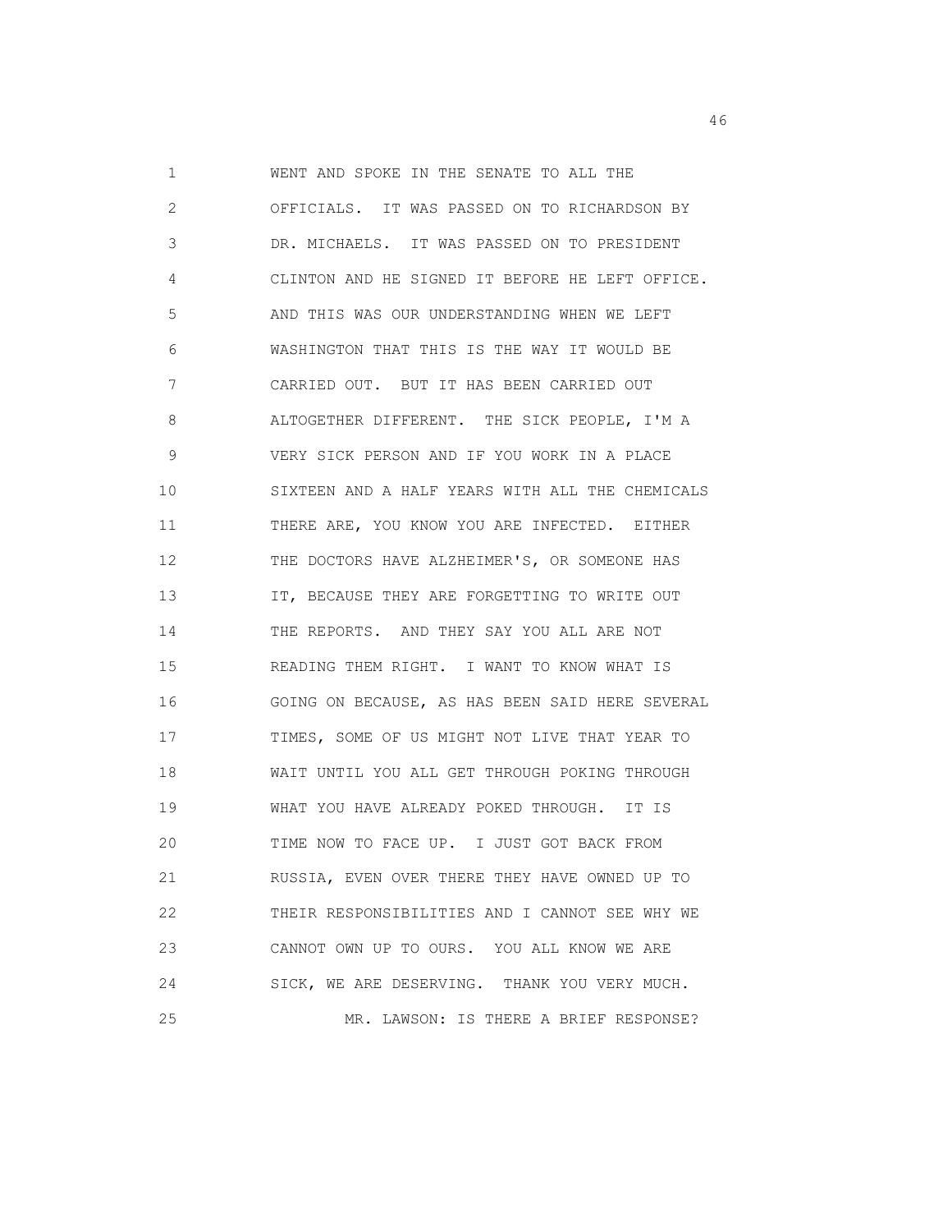WENT AND SPOKE IN THE SENATE TO ALL THE OFFICIALS. IT WAS PASSED ON TO RICHARDSON BY DR. MICHAELS. IT WAS PASSED ON TO PRESIDENT CLINTON AND HE SIGNED IT BEFORE HE LEFT OFFICE. AND THIS WAS OUR UNDERSTANDING WHEN WE LEFT WASHINGTON THAT THIS IS THE WAY IT WOULD BE CARRIED OUT. BUT IT HAS BEEN CARRIED OUT ALTOGETHER DIFFERENT. THE SICK PEOPLE, I'M A VERY SICK PERSON AND IF YOU WORK IN A PLACE SIXTEEN AND A HALF YEARS WITH ALL THE CHEMICALS THERE ARE, YOU KNOW YOU ARE INFECTED. EITHER THE DOCTORS HAVE ALZHEIMER'S, OR SOMEONE HAS IT, BECAUSE THEY ARE FORGETTING TO WRITE OUT THE REPORTS. AND THEY SAY YOU ALL ARE NOT READING THEM RIGHT. I WANT TO KNOW WHAT IS GOING ON BECAUSE, AS HAS BEEN SAID HERE SEVERAL TIMES, SOME OF US MIGHT NOT LIVE THAT YEAR TO WAIT UNTIL YOU ALL GET THROUGH POKING THROUGH WHAT YOU HAVE ALREADY POKED THROUGH. IT IS TIME NOW TO FACE UP. I JUST GOT BACK FROM RUSSIA, EVEN OVER THERE THEY HAVE OWNED UP TO THEIR RESPONSIBILITIES AND I CANNOT SEE WHY WE CANNOT OWN UP TO OURS. YOU ALL KNOW WE ARE SICK, WE ARE DESERVING. THANK YOU VERY MUCH.

MR. LAWSON: IS THERE A BRIEF RESPONSE?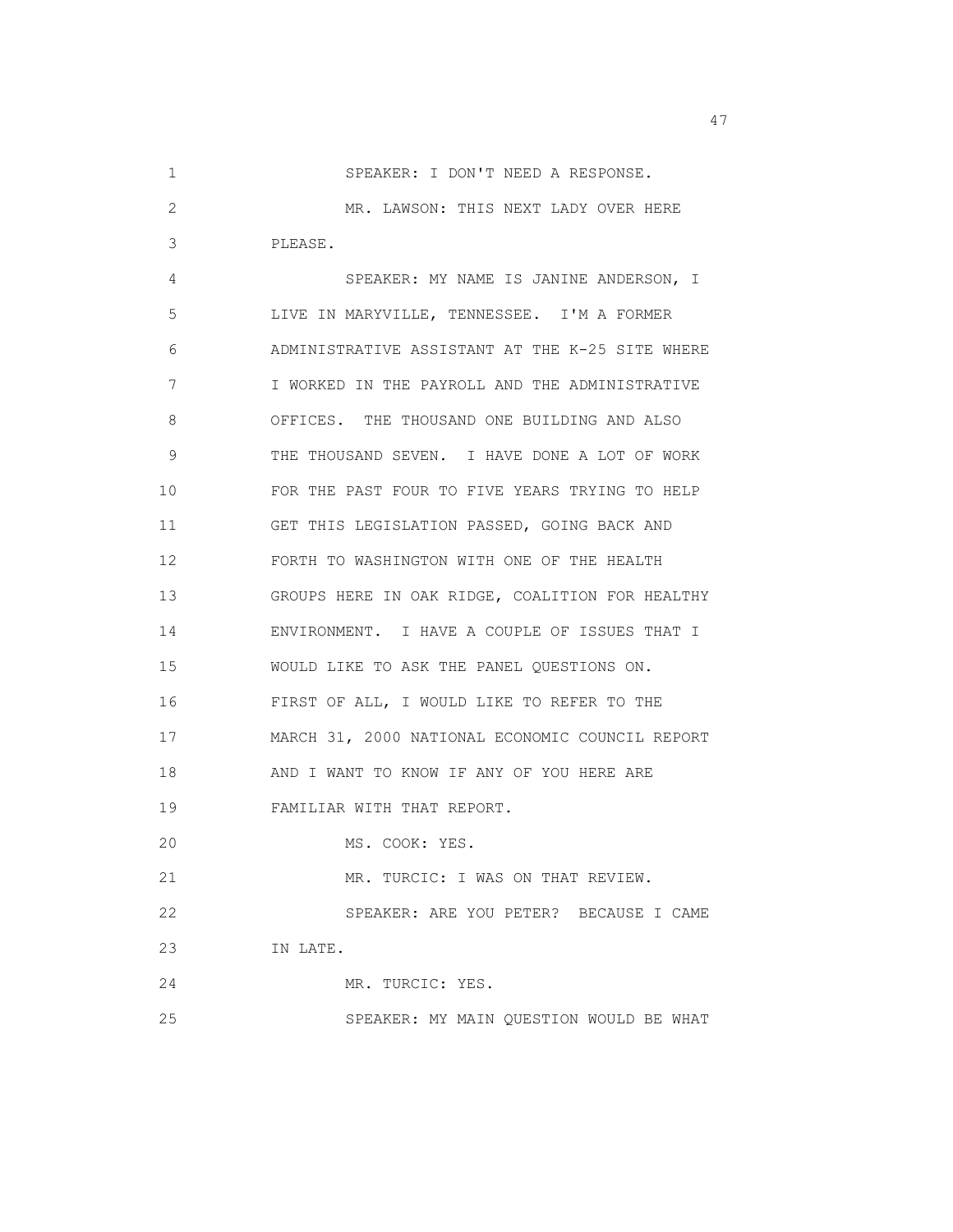SPEAKER: I DON'T NEED A RESPONSE.

MR. LAWSON: THIS NEXT LADY OVER HERE PLEASE.

SPEAKER: MY NAME IS JANINE ANDERSON, I LIVE IN MARYVILLE, TENNESSEE. I'M A FORMER ADMINISTRATIVE ASSISTANT AT THE K-25 SITE WHERE I WORKED IN THE PAYROLL AND THE ADMINISTRATIVE OFFICES. THE THOUSAND ONE BUILDING AND ALSO THE THOUSAND SEVEN. I HAVE DONE A LOT OF WORK FOR THE PAST FOUR TO FIVE YEARS TRYING TO HELP GET THIS LEGISLATION PASSED, GOING BACK AND FORTH TO WASHINGTON WITH ONE OF THE HEALTH GROUPS HERE IN OAK RIDGE, COALITION FOR HEALTHY ENVIRONMENT. I HAVE A COUPLE OF ISSUES THAT I WOULD LIKE TO ASK THE PANEL QUESTIONS ON. FIRST OF ALL, I WOULD LIKE TO REFER TO THE MARCH 31, 2000 NATIONAL ECONOMIC COUNCIL REPORT AND I WANT TO KNOW IF ANY OF YOU HERE ARE FAMILIAR WITH THAT REPORT.

MS. COOK: YES.

MR. TURCIC: I WAS ON THAT REVIEW.

SPEAKER: ARE YOU PETER? BECAUSE I CAME IN LATE.

MR. TURCIC: YES.

SPEAKER: MY MAIN QUESTION WOULD BE WHAT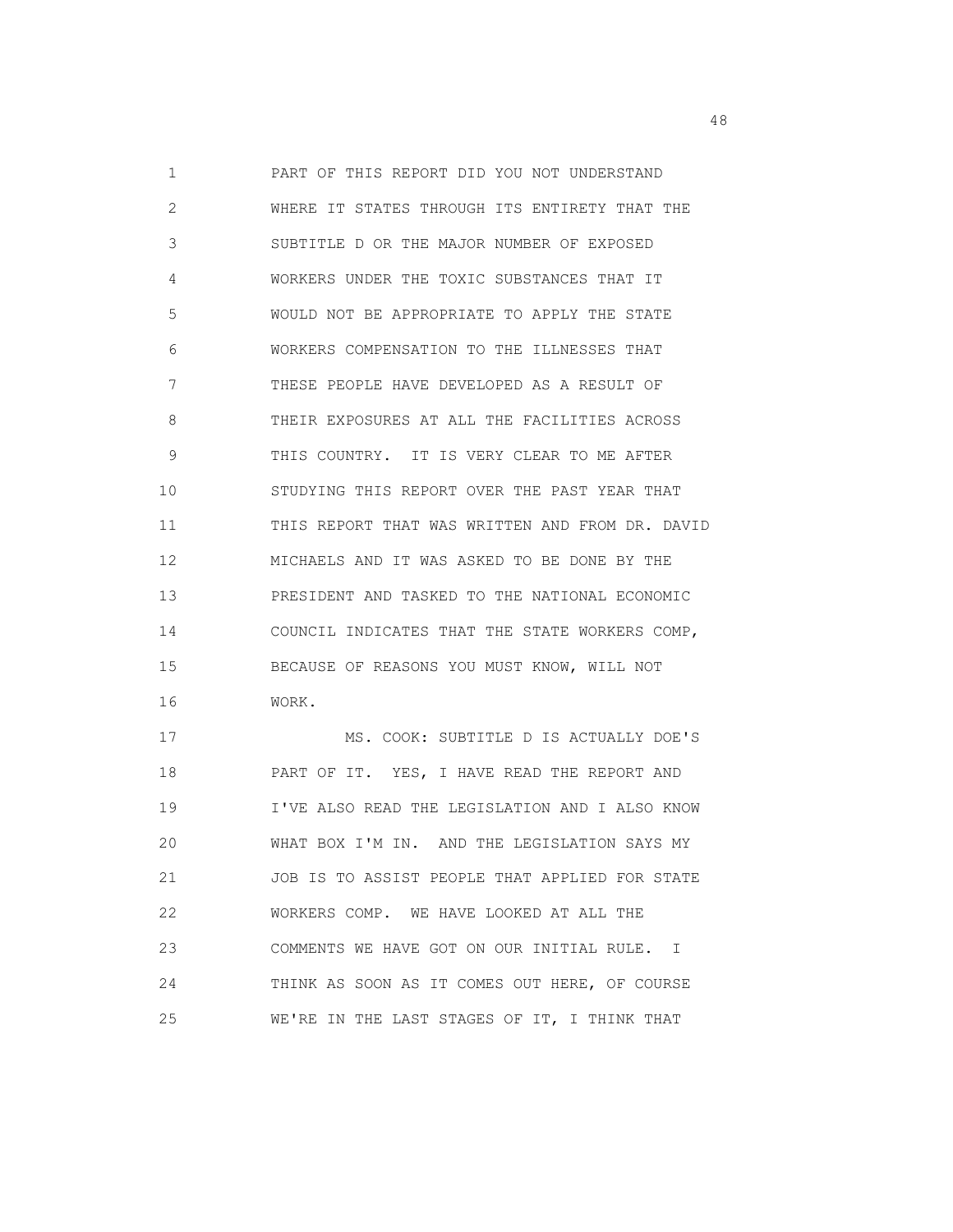PART OF THIS REPORT DID YOU NOT UNDERSTAND WHERE IT STATES THROUGH ITS ENTIRETY THAT THE SUBTITLE D OR THE MAJOR NUMBER OF EXPOSED WORKERS UNDER THE TOXIC SUBSTANCES THAT IT WOULD NOT BE APPROPRIATE TO APPLY THE STATE WORKERS COMPENSATION TO THE ILLNESSES THAT THESE PEOPLE HAVE DEVELOPED AS A RESULT OF THEIR EXPOSURES AT ALL THE FACILITIES ACROSS THIS COUNTRY. IT IS VERY CLEAR TO ME AFTER STUDYING THIS REPORT OVER THE PAST YEAR THAT THIS REPORT THAT WAS WRITTEN AND FROM DR. DAVID MICHAELS AND IT WAS ASKED TO BE DONE BY THE PRESIDENT AND TASKED TO THE NATIONAL ECONOMIC COUNCIL INDICATES THAT THE STATE WORKERS COMP, BECAUSE OF REASONS YOU MUST KNOW, WILL NOT WORK.

MS. COOK: SUBTITLE D IS ACTUALLY DOE'S PART OF IT. YES, I HAVE READ THE REPORT AND I'VE ALSO READ THE LEGISLATION AND I ALSO KNOW WHAT BOX I'M IN. AND THE LEGISLATION SAYS MY JOB IS TO ASSIST PEOPLE THAT APPLIED FOR STATE WORKERS COMP. WE HAVE LOOKED AT ALL THE COMMENTS WE HAVE GOT ON OUR INITIAL RULE. I THINK AS SOON AS IT COMES OUT HERE, OF COURSE WE'RE IN THE LAST STAGES OF IT, I THINK THAT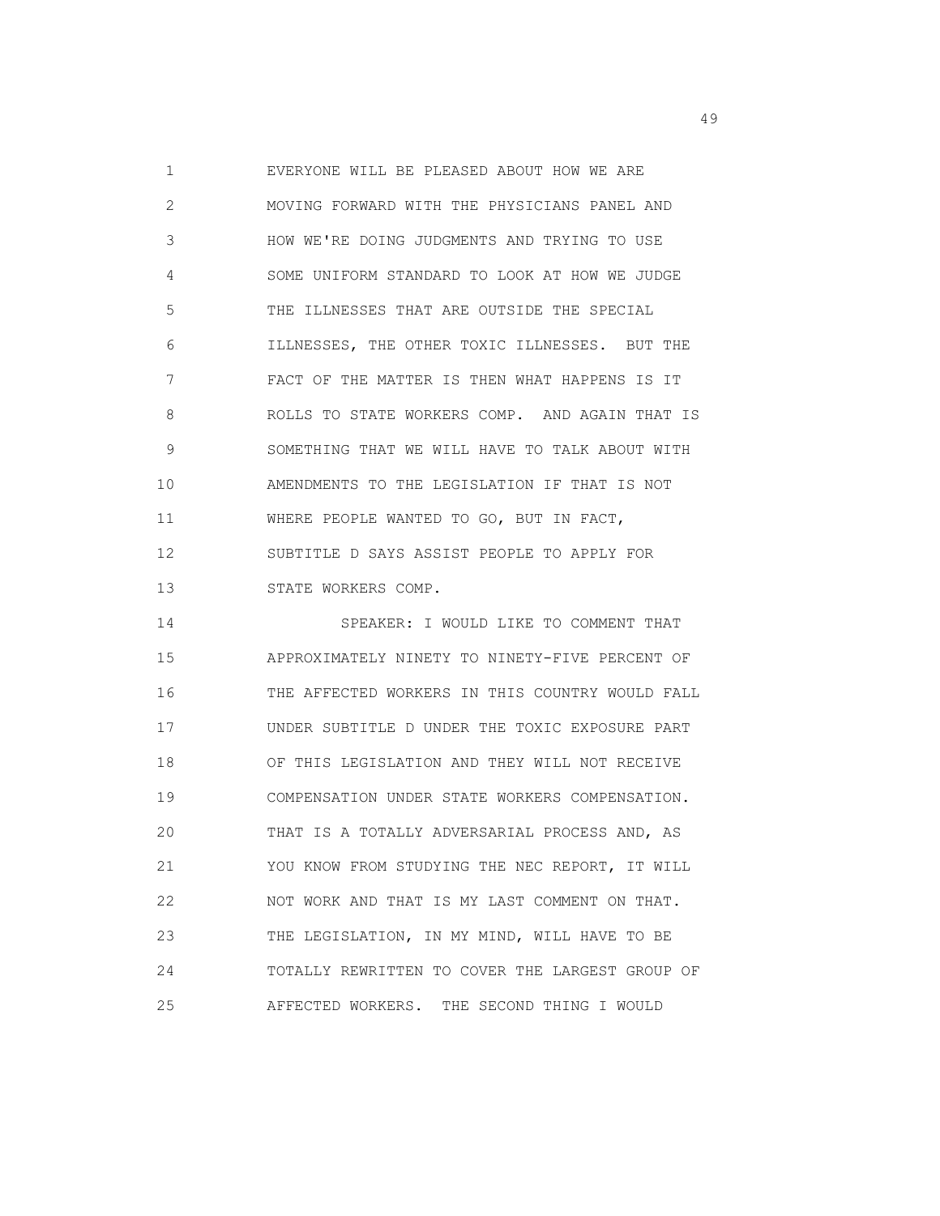EVERYONE WILL BE PLEASED ABOUT HOW WE ARE MOVING FORWARD WITH THE PHYSICIANS PANEL AND HOW WE'RE DOING JUDGMENTS AND TRYING TO USE SOME UNIFORM STANDARD TO LOOK AT HOW WE JUDGE THE ILLNESSES THAT ARE OUTSIDE THE SPECIAL ILLNESSES, THE OTHER TOXIC ILLNESSES. BUT THE FACT OF THE MATTER IS THEN WHAT HAPPENS IS IT ROLLS TO STATE WORKERS COMP. AND AGAIN THAT IS SOMETHING THAT WE WILL HAVE TO TALK ABOUT WITH AMENDMENTS TO THE LEGISLATION IF THAT IS NOT WHERE PEOPLE WANTED TO GO, BUT IN FACT, SUBTITLE D SAYS ASSIST PEOPLE TO APPLY FOR STATE WORKERS COMP.

SPEAKER: I WOULD LIKE TO COMMENT THAT APPROXIMATELY NINETY TO NINETY-FIVE PERCENT OF THE AFFECTED WORKERS IN THIS COUNTRY WOULD FALL UNDER SUBTITLE D UNDER THE TOXIC EXPOSURE PART OF THIS LEGISLATION AND THEY WILL NOT RECEIVE COMPENSATION UNDER STATE WORKERS COMPENSATION. THAT IS A TOTALLY ADVERSARIAL PROCESS AND, AS YOU KNOW FROM STUDYING THE NEC REPORT, IT WILL NOT WORK AND THAT IS MY LAST COMMENT ON THAT. THE LEGISLATION, IN MY MIND, WILL HAVE TO BE TOTALLY REWRITTEN TO COVER THE LARGEST GROUP OF AFFECTED WORKERS. THE SECOND THING I WOULD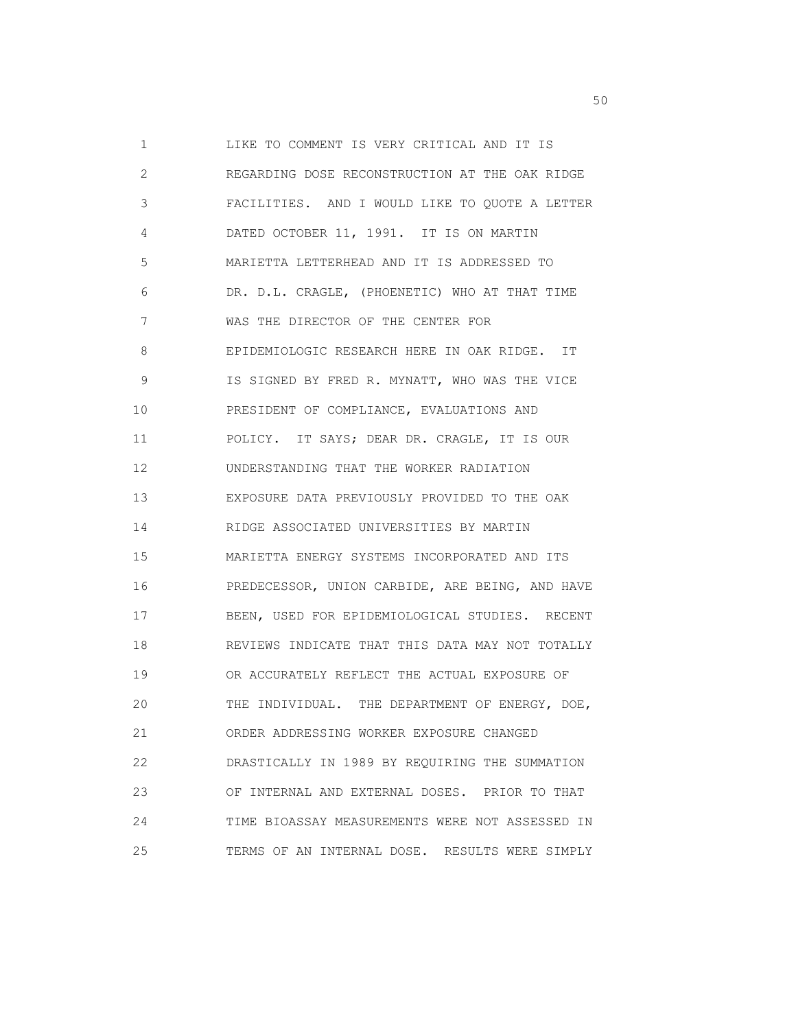LIKE TO COMMENT IS VERY CRITICAL AND IT IS REGARDING DOSE RECONSTRUCTION AT THE OAK RIDGE FACILITIES. AND I WOULD LIKE TO QUOTE A LETTER DATED OCTOBER 11, 1991. IT IS ON MARTIN MARIETTA LETTERHEAD AND IT IS ADDRESSED TO DR. D.L. CRAGLE, (PHOENETIC) WHO AT THAT TIME WAS THE DIRECTOR OF THE CENTER FOR EPIDEMIOLOGIC RESEARCH HERE IN OAK RIDGE. IT IS SIGNED BY FRED R. MYNATT, WHO WAS THE VICE PRESIDENT OF COMPLIANCE, EVALUATIONS AND POLICY. IT SAYS; DEAR DR. CRAGLE, IT IS OUR UNDERSTANDING THAT THE WORKER RADIATION EXPOSURE DATA PREVIOUSLY PROVIDED TO THE OAK RIDGE ASSOCIATED UNIVERSITIES BY MARTIN MARIETTA ENERGY SYSTEMS INCORPORATED AND ITS PREDECESSOR, UNION CARBIDE, ARE BEING, AND HAVE BEEN, USED FOR EPIDEMIOLOGICAL STUDIES. RECENT REVIEWS INDICATE THAT THIS DATA MAY NOT TOTALLY OR ACCURATELY REFLECT THE ACTUAL EXPOSURE OF THE INDIVIDUAL. THE DEPARTMENT OF ENERGY, DOE, ORDER ADDRESSING WORKER EXPOSURE CHANGED DRASTICALLY IN 1989 BY REQUIRING THE SUMMATION OF INTERNAL AND EXTERNAL DOSES. PRIOR TO THAT TIME BIOASSAY MEASUREMENTS WERE NOT ASSESSED IN TERMS OF AN INTERNAL DOSE. RESULTS WERE SIMPLY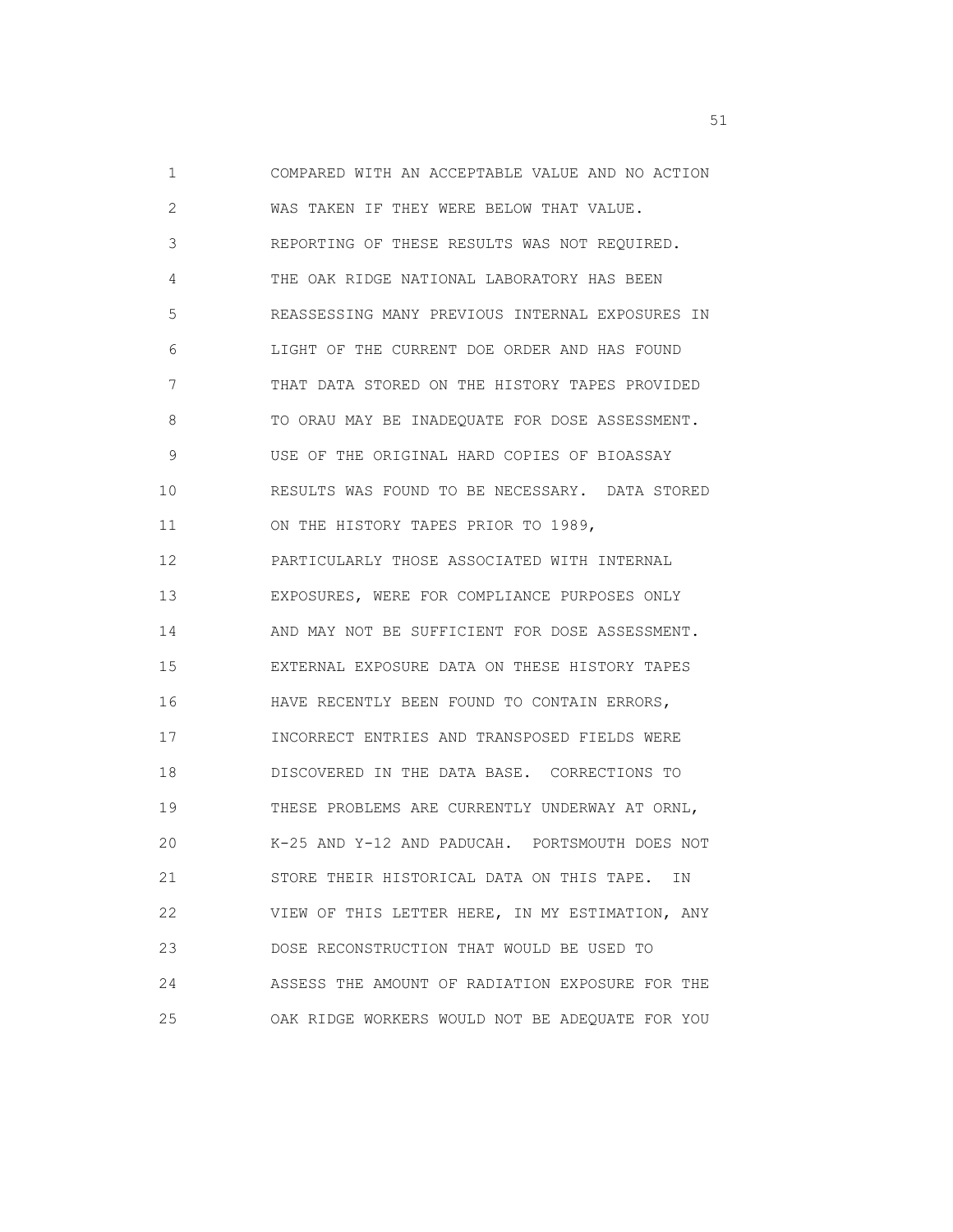COMPARED WITH AN ACCEPTABLE VALUE AND NO ACTION WAS TAKEN IF THEY WERE BELOW THAT VALUE. REPORTING OF THESE RESULTS WAS NOT REQUIRED. THE OAK RIDGE NATIONAL LABORATORY HAS BEEN REASSESSING MANY PREVIOUS INTERNAL EXPOSURES IN LIGHT OF THE CURRENT DOE ORDER AND HAS FOUND THAT DATA STORED ON THE HISTORY TAPES PROVIDED TO ORAU MAY BE INADEQUATE FOR DOSE ASSESSMENT. USE OF THE ORIGINAL HARD COPIES OF BIOASSAY RESULTS WAS FOUND TO BE NECESSARY. DATA STORED ON THE HISTORY TAPES PRIOR TO 1989, PARTICULARLY THOSE ASSOCIATED WITH INTERNAL EXPOSURES, WERE FOR COMPLIANCE PURPOSES ONLY AND MAY NOT BE SUFFICIENT FOR DOSE ASSESSMENT. EXTERNAL EXPOSURE DATA ON THESE HISTORY TAPES HAVE RECENTLY BEEN FOUND TO CONTAIN ERRORS, INCORRECT ENTRIES AND TRANSPOSED FIELDS WERE DISCOVERED IN THE DATA BASE. CORRECTIONS TO THESE PROBLEMS ARE CURRENTLY UNDERWAY AT ORNL, K-25 AND Y-12 AND PADUCAH. PORTSMOUTH DOES NOT STORE THEIR HISTORICAL DATA ON THIS TAPE. IN VIEW OF THIS LETTER HERE, IN MY ESTIMATION, ANY DOSE RECONSTRUCTION THAT WOULD BE USED TO ASSESS THE AMOUNT OF RADIATION EXPOSURE FOR THE OAK RIDGE WORKERS WOULD NOT BE ADEQUATE FOR YOU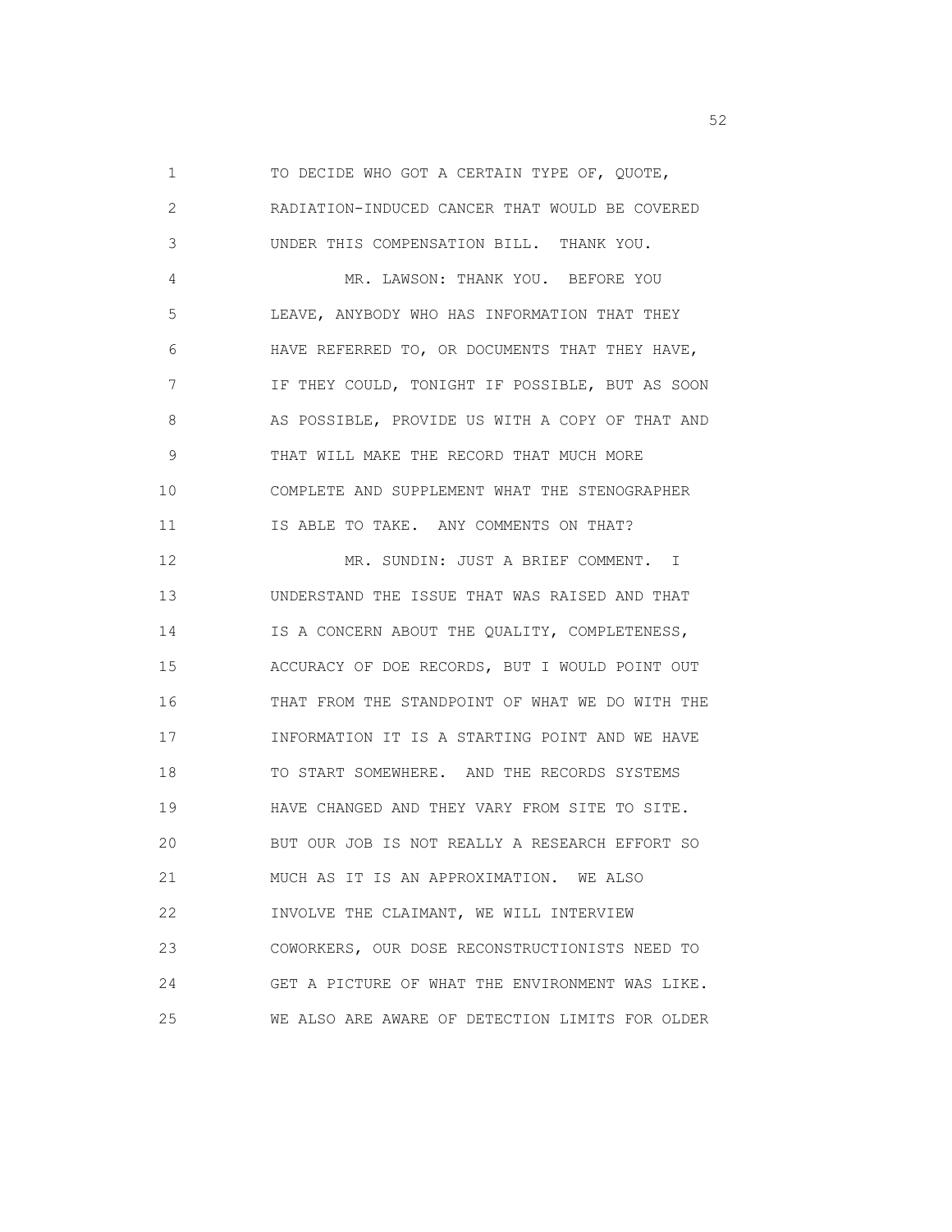TO DECIDE WHO GOT A CERTAIN TYPE OF, QUOTE, RADIATION-INDUCED CANCER THAT WOULD BE COVERED UNDER THIS COMPENSATION BILL. THANK YOU.

MR. LAWSON: THANK YOU. BEFORE YOU LEAVE, ANYBODY WHO HAS INFORMATION THAT THEY HAVE REFERRED TO, OR DOCUMENTS THAT THEY HAVE, IF THEY COULD, TONIGHT IF POSSIBLE, BUT AS SOON AS POSSIBLE, PROVIDE US WITH A COPY OF THAT AND THAT WILL MAKE THE RECORD THAT MUCH MORE COMPLETE AND SUPPLEMENT WHAT THE STENOGRAPHER IS ABLE TO TAKE. ANY COMMENTS ON THAT?

MR. SUNDIN: JUST A BRIEF COMMENT. I UNDERSTAND THE ISSUE THAT WAS RAISED AND THAT IS A CONCERN ABOUT THE QUALITY, COMPLETENESS, ACCURACY OF DOE RECORDS, BUT I WOULD POINT OUT THAT FROM THE STANDPOINT OF WHAT WE DO WITH THE INFORMATION IT IS A STARTING POINT AND WE HAVE TO START SOMEWHERE. AND THE RECORDS SYSTEMS HAVE CHANGED AND THEY VARY FROM SITE TO SITE. BUT OUR JOB IS NOT REALLY A RESEARCH EFFORT SO MUCH AS IT IS AN APPROXIMATION. WE ALSO INVOLVE THE CLAIMANT, WE WILL INTERVIEW COWORKERS, OUR DOSE RECONSTRUCTIONISTS NEED TO GET A PICTURE OF WHAT THE ENVIRONMENT WAS LIKE. WE ALSO ARE AWARE OF DETECTION LIMITS FOR OLDER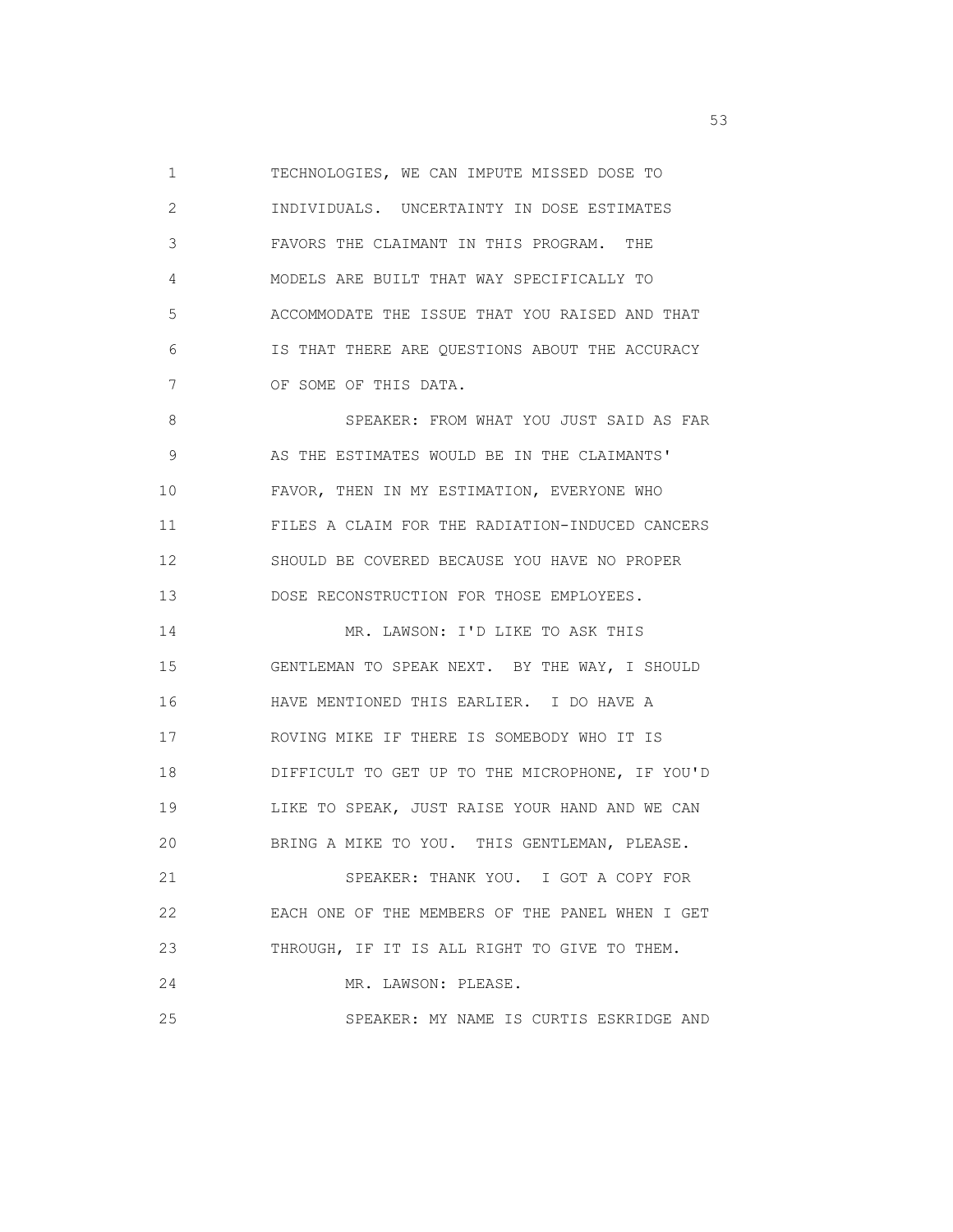TECHNOLOGIES, WE CAN IMPUTE MISSED DOSE TO INDIVIDUALS. UNCERTAINTY IN DOSE ESTIMATES FAVORS THE CLAIMANT IN THIS PROGRAM. THE MODELS ARE BUILT THAT WAY SPECIFICALLY TO ACCOMMODATE THE ISSUE THAT YOU RAISED AND THAT IS THAT THERE ARE QUESTIONS ABOUT THE ACCURACY OF SOME OF THIS DATA.

SPEAKER: FROM WHAT YOU JUST SAID AS FAR AS THE ESTIMATES WOULD BE IN THE CLAIMANTS' FAVOR, THEN IN MY ESTIMATION, EVERYONE WHO FILES A CLAIM FOR THE RADIATION-INDUCED CANCERS SHOULD BE COVERED BECAUSE YOU HAVE NO PROPER DOSE RECONSTRUCTION FOR THOSE EMPLOYEES.

MR. LAWSON: I'D LIKE TO ASK THIS GENTLEMAN TO SPEAK NEXT. BY THE WAY, I SHOULD HAVE MENTIONED THIS EARLIER. I DO HAVE A ROVING MIKE IF THERE IS SOMEBODY WHO IT IS DIFFICULT TO GET UP TO THE MICROPHONE, IF YOU'D LIKE TO SPEAK, JUST RAISE YOUR HAND AND WE CAN BRING A MIKE TO YOU. THIS GENTLEMAN, PLEASE.

SPEAKER: THANK YOU. I GOT A COPY FOR EACH ONE OF THE MEMBERS OF THE PANEL WHEN I GET THROUGH, IF IT IS ALL RIGHT TO GIVE TO THEM.

MR. LAWSON: PLEASE.

SPEAKER: MY NAME IS CURTIS ESKRIDGE AND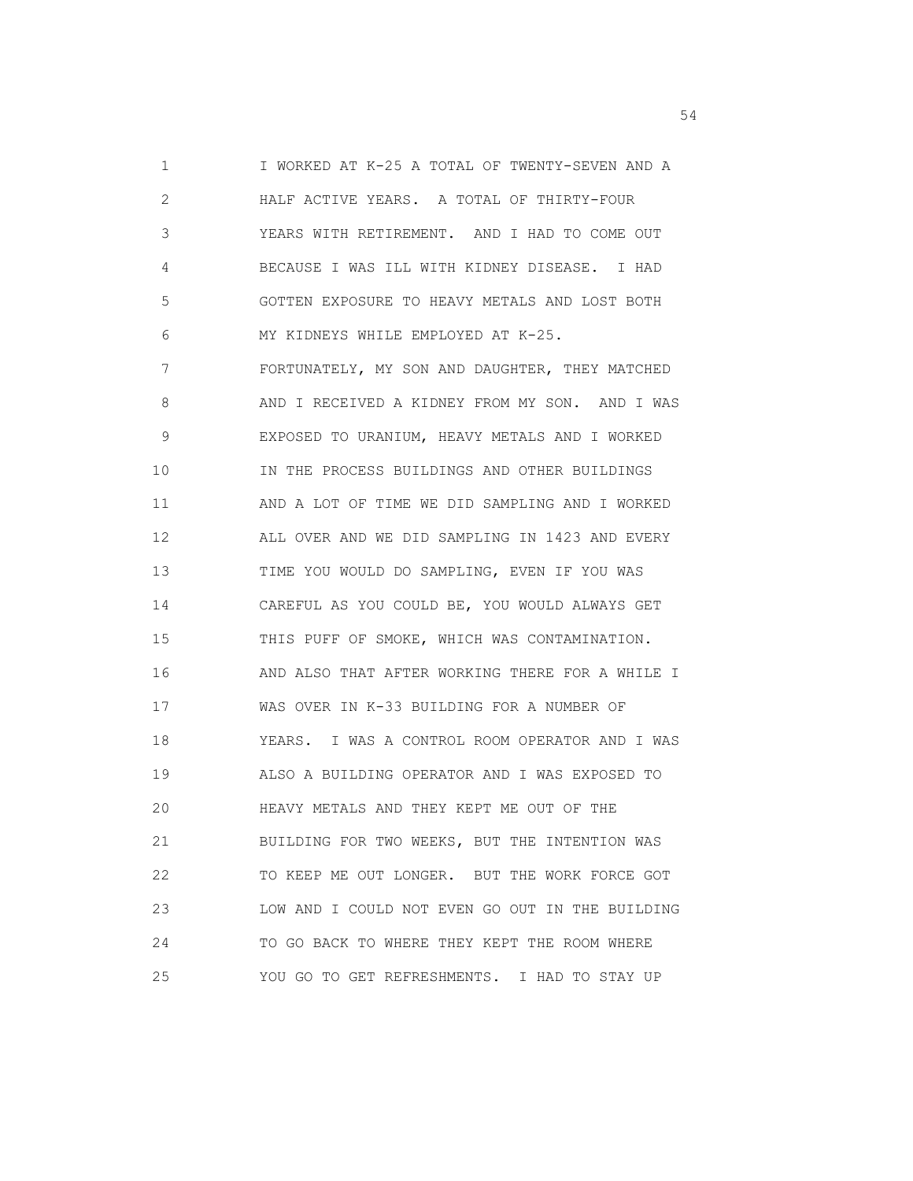I WORKED AT K-25 A TOTAL OF TWENTY-SEVEN AND A HALF ACTIVE YEARS. A TOTAL OF THIRTY-FOUR YEARS WITH RETIREMENT. AND I HAD TO COME OUT BECAUSE I WAS ILL WITH KIDNEY DISEASE. I HAD GOTTEN EXPOSURE TO HEAVY METALS AND LOST BOTH MY KIDNEYS WHILE EMPLOYED AT K-25. FORTUNATELY, MY SON AND DAUGHTER, THEY MATCHED AND I RECEIVED A KIDNEY FROM MY SON. AND I WAS EXPOSED TO URANIUM, HEAVY METALS AND I WORKED IN THE PROCESS BUILDINGS AND OTHER BUILDINGS AND A LOT OF TIME WE DID SAMPLING AND I WORKED ALL OVER AND WE DID SAMPLING IN 1423 AND EVERY TIME YOU WOULD DO SAMPLING, EVEN IF YOU WAS CAREFUL AS YOU COULD BE, YOU WOULD ALWAYS GET THIS PUFF OF SMOKE, WHICH WAS CONTAMINATION. AND ALSO THAT AFTER WORKING THERE FOR A WHILE I WAS OVER IN K-33 BUILDING FOR A NUMBER OF YEARS. I WAS A CONTROL ROOM OPERATOR AND I WAS ALSO A BUILDING OPERATOR AND I WAS EXPOSED TO HEAVY METALS AND THEY KEPT ME OUT OF THE BUILDING FOR TWO WEEKS, BUT THE INTENTION WAS TO KEEP ME OUT LONGER. BUT THE WORK FORCE GOT LOW AND I COULD NOT EVEN GO OUT IN THE BUILDING TO GO BACK TO WHERE THEY KEPT THE ROOM WHERE YOU GO TO GET REFRESHMENTS. I HAD TO STAY UP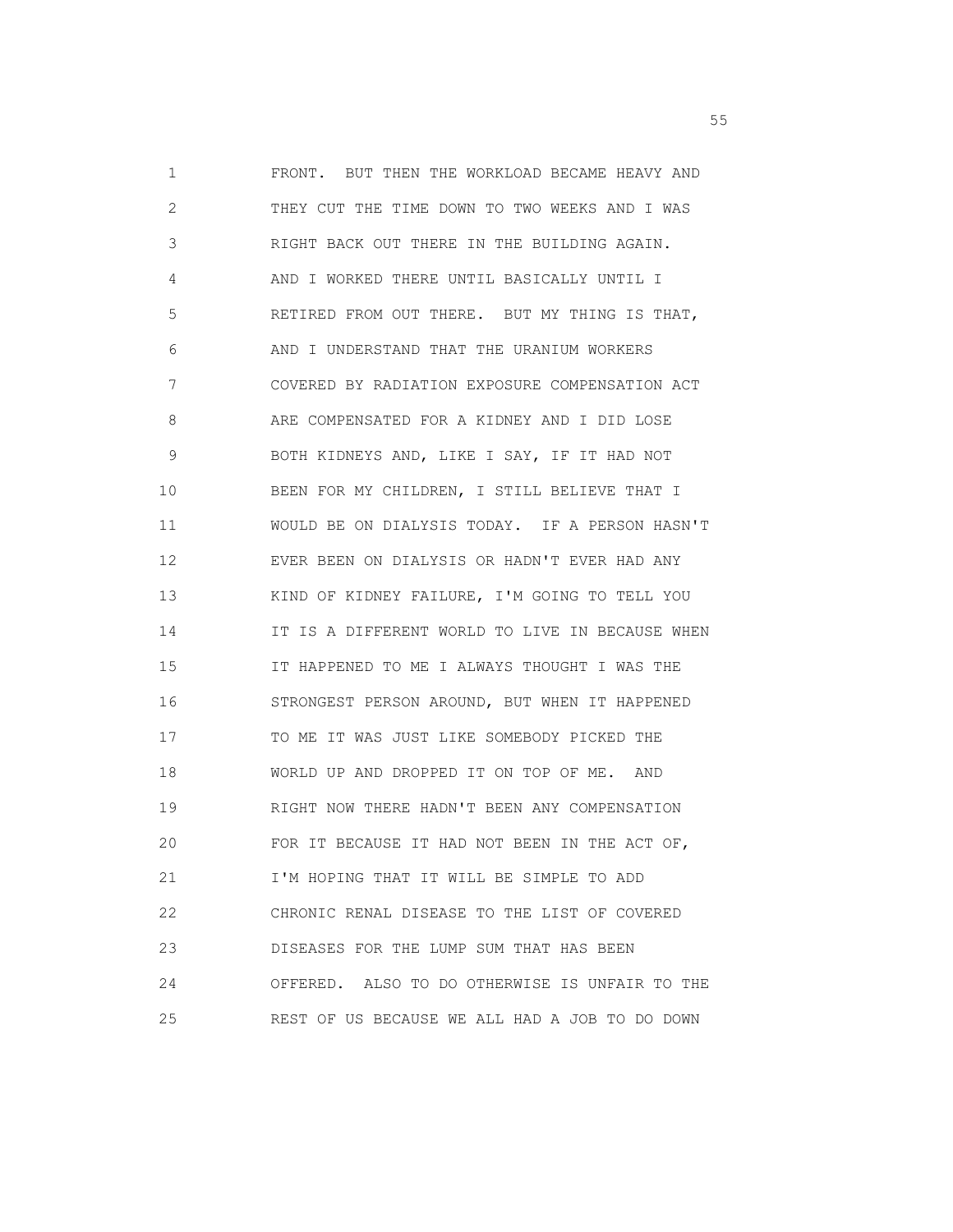FRONT. BUT THEN THE WORKLOAD BECAME HEAVY AND THEY CUT THE TIME DOWN TO TWO WEEKS AND I WAS RIGHT BACK OUT THERE IN THE BUILDING AGAIN. AND I WORKED THERE UNTIL BASICALLY UNTIL I RETIRED FROM OUT THERE. BUT MY THING IS THAT, AND I UNDERSTAND THAT THE URANIUM WORKERS COVERED BY RADIATION EXPOSURE COMPENSATION ACT ARE COMPENSATED FOR A KIDNEY AND I DID LOSE BOTH KIDNEYS AND, LIKE I SAY, IF IT HAD NOT BEEN FOR MY CHILDREN, I STILL BELIEVE THAT I WOULD BE ON DIALYSIS TODAY. IF A PERSON HASN'T EVER BEEN ON DIALYSIS OR HADN'T EVER HAD ANY KIND OF KIDNEY FAILURE, I'M GOING TO TELL YOU IT IS A DIFFERENT WORLD TO LIVE IN BECAUSE WHEN IT HAPPENED TO ME I ALWAYS THOUGHT I WAS THE STRONGEST PERSON AROUND, BUT WHEN IT HAPPENED TO ME IT WAS JUST LIKE SOMEBODY PICKED THE WORLD UP AND DROPPED IT ON TOP OF ME. AND RIGHT NOW THERE HADN'T BEEN ANY COMPENSATION FOR IT BECAUSE IT HAD NOT BEEN IN THE ACT OF, I'M HOPING THAT IT WILL BE SIMPLE TO ADD CHRONIC RENAL DISEASE TO THE LIST OF COVERED DISEASES FOR THE LUMP SUM THAT HAS BEEN OFFERED. ALSO TO DO OTHERWISE IS UNFAIR TO THE REST OF US BECAUSE WE ALL HAD A JOB TO DO DOWN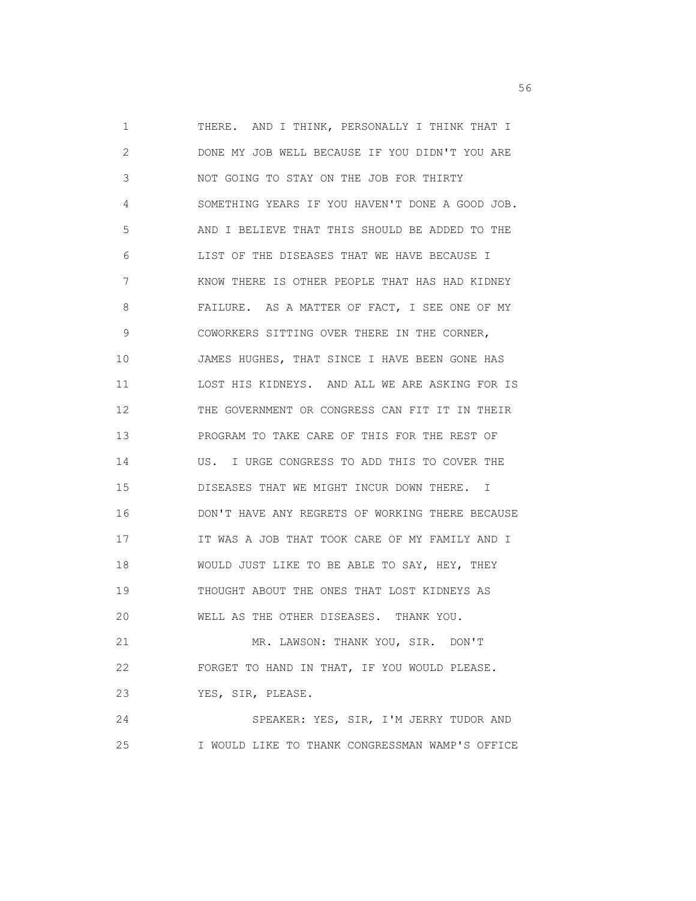THERE. AND I THINK, PERSONALLY I THINK THAT I DONE MY JOB WELL BECAUSE IF YOU DIDN'T YOU ARE NOT GOING TO STAY ON THE JOB FOR THIRTY SOMETHING YEARS IF YOU HAVEN'T DONE A GOOD JOB. AND I BELIEVE THAT THIS SHOULD BE ADDED TO THE LIST OF THE DISEASES THAT WE HAVE BECAUSE I KNOW THERE IS OTHER PEOPLE THAT HAS HAD KIDNEY FAILURE. AS A MATTER OF FACT, I SEE ONE OF MY COWORKERS SITTING OVER THERE IN THE CORNER, JAMES HUGHES, THAT SINCE I HAVE BEEN GONE HAS LOST HIS KIDNEYS. AND ALL WE ARE ASKING FOR IS THE GOVERNMENT OR CONGRESS CAN FIT IT IN THEIR PROGRAM TO TAKE CARE OF THIS FOR THE REST OF US. I URGE CONGRESS TO ADD THIS TO COVER THE DISEASES THAT WE MIGHT INCUR DOWN THERE. I DON'T HAVE ANY REGRETS OF WORKING THERE BECAUSE IT WAS A JOB THAT TOOK CARE OF MY FAMILY AND I WOULD JUST LIKE TO BE ABLE TO SAY, HEY, THEY THOUGHT ABOUT THE ONES THAT LOST KIDNEYS AS WELL AS THE OTHER DISEASES. THANK YOU.

MR. LAWSON: THANK YOU, SIR. DON'T FORGET TO HAND IN THAT, IF YOU WOULD PLEASE. YES, SIR, PLEASE.

SPEAKER: YES, SIR, I'M JERRY TUDOR AND I WOULD LIKE TO THANK CONGRESSMAN WAMP'S OFFICE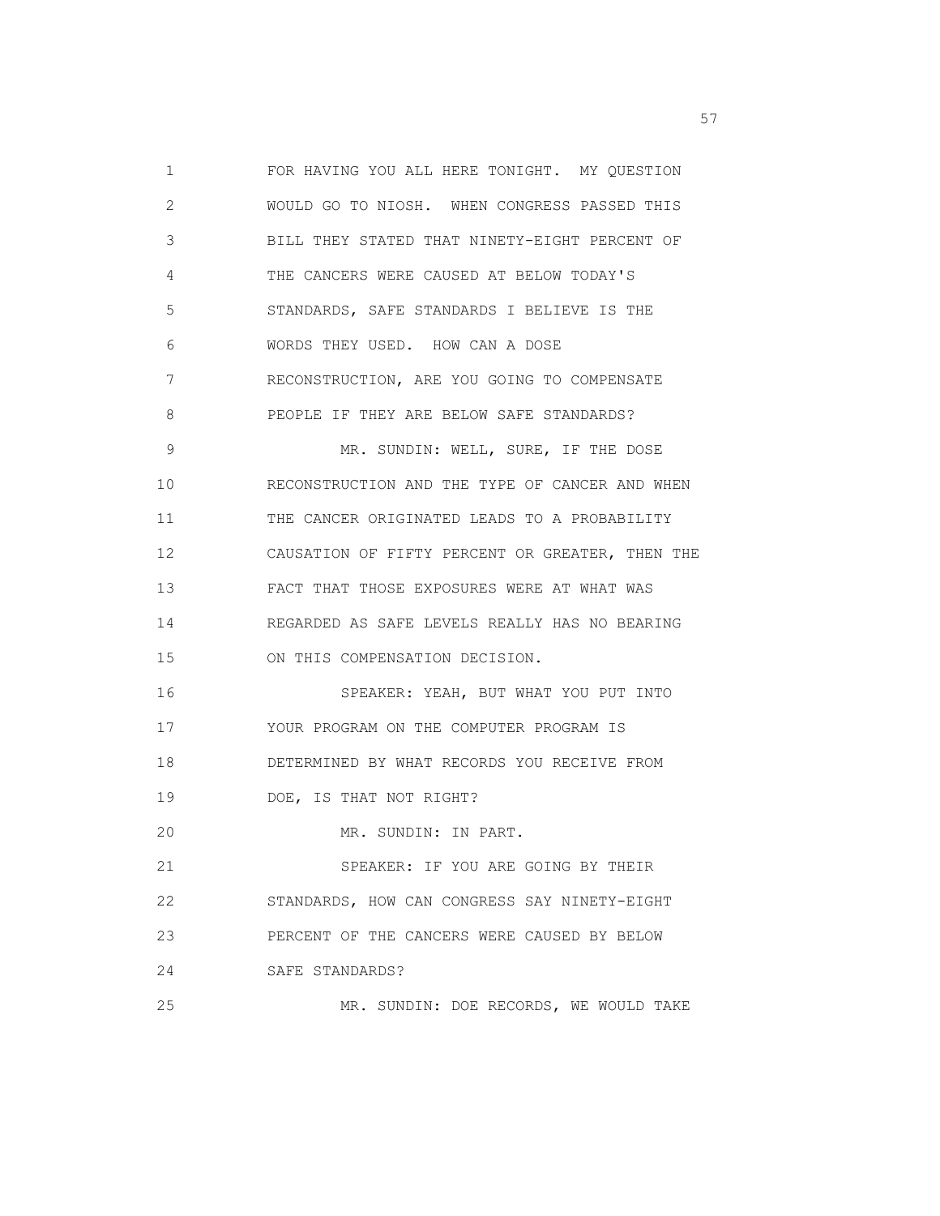FOR HAVING YOU ALL HERE TONIGHT. MY QUESTION WOULD GO TO NIOSH. WHEN CONGRESS PASSED THIS BILL THEY STATED THAT NINETY-EIGHT PERCENT OF THE CANCERS WERE CAUSED AT BELOW TODAY'S STANDARDS, SAFE STANDARDS I BELIEVE IS THE WORDS THEY USED. HOW CAN A DOSE RECONSTRUCTION, ARE YOU GOING TO COMPENSATE PEOPLE IF THEY ARE BELOW SAFE STANDARDS?

MR. SUNDIN: WELL, SURE, IF THE DOSE RECONSTRUCTION AND THE TYPE OF CANCER AND WHEN THE CANCER ORIGINATED LEADS TO A PROBABILITY CAUSATION OF FIFTY PERCENT OR GREATER, THEN THE FACT THAT THOSE EXPOSURES WERE AT WHAT WAS REGARDED AS SAFE LEVELS REALLY HAS NO BEARING ON THIS COMPENSATION DECISION.

SPEAKER: YEAH, BUT WHAT YOU PUT INTO YOUR PROGRAM ON THE COMPUTER PROGRAM IS DETERMINED BY WHAT RECORDS YOU RECEIVE FROM DOE, IS THAT NOT RIGHT?

MR. SUNDIN: IN PART.

SPEAKER: IF YOU ARE GOING BY THEIR STANDARDS, HOW CAN CONGRESS SAY NINETY-EIGHT PERCENT OF THE CANCERS WERE CAUSED BY BELOW SAFE STANDARDS?

MR. SUNDIN: DOE RECORDS, WE WOULD TAKE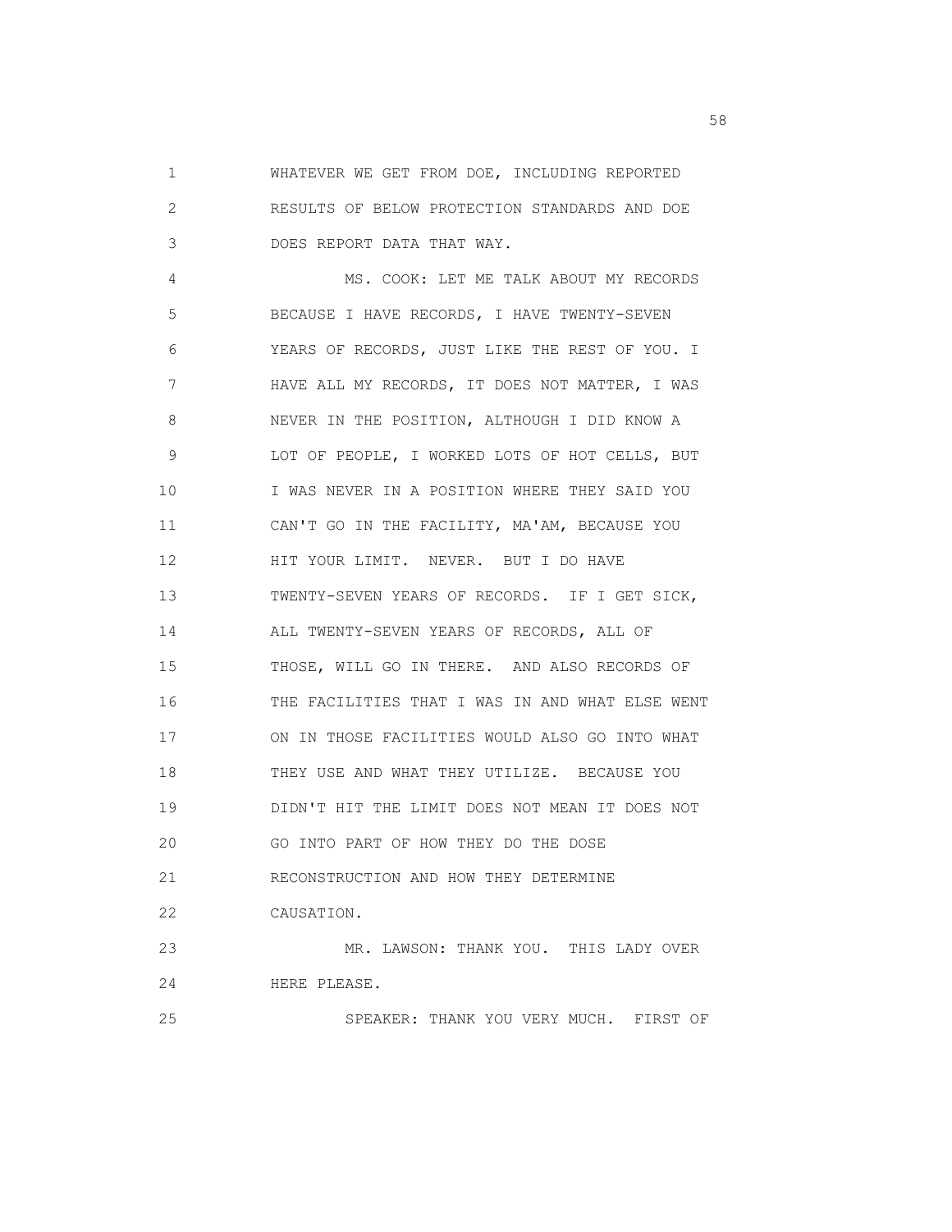WHATEVER WE GET FROM DOE, INCLUDING REPORTED RESULTS OF BELOW PROTECTION STANDARDS AND DOE DOES REPORT DATA THAT WAY.

MS. COOK: LET ME TALK ABOUT MY RECORDS BECAUSE I HAVE RECORDS, I HAVE TWENTY-SEVEN YEARS OF RECORDS, JUST LIKE THE REST OF YOU. I HAVE ALL MY RECORDS, IT DOES NOT MATTER, I WAS NEVER IN THE POSITION, ALTHOUGH I DID KNOW A LOT OF PEOPLE, I WORKED LOTS OF HOT CELLS, BUT I WAS NEVER IN A POSITION WHERE THEY SAID YOU CAN'T GO IN THE FACILITY, MA'AM, BECAUSE YOU HIT YOUR LIMIT. NEVER. BUT I DO HAVE TWENTY-SEVEN YEARS OF RECORDS. IF I GET SICK, ALL TWENTY-SEVEN YEARS OF RECORDS, ALL OF THOSE, WILL GO IN THERE. AND ALSO RECORDS OF THE FACILITIES THAT I WAS IN AND WHAT ELSE WENT ON IN THOSE FACILITIES WOULD ALSO GO INTO WHAT THEY USE AND WHAT THEY UTILIZE. BECAUSE YOU DIDN'T HIT THE LIMIT DOES NOT MEAN IT DOES NOT GO INTO PART OF HOW THEY DO THE DOSE RECONSTRUCTION AND HOW THEY DETERMINE CAUSATION.

MR. LAWSON: THANK YOU. THIS LADY OVER HERE PLEASE.

SPEAKER: THANK YOU VERY MUCH. FIRST OF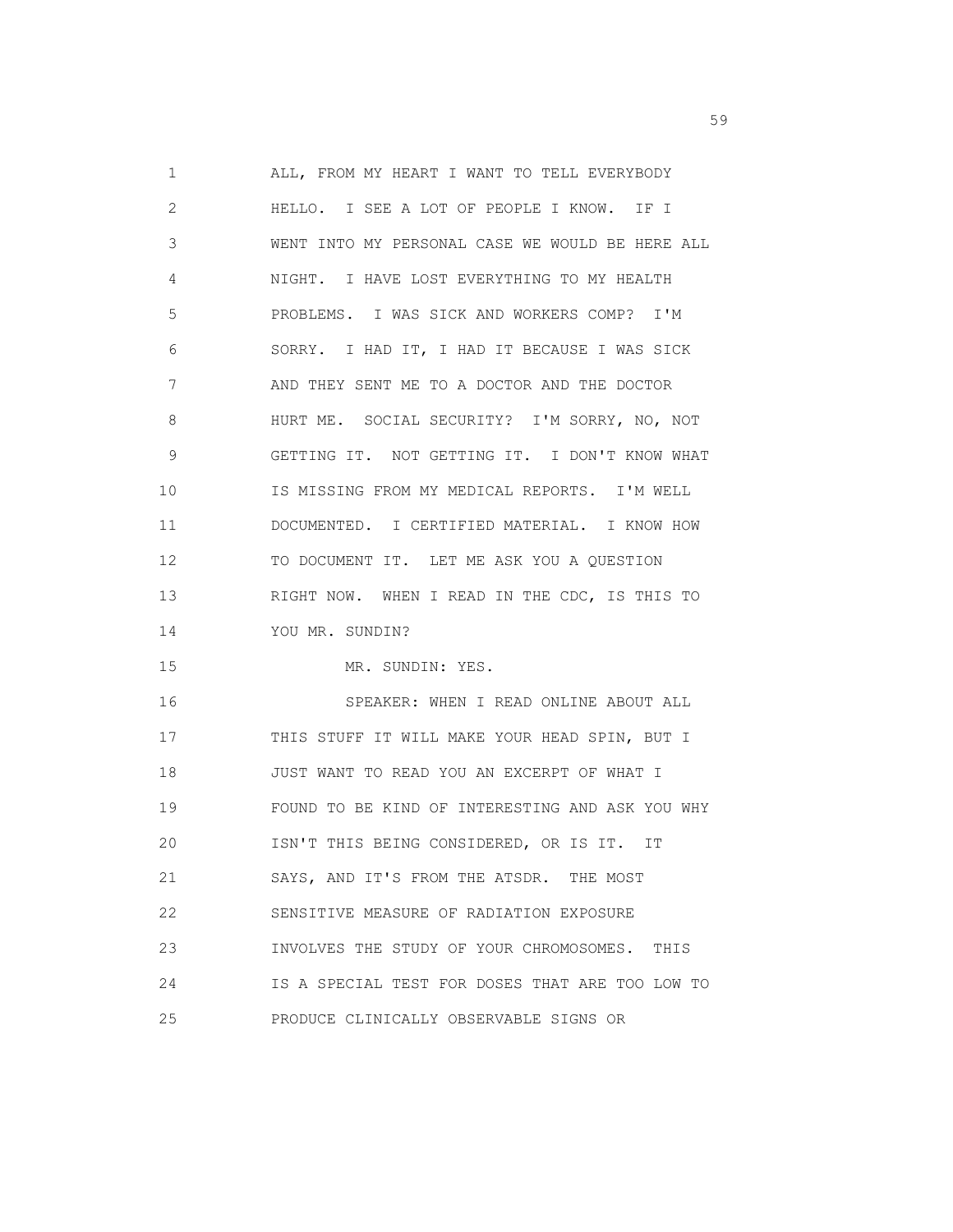ALL, FROM MY HEART I WANT TO TELL EVERYBODY HELLO. I SEE A LOT OF PEOPLE I KNOW. IF I WENT INTO MY PERSONAL CASE WE WOULD BE HERE ALL NIGHT. I HAVE LOST EVERYTHING TO MY HEALTH PROBLEMS. I WAS SICK AND WORKERS COMP? I'M SORRY. I HAD IT, I HAD IT BECAUSE I WAS SICK AND THEY SENT ME TO A DOCTOR AND THE DOCTOR HURT ME. SOCIAL SECURITY? I'M SORRY, NO, NOT GETTING IT. NOT GETTING IT. I DON'T KNOW WHAT IS MISSING FROM MY MEDICAL REPORTS. I'M WELL DOCUMENTED. I CERTIFIED MATERIAL. I KNOW HOW TO DOCUMENT IT. LET ME ASK YOU A QUESTION RIGHT NOW. WHEN I READ IN THE CDC, IS THIS TO YOU MR. SUNDIN?

MR. SUNDIN: YES.

SPEAKER: WHEN I READ ONLINE ABOUT ALL THIS STUFF IT WILL MAKE YOUR HEAD SPIN, BUT I JUST WANT TO READ YOU AN EXCERPT OF WHAT I FOUND TO BE KIND OF INTERESTING AND ASK YOU WHY ISN'T THIS BEING CONSIDERED, OR IS IT. IT SAYS, AND IT'S FROM THE ATSDR. THE MOST SENSITIVE MEASURE OF RADIATION EXPOSURE INVOLVES THE STUDY OF YOUR CHROMOSOMES. THIS IS A SPECIAL TEST FOR DOSES THAT ARE TOO LOW TO PRODUCE CLINICALLY OBSERVABLE SIGNS OR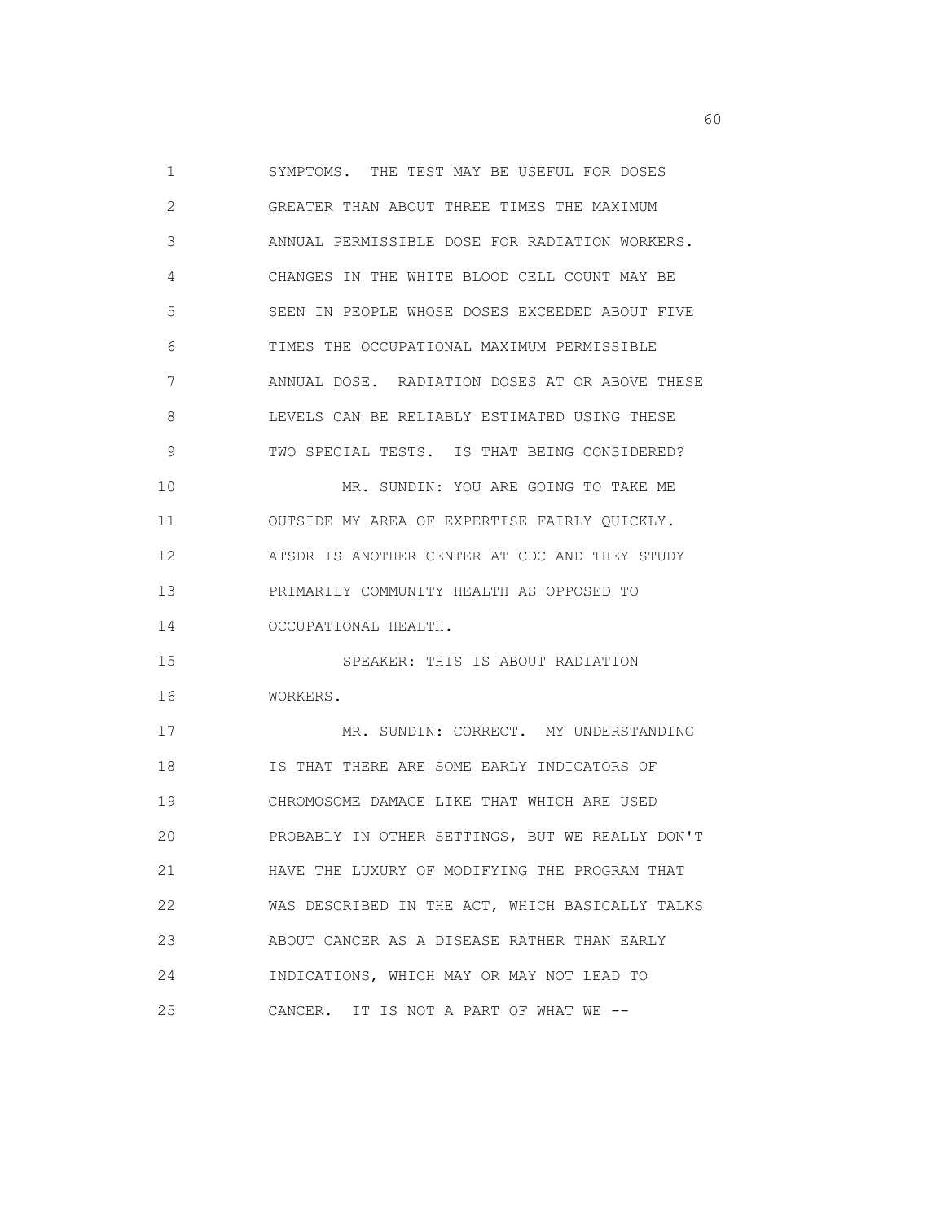SYMPTOMS. THE TEST MAY BE USEFUL FOR DOSES GREATER THAN ABOUT THREE TIMES THE MAXIMUM ANNUAL PERMISSIBLE DOSE FOR RADIATION WORKERS. CHANGES IN THE WHITE BLOOD CELL COUNT MAY BE SEEN IN PEOPLE WHOSE DOSES EXCEEDED ABOUT FIVE TIMES THE OCCUPATIONAL MAXIMUM PERMISSIBLE ANNUAL DOSE. RADIATION DOSES AT OR ABOVE THESE LEVELS CAN BE RELIABLY ESTIMATED USING THESE TWO SPECIAL TESTS. IS THAT BEING CONSIDERED?

MR. SUNDIN: YOU ARE GOING TO TAKE ME OUTSIDE MY AREA OF EXPERTISE FAIRLY QUICKLY. ATSDR IS ANOTHER CENTER AT CDC AND THEY STUDY PRIMARILY COMMUNITY HEALTH AS OPPOSED TO OCCUPATIONAL HEALTH.

SPEAKER: THIS IS ABOUT RADIATION WORKERS.

MR. SUNDIN: CORRECT. MY UNDERSTANDING IS THAT THERE ARE SOME EARLY INDICATORS OF CHROMOSOME DAMAGE LIKE THAT WHICH ARE USED PROBABLY IN OTHER SETTINGS, BUT WE REALLY DON'T HAVE THE LUXURY OF MODIFYING THE PROGRAM THAT WAS DESCRIBED IN THE ACT, WHICH BASICALLY TALKS ABOUT CANCER AS A DISEASE RATHER THAN EARLY INDICATIONS, WHICH MAY OR MAY NOT LEAD TO CANCER. IT IS NOT A PART OF WHAT WE --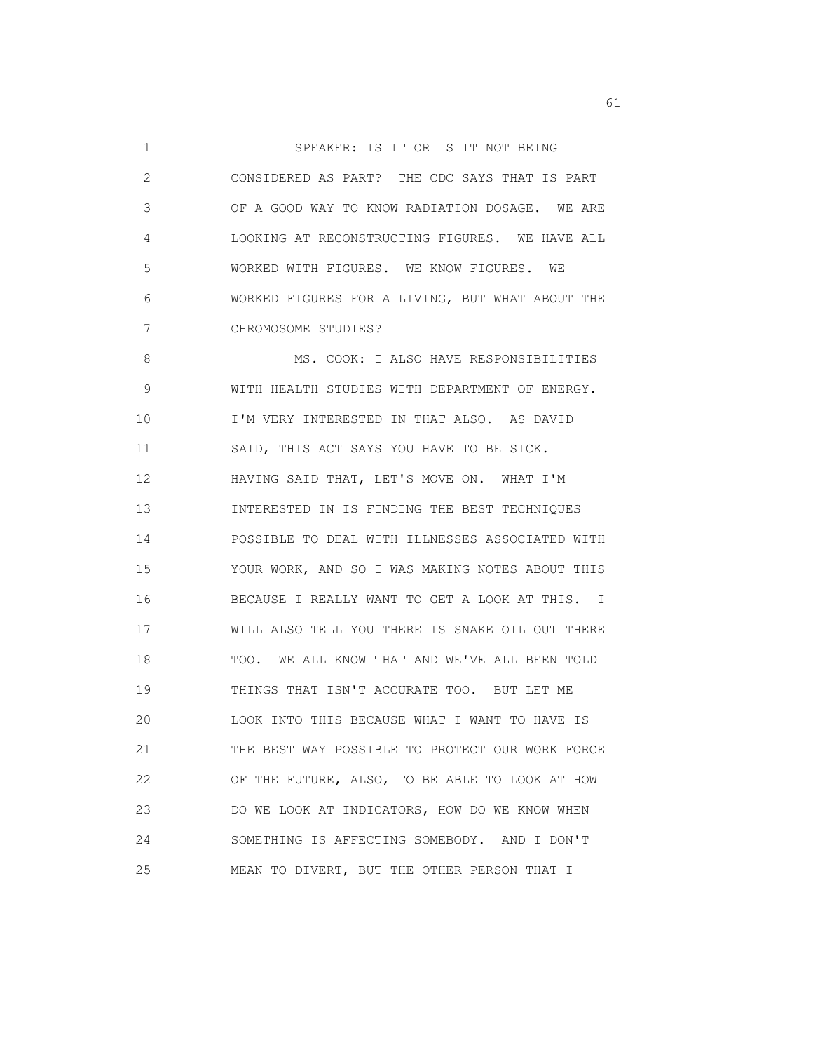SPEAKER: IS IT OR IS IT NOT BEING CONSIDERED AS PART? THE CDC SAYS THAT IS PART OF A GOOD WAY TO KNOW RADIATION DOSAGE. WE ARE LOOKING AT RECONSTRUCTING FIGURES. WE HAVE ALL WORKED WITH FIGURES. WE KNOW FIGURES. WE WORKED FIGURES FOR A LIVING, BUT WHAT ABOUT THE CHROMOSOME STUDIES?

MS. COOK: I ALSO HAVE RESPONSIBILITIES WITH HEALTH STUDIES WITH DEPARTMENT OF ENERGY. I'M VERY INTERESTED IN THAT ALSO. AS DAVID SAID, THIS ACT SAYS YOU HAVE TO BE SICK. HAVING SAID THAT, LET'S MOVE ON. WHAT I'M INTERESTED IN IS FINDING THE BEST TECHNIQUES POSSIBLE TO DEAL WITH ILLNESSES ASSOCIATED WITH YOUR WORK, AND SO I WAS MAKING NOTES ABOUT THIS BECAUSE I REALLY WANT TO GET A LOOK AT THIS. I WILL ALSO TELL YOU THERE IS SNAKE OIL OUT THERE TOO. WE ALL KNOW THAT AND WE'VE ALL BEEN TOLD THINGS THAT ISN'T ACCURATE TOO. BUT LET ME LOOK INTO THIS BECAUSE WHAT I WANT TO HAVE IS THE BEST WAY POSSIBLE TO PROTECT OUR WORK FORCE OF THE FUTURE, ALSO, TO BE ABLE TO LOOK AT HOW DO WE LOOK AT INDICATORS, HOW DO WE KNOW WHEN SOMETHING IS AFFECTING SOMEBODY. AND I DON'T MEAN TO DIVERT, BUT THE OTHER PERSON THAT I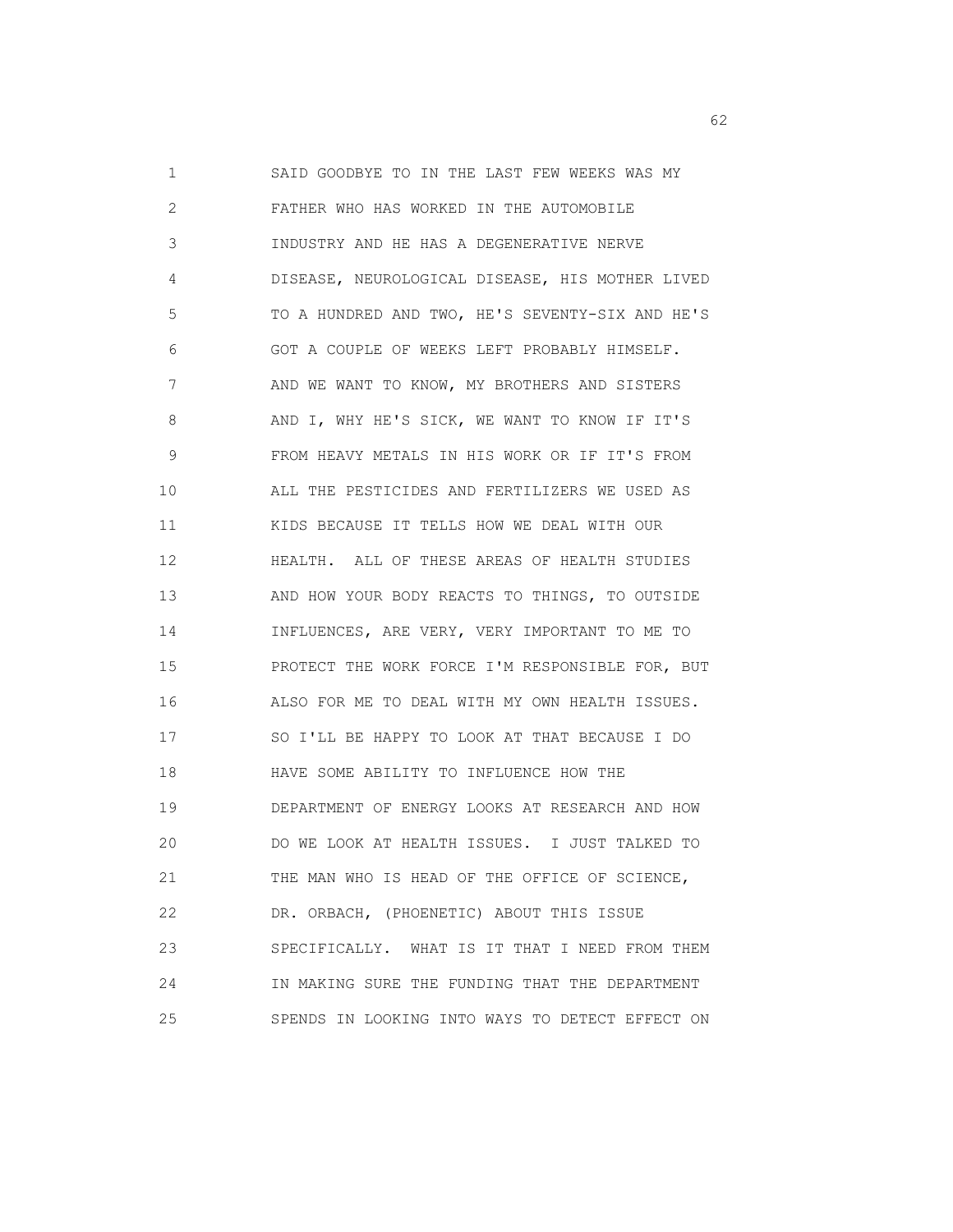SAID GOODBYE TO IN THE LAST FEW WEEKS WAS MY FATHER WHO HAS WORKED IN THE AUTOMOBILE INDUSTRY AND HE HAS A DEGENERATIVE NERVE DISEASE, NEUROLOGICAL DISEASE, HIS MOTHER LIVED TO A HUNDRED AND TWO, HE'S SEVENTY-SIX AND HE'S GOT A COUPLE OF WEEKS LEFT PROBABLY HIMSELF. AND WE WANT TO KNOW, MY BROTHERS AND SISTERS AND I, WHY HE'S SICK, WE WANT TO KNOW IF IT'S FROM HEAVY METALS IN HIS WORK OR IF IT'S FROM ALL THE PESTICIDES AND FERTILIZERS WE USED AS KIDS BECAUSE IT TELLS HOW WE DEAL WITH OUR HEALTH. ALL OF THESE AREAS OF HEALTH STUDIES AND HOW YOUR BODY REACTS TO THINGS, TO OUTSIDE INFLUENCES, ARE VERY, VERY IMPORTANT TO ME TO PROTECT THE WORK FORCE I'M RESPONSIBLE FOR, BUT ALSO FOR ME TO DEAL WITH MY OWN HEALTH ISSUES. SO I'LL BE HAPPY TO LOOK AT THAT BECAUSE I DO HAVE SOME ABILITY TO INFLUENCE HOW THE DEPARTMENT OF ENERGY LOOKS AT RESEARCH AND HOW DO WE LOOK AT HEALTH ISSUES. I JUST TALKED TO THE MAN WHO IS HEAD OF THE OFFICE OF SCIENCE, DR. ORBACH, (PHOENETIC) ABOUT THIS ISSUE SPECIFICALLY. WHAT IS IT THAT I NEED FROM THEM IN MAKING SURE THE FUNDING THAT THE DEPARTMENT SPENDS IN LOOKING INTO WAYS TO DETECT EFFECT ON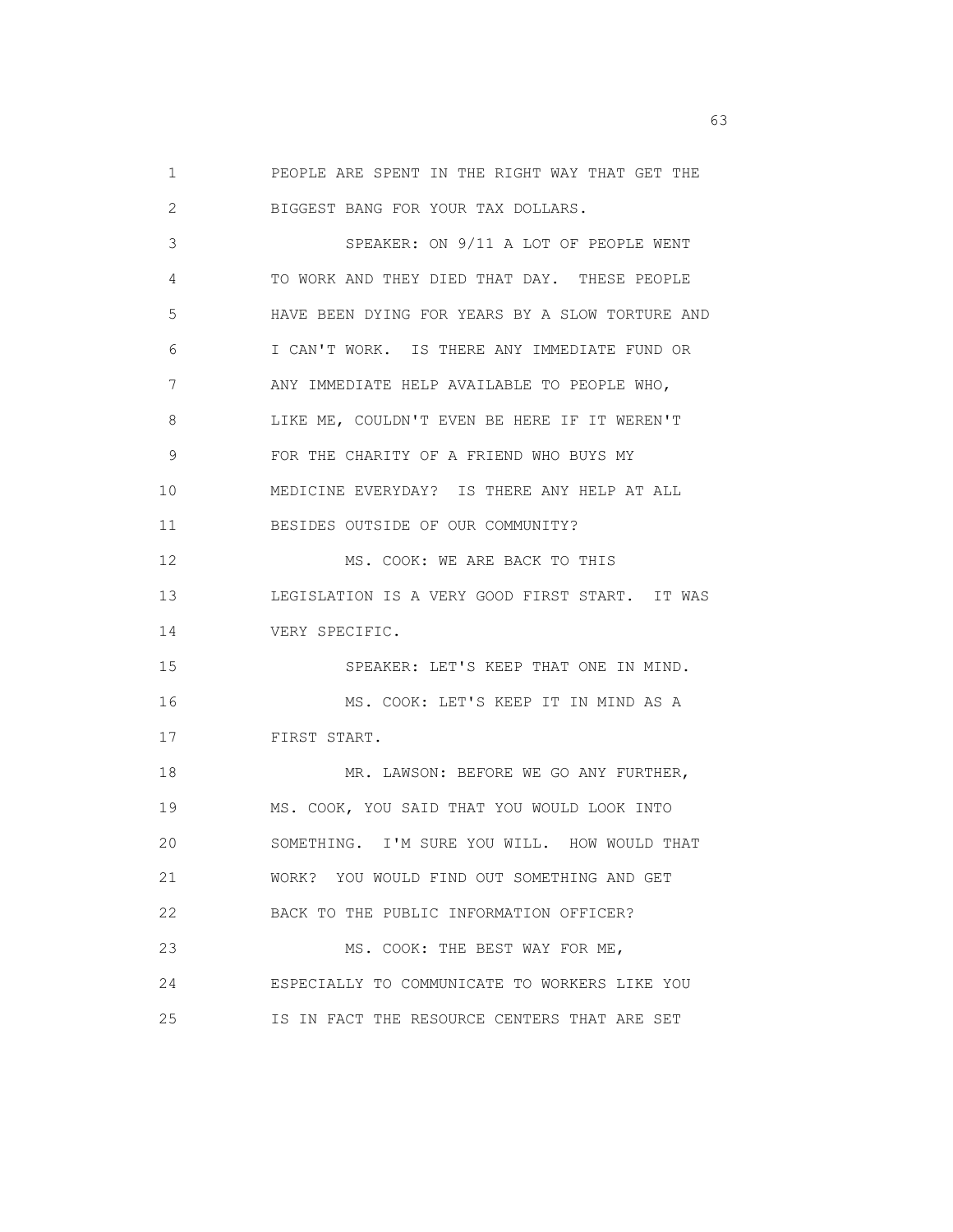PEOPLE ARE SPENT IN THE RIGHT WAY THAT GET THE BIGGEST BANG FOR YOUR TAX DOLLARS.

SPEAKER: ON 9/11 A LOT OF PEOPLE WENT TO WORK AND THEY DIED THAT DAY. THESE PEOPLE HAVE BEEN DYING FOR YEARS BY A SLOW TORTURE AND I CAN'T WORK. IS THERE ANY IMMEDIATE FUND OR ANY IMMEDIATE HELP AVAILABLE TO PEOPLE WHO, LIKE ME, COULDN'T EVEN BE HERE IF IT WEREN'T FOR THE CHARITY OF A FRIEND WHO BUYS MY MEDICINE EVERYDAY? IS THERE ANY HELP AT ALL BESIDES OUTSIDE OF OUR COMMUNITY?

MS. COOK: WE ARE BACK TO THIS LEGISLATION IS A VERY GOOD FIRST START. IT WAS VERY SPECIFIC.

SPEAKER: LET'S KEEP THAT ONE IN MIND.

MS. COOK: LET'S KEEP IT IN MIND AS A FIRST START.

MR. LAWSON: BEFORE WE GO ANY FURTHER, MS. COOK, YOU SAID THAT YOU WOULD LOOK INTO SOMETHING. I'M SURE YOU WILL. HOW WOULD THAT WORK? YOU WOULD FIND OUT SOMETHING AND GET BACK TO THE PUBLIC INFORMATION OFFICER?

MS. COOK: THE BEST WAY FOR ME, ESPECIALLY TO COMMUNICATE TO WORKERS LIKE YOU IS IN FACT THE RESOURCE CENTERS THAT ARE SET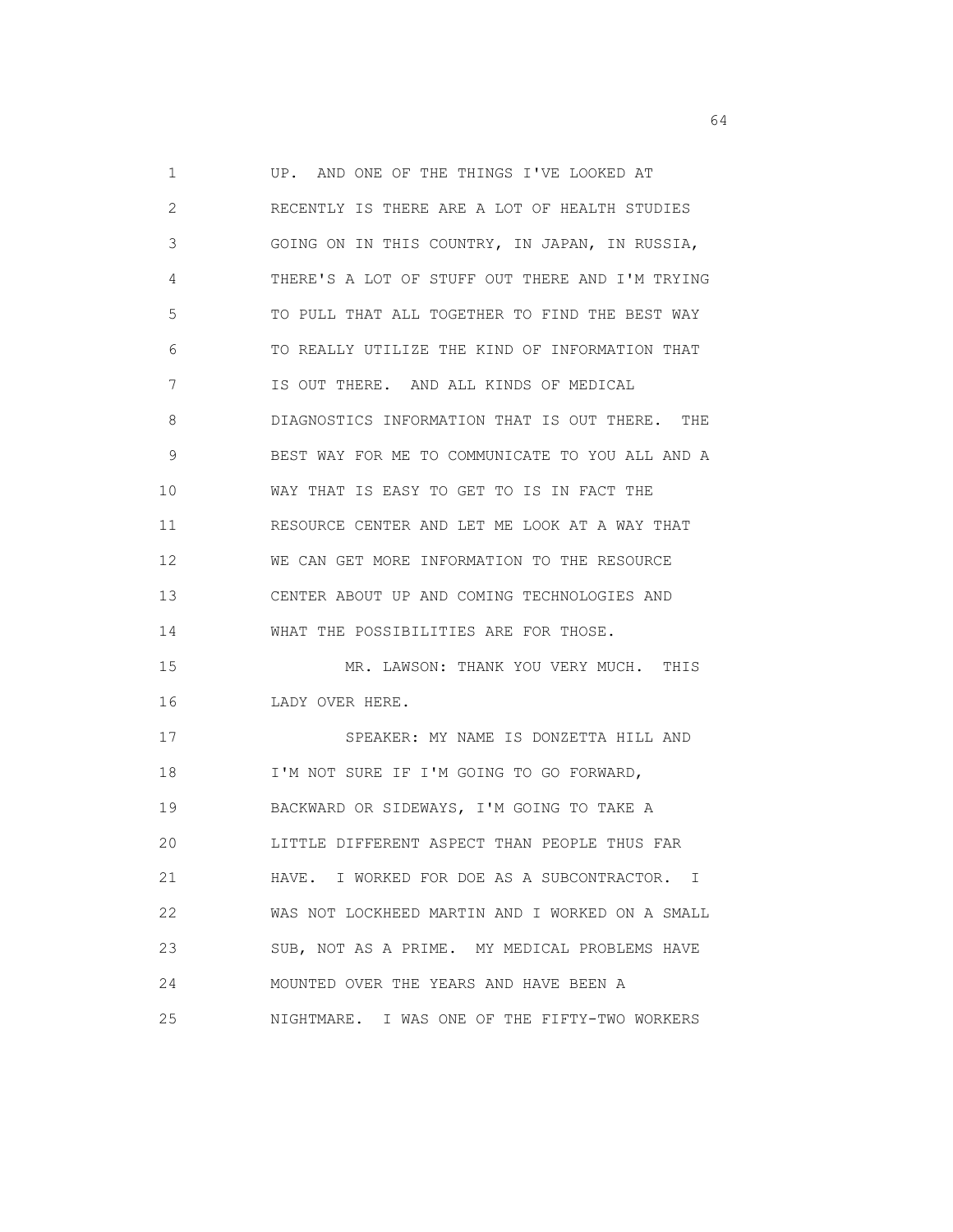UP. AND ONE OF THE THINGS I'VE LOOKED AT RECENTLY IS THERE ARE A LOT OF HEALTH STUDIES GOING ON IN THIS COUNTRY, IN JAPAN, IN RUSSIA, THERE'S A LOT OF STUFF OUT THERE AND I'M TRYING TO PULL THAT ALL TOGETHER TO FIND THE BEST WAY TO REALLY UTILIZE THE KIND OF INFORMATION THAT IS OUT THERE. AND ALL KINDS OF MEDICAL DIAGNOSTICS INFORMATION THAT IS OUT THERE. THE BEST WAY FOR ME TO COMMUNICATE TO YOU ALL AND A WAY THAT IS EASY TO GET TO IS IN FACT THE RESOURCE CENTER AND LET ME LOOK AT A WAY THAT WE CAN GET MORE INFORMATION TO THE RESOURCE CENTER ABOUT UP AND COMING TECHNOLOGIES AND WHAT THE POSSIBILITIES ARE FOR THOSE.

MR. LAWSON: THANK YOU VERY MUCH. THIS LADY OVER HERE.

SPEAKER: MY NAME IS DONZETTA HILL AND I'M NOT SURE IF I'M GOING TO GO FORWARD, BACKWARD OR SIDEWAYS, I'M GOING TO TAKE A LITTLE DIFFERENT ASPECT THAN PEOPLE THUS FAR HAVE. I WORKED FOR DOE AS A SUBCONTRACTOR. I WAS NOT LOCKHEED MARTIN AND I WORKED ON A SMALL SUB, NOT AS A PRIME. MY MEDICAL PROBLEMS HAVE MOUNTED OVER THE YEARS AND HAVE BEEN A NIGHTMARE. I WAS ONE OF THE FIFTY-TWO WORKERS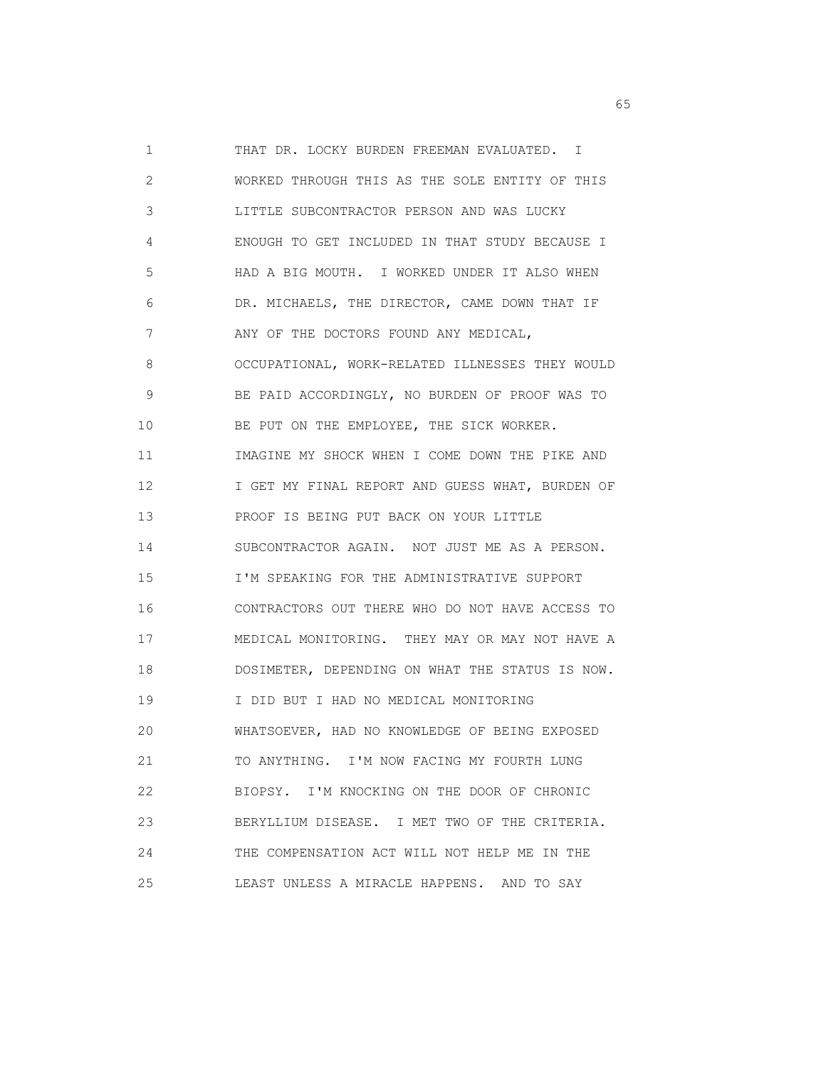THAT DR. LOCKY BURDEN FREEMAN EVALUATED. I WORKED THROUGH THIS AS THE SOLE ENTITY OF THIS LITTLE SUBCONTRACTOR PERSON AND WAS LUCKY ENOUGH TO GET INCLUDED IN THAT STUDY BECAUSE I HAD A BIG MOUTH. I WORKED UNDER IT ALSO WHEN DR. MICHAELS, THE DIRECTOR, CAME DOWN THAT IF ANY OF THE DOCTORS FOUND ANY MEDICAL, OCCUPATIONAL, WORK-RELATED ILLNESSES THEY WOULD BE PAID ACCORDINGLY, NO BURDEN OF PROOF WAS TO BE PUT ON THE EMPLOYEE, THE SICK WORKER. IMAGINE MY SHOCK WHEN I COME DOWN THE PIKE AND I GET MY FINAL REPORT AND GUESS WHAT, BURDEN OF PROOF IS BEING PUT BACK ON YOUR LITTLE SUBCONTRACTOR AGAIN. NOT JUST ME AS A PERSON. I'M SPEAKING FOR THE ADMINISTRATIVE SUPPORT CONTRACTORS OUT THERE WHO DO NOT HAVE ACCESS TO MEDICAL MONITORING. THEY MAY OR MAY NOT HAVE A DOSIMETER, DEPENDING ON WHAT THE STATUS IS NOW. I DID BUT I HAD NO MEDICAL MONITORING WHATSOEVER, HAD NO KNOWLEDGE OF BEING EXPOSED TO ANYTHING. I'M NOW FACING MY FOURTH LUNG BIOPSY. I'M KNOCKING ON THE DOOR OF CHRONIC BERYLLIUM DISEASE. I MET TWO OF THE CRITERIA. THE COMPENSATION ACT WILL NOT HELP ME IN THE LEAST UNLESS A MIRACLE HAPPENS. AND TO SAY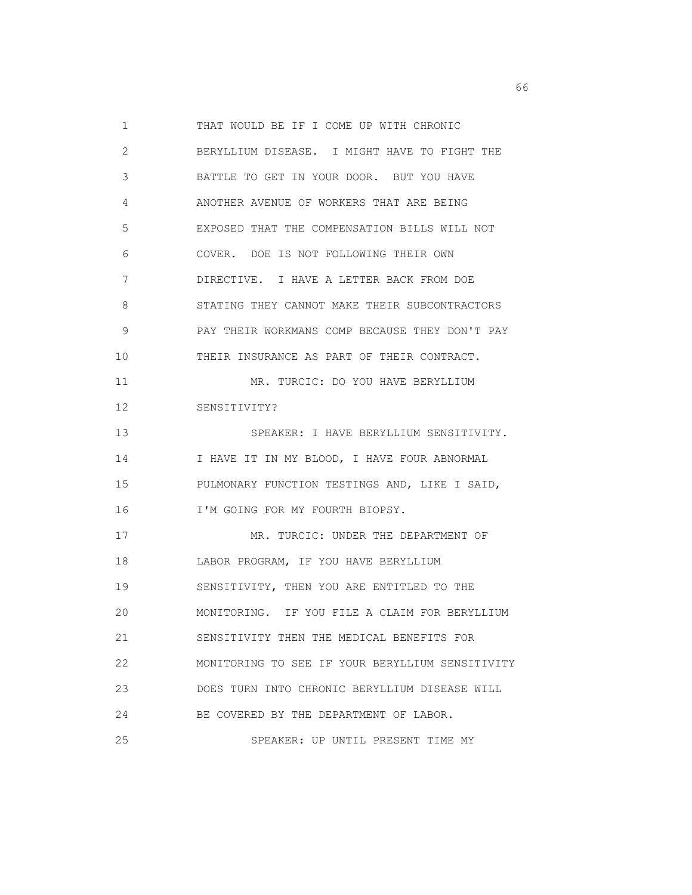THAT WOULD BE IF I COME UP WITH CHRONIC BERYLLIUM DISEASE. I MIGHT HAVE TO FIGHT THE BATTLE TO GET IN YOUR DOOR. BUT YOU HAVE ANOTHER AVENUE OF WORKERS THAT ARE BEING EXPOSED THAT THE COMPENSATION BILLS WILL NOT COVER. DOE IS NOT FOLLOWING THEIR OWN DIRECTIVE. I HAVE A LETTER BACK FROM DOE STATING THEY CANNOT MAKE THEIR SUBCONTRACTORS PAY THEIR WORKMANS COMP BECAUSE THEY DON'T PAY THEIR INSURANCE AS PART OF THEIR CONTRACT.

MR. TURCIC: DO YOU HAVE BERYLLIUM SENSITIVITY?

SPEAKER: I HAVE BERYLLIUM SENSITIVITY. I HAVE IT IN MY BLOOD, I HAVE FOUR ABNORMAL PULMONARY FUNCTION TESTINGS AND, LIKE I SAID, I'M GOING FOR MY FOURTH BIOPSY.

MR. TURCIC: UNDER THE DEPARTMENT OF LABOR PROGRAM, IF YOU HAVE BERYLLIUM SENSITIVITY, THEN YOU ARE ENTITLED TO THE MONITORING. IF YOU FILE A CLAIM FOR BERYLLIUM SENSITIVITY THEN THE MEDICAL BENEFITS FOR MONITORING TO SEE IF YOUR BERYLLIUM SENSITIVITY DOES TURN INTO CHRONIC BERYLLIUM DISEASE WILL BE COVERED BY THE DEPARTMENT OF LABOR.

SPEAKER: UP UNTIL PRESENT TIME MY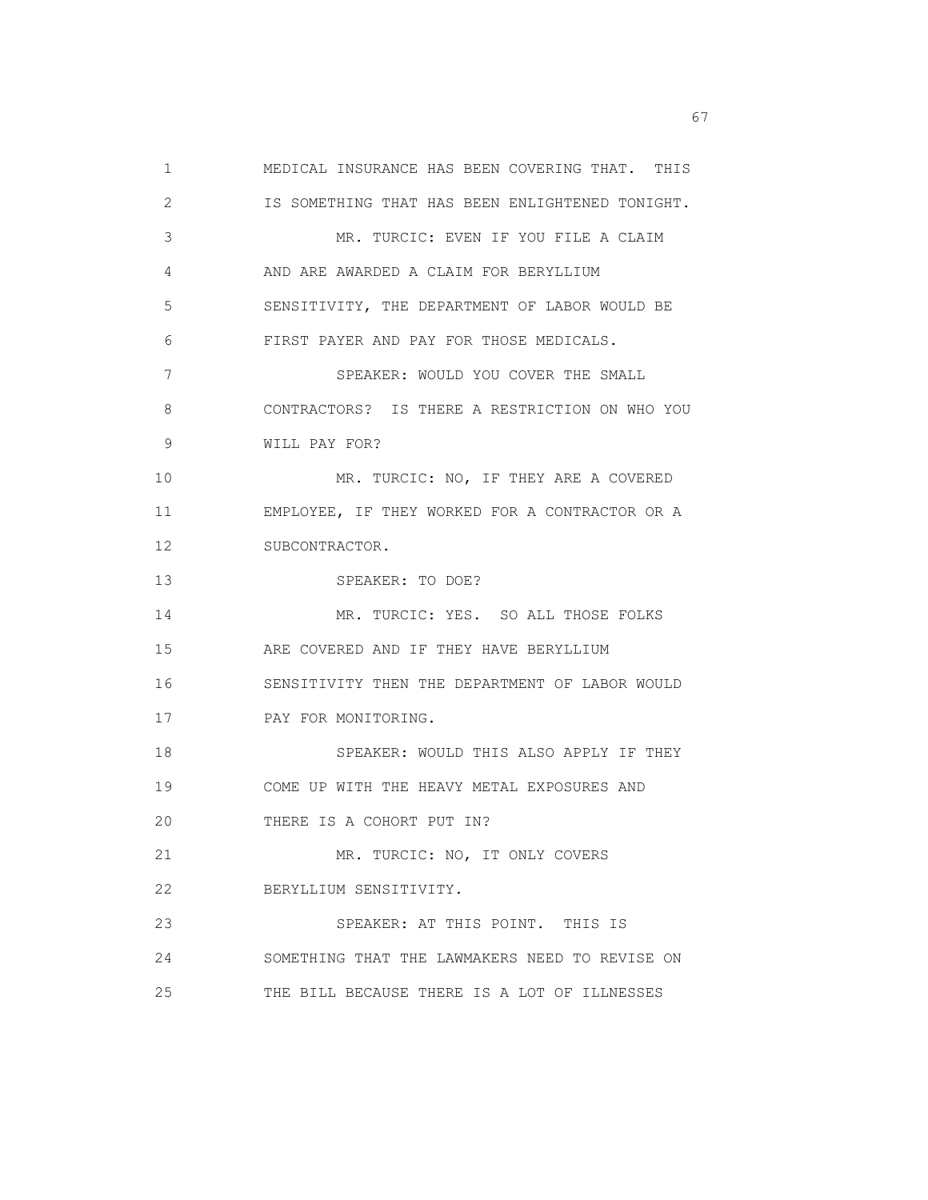MEDICAL INSURANCE HAS BEEN COVERING THAT. THIS IS SOMETHING THAT HAS BEEN ENLIGHTENED TONIGHT.

MR. TURCIC: EVEN IF YOU FILE A CLAIM AND ARE AWARDED A CLAIM FOR BERYLLIUM SENSITIVITY, THE DEPARTMENT OF LABOR WOULD BE FIRST PAYER AND PAY FOR THOSE MEDICALS.

SPEAKER: WOULD YOU COVER THE SMALL CONTRACTORS? IS THERE A RESTRICTION ON WHO YOU WILL PAY FOR?

MR. TURCIC: NO, IF THEY ARE A COVERED EMPLOYEE, IF THEY WORKED FOR A CONTRACTOR OR A SUBCONTRACTOR.

SPEAKER: TO DOE?

MR. TURCIC: YES. SO ALL THOSE FOLKS ARE COVERED AND IF THEY HAVE BERYLLIUM SENSITIVITY THEN THE DEPARTMENT OF LABOR WOULD PAY FOR MONITORING.

SPEAKER: WOULD THIS ALSO APPLY IF THEY COME UP WITH THE HEAVY METAL EXPOSURES AND THERE IS A COHORT PUT IN?

MR. TURCIC: NO, IT ONLY COVERS BERYLLIUM SENSITIVITY.

SPEAKER: AT THIS POINT. THIS IS SOMETHING THAT THE LAWMAKERS NEED TO REVISE ON THE BILL BECAUSE THERE IS A LOT OF ILLNESSES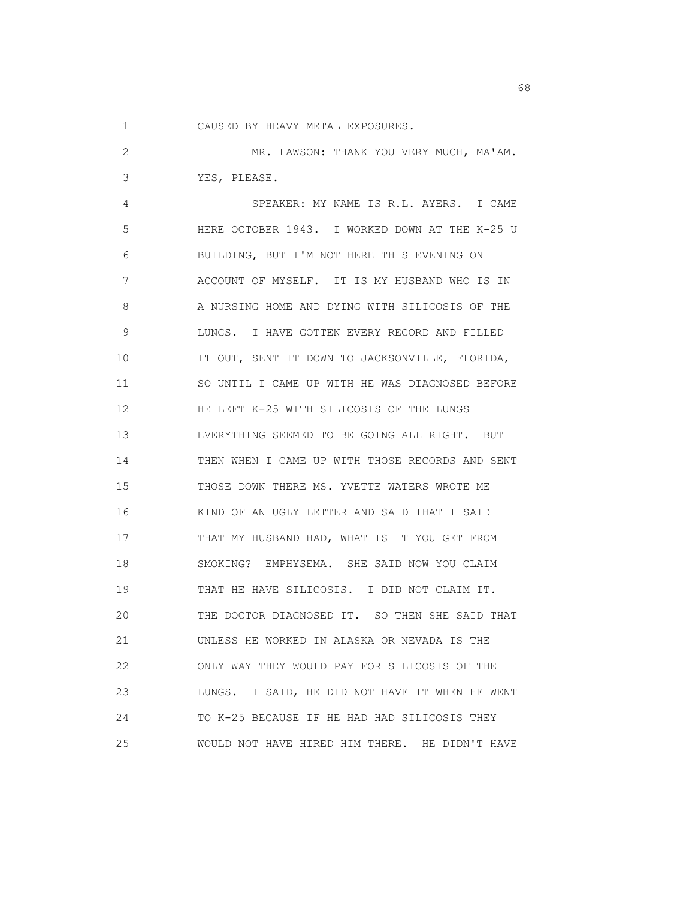CAUSED BY HEAVY METAL EXPOSURES.

MR. LAWSON: THANK YOU VERY MUCH, MA'AM. YES, PLEASE.

SPEAKER: MY NAME IS R.L. AYERS. I CAME HERE OCTOBER 1943. I WORKED DOWN AT THE K-25 U BUILDING, BUT I'M NOT HERE THIS EVENING ON ACCOUNT OF MYSELF. IT IS MY HUSBAND WHO IS IN A NURSING HOME AND DYING WITH SILICOSIS OF THE LUNGS. I HAVE GOTTEN EVERY RECORD AND FILLED IT OUT, SENT IT DOWN TO JACKSONVILLE, FLORIDA, SO UNTIL I CAME UP WITH HE WAS DIAGNOSED BEFORE HE LEFT K-25 WITH SILICOSIS OF THE LUNGS EVERYTHING SEEMED TO BE GOING ALL RIGHT. BUT THEN WHEN I CAME UP WITH THOSE RECORDS AND SENT THOSE DOWN THERE MS. YVETTE WATERS WROTE ME KIND OF AN UGLY LETTER AND SAID THAT I SAID THAT MY HUSBAND HAD, WHAT IS IT YOU GET FROM SMOKING? EMPHYSEMA. SHE SAID NOW YOU CLAIM THAT HE HAVE SILICOSIS. I DID NOT CLAIM IT. THE DOCTOR DIAGNOSED IT. SO THEN SHE SAID THAT UNLESS HE WORKED IN ALASKA OR NEVADA IS THE ONLY WAY THEY WOULD PAY FOR SILICOSIS OF THE LUNGS. I SAID, HE DID NOT HAVE IT WHEN HE WENT TO K-25 BECAUSE IF HE HAD HAD SILICOSIS THEY WOULD NOT HAVE HIRED HIM THERE. HE DIDN'T HAVE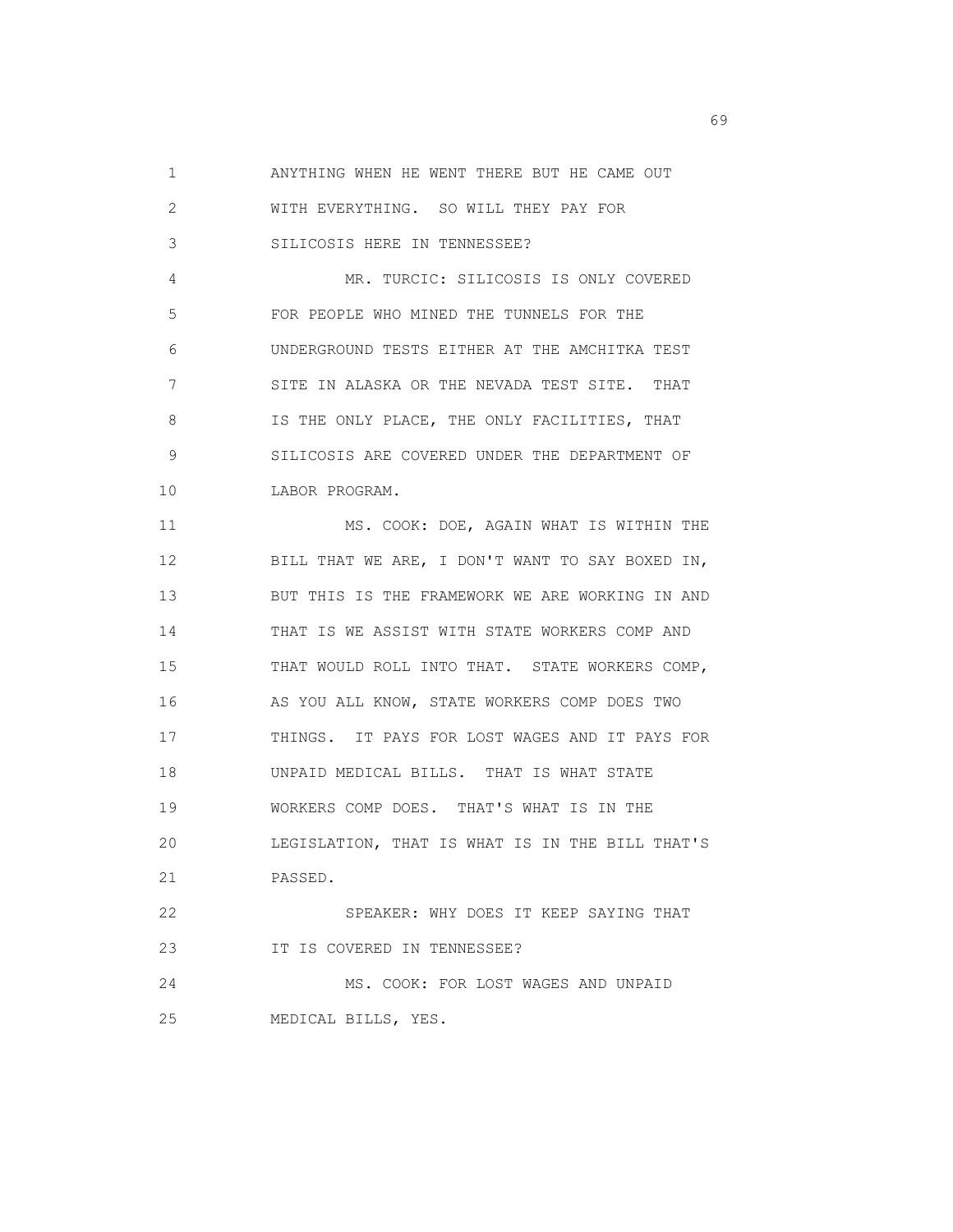ANYTHING WHEN HE WENT THERE BUT HE CAME OUT WITH EVERYTHING. SO WILL THEY PAY FOR SILICOSIS HERE IN TENNESSEE?

MR. TURCIC: SILICOSIS IS ONLY COVERED FOR PEOPLE WHO MINED THE TUNNELS FOR THE UNDERGROUND TESTS EITHER AT THE AMCHITKA TEST SITE IN ALASKA OR THE NEVADA TEST SITE. THAT IS THE ONLY PLACE, THE ONLY FACILITIES, THAT SILICOSIS ARE COVERED UNDER THE DEPARTMENT OF LABOR PROGRAM.

MS. COOK: DOE, AGAIN WHAT IS WITHIN THE BILL THAT WE ARE, I DON'T WANT TO SAY BOXED IN, BUT THIS IS THE FRAMEWORK WE ARE WORKING IN AND THAT IS WE ASSIST WITH STATE WORKERS COMP AND THAT WOULD ROLL INTO THAT. STATE WORKERS COMP, AS YOU ALL KNOW, STATE WORKERS COMP DOES TWO THINGS. IT PAYS FOR LOST WAGES AND IT PAYS FOR UNPAID MEDICAL BILLS. THAT IS WHAT STATE WORKERS COMP DOES. THAT'S WHAT IS IN THE LEGISLATION, THAT IS WHAT IS IN THE BILL THAT'S PASSED.

SPEAKER: WHY DOES IT KEEP SAYING THAT IT IS COVERED IN TENNESSEE?

MS. COOK: FOR LOST WAGES AND UNPAID MEDICAL BILLS, YES.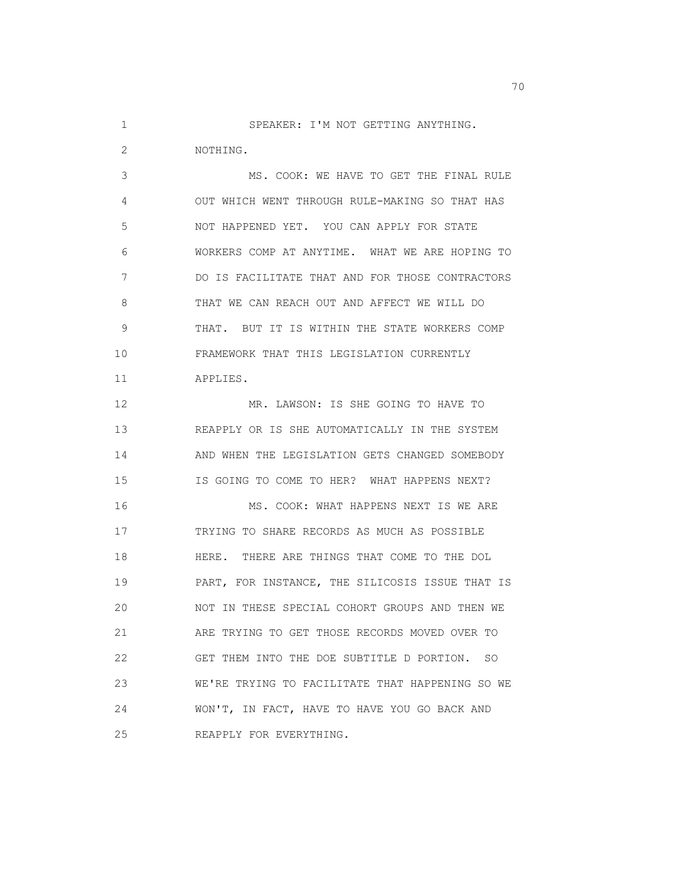SPEAKER: I'M NOT GETTING ANYTHING. NOTHING.

MS. COOK: WE HAVE TO GET THE FINAL RULE OUT WHICH WENT THROUGH RULE-MAKING SO THAT HAS NOT HAPPENED YET. YOU CAN APPLY FOR STATE WORKERS COMP AT ANYTIME. WHAT WE ARE HOPING TO DO IS FACILITATE THAT AND FOR THOSE CONTRACTORS THAT WE CAN REACH OUT AND AFFECT WE WILL DO THAT. BUT IT IS WITHIN THE STATE WORKERS COMP FRAMEWORK THAT THIS LEGISLATION CURRENTLY APPLIES.

MR. LAWSON: IS SHE GOING TO HAVE TO REAPPLY OR IS SHE AUTOMATICALLY IN THE SYSTEM AND WHEN THE LEGISLATION GETS CHANGED SOMEBODY IS GOING TO COME TO HER? WHAT HAPPENS NEXT?

MS. COOK: WHAT HAPPENS NEXT IS WE ARE TRYING TO SHARE RECORDS AS MUCH AS POSSIBLE HERE. THERE ARE THINGS THAT COME TO THE DOL PART, FOR INSTANCE, THE SILICOSIS ISSUE THAT IS NOT IN THESE SPECIAL COHORT GROUPS AND THEN WE ARE TRYING TO GET THOSE RECORDS MOVED OVER TO GET THEM INTO THE DOE SUBTITLE D PORTION. SO WE'RE TRYING TO FACILITATE THAT HAPPENING SO WE WON'T, IN FACT, HAVE TO HAVE YOU GO BACK AND REAPPLY FOR EVERYTHING.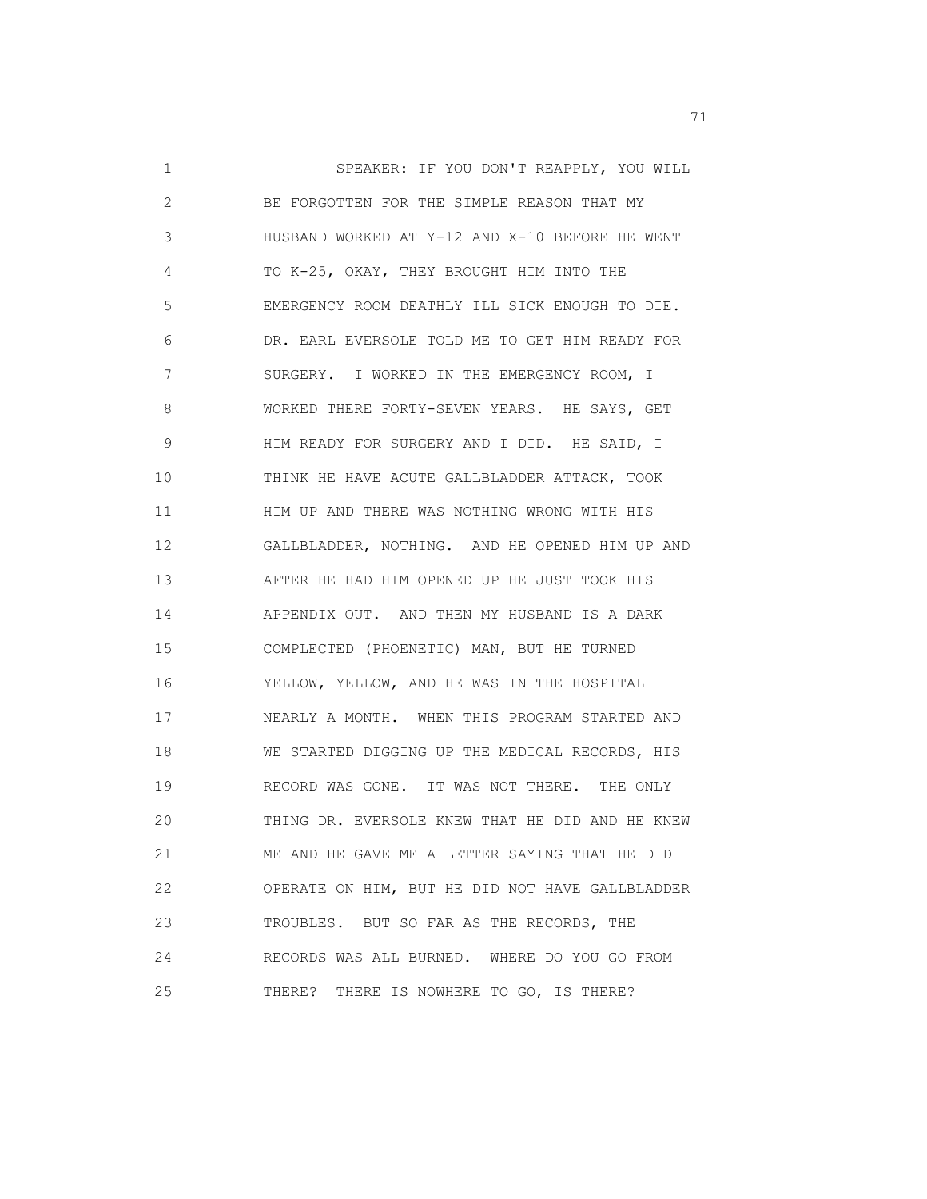SPEAKER: IF YOU DON'T REAPPLY, YOU WILL BE FORGOTTEN FOR THE SIMPLE REASON THAT MY HUSBAND WORKED AT Y-12 AND X-10 BEFORE HE WENT TO K-25, OKAY, THEY BROUGHT HIM INTO THE EMERGENCY ROOM DEATHLY ILL SICK ENOUGH TO DIE. DR. EARL EVERSOLE TOLD ME TO GET HIM READY FOR SURGERY. I WORKED IN THE EMERGENCY ROOM, I WORKED THERE FORTY-SEVEN YEARS. HE SAYS, GET HIM READY FOR SURGERY AND I DID. HE SAID, I THINK HE HAVE ACUTE GALLBLADDER ATTACK, TOOK HIM UP AND THERE WAS NOTHING WRONG WITH HIS GALLBLADDER, NOTHING. AND HE OPENED HIM UP AND AFTER HE HAD HIM OPENED UP HE JUST TOOK HIS APPENDIX OUT. AND THEN MY HUSBAND IS A DARK COMPLECTED (PHOENETIC) MAN, BUT HE TURNED YELLOW, YELLOW, AND HE WAS IN THE HOSPITAL NEARLY A MONTH. WHEN THIS PROGRAM STARTED AND WE STARTED DIGGING UP THE MEDICAL RECORDS, HIS RECORD WAS GONE. IT WAS NOT THERE. THE ONLY THING DR. EVERSOLE KNEW THAT HE DID AND HE KNEW ME AND HE GAVE ME A LETTER SAYING THAT HE DID OPERATE ON HIM, BUT HE DID NOT HAVE GALLBLADDER TROUBLES. BUT SO FAR AS THE RECORDS, THE RECORDS WAS ALL BURNED. WHERE DO YOU GO FROM THERE? THERE IS NOWHERE TO GO, IS THERE?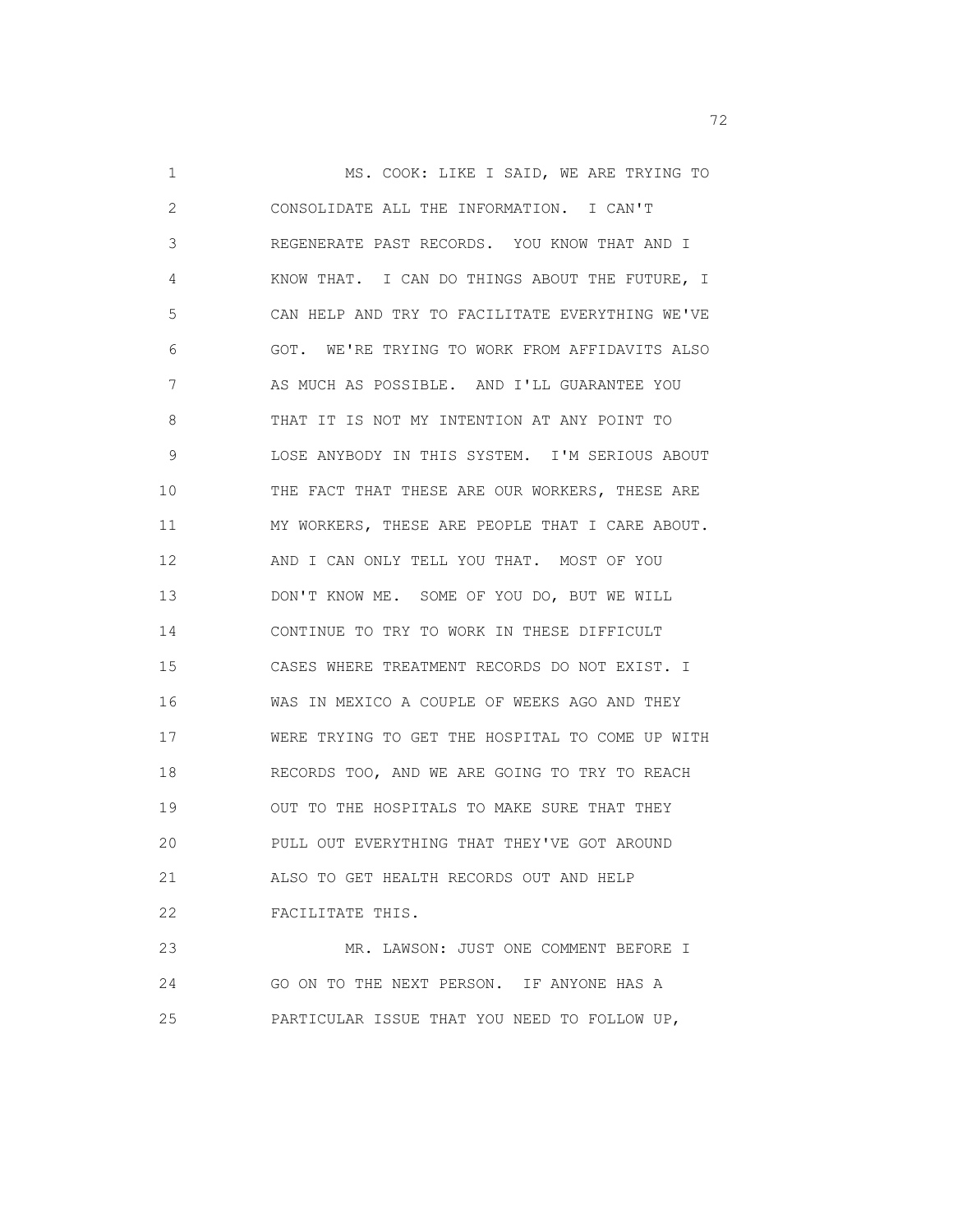MS. COOK: LIKE I SAID, WE ARE TRYING TO CONSOLIDATE ALL THE INFORMATION. I CAN'T REGENERATE PAST RECORDS. YOU KNOW THAT AND I KNOW THAT. I CAN DO THINGS ABOUT THE FUTURE, I CAN HELP AND TRY TO FACILITATE EVERYTHING WE'VE GOT. WE'RE TRYING TO WORK FROM AFFIDAVITS ALSO AS MUCH AS POSSIBLE. AND I'LL GUARANTEE YOU THAT IT IS NOT MY INTENTION AT ANY POINT TO LOSE ANYBODY IN THIS SYSTEM. I'M SERIOUS ABOUT THE FACT THAT THESE ARE OUR WORKERS, THESE ARE MY WORKERS, THESE ARE PEOPLE THAT I CARE ABOUT. AND I CAN ONLY TELL YOU THAT. MOST OF YOU DON'T KNOW ME. SOME OF YOU DO, BUT WE WILL CONTINUE TO TRY TO WORK IN THESE DIFFICULT CASES WHERE TREATMENT RECORDS DO NOT EXIST. I WAS IN MEXICO A COUPLE OF WEEKS AGO AND THEY WERE TRYING TO GET THE HOSPITAL TO COME UP WITH RECORDS TOO, AND WE ARE GOING TO TRY TO REACH OUT TO THE HOSPITALS TO MAKE SURE THAT THEY PULL OUT EVERYTHING THAT THEY'VE GOT AROUND ALSO TO GET HEALTH RECORDS OUT AND HELP FACILITATE THIS.

MR. LAWSON: JUST ONE COMMENT BEFORE I GO ON TO THE NEXT PERSON. IF ANYONE HAS A PARTICULAR ISSUE THAT YOU NEED TO FOLLOW UP,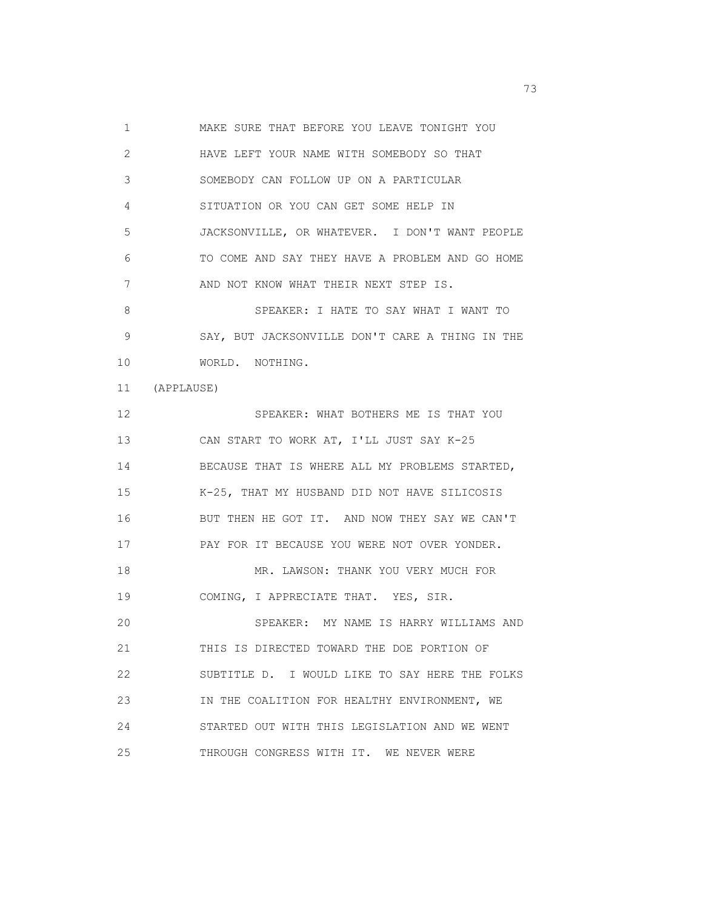MAKE SURE THAT BEFORE YOU LEAVE TONIGHT YOU HAVE LEFT YOUR NAME WITH SOMEBODY SO THAT SOMEBODY CAN FOLLOW UP ON A PARTICULAR SITUATION OR YOU CAN GET SOME HELP IN JACKSONVILLE, OR WHATEVER. I DON'T WANT PEOPLE TO COME AND SAY THEY HAVE A PROBLEM AND GO HOME AND NOT KNOW WHAT THEIR NEXT STEP IS.

SPEAKER: I HATE TO SAY WHAT I WANT TO SAY, BUT JACKSONVILLE DON'T CARE A THING IN THE WORLD. NOTHING.

(APPLAUSE)

SPEAKER: WHAT BOTHERS ME IS THAT YOU CAN START TO WORK AT, I'LL JUST SAY K-25 BECAUSE THAT IS WHERE ALL MY PROBLEMS STARTED, K-25, THAT MY HUSBAND DID NOT HAVE SILICOSIS BUT THEN HE GOT IT. AND NOW THEY SAY WE CAN'T PAY FOR IT BECAUSE YOU WERE NOT OVER YONDER.

MR. LAWSON: THANK YOU VERY MUCH FOR COMING, I APPRECIATE THAT. YES, SIR.

SPEAKER: MY NAME IS HARRY WILLIAMS AND THIS IS DIRECTED TOWARD THE DOE PORTION OF SUBTITLE D. I WOULD LIKE TO SAY HERE THE FOLKS IN THE COALITION FOR HEALTHY ENVIRONMENT, WE STARTED OUT WITH THIS LEGISLATION AND WE WENT THROUGH CONGRESS WITH IT. WE NEVER WERE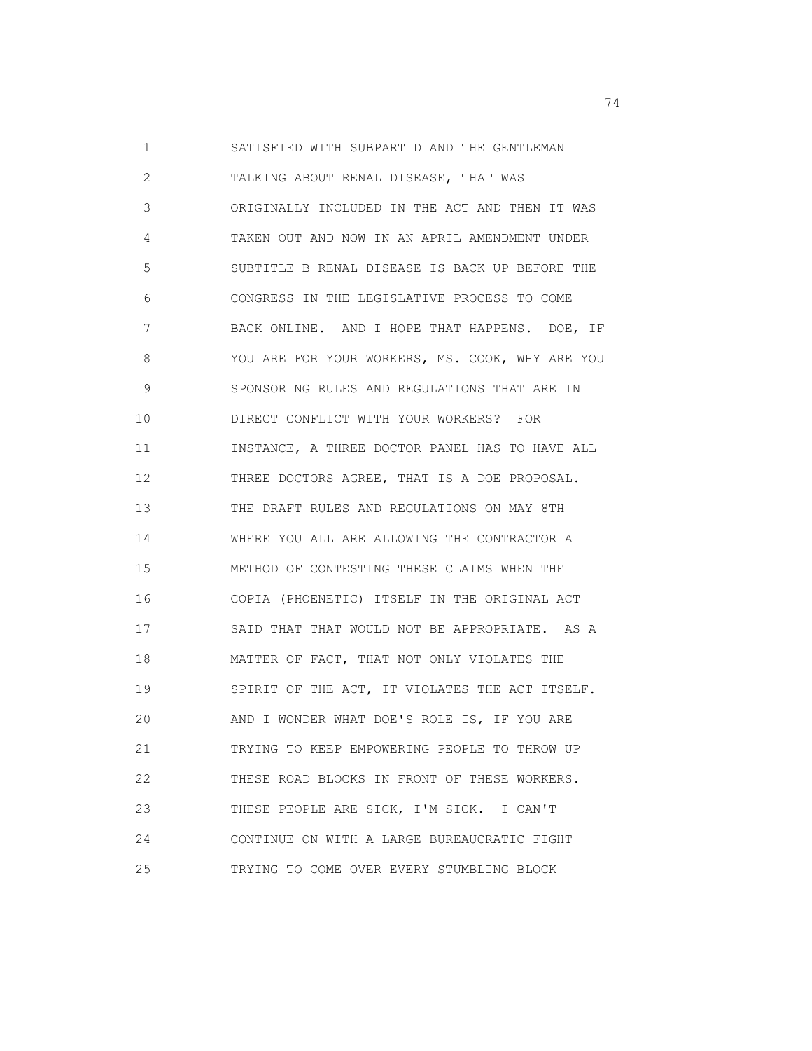SATISFIED WITH SUBPART D AND THE GENTLEMAN TALKING ABOUT RENAL DISEASE, THAT WAS ORIGINALLY INCLUDED IN THE ACT AND THEN IT WAS TAKEN OUT AND NOW IN AN APRIL AMENDMENT UNDER SUBTITLE B RENAL DISEASE IS BACK UP BEFORE THE CONGRESS IN THE LEGISLATIVE PROCESS TO COME BACK ONLINE. AND I HOPE THAT HAPPENS. DOE, IF YOU ARE FOR YOUR WORKERS, MS. COOK, WHY ARE YOU SPONSORING RULES AND REGULATIONS THAT ARE IN DIRECT CONFLICT WITH YOUR WORKERS? FOR INSTANCE, A THREE DOCTOR PANEL HAS TO HAVE ALL THREE DOCTORS AGREE, THAT IS A DOE PROPOSAL. THE DRAFT RULES AND REGULATIONS ON MAY 8TH WHERE YOU ALL ARE ALLOWING THE CONTRACTOR A METHOD OF CONTESTING THESE CLAIMS WHEN THE COPIA (PHOENETIC) ITSELF IN THE ORIGINAL ACT SAID THAT THAT WOULD NOT BE APPROPRIATE. AS A MATTER OF FACT, THAT NOT ONLY VIOLATES THE SPIRIT OF THE ACT, IT VIOLATES THE ACT ITSELF. AND I WONDER WHAT DOE'S ROLE IS, IF YOU ARE TRYING TO KEEP EMPOWERING PEOPLE TO THROW UP THESE ROAD BLOCKS IN FRONT OF THESE WORKERS. THESE PEOPLE ARE SICK, I'M SICK. I CAN'T CONTINUE ON WITH A LARGE BUREAUCRATIC FIGHT TRYING TO COME OVER EVERY STUMBLING BLOCK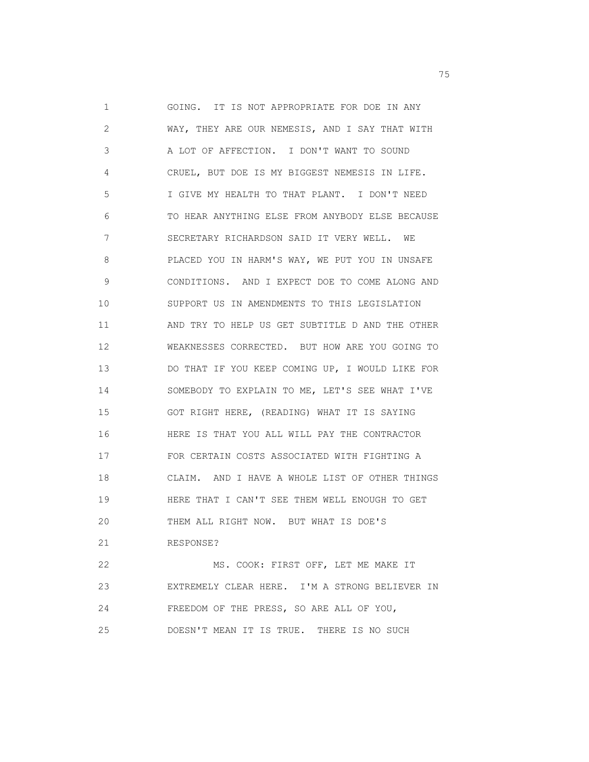GOING. IT IS NOT APPROPRIATE FOR DOE IN ANY WAY, THEY ARE OUR NEMESIS, AND I SAY THAT WITH A LOT OF AFFECTION. I DON'T WANT TO SOUND CRUEL, BUT DOE IS MY BIGGEST NEMESIS IN LIFE. I GIVE MY HEALTH TO THAT PLANT. I DON'T NEED TO HEAR ANYTHING ELSE FROM ANYBODY ELSE BECAUSE SECRETARY RICHARDSON SAID IT VERY WELL. WE PLACED YOU IN HARM'S WAY, WE PUT YOU IN UNSAFE CONDITIONS. AND I EXPECT DOE TO COME ALONG AND SUPPORT US IN AMENDMENTS TO THIS LEGISLATION AND TRY TO HELP US GET SUBTITLE D AND THE OTHER WEAKNESSES CORRECTED. BUT HOW ARE YOU GOING TO DO THAT IF YOU KEEP COMING UP, I WOULD LIKE FOR SOMEBODY TO EXPLAIN TO ME, LET'S SEE WHAT I'VE GOT RIGHT HERE, (READING) WHAT IT IS SAYING HERE IS THAT YOU ALL WILL PAY THE CONTRACTOR FOR CERTAIN COSTS ASSOCIATED WITH FIGHTING A CLAIM. AND I HAVE A WHOLE LIST OF OTHER THINGS HERE THAT I CAN'T SEE THEM WELL ENOUGH TO GET THEM ALL RIGHT NOW. BUT WHAT IS DOE'S RESPONSE?

MS. COOK: FIRST OFF, LET ME MAKE IT EXTREMELY CLEAR HERE. I'M A STRONG BELIEVER IN FREEDOM OF THE PRESS, SO ARE ALL OF YOU, DOESN'T MEAN IT IS TRUE. THERE IS NO SUCH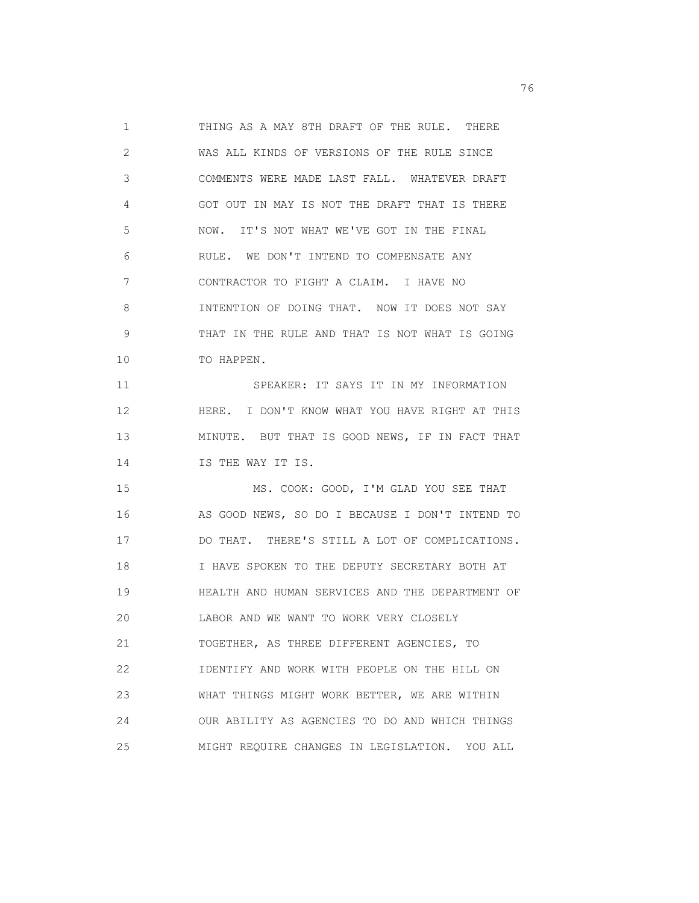THING AS A MAY 8TH DRAFT OF THE RULE. THERE WAS ALL KINDS OF VERSIONS OF THE RULE SINCE COMMENTS WERE MADE LAST FALL. WHATEVER DRAFT GOT OUT IN MAY IS NOT THE DRAFT THAT IS THERE NOW. IT'S NOT WHAT WE'VE GOT IN THE FINAL RULE. WE DON'T INTEND TO COMPENSATE ANY CONTRACTOR TO FIGHT A CLAIM. I HAVE NO INTENTION OF DOING THAT. NOW IT DOES NOT SAY THAT IN THE RULE AND THAT IS NOT WHAT IS GOING TO HAPPEN.

SPEAKER: IT SAYS IT IN MY INFORMATION HERE. I DON'T KNOW WHAT YOU HAVE RIGHT AT THIS MINUTE. BUT THAT IS GOOD NEWS, IF IN FACT THAT IS THE WAY IT IS.

MS. COOK: GOOD, I'M GLAD YOU SEE THAT AS GOOD NEWS, SO DO I BECAUSE I DON'T INTEND TO DO THAT. THERE'S STILL A LOT OF COMPLICATIONS. I HAVE SPOKEN TO THE DEPUTY SECRETARY BOTH AT HEALTH AND HUMAN SERVICES AND THE DEPARTMENT OF LABOR AND WE WANT TO WORK VERY CLOSELY TOGETHER, AS THREE DIFFERENT AGENCIES, TO IDENTIFY AND WORK WITH PEOPLE ON THE HILL ON WHAT THINGS MIGHT WORK BETTER, WE ARE WITHIN OUR ABILITY AS AGENCIES TO DO AND WHICH THINGS MIGHT REQUIRE CHANGES IN LEGISLATION. YOU ALL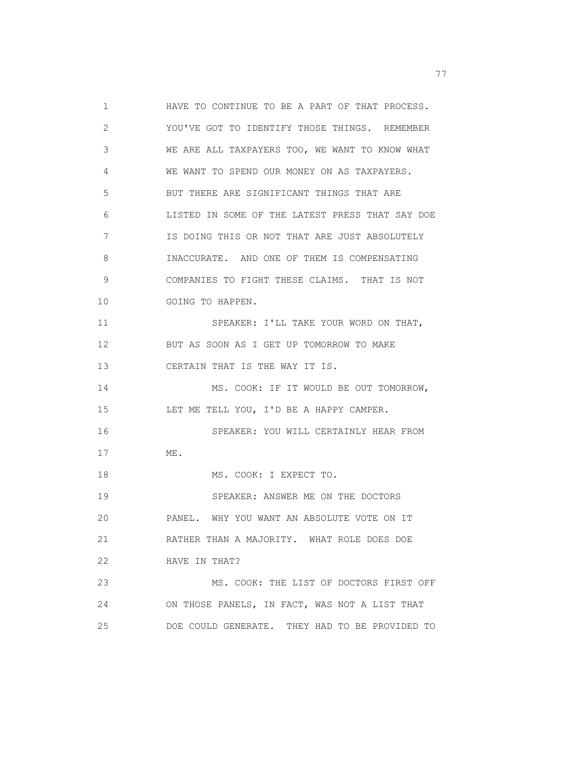HAVE TO CONTINUE TO BE A PART OF THAT PROCESS. YOU'VE GOT TO IDENTIFY THOSE THINGS. REMEMBER WE ARE ALL TAXPAYERS TOO, WE WANT TO KNOW WHAT WE WANT TO SPEND OUR MONEY ON AS TAXPAYERS. BUT THERE ARE SIGNIFICANT THINGS THAT ARE LISTED IN SOME OF THE LATEST PRESS THAT SAY DOE IS DOING THIS OR NOT THAT ARE JUST ABSOLUTELY INACCURATE. AND ONE OF THEM IS COMPENSATING COMPANIES TO FIGHT THESE CLAIMS. THAT IS NOT GOING TO HAPPEN.

SPEAKER: I'LL TAKE YOUR WORD ON THAT, BUT AS SOON AS I GET UP TOMORROW TO MAKE CERTAIN THAT IS THE WAY IT IS.

MS. COOK: IF IT WOULD BE OUT TOMORROW, LET ME TELL YOU, I'D BE A HAPPY CAMPER.

SPEAKER: YOU WILL CERTAINLY HEAR FROM ME.

MS. COOK: I EXPECT TO.

SPEAKER: ANSWER ME ON THE DOCTORS PANEL. WHY YOU WANT AN ABSOLUTE VOTE ON IT RATHER THAN A MAJORITY. WHAT ROLE DOES DOE HAVE IN THAT?

MS. COOK: THE LIST OF DOCTORS FIRST OFF ON THOSE PANELS, IN FACT, WAS NOT A LIST THAT DOE COULD GENERATE. THEY HAD TO BE PROVIDED TO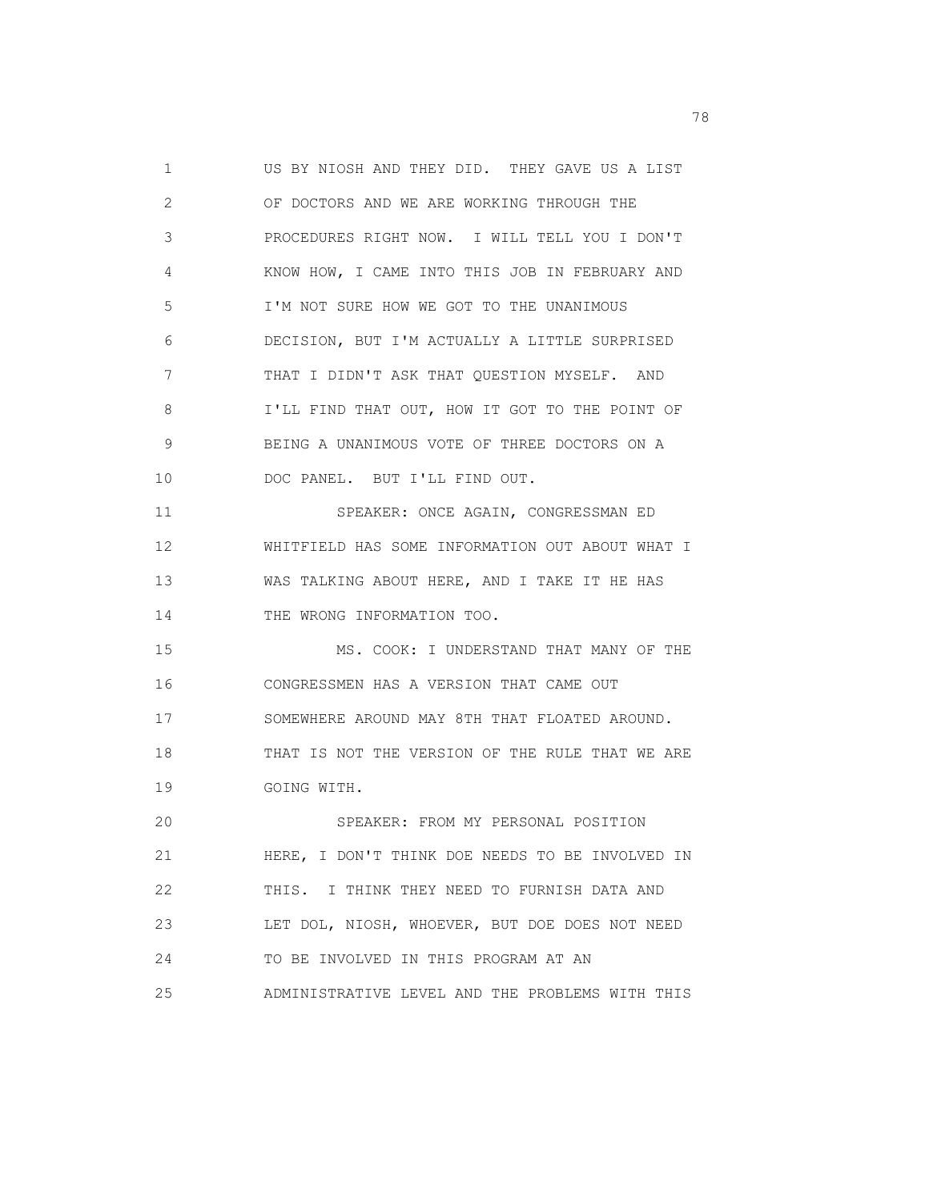US BY NIOSH AND THEY DID. THEY GAVE US A LIST OF DOCTORS AND WE ARE WORKING THROUGH THE PROCEDURES RIGHT NOW. I WILL TELL YOU I DON'T KNOW HOW, I CAME INTO THIS JOB IN FEBRUARY AND I'M NOT SURE HOW WE GOT TO THE UNANIMOUS DECISION, BUT I'M ACTUALLY A LITTLE SURPRISED THAT I DIDN'T ASK THAT QUESTION MYSELF. AND I'LL FIND THAT OUT, HOW IT GOT TO THE POINT OF BEING A UNANIMOUS VOTE OF THREE DOCTORS ON A DOC PANEL. BUT I'LL FIND OUT.

SPEAKER: ONCE AGAIN, CONGRESSMAN ED WHITFIELD HAS SOME INFORMATION OUT ABOUT WHAT I WAS TALKING ABOUT HERE, AND I TAKE IT HE HAS THE WRONG INFORMATION TOO.

MS. COOK: I UNDERSTAND THAT MANY OF THE CONGRESSMEN HAS A VERSION THAT CAME OUT SOMEWHERE AROUND MAY 8TH THAT FLOATED AROUND. THAT IS NOT THE VERSION OF THE RULE THAT WE ARE GOING WITH.

SPEAKER: FROM MY PERSONAL POSITION HERE, I DON'T THINK DOE NEEDS TO BE INVOLVED IN THIS. I THINK THEY NEED TO FURNISH DATA AND LET DOL, NIOSH, WHOEVER, BUT DOE DOES NOT NEED TO BE INVOLVED IN THIS PROGRAM AT AN ADMINISTRATIVE LEVEL AND THE PROBLEMS WITH THIS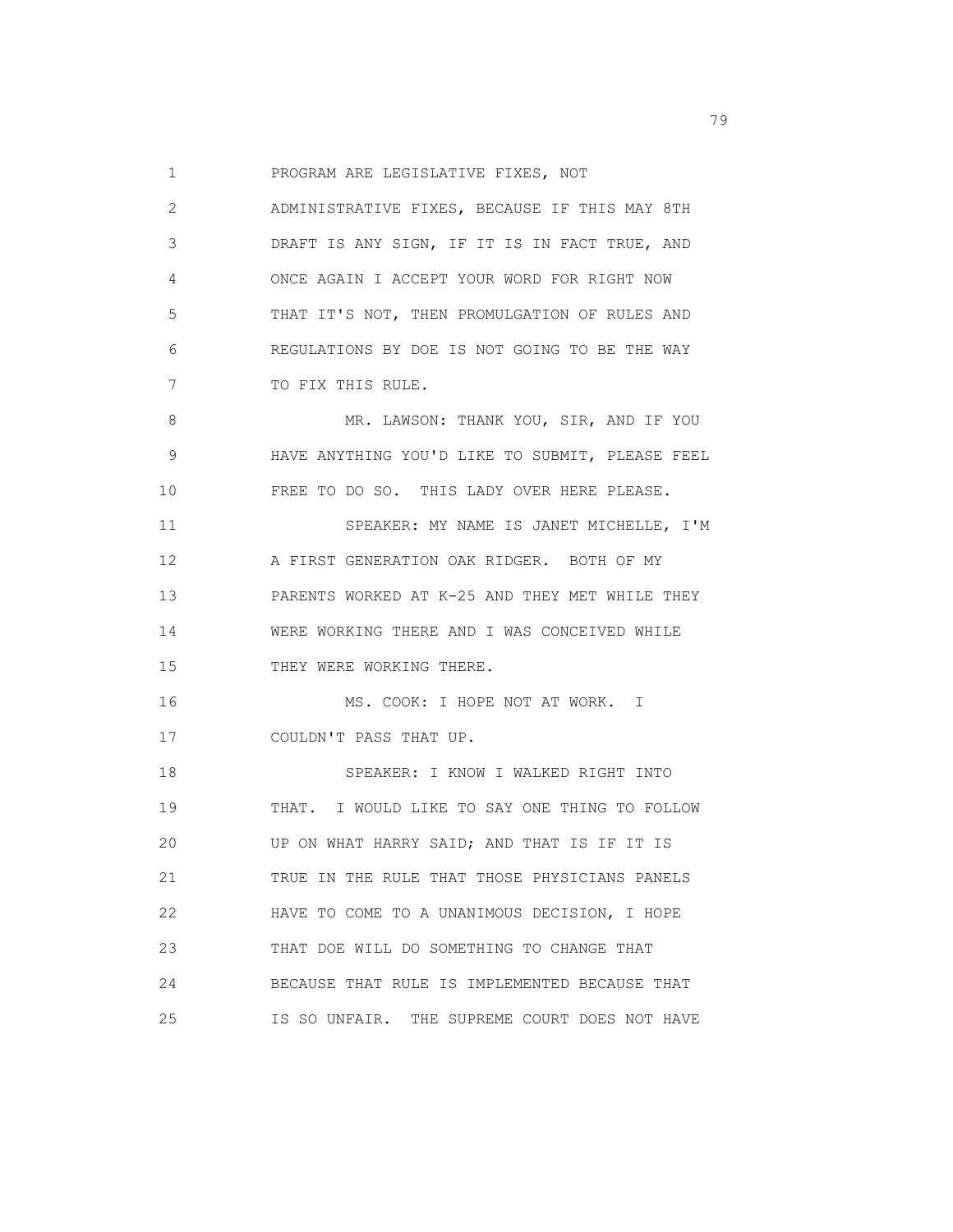PROGRAM ARE LEGISLATIVE FIXES, NOT ADMINISTRATIVE FIXES, BECAUSE IF THIS MAY 8TH DRAFT IS ANY SIGN, IF IT IS IN FACT TRUE, AND ONCE AGAIN I ACCEPT YOUR WORD FOR RIGHT NOW THAT IT'S NOT, THEN PROMULGATION OF RULES AND REGULATIONS BY DOE IS NOT GOING TO BE THE WAY TO FIX THIS RULE.

MR. LAWSON: THANK YOU, SIR, AND IF YOU HAVE ANYTHING YOU'D LIKE TO SUBMIT, PLEASE FEEL FREE TO DO SO. THIS LADY OVER HERE PLEASE.

SPEAKER: MY NAME IS JANET MICHELLE, I'M A FIRST GENERATION OAK RIDGER. BOTH OF MY PARENTS WORKED AT K-25 AND THEY MET WHILE THEY WERE WORKING THERE AND I WAS CONCEIVED WHILE THEY WERE WORKING THERE.

MS. COOK: I HOPE NOT AT WORK. I COULDN'T PASS THAT UP.

SPEAKER: I KNOW I WALKED RIGHT INTO THAT. I WOULD LIKE TO SAY ONE THING TO FOLLOW UP ON WHAT HARRY SAID; AND THAT IS IF IT IS TRUE IN THE RULE THAT THOSE PHYSICIANS PANELS HAVE TO COME TO A UNANIMOUS DECISION, I HOPE THAT DOE WILL DO SOMETHING TO CHANGE THAT BECAUSE THAT RULE IS IMPLEMENTED BECAUSE THAT IS SO UNFAIR. THE SUPREME COURT DOES NOT HAVE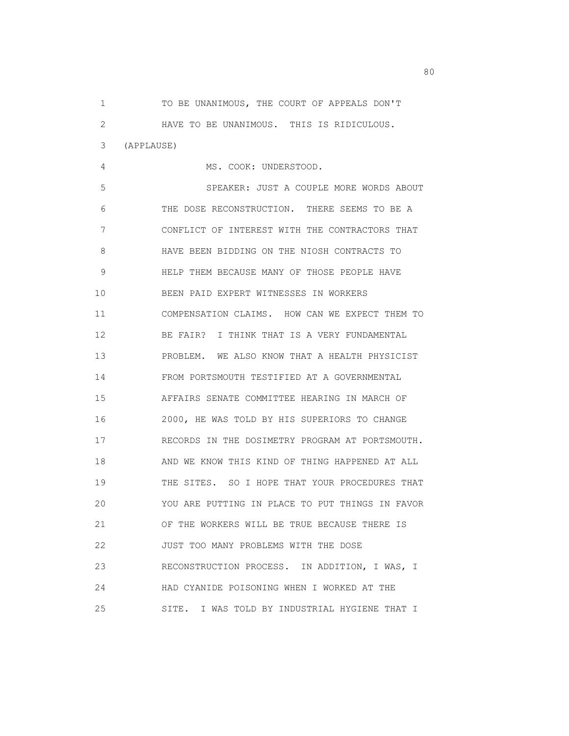TO BE UNANIMOUS, THE COURT OF APPEALS DON'T HAVE TO BE UNANIMOUS. THIS IS RIDICULOUS.

(APPLAUSE)

MS. COOK: UNDERSTOOD.

SPEAKER: JUST A COUPLE MORE WORDS ABOUT THE DOSE RECONSTRUCTION. THERE SEEMS TO BE A CONFLICT OF INTEREST WITH THE CONTRACTORS THAT HAVE BEEN BIDDING ON THE NIOSH CONTRACTS TO HELP THEM BECAUSE MANY OF THOSE PEOPLE HAVE BEEN PAID EXPERT WITNESSES IN WORKERS COMPENSATION CLAIMS. HOW CAN WE EXPECT THEM TO BE FAIR? I THINK THAT IS A VERY FUNDAMENTAL PROBLEM. WE ALSO KNOW THAT A HEALTH PHYSICIST FROM PORTSMOUTH TESTIFIED AT A GOVERNMENTAL AFFAIRS SENATE COMMITTEE HEARING IN MARCH OF 2000, HE WAS TOLD BY HIS SUPERIORS TO CHANGE RECORDS IN THE DOSIMETRY PROGRAM AT PORTSMOUTH. AND WE KNOW THIS KIND OF THING HAPPENED AT ALL THE SITES. SO I HOPE THAT YOUR PROCEDURES THAT YOU ARE PUTTING IN PLACE TO PUT THINGS IN FAVOR OF THE WORKERS WILL BE TRUE BECAUSE THERE IS JUST TOO MANY PROBLEMS WITH THE DOSE RECONSTRUCTION PROCESS. IN ADDITION, I WAS, I HAD CYANIDE POISONING WHEN I WORKED AT THE SITE. I WAS TOLD BY INDUSTRIAL HYGIENE THAT I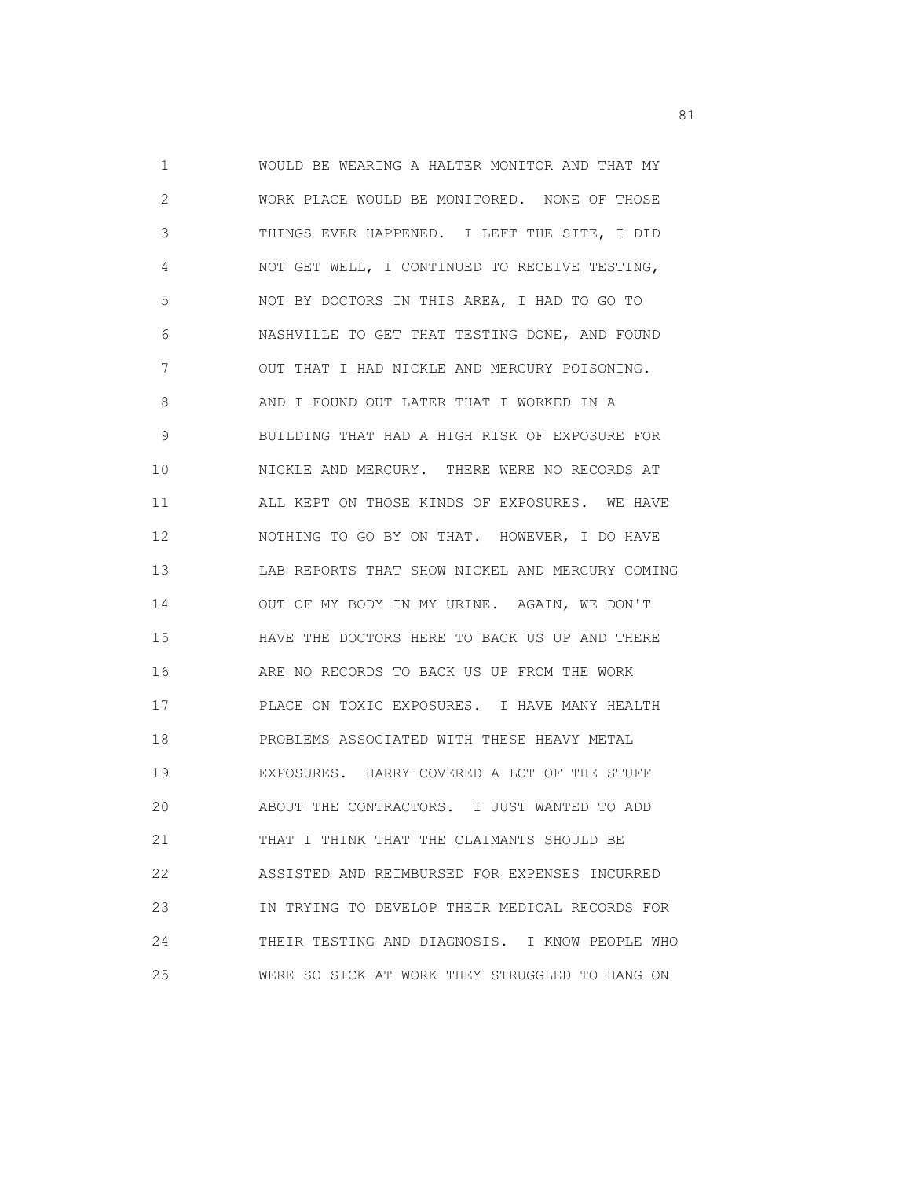WOULD BE WEARING A HALTER MONITOR AND THAT MY WORK PLACE WOULD BE MONITORED. NONE OF THOSE THINGS EVER HAPPENED. I LEFT THE SITE, I DID NOT GET WELL, I CONTINUED TO RECEIVE TESTING, NOT BY DOCTORS IN THIS AREA, I HAD TO GO TO NASHVILLE TO GET THAT TESTING DONE, AND FOUND OUT THAT I HAD NICKLE AND MERCURY POISONING. AND I FOUND OUT LATER THAT I WORKED IN A BUILDING THAT HAD A HIGH RISK OF EXPOSURE FOR NICKLE AND MERCURY. THERE WERE NO RECORDS AT ALL KEPT ON THOSE KINDS OF EXPOSURES. WE HAVE NOTHING TO GO BY ON THAT. HOWEVER, I DO HAVE LAB REPORTS THAT SHOW NICKEL AND MERCURY COMING OUT OF MY BODY IN MY URINE. AGAIN, WE DON'T HAVE THE DOCTORS HERE TO BACK US UP AND THERE ARE NO RECORDS TO BACK US UP FROM THE WORK PLACE ON TOXIC EXPOSURES. I HAVE MANY HEALTH PROBLEMS ASSOCIATED WITH THESE HEAVY METAL EXPOSURES. HARRY COVERED A LOT OF THE STUFF ABOUT THE CONTRACTORS. I JUST WANTED TO ADD THAT I THINK THAT THE CLAIMANTS SHOULD BE ASSISTED AND REIMBURSED FOR EXPENSES INCURRED IN TRYING TO DEVELOP THEIR MEDICAL RECORDS FOR THEIR TESTING AND DIAGNOSIS. I KNOW PEOPLE WHO WERE SO SICK AT WORK THEY STRUGGLED TO HANG ON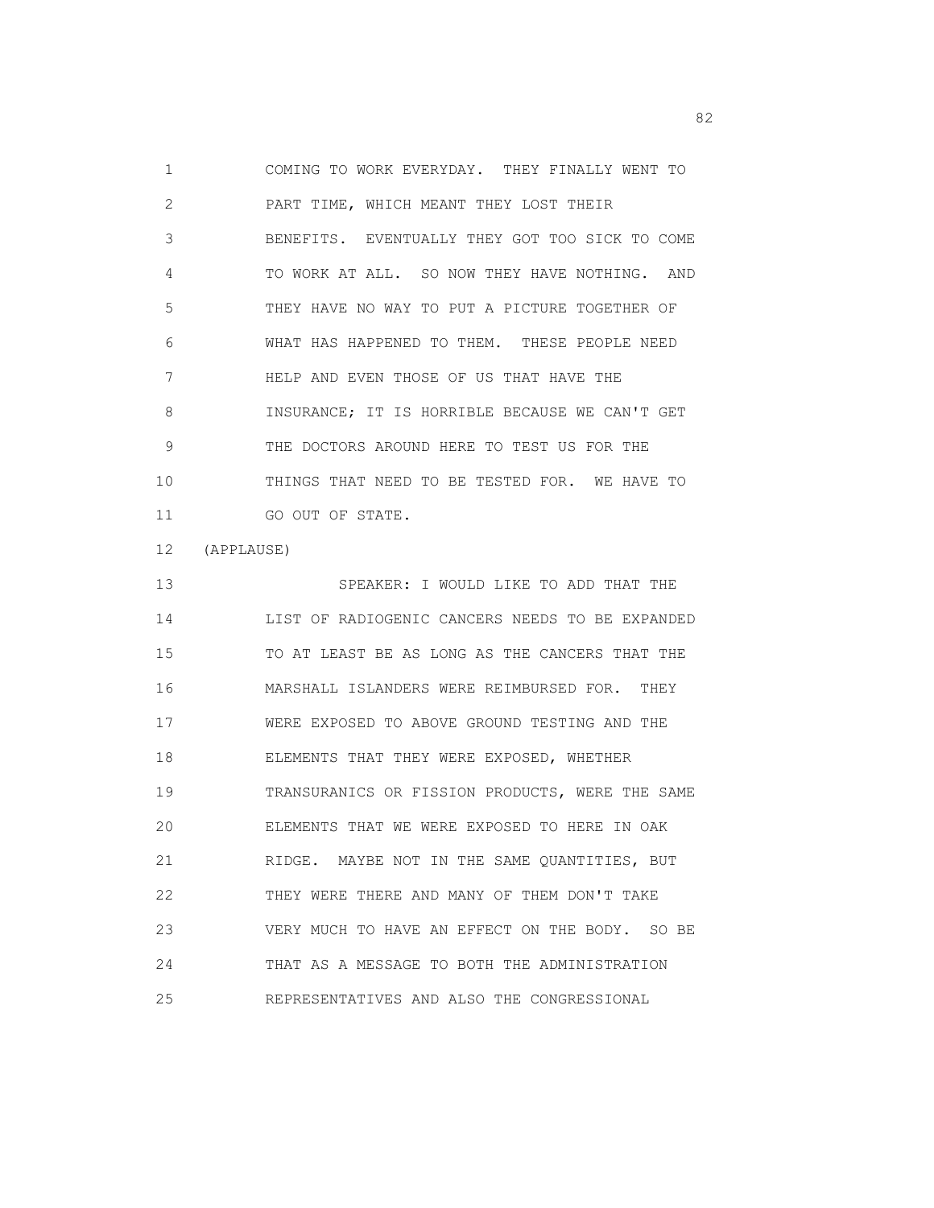COMING TO WORK EVERYDAY. THEY FINALLY WENT TO PART TIME, WHICH MEANT THEY LOST THEIR BENEFITS. EVENTUALLY THEY GOT TOO SICK TO COME TO WORK AT ALL. SO NOW THEY HAVE NOTHING. AND THEY HAVE NO WAY TO PUT A PICTURE TOGETHER OF WHAT HAS HAPPENED TO THEM. THESE PEOPLE NEED HELP AND EVEN THOSE OF US THAT HAVE THE INSURANCE; IT IS HORRIBLE BECAUSE WE CAN'T GET THE DOCTORS AROUND HERE TO TEST US FOR THE THINGS THAT NEED TO BE TESTED FOR. WE HAVE TO GO OUT OF STATE.

(APPLAUSE)

SPEAKER: I WOULD LIKE TO ADD THAT THE LIST OF RADIOGENIC CANCERS NEEDS TO BE EXPANDED TO AT LEAST BE AS LONG AS THE CANCERS THAT THE MARSHALL ISLANDERS WERE REIMBURSED FOR. THEY WERE EXPOSED TO ABOVE GROUND TESTING AND THE ELEMENTS THAT THEY WERE EXPOSED, WHETHER TRANSURANICS OR FISSION PRODUCTS, WERE THE SAME ELEMENTS THAT WE WERE EXPOSED TO HERE IN OAK RIDGE. MAYBE NOT IN THE SAME QUANTITIES, BUT THEY WERE THERE AND MANY OF THEM DON'T TAKE VERY MUCH TO HAVE AN EFFECT ON THE BODY. SO BE THAT AS A MESSAGE TO BOTH THE ADMINISTRATION REPRESENTATIVES AND ALSO THE CONGRESSIONAL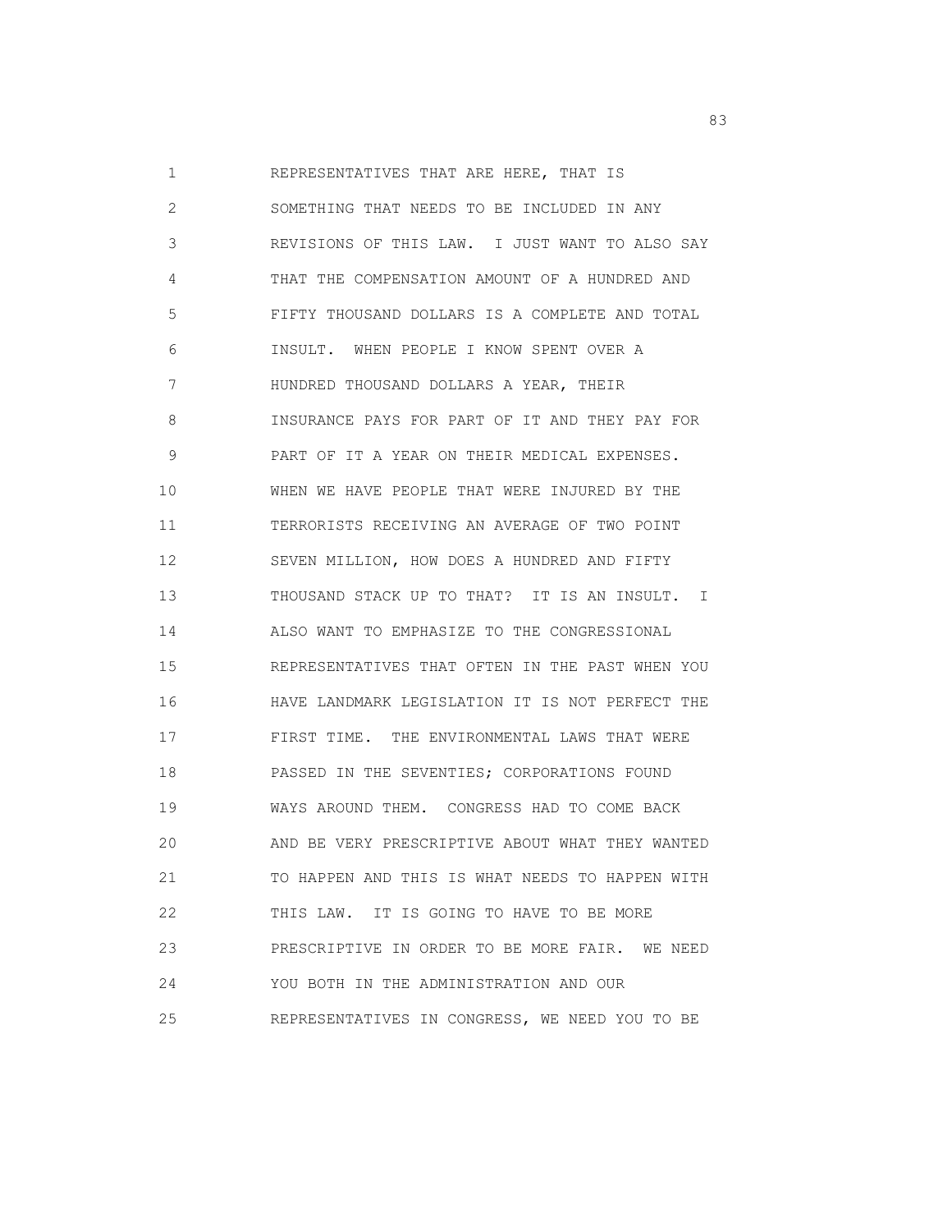REPRESENTATIVES THAT ARE HERE, THAT IS SOMETHING THAT NEEDS TO BE INCLUDED IN ANY REVISIONS OF THIS LAW. I JUST WANT TO ALSO SAY THAT THE COMPENSATION AMOUNT OF A HUNDRED AND FIFTY THOUSAND DOLLARS IS A COMPLETE AND TOTAL INSULT. WHEN PEOPLE I KNOW SPENT OVER A HUNDRED THOUSAND DOLLARS A YEAR, THEIR INSURANCE PAYS FOR PART OF IT AND THEY PAY FOR PART OF IT A YEAR ON THEIR MEDICAL EXPENSES. WHEN WE HAVE PEOPLE THAT WERE INJURED BY THE TERRORISTS RECEIVING AN AVERAGE OF TWO POINT SEVEN MILLION, HOW DOES A HUNDRED AND FIFTY THOUSAND STACK UP TO THAT? IT IS AN INSULT. I ALSO WANT TO EMPHASIZE TO THE CONGRESSIONAL REPRESENTATIVES THAT OFTEN IN THE PAST WHEN YOU HAVE LANDMARK LEGISLATION IT IS NOT PERFECT THE FIRST TIME. THE ENVIRONMENTAL LAWS THAT WERE PASSED IN THE SEVENTIES; CORPORATIONS FOUND WAYS AROUND THEM. CONGRESS HAD TO COME BACK AND BE VERY PRESCRIPTIVE ABOUT WHAT THEY WANTED TO HAPPEN AND THIS IS WHAT NEEDS TO HAPPEN WITH THIS LAW. IT IS GOING TO HAVE TO BE MORE PRESCRIPTIVE IN ORDER TO BE MORE FAIR. WE NEED YOU BOTH IN THE ADMINISTRATION AND OUR REPRESENTATIVES IN CONGRESS, WE NEED YOU TO BE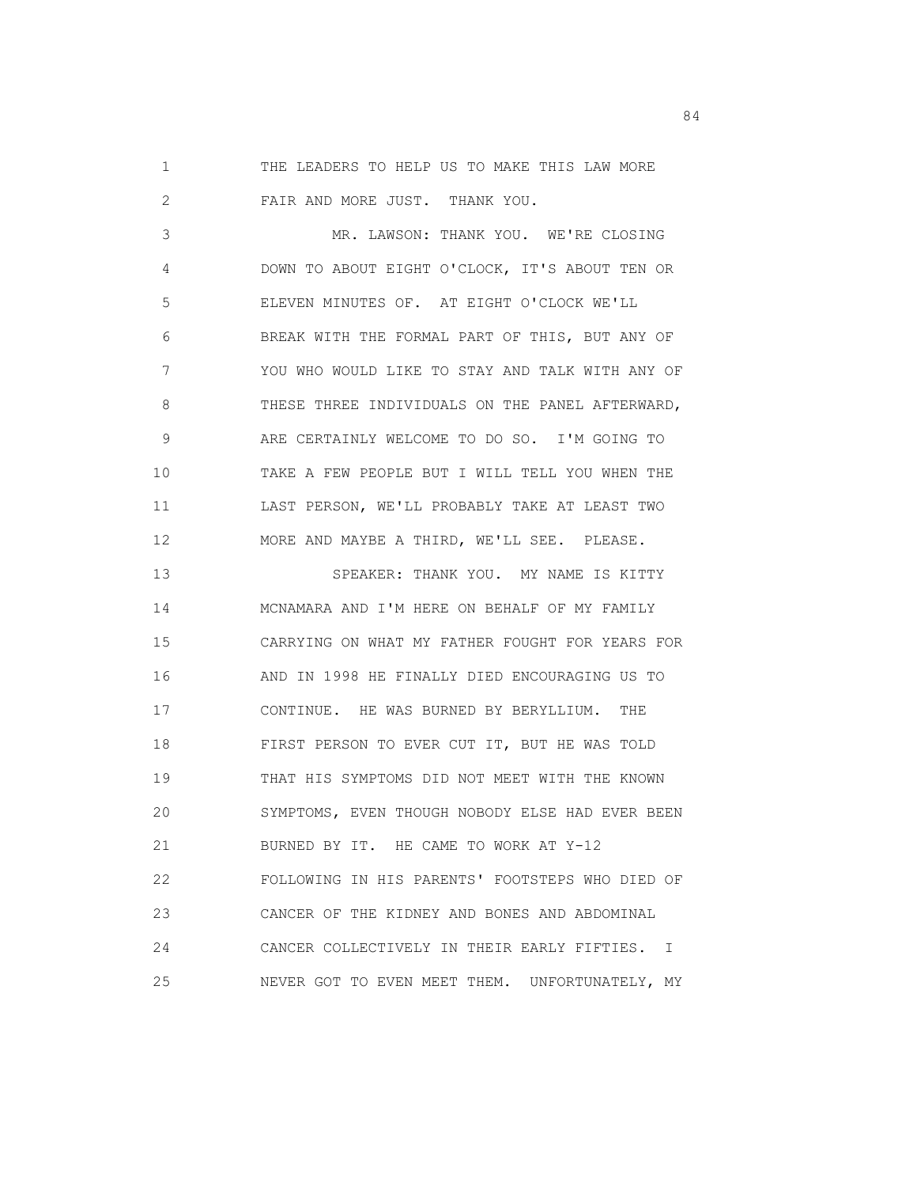THE LEADERS TO HELP US TO MAKE THIS LAW MORE FAIR AND MORE JUST. THANK YOU.

MR. LAWSON: THANK YOU. WE'RE CLOSING DOWN TO ABOUT EIGHT O'CLOCK, IT'S ABOUT TEN OR ELEVEN MINUTES OF. AT EIGHT O'CLOCK WE'LL BREAK WITH THE FORMAL PART OF THIS, BUT ANY OF YOU WHO WOULD LIKE TO STAY AND TALK WITH ANY OF THESE THREE INDIVIDUALS ON THE PANEL AFTERWARD, ARE CERTAINLY WELCOME TO DO SO. I'M GOING TO TAKE A FEW PEOPLE BUT I WILL TELL YOU WHEN THE LAST PERSON, WE'LL PROBABLY TAKE AT LEAST TWO MORE AND MAYBE A THIRD, WE'LL SEE. PLEASE.

SPEAKER: THANK YOU. MY NAME IS KITTY MCNAMARA AND I'M HERE ON BEHALF OF MY FAMILY CARRYING ON WHAT MY FATHER FOUGHT FOR YEARS FOR AND IN 1998 HE FINALLY DIED ENCOURAGING US TO CONTINUE. HE WAS BURNED BY BERYLLIUM. THE FIRST PERSON TO EVER CUT IT, BUT HE WAS TOLD THAT HIS SYMPTOMS DID NOT MEET WITH THE KNOWN SYMPTOMS, EVEN THOUGH NOBODY ELSE HAD EVER BEEN BURNED BY IT. HE CAME TO WORK AT Y-12 FOLLOWING IN HIS PARENTS' FOOTSTEPS WHO DIED OF CANCER OF THE KIDNEY AND BONES AND ABDOMINAL CANCER COLLECTIVELY IN THEIR EARLY FIFTIES. I NEVER GOT TO EVEN MEET THEM. UNFORTUNATELY, MY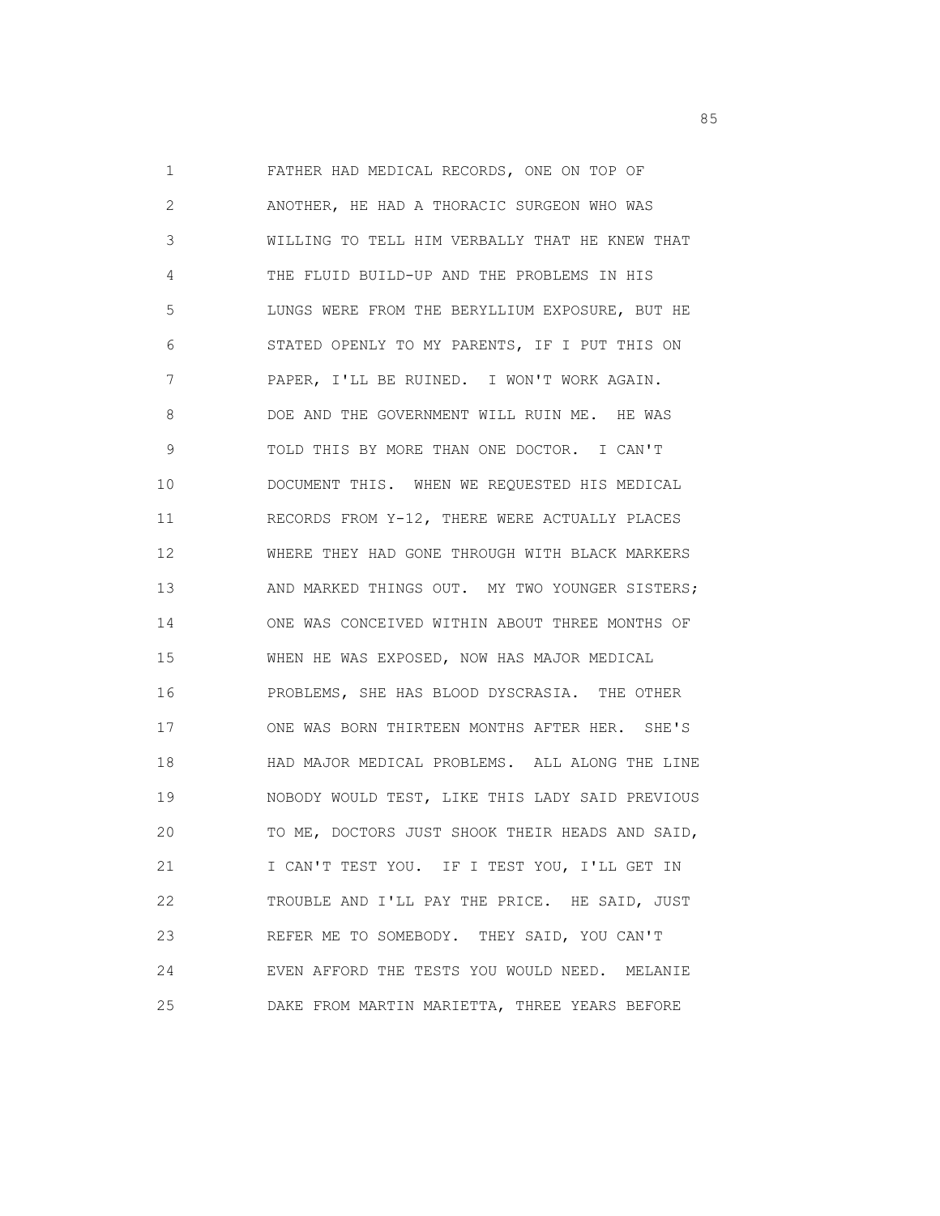FATHER HAD MEDICAL RECORDS, ONE ON TOP OF ANOTHER, HE HAD A THORACIC SURGEON WHO WAS WILLING TO TELL HIM VERBALLY THAT HE KNEW THAT THE FLUID BUILD-UP AND THE PROBLEMS IN HIS LUNGS WERE FROM THE BERYLLIUM EXPOSURE, BUT HE STATED OPENLY TO MY PARENTS, IF I PUT THIS ON PAPER, I'LL BE RUINED. I WON'T WORK AGAIN. DOE AND THE GOVERNMENT WILL RUIN ME. HE WAS TOLD THIS BY MORE THAN ONE DOCTOR. I CAN'T DOCUMENT THIS. WHEN WE REQUESTED HIS MEDICAL RECORDS FROM Y-12, THERE WERE ACTUALLY PLACES WHERE THEY HAD GONE THROUGH WITH BLACK MARKERS AND MARKED THINGS OUT. MY TWO YOUNGER SISTERS; ONE WAS CONCEIVED WITHIN ABOUT THREE MONTHS OF WHEN HE WAS EXPOSED, NOW HAS MAJOR MEDICAL PROBLEMS, SHE HAS BLOOD DYSCRASIA. THE OTHER ONE WAS BORN THIRTEEN MONTHS AFTER HER. SHE'S HAD MAJOR MEDICAL PROBLEMS. ALL ALONG THE LINE NOBODY WOULD TEST, LIKE THIS LADY SAID PREVIOUS TO ME, DOCTORS JUST SHOOK THEIR HEADS AND SAID, I CAN'T TEST YOU. IF I TEST YOU, I'LL GET IN TROUBLE AND I'LL PAY THE PRICE. HE SAID, JUST REFER ME TO SOMEBODY. THEY SAID, YOU CAN'T EVEN AFFORD THE TESTS YOU WOULD NEED. MELANIE DAKE FROM MARTIN MARIETTA, THREE YEARS BEFORE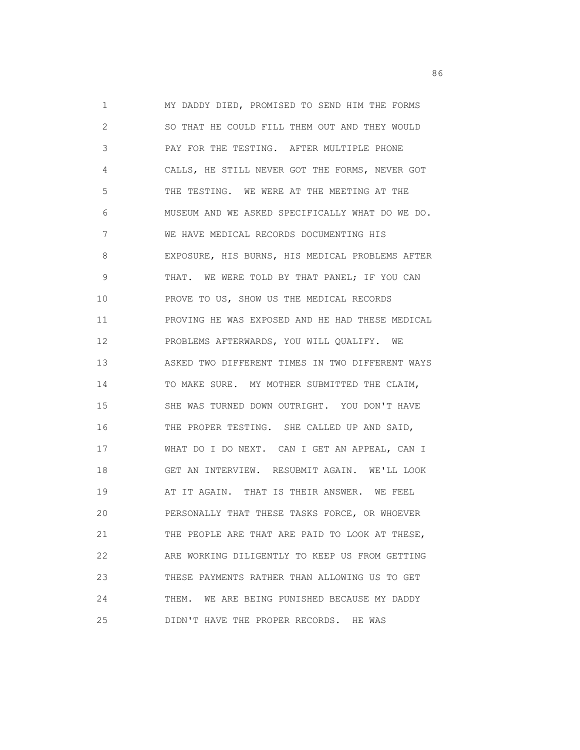MY DADDY DIED, PROMISED TO SEND HIM THE FORMS SO THAT HE COULD FILL THEM OUT AND THEY WOULD PAY FOR THE TESTING. AFTER MULTIPLE PHONE CALLS, HE STILL NEVER GOT THE FORMS, NEVER GOT THE TESTING. WE WERE AT THE MEETING AT THE MUSEUM AND WE ASKED SPECIFICALLY WHAT DO WE DO. WE HAVE MEDICAL RECORDS DOCUMENTING HIS EXPOSURE, HIS BURNS, HIS MEDICAL PROBLEMS AFTER THAT. WE WERE TOLD BY THAT PANEL; IF YOU CAN PROVE TO US, SHOW US THE MEDICAL RECORDS PROVING HE WAS EXPOSED AND HE HAD THESE MEDICAL PROBLEMS AFTERWARDS, YOU WILL QUALIFY. WE ASKED TWO DIFFERENT TIMES IN TWO DIFFERENT WAYS TO MAKE SURE. MY MOTHER SUBMITTED THE CLAIM, SHE WAS TURNED DOWN OUTRIGHT. YOU DON'T HAVE THE PROPER TESTING. SHE CALLED UP AND SAID, WHAT DO I DO NEXT. CAN I GET AN APPEAL, CAN I GET AN INTERVIEW. RESUBMIT AGAIN. WE'LL LOOK AT IT AGAIN. THAT IS THEIR ANSWER. WE FEEL PERSONALLY THAT THESE TASKS FORCE, OR WHOEVER THE PEOPLE ARE THAT ARE PAID TO LOOK AT THESE, ARE WORKING DILIGENTLY TO KEEP US FROM GETTING THESE PAYMENTS RATHER THAN ALLOWING US TO GET THEM. WE ARE BEING PUNISHED BECAUSE MY DADDY DIDN'T HAVE THE PROPER RECORDS. HE WAS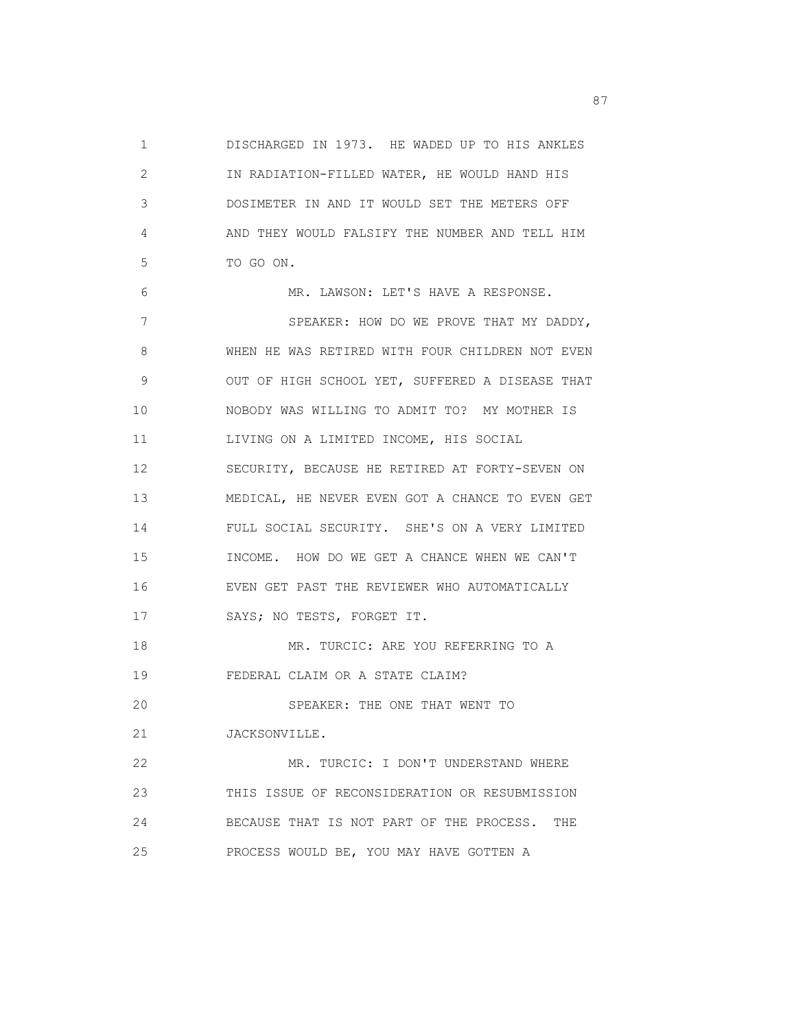DISCHARGED IN 1973. HE WADED UP TO HIS ANKLES IN RADIATION-FILLED WATER, HE WOULD HAND HIS DOSIMETER IN AND IT WOULD SET THE METERS OFF AND THEY WOULD FALSIFY THE NUMBER AND TELL HIM TO GO ON.

MR. LAWSON: LET'S HAVE A RESPONSE.

SPEAKER: HOW DO WE PROVE THAT MY DADDY, WHEN HE WAS RETIRED WITH FOUR CHILDREN NOT EVEN OUT OF HIGH SCHOOL YET, SUFFERED A DISEASE THAT NOBODY WAS WILLING TO ADMIT TO? MY MOTHER IS LIVING ON A LIMITED INCOME, HIS SOCIAL SECURITY, BECAUSE HE RETIRED AT FORTY-SEVEN ON MEDICAL, HE NEVER EVEN GOT A CHANCE TO EVEN GET FULL SOCIAL SECURITY. SHE'S ON A VERY LIMITED INCOME. HOW DO WE GET A CHANCE WHEN WE CAN'T EVEN GET PAST THE REVIEWER WHO AUTOMATICALLY SAYS; NO TESTS, FORGET IT.

MR. TURCIC: ARE YOU REFERRING TO A FEDERAL CLAIM OR A STATE CLAIM?

SPEAKER: THE ONE THAT WENT TO JACKSONVILLE.

MR. TURCIC: I DON'T UNDERSTAND WHERE THIS ISSUE OF RECONSIDERATION OR RESUBMISSION BECAUSE THAT IS NOT PART OF THE PROCESS. THE PROCESS WOULD BE, YOU MAY HAVE GOTTEN A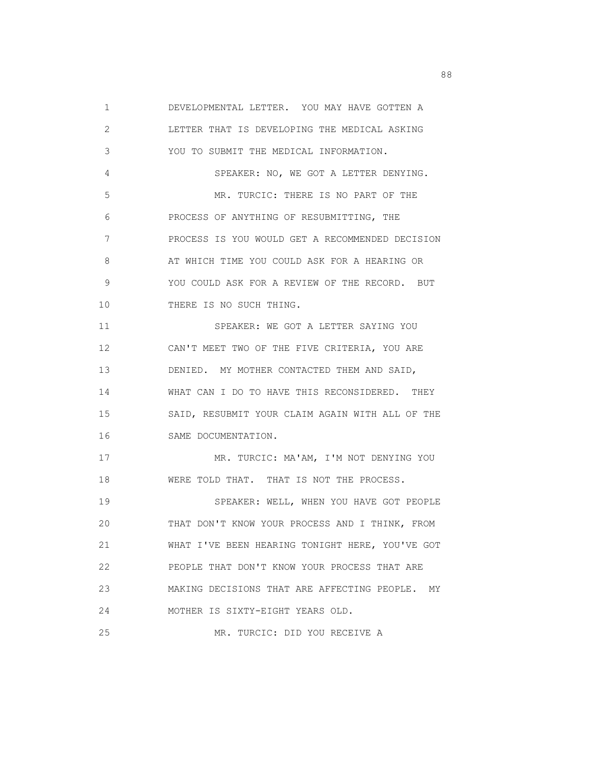1 DEVELOPMENTAL LETTER. YOU MAY HAVE GOTTEN A
2 LETTER THAT IS DEVELOPING THE MEDICAL ASKING
3 YOU TO SUBMIT THE MEDICAL INFORMATION.
4 SPEAKER: NO, WE GOT A LETTER DENYING.
5 MR. TURCIC: THERE IS NO PART OF THE
6 PROCESS OF ANYTHING OF RESUBMITTING, THE
7 PROCESS IS YOU WOULD GET A RECOMMENDED DECISION
8 AT WHICH TIME YOU COULD ASK FOR A HEARING OR
9 YOU COULD ASK FOR A REVIEW OF THE RECORD. BUT
10 THERE IS NO SUCH THING.
11 SPEAKER: WE GOT A LETTER SAYING YOU
12 CAN'T MEET TWO OF THE FIVE CRITERIA, YOU ARE
13 DENIED. MY MOTHER CONTACTED THEM AND SAID,
14 WHAT CAN I DO TO HAVE THIS RECONSIDERED. THEY
15 SAID, RESUBMIT YOUR CLAIM AGAIN WITH ALL OF THE
16 SAME DOCUMENTATION.
17 MR. TURCIC: MA'AM, I'M NOT DENYING YOU
18 WERE TOLD THAT. THAT IS NOT THE PROCESS.
19 SPEAKER: WELL, WHEN YOU HAVE GOT PEOPLE
20 THAT DON'T KNOW YOUR PROCESS AND I THINK, FROM
21 WHAT I'VE BEEN HEARING TONIGHT HERE, YOU'VE GOT
22 PEOPLE THAT DON'T KNOW YOUR PROCESS THAT ARE
23 MAKING DECISIONS THAT ARE AFFECTING PEOPLE. MY
24 MOTHER IS SIXTY-EIGHT YEARS OLD.
25 MR. TURCIC: DID YOU RECEIVE A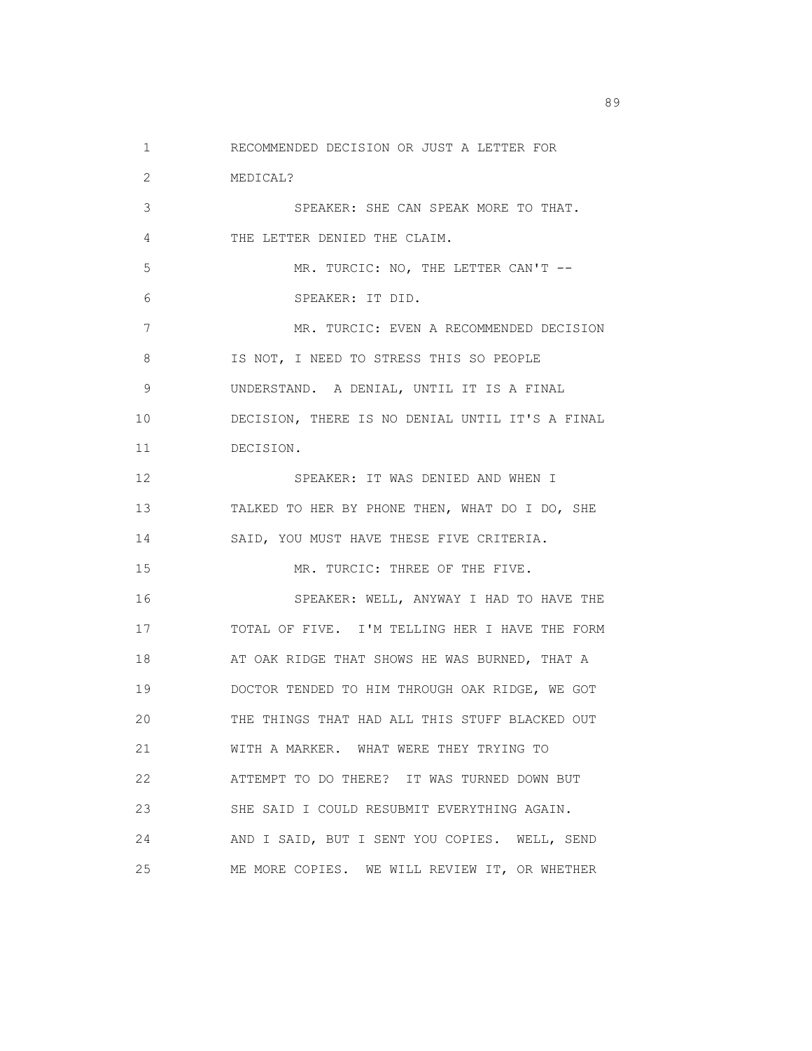RECOMMENDED DECISION OR JUST A LETTER FOR MEDICAL?

SPEAKER: SHE CAN SPEAK MORE TO THAT. THE LETTER DENIED THE CLAIM.

MR. TURCIC: NO, THE LETTER CAN'T --

SPEAKER: IT DID.

MR. TURCIC: EVEN A RECOMMENDED DECISION IS NOT, I NEED TO STRESS THIS SO PEOPLE UNDERSTAND. A DENIAL, UNTIL IT IS A FINAL DECISION, THERE IS NO DENIAL UNTIL IT'S A FINAL DECISION.

SPEAKER: IT WAS DENIED AND WHEN I TALKED TO HER BY PHONE THEN, WHAT DO I DO, SHE SAID, YOU MUST HAVE THESE FIVE CRITERIA.

MR. TURCIC: THREE OF THE FIVE.

SPEAKER: WELL, ANYWAY I HAD TO HAVE THE TOTAL OF FIVE. I'M TELLING HER I HAVE THE FORM AT OAK RIDGE THAT SHOWS HE WAS BURNED, THAT A DOCTOR TENDED TO HIM THROUGH OAK RIDGE, WE GOT THE THINGS THAT HAD ALL THIS STUFF BLACKED OUT WITH A MARKER. WHAT WERE THEY TRYING TO ATTEMPT TO DO THERE? IT WAS TURNED DOWN BUT SHE SAID I COULD RESUBMIT EVERYTHING AGAIN. AND I SAID, BUT I SENT YOU COPIES. WELL, SEND ME MORE COPIES. WE WILL REVIEW IT, OR WHETHER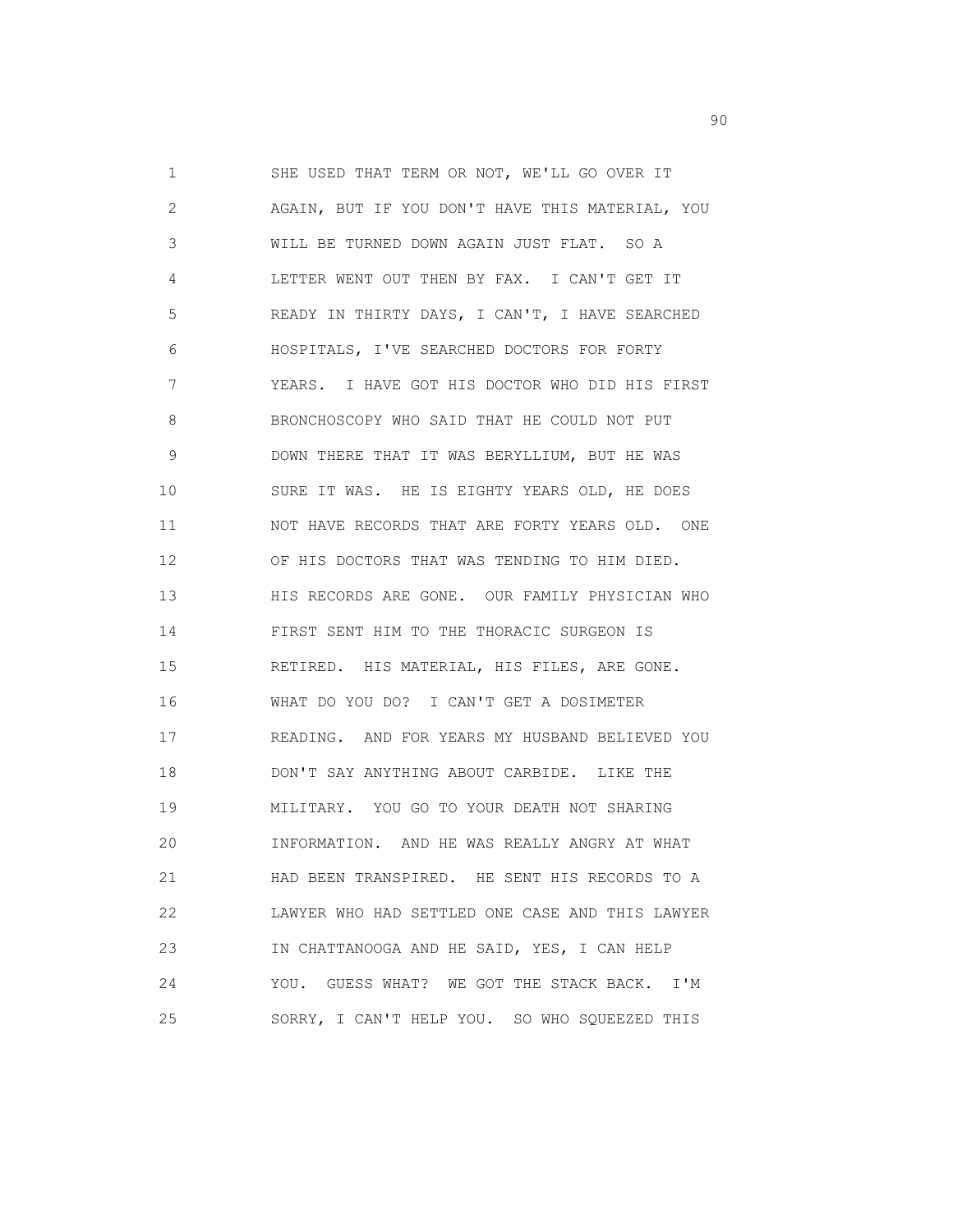SHE USED THAT TERM OR NOT, WE'LL GO OVER IT AGAIN, BUT IF YOU DON'T HAVE THIS MATERIAL, YOU WILL BE TURNED DOWN AGAIN JUST FLAT. SO A LETTER WENT OUT THEN BY FAX. I CAN'T GET IT READY IN THIRTY DAYS, I CAN'T, I HAVE SEARCHED HOSPITALS, I'VE SEARCHED DOCTORS FOR FORTY YEARS. I HAVE GOT HIS DOCTOR WHO DID HIS FIRST BRONCHOSCOPY WHO SAID THAT HE COULD NOT PUT DOWN THERE THAT IT WAS BERYLLIUM, BUT HE WAS SURE IT WAS. HE IS EIGHTY YEARS OLD, HE DOES NOT HAVE RECORDS THAT ARE FORTY YEARS OLD. ONE OF HIS DOCTORS THAT WAS TENDING TO HIM DIED. HIS RECORDS ARE GONE. OUR FAMILY PHYSICIAN WHO FIRST SENT HIM TO THE THORACIC SURGEON IS RETIRED. HIS MATERIAL, HIS FILES, ARE GONE. WHAT DO YOU DO? I CAN'T GET A DOSIMETER READING. AND FOR YEARS MY HUSBAND BELIEVED YOU DON'T SAY ANYTHING ABOUT CARBIDE. LIKE THE MILITARY. YOU GO TO YOUR DEATH NOT SHARING INFORMATION. AND HE WAS REALLY ANGRY AT WHAT HAD BEEN TRANSPIRED. HE SENT HIS RECORDS TO A LAWYER WHO HAD SETTLED ONE CASE AND THIS LAWYER IN CHATTANOOGA AND HE SAID, YES, I CAN HELP YOU. GUESS WHAT? WE GOT THE STACK BACK. I'M SORRY, I CAN'T HELP YOU. SO WHO SQUEEZED THIS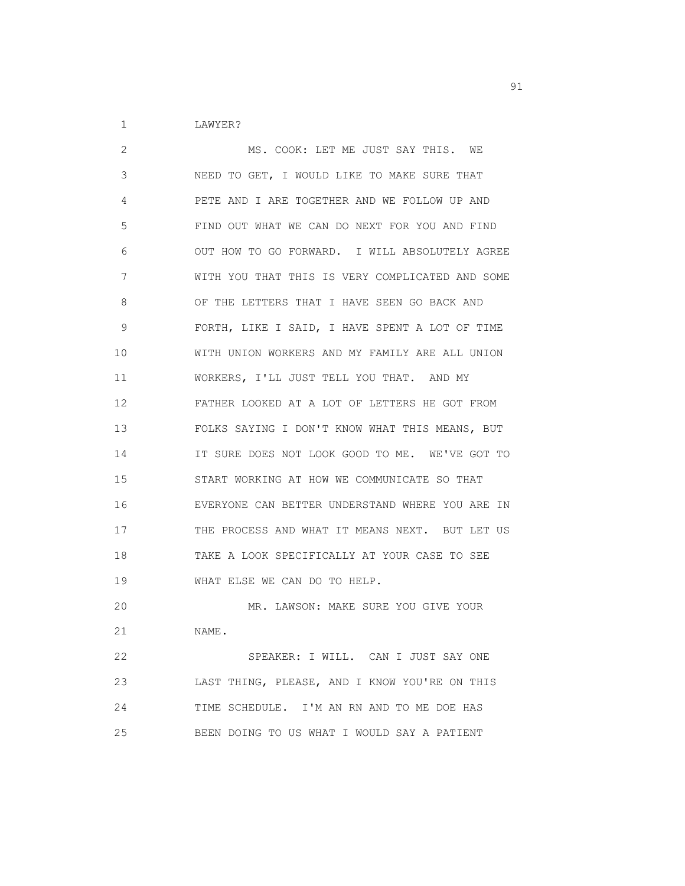LAWYER?

MS. COOK: LET ME JUST SAY THIS. WE NEED TO GET, I WOULD LIKE TO MAKE SURE THAT PETE AND I ARE TOGETHER AND WE FOLLOW UP AND FIND OUT WHAT WE CAN DO NEXT FOR YOU AND FIND OUT HOW TO GO FORWARD. I WILL ABSOLUTELY AGREE WITH YOU THAT THIS IS VERY COMPLICATED AND SOME OF THE LETTERS THAT I HAVE SEEN GO BACK AND FORTH, LIKE I SAID, I HAVE SPENT A LOT OF TIME WITH UNION WORKERS AND MY FAMILY ARE ALL UNION WORKERS, I'LL JUST TELL YOU THAT. AND MY FATHER LOOKED AT A LOT OF LETTERS HE GOT FROM FOLKS SAYING I DON'T KNOW WHAT THIS MEANS, BUT IT SURE DOES NOT LOOK GOOD TO ME. WE'VE GOT TO START WORKING AT HOW WE COMMUNICATE SO THAT EVERYONE CAN BETTER UNDERSTAND WHERE YOU ARE IN THE PROCESS AND WHAT IT MEANS NEXT. BUT LET US TAKE A LOOK SPECIFICALLY AT YOUR CASE TO SEE WHAT ELSE WE CAN DO TO HELP.

MR. LAWSON: MAKE SURE YOU GIVE YOUR NAME.

SPEAKER: I WILL. CAN I JUST SAY ONE LAST THING, PLEASE, AND I KNOW YOU'RE ON THIS TIME SCHEDULE. I'M AN RN AND TO ME DOE HAS BEEN DOING TO US WHAT I WOULD SAY A PATIENT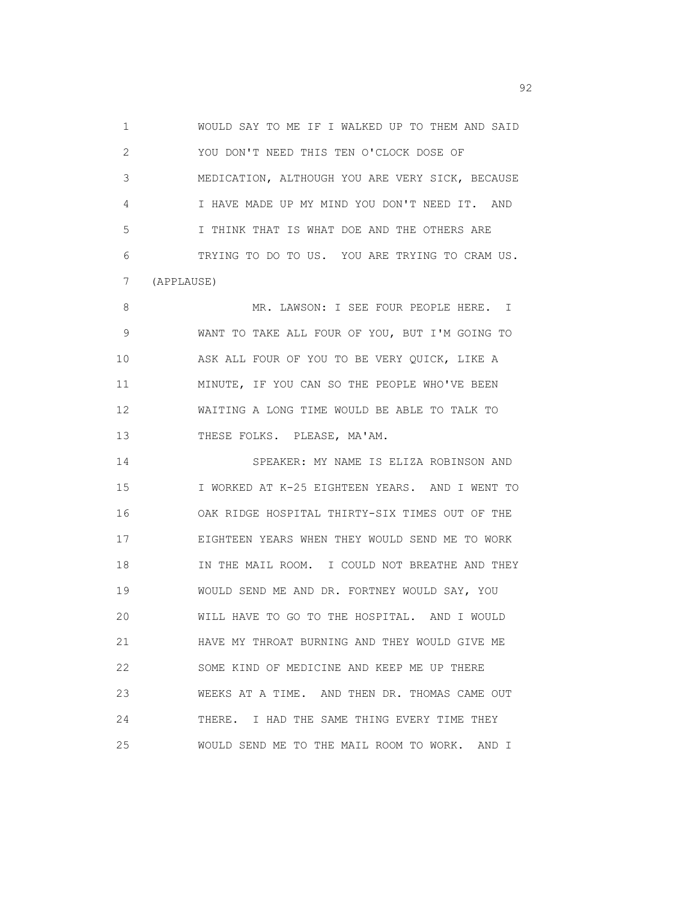WOULD SAY TO ME IF I WALKED UP TO THEM AND SAID YOU DON'T NEED THIS TEN O'CLOCK DOSE OF MEDICATION, ALTHOUGH YOU ARE VERY SICK, BECAUSE I HAVE MADE UP MY MIND YOU DON'T NEED IT. AND I THINK THAT IS WHAT DOE AND THE OTHERS ARE TRYING TO DO TO US. YOU ARE TRYING TO CRAM US.

(APPLAUSE)

MR. LAWSON: I SEE FOUR PEOPLE HERE. I WANT TO TAKE ALL FOUR OF YOU, BUT I'M GOING TO ASK ALL FOUR OF YOU TO BE VERY QUICK, LIKE A MINUTE, IF YOU CAN SO THE PEOPLE WHO'VE BEEN WAITING A LONG TIME WOULD BE ABLE TO TALK TO THESE FOLKS. PLEASE, MA'AM.

SPEAKER: MY NAME IS ELIZA ROBINSON AND I WORKED AT K-25 EIGHTEEN YEARS. AND I WENT TO OAK RIDGE HOSPITAL THIRTY-SIX TIMES OUT OF THE EIGHTEEN YEARS WHEN THEY WOULD SEND ME TO WORK IN THE MAIL ROOM. I COULD NOT BREATHE AND THEY WOULD SEND ME AND DR. FORTNEY WOULD SAY, YOU WILL HAVE TO GO TO THE HOSPITAL. AND I WOULD HAVE MY THROAT BURNING AND THEY WOULD GIVE ME SOME KIND OF MEDICINE AND KEEP ME UP THERE WEEKS AT A TIME. AND THEN DR. THOMAS CAME OUT THERE. I HAD THE SAME THING EVERY TIME THEY WOULD SEND ME TO THE MAIL ROOM TO WORK. AND I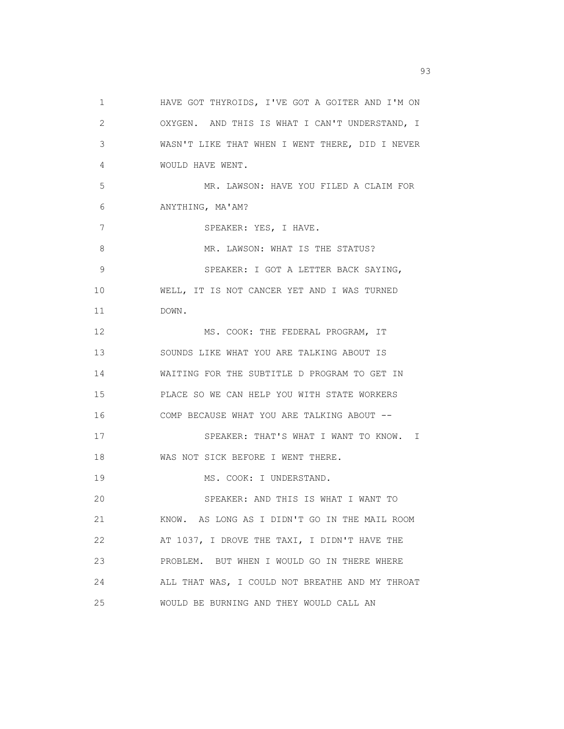HAVE GOT THYROIDS, I'VE GOT A GOITER AND I'M ON OXYGEN. AND THIS IS WHAT I CAN'T UNDERSTAND, I WASN'T LIKE THAT WHEN I WENT THERE, DID I NEVER WOULD HAVE WENT.

MR. LAWSON: HAVE YOU FILED A CLAIM FOR ANYTHING, MA'AM?

SPEAKER: YES, I HAVE.

MR. LAWSON: WHAT IS THE STATUS?

SPEAKER: I GOT A LETTER BACK SAYING, WELL, IT IS NOT CANCER YET AND I WAS TURNED DOWN.

MS. COOK: THE FEDERAL PROGRAM, IT SOUNDS LIKE WHAT YOU ARE TALKING ABOUT IS WAITING FOR THE SUBTITLE D PROGRAM TO GET IN PLACE SO WE CAN HELP YOU WITH STATE WORKERS COMP BECAUSE WHAT YOU ARE TALKING ABOUT --

SPEAKER: THAT'S WHAT I WANT TO KNOW. I WAS NOT SICK BEFORE I WENT THERE.

MS. COOK: I UNDERSTAND.

SPEAKER: AND THIS IS WHAT I WANT TO KNOW. AS LONG AS I DIDN'T GO IN THE MAIL ROOM AT 1037, I DROVE THE TAXI, I DIDN'T HAVE THE PROBLEM. BUT WHEN I WOULD GO IN THERE WHERE ALL THAT WAS, I COULD NOT BREATHE AND MY THROAT WOULD BE BURNING AND THEY WOULD CALL AN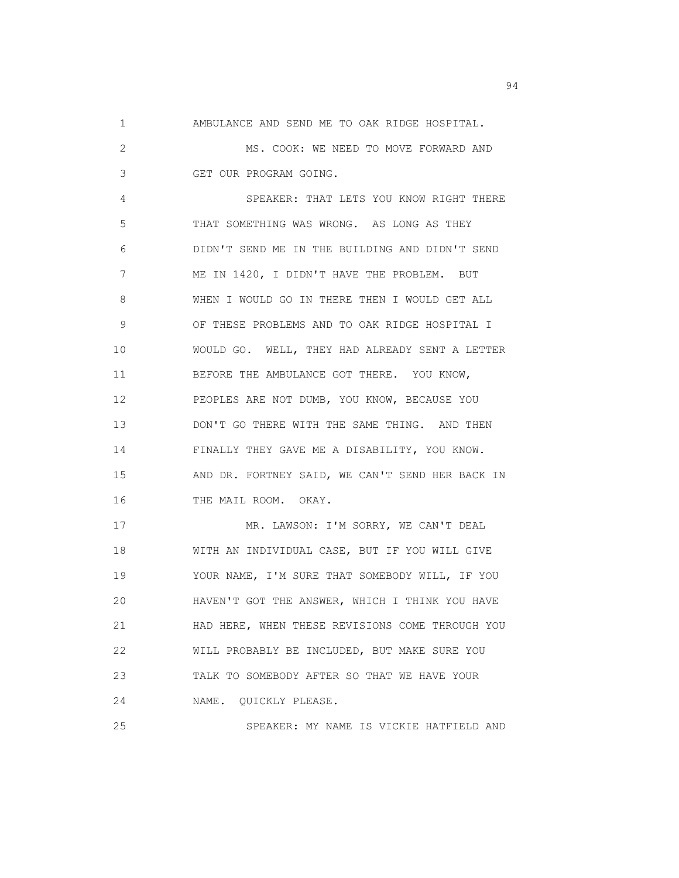AMBULANCE AND SEND ME TO OAK RIDGE HOSPITAL.

MS. COOK: WE NEED TO MOVE FORWARD AND GET OUR PROGRAM GOING.

SPEAKER: THAT LETS YOU KNOW RIGHT THERE THAT SOMETHING WAS WRONG. AS LONG AS THEY DIDN'T SEND ME IN THE BUILDING AND DIDN'T SEND ME IN 1420, I DIDN'T HAVE THE PROBLEM. BUT WHEN I WOULD GO IN THERE THEN I WOULD GET ALL OF THESE PROBLEMS AND TO OAK RIDGE HOSPITAL I WOULD GO. WELL, THEY HAD ALREADY SENT A LETTER BEFORE THE AMBULANCE GOT THERE. YOU KNOW, PEOPLES ARE NOT DUMB, YOU KNOW, BECAUSE YOU DON'T GO THERE WITH THE SAME THING. AND THEN FINALLY THEY GAVE ME A DISABILITY, YOU KNOW. AND DR. FORTNEY SAID, WE CAN'T SEND HER BACK IN THE MAIL ROOM. OKAY.

MR. LAWSON: I'M SORRY, WE CAN'T DEAL WITH AN INDIVIDUAL CASE, BUT IF YOU WILL GIVE YOUR NAME, I'M SURE THAT SOMEBODY WILL, IF YOU HAVEN'T GOT THE ANSWER, WHICH I THINK YOU HAVE HAD HERE, WHEN THESE REVISIONS COME THROUGH YOU WILL PROBABLY BE INCLUDED, BUT MAKE SURE YOU TALK TO SOMEBODY AFTER SO THAT WE HAVE YOUR NAME. QUICKLY PLEASE.

SPEAKER: MY NAME IS VICKIE HATFIELD AND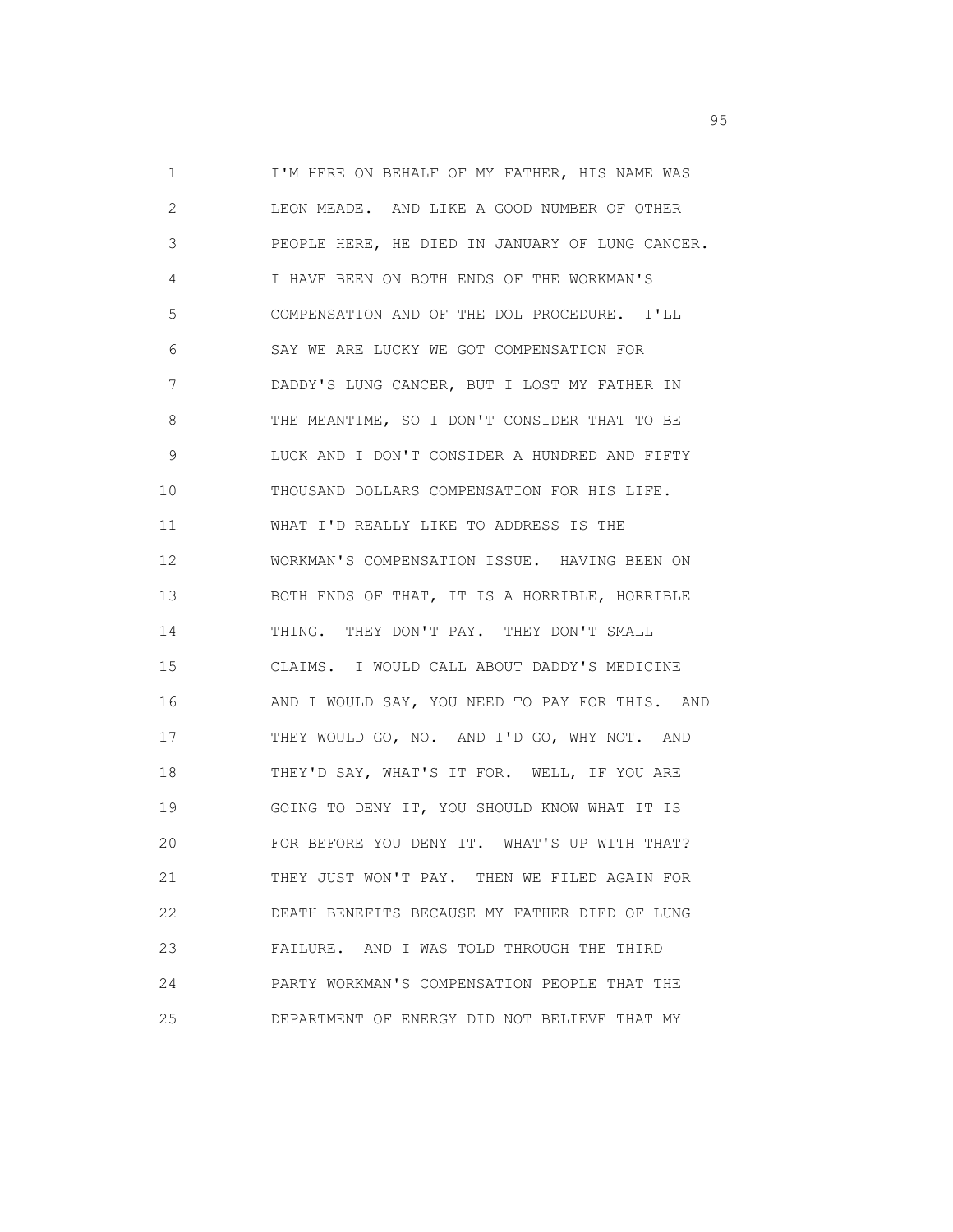I'M HERE ON BEHALF OF MY FATHER, HIS NAME WAS LEON MEADE. AND LIKE A GOOD NUMBER OF OTHER PEOPLE HERE, HE DIED IN JANUARY OF LUNG CANCER. I HAVE BEEN ON BOTH ENDS OF THE WORKMAN'S COMPENSATION AND OF THE DOL PROCEDURE. I'LL SAY WE ARE LUCKY WE GOT COMPENSATION FOR DADDY'S LUNG CANCER, BUT I LOST MY FATHER IN THE MEANTIME, SO I DON'T CONSIDER THAT TO BE LUCK AND I DON'T CONSIDER A HUNDRED AND FIFTY THOUSAND DOLLARS COMPENSATION FOR HIS LIFE. WHAT I'D REALLY LIKE TO ADDRESS IS THE WORKMAN'S COMPENSATION ISSUE. HAVING BEEN ON BOTH ENDS OF THAT, IT IS A HORRIBLE, HORRIBLE THING. THEY DON'T PAY. THEY DON'T SMALL CLAIMS. I WOULD CALL ABOUT DADDY'S MEDICINE AND I WOULD SAY, YOU NEED TO PAY FOR THIS. AND THEY WOULD GO, NO. AND I'D GO, WHY NOT. AND THEY'D SAY, WHAT'S IT FOR. WELL, IF YOU ARE GOING TO DENY IT, YOU SHOULD KNOW WHAT IT IS FOR BEFORE YOU DENY IT. WHAT'S UP WITH THAT? THEY JUST WON'T PAY. THEN WE FILED AGAIN FOR DEATH BENEFITS BECAUSE MY FATHER DIED OF LUNG FAILURE. AND I WAS TOLD THROUGH THE THIRD PARTY WORKMAN'S COMPENSATION PEOPLE THAT THE DEPARTMENT OF ENERGY DID NOT BELIEVE THAT MY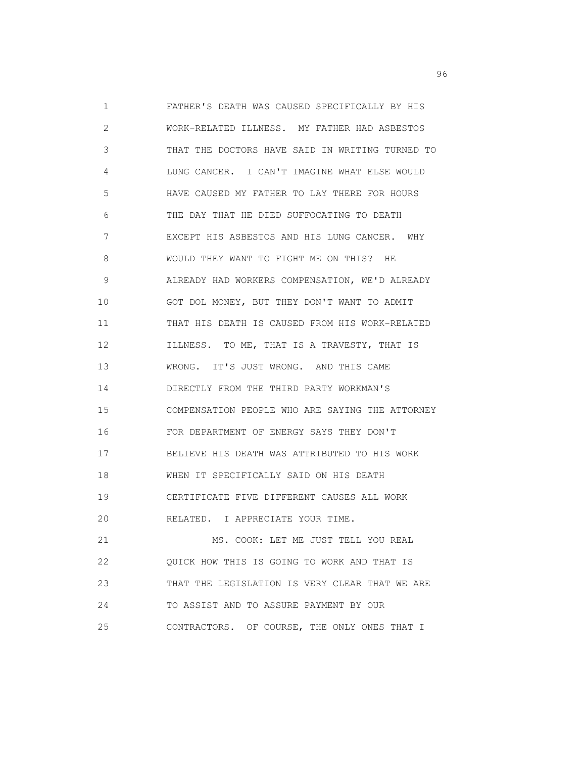FATHER'S DEATH WAS CAUSED SPECIFICALLY BY HIS WORK-RELATED ILLNESS. MY FATHER HAD ASBESTOS THAT THE DOCTORS HAVE SAID IN WRITING TURNED TO LUNG CANCER. I CAN'T IMAGINE WHAT ELSE WOULD HAVE CAUSED MY FATHER TO LAY THERE FOR HOURS THE DAY THAT HE DIED SUFFOCATING TO DEATH EXCEPT HIS ASBESTOS AND HIS LUNG CANCER. WHY WOULD THEY WANT TO FIGHT ME ON THIS? HE ALREADY HAD WORKERS COMPENSATION, WE'D ALREADY GOT DOL MONEY, BUT THEY DON'T WANT TO ADMIT THAT HIS DEATH IS CAUSED FROM HIS WORK-RELATED ILLNESS. TO ME, THAT IS A TRAVESTY, THAT IS WRONG. IT'S JUST WRONG. AND THIS CAME DIRECTLY FROM THE THIRD PARTY WORKMAN'S COMPENSATION PEOPLE WHO ARE SAYING THE ATTORNEY FOR DEPARTMENT OF ENERGY SAYS THEY DON'T BELIEVE HIS DEATH WAS ATTRIBUTED TO HIS WORK WHEN IT SPECIFICALLY SAID ON HIS DEATH CERTIFICATE FIVE DIFFERENT CAUSES ALL WORK RELATED. I APPRECIATE YOUR TIME.

MS. COOK: LET ME JUST TELL YOU REAL QUICK HOW THIS IS GOING TO WORK AND THAT IS THAT THE LEGISLATION IS VERY CLEAR THAT WE ARE TO ASSIST AND TO ASSURE PAYMENT BY OUR CONTRACTORS. OF COURSE, THE ONLY ONES THAT I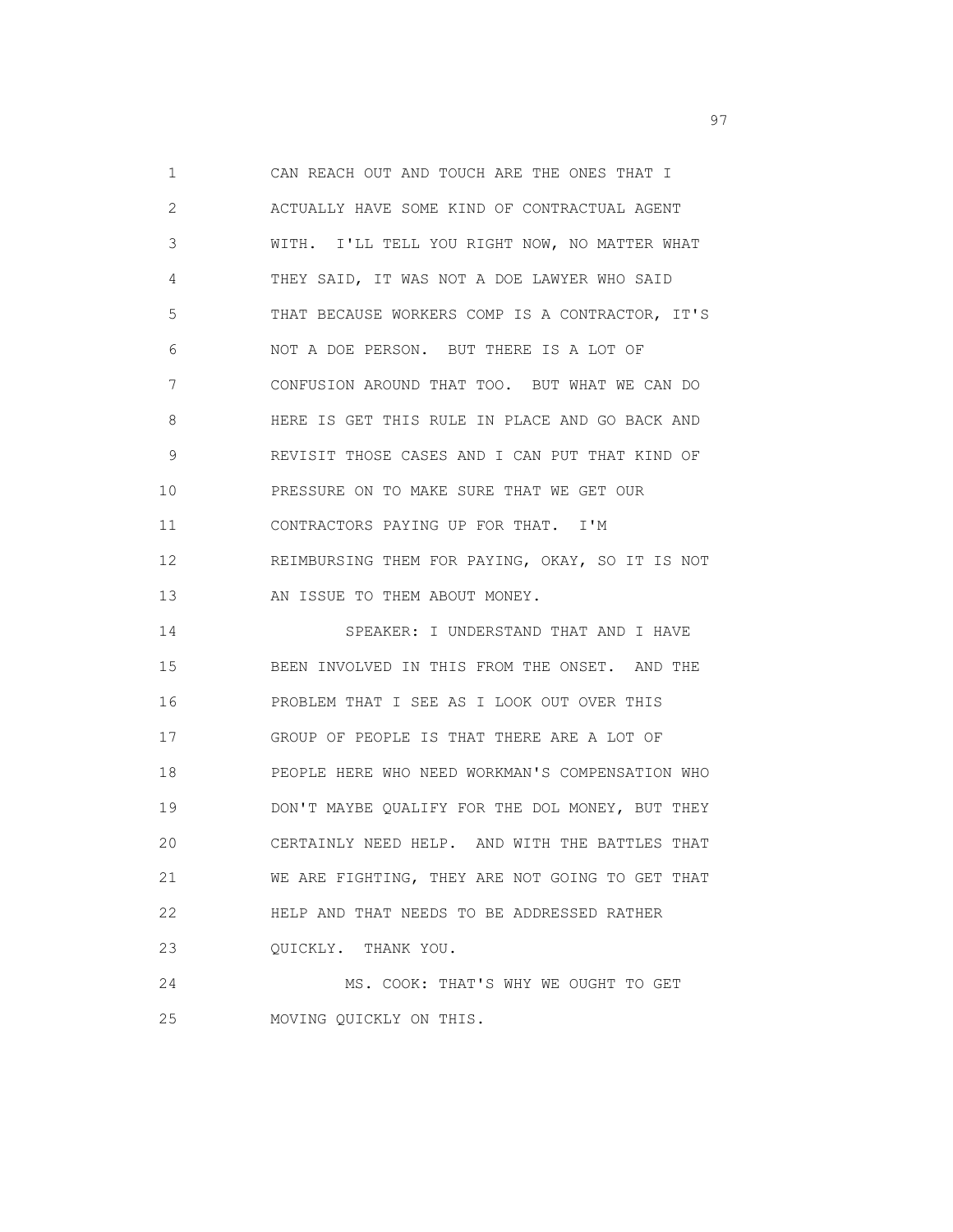CAN REACH OUT AND TOUCH ARE THE ONES THAT I ACTUALLY HAVE SOME KIND OF CONTRACTUAL AGENT WITH. I'LL TELL YOU RIGHT NOW, NO MATTER WHAT THEY SAID, IT WAS NOT A DOE LAWYER WHO SAID THAT BECAUSE WORKERS COMP IS A CONTRACTOR, IT'S NOT A DOE PERSON. BUT THERE IS A LOT OF CONFUSION AROUND THAT TOO. BUT WHAT WE CAN DO HERE IS GET THIS RULE IN PLACE AND GO BACK AND REVISIT THOSE CASES AND I CAN PUT THAT KIND OF PRESSURE ON TO MAKE SURE THAT WE GET OUR CONTRACTORS PAYING UP FOR THAT. I'M REIMBURSING THEM FOR PAYING, OKAY, SO IT IS NOT AN ISSUE TO THEM ABOUT MONEY.

SPEAKER: I UNDERSTAND THAT AND I HAVE BEEN INVOLVED IN THIS FROM THE ONSET. AND THE PROBLEM THAT I SEE AS I LOOK OUT OVER THIS GROUP OF PEOPLE IS THAT THERE ARE A LOT OF PEOPLE HERE WHO NEED WORKMAN'S COMPENSATION WHO DON'T MAYBE QUALIFY FOR THE DOL MONEY, BUT THEY CERTAINLY NEED HELP. AND WITH THE BATTLES THAT WE ARE FIGHTING, THEY ARE NOT GOING TO GET THAT HELP AND THAT NEEDS TO BE ADDRESSED RATHER QUICKLY. THANK YOU.

MS. COOK: THAT'S WHY WE OUGHT TO GET MOVING QUICKLY ON THIS.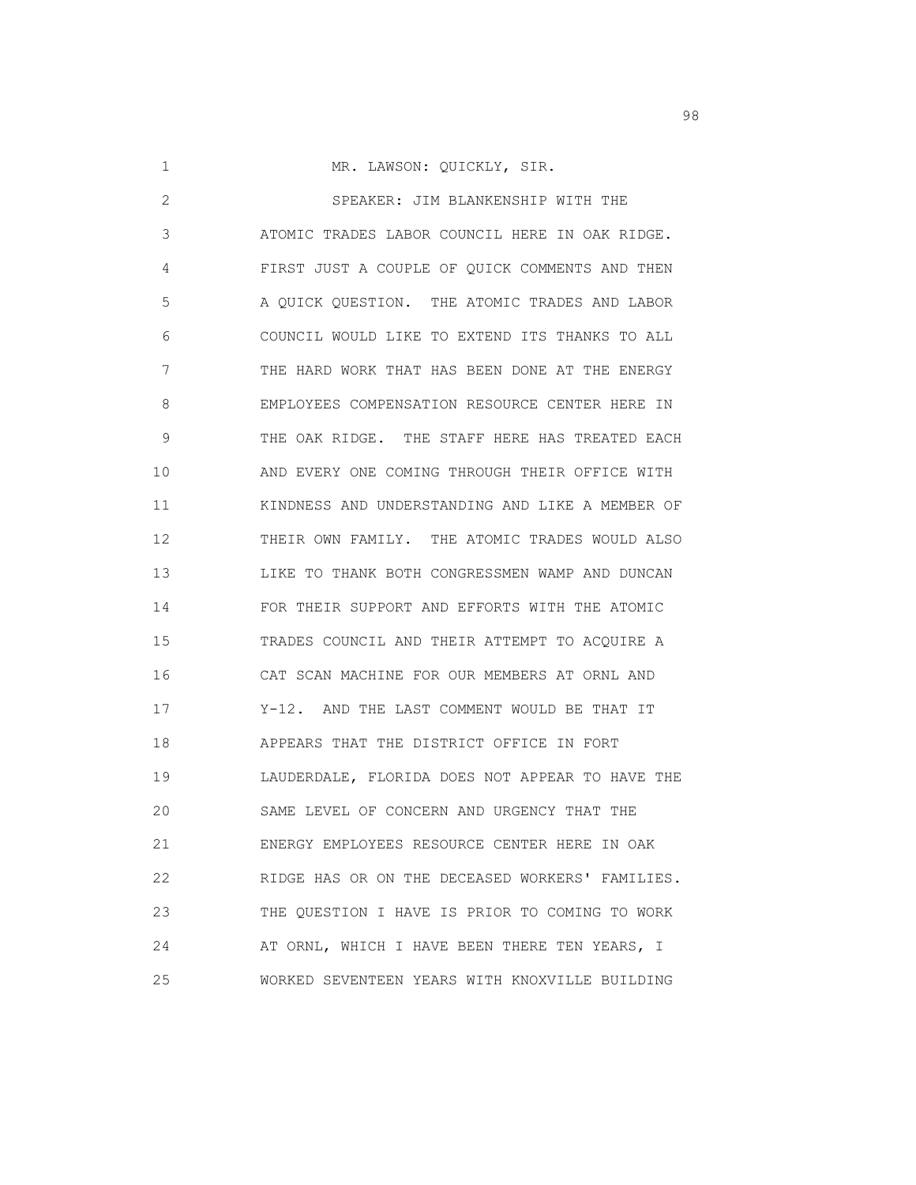MR. LAWSON: QUICKLY, SIR.

SPEAKER: JIM BLANKENSHIP WITH THE ATOMIC TRADES LABOR COUNCIL HERE IN OAK RIDGE. FIRST JUST A COUPLE OF QUICK COMMENTS AND THEN A QUICK QUESTION. THE ATOMIC TRADES AND LABOR COUNCIL WOULD LIKE TO EXTEND ITS THANKS TO ALL THE HARD WORK THAT HAS BEEN DONE AT THE ENERGY EMPLOYEES COMPENSATION RESOURCE CENTER HERE IN THE OAK RIDGE. THE STAFF HERE HAS TREATED EACH AND EVERY ONE COMING THROUGH THEIR OFFICE WITH KINDNESS AND UNDERSTANDING AND LIKE A MEMBER OF THEIR OWN FAMILY. THE ATOMIC TRADES WOULD ALSO LIKE TO THANK BOTH CONGRESSMEN WAMP AND DUNCAN FOR THEIR SUPPORT AND EFFORTS WITH THE ATOMIC TRADES COUNCIL AND THEIR ATTEMPT TO ACQUIRE A CAT SCAN MACHINE FOR OUR MEMBERS AT ORNL AND Y-12. AND THE LAST COMMENT WOULD BE THAT IT APPEARS THAT THE DISTRICT OFFICE IN FORT LAUDERDALE, FLORIDA DOES NOT APPEAR TO HAVE THE SAME LEVEL OF CONCERN AND URGENCY THAT THE ENERGY EMPLOYEES RESOURCE CENTER HERE IN OAK RIDGE HAS OR ON THE DECEASED WORKERS' FAMILIES. THE QUESTION I HAVE IS PRIOR TO COMING TO WORK AT ORNL, WHICH I HAVE BEEN THERE TEN YEARS, I WORKED SEVENTEEN YEARS WITH KNOXVILLE BUILDING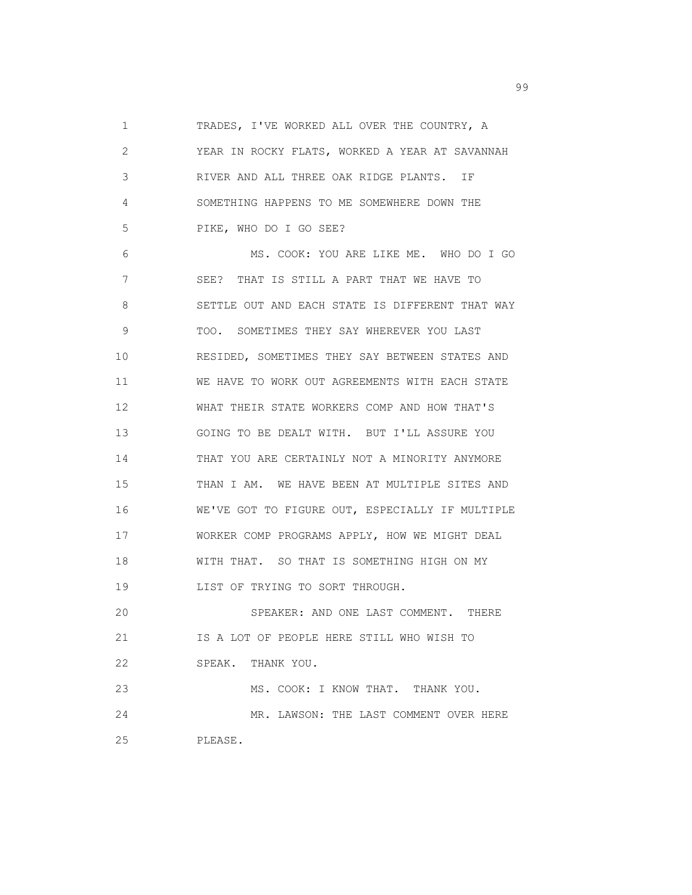TRADES, I'VE WORKED ALL OVER THE COUNTRY, A YEAR IN ROCKY FLATS, WORKED A YEAR AT SAVANNAH RIVER AND ALL THREE OAK RIDGE PLANTS. IF SOMETHING HAPPENS TO ME SOMEWHERE DOWN THE PIKE, WHO DO I GO SEE?

MS. COOK: YOU ARE LIKE ME. WHO DO I GO SEE? THAT IS STILL A PART THAT WE HAVE TO SETTLE OUT AND EACH STATE IS DIFFERENT THAT WAY TOO. SOMETIMES THEY SAY WHEREVER YOU LAST RESIDED, SOMETIMES THEY SAY BETWEEN STATES AND WE HAVE TO WORK OUT AGREEMENTS WITH EACH STATE WHAT THEIR STATE WORKERS COMP AND HOW THAT'S GOING TO BE DEALT WITH. BUT I'LL ASSURE YOU THAT YOU ARE CERTAINLY NOT A MINORITY ANYMORE THAN I AM. WE HAVE BEEN AT MULTIPLE SITES AND WE'VE GOT TO FIGURE OUT, ESPECIALLY IF MULTIPLE WORKER COMP PROGRAMS APPLY, HOW WE MIGHT DEAL WITH THAT. SO THAT IS SOMETHING HIGH ON MY LIST OF TRYING TO SORT THROUGH.

SPEAKER: AND ONE LAST COMMENT. THERE IS A LOT OF PEOPLE HERE STILL WHO WISH TO SPEAK. THANK YOU.

MS. COOK: I KNOW THAT. THANK YOU.

MR. LAWSON: THE LAST COMMENT OVER HERE PLEASE.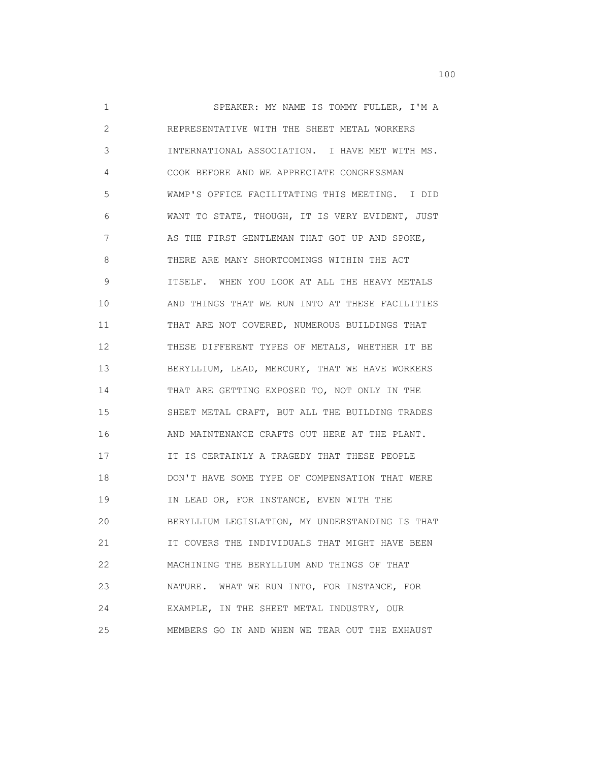SPEAKER: MY NAME IS TOMMY FULLER, I'M A REPRESENTATIVE WITH THE SHEET METAL WORKERS INTERNATIONAL ASSOCIATION. I HAVE MET WITH MS. COOK BEFORE AND WE APPRECIATE CONGRESSMAN WAMP'S OFFICE FACILITATING THIS MEETING. I DID WANT TO STATE, THOUGH, IT IS VERY EVIDENT, JUST AS THE FIRST GENTLEMAN THAT GOT UP AND SPOKE, THERE ARE MANY SHORTCOMINGS WITHIN THE ACT ITSELF. WHEN YOU LOOK AT ALL THE HEAVY METALS AND THINGS THAT WE RUN INTO AT THESE FACILITIES THAT ARE NOT COVERED, NUMEROUS BUILDINGS THAT THESE DIFFERENT TYPES OF METALS, WHETHER IT BE BERYLLIUM, LEAD, MERCURY, THAT WE HAVE WORKERS THAT ARE GETTING EXPOSED TO, NOT ONLY IN THE SHEET METAL CRAFT, BUT ALL THE BUILDING TRADES AND MAINTENANCE CRAFTS OUT HERE AT THE PLANT. IT IS CERTAINLY A TRAGEDY THAT THESE PEOPLE DON'T HAVE SOME TYPE OF COMPENSATION THAT WERE IN LEAD OR, FOR INSTANCE, EVEN WITH THE BERYLLIUM LEGISLATION, MY UNDERSTANDING IS THAT IT COVERS THE INDIVIDUALS THAT MIGHT HAVE BEEN MACHINING THE BERYLLIUM AND THINGS OF THAT NATURE. WHAT WE RUN INTO, FOR INSTANCE, FOR EXAMPLE, IN THE SHEET METAL INDUSTRY, OUR MEMBERS GO IN AND WHEN WE TEAR OUT THE EXHAUST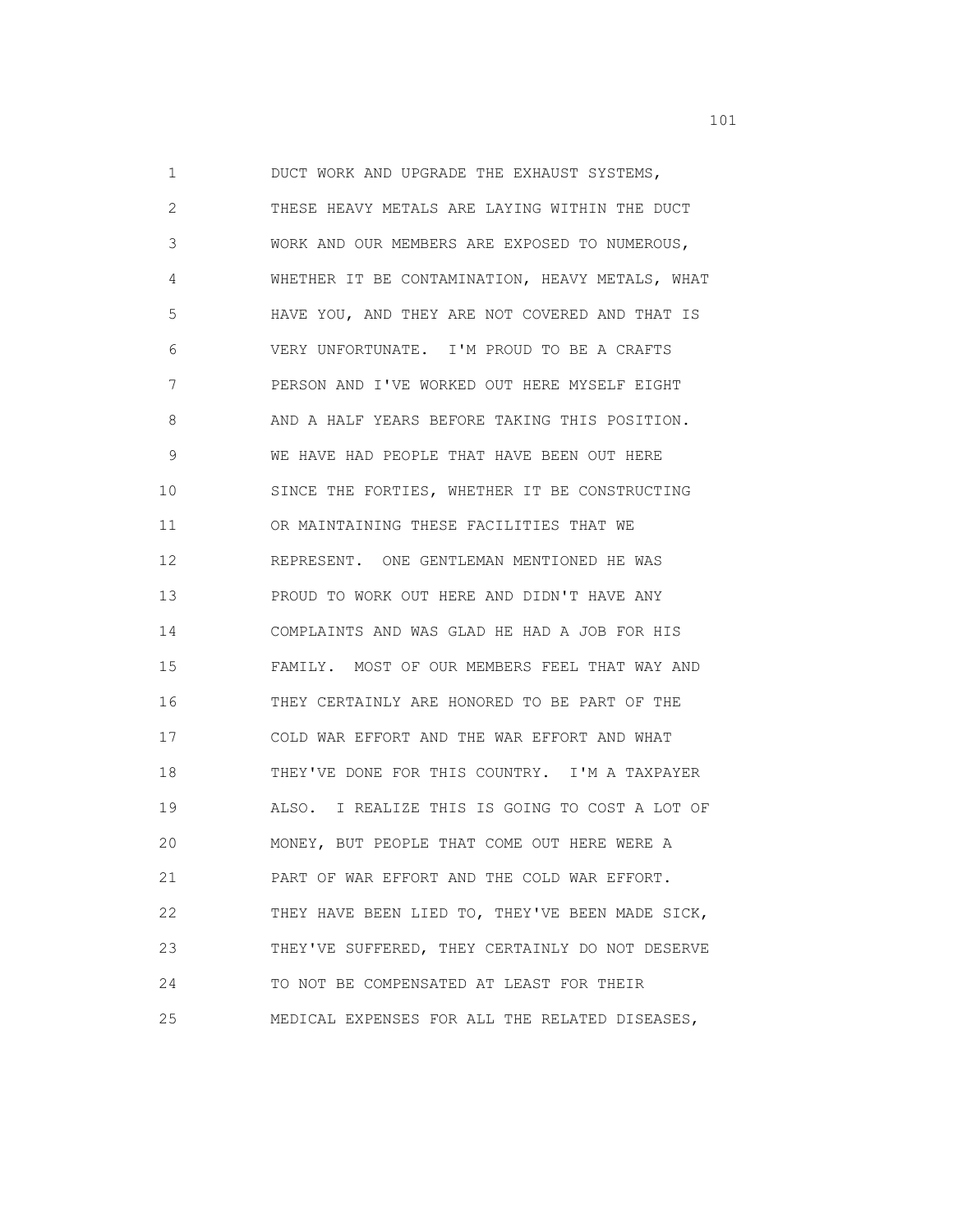DUCT WORK AND UPGRADE THE EXHAUST SYSTEMS, THESE HEAVY METALS ARE LAYING WITHIN THE DUCT WORK AND OUR MEMBERS ARE EXPOSED TO NUMEROUS, WHETHER IT BE CONTAMINATION, HEAVY METALS, WHAT HAVE YOU, AND THEY ARE NOT COVERED AND THAT IS VERY UNFORTUNATE. I'M PROUD TO BE A CRAFTS PERSON AND I'VE WORKED OUT HERE MYSELF EIGHT AND A HALF YEARS BEFORE TAKING THIS POSITION. WE HAVE HAD PEOPLE THAT HAVE BEEN OUT HERE SINCE THE FORTIES, WHETHER IT BE CONSTRUCTING OR MAINTAINING THESE FACILITIES THAT WE REPRESENT. ONE GENTLEMAN MENTIONED HE WAS PROUD TO WORK OUT HERE AND DIDN'T HAVE ANY COMPLAINTS AND WAS GLAD HE HAD A JOB FOR HIS FAMILY. MOST OF OUR MEMBERS FEEL THAT WAY AND THEY CERTAINLY ARE HONORED TO BE PART OF THE COLD WAR EFFORT AND THE WAR EFFORT AND WHAT THEY'VE DONE FOR THIS COUNTRY. I'M A TAXPAYER ALSO. I REALIZE THIS IS GOING TO COST A LOT OF MONEY, BUT PEOPLE THAT COME OUT HERE WERE A PART OF WAR EFFORT AND THE COLD WAR EFFORT. THEY HAVE BEEN LIED TO, THEY'VE BEEN MADE SICK, THEY'VE SUFFERED, THEY CERTAINLY DO NOT DESERVE TO NOT BE COMPENSATED AT LEAST FOR THEIR MEDICAL EXPENSES FOR ALL THE RELATED DISEASES,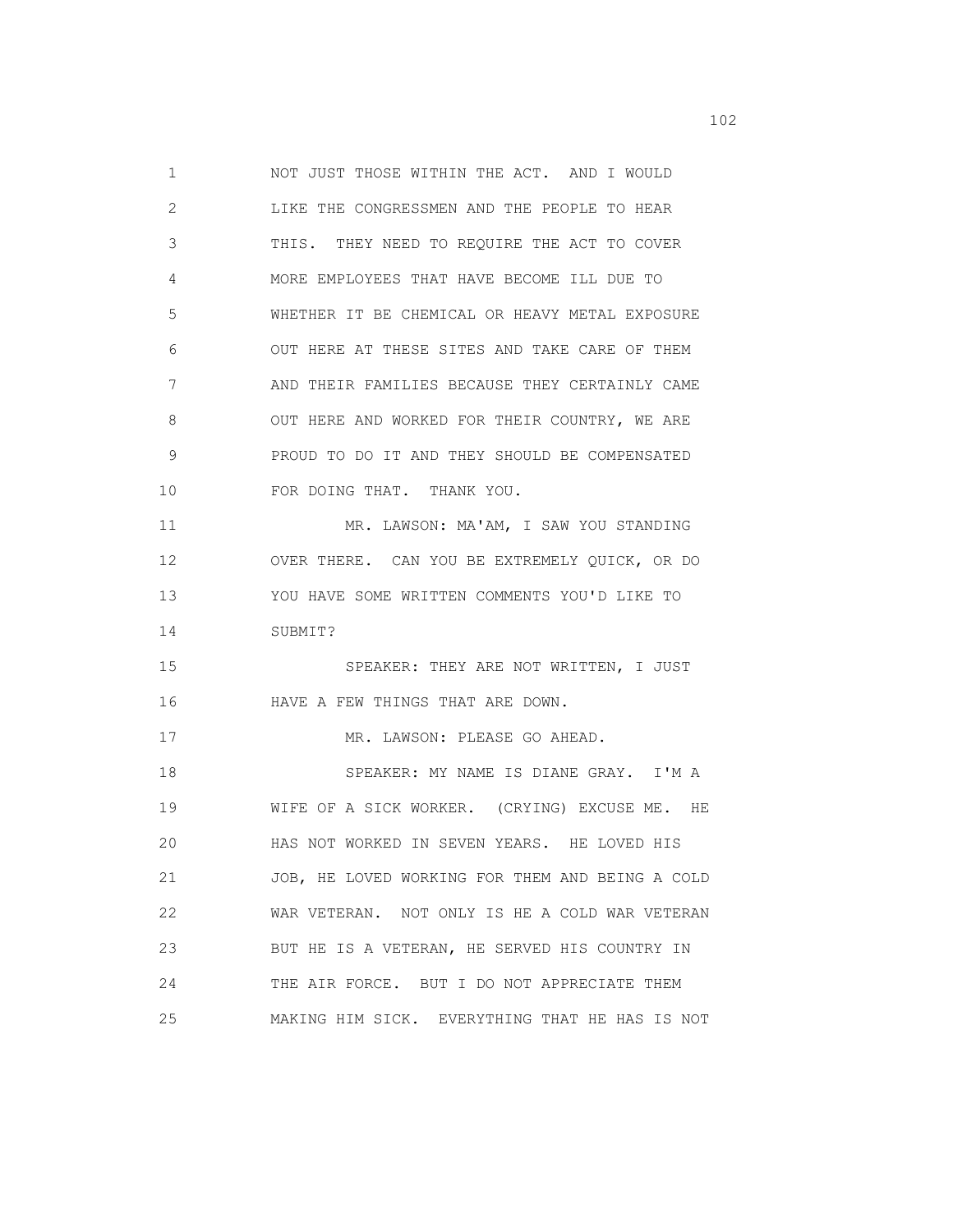1 NOT JUST THOSE WITHIN THE ACT. AND I WOULD
2 LIKE THE CONGRESSMEN AND THE PEOPLE TO HEAR
3 THIS. THEY NEED TO REQUIRE THE ACT TO COVER
4 MORE EMPLOYEES THAT HAVE BECOME ILL DUE TO
5 WHETHER IT BE CHEMICAL OR HEAVY METAL EXPOSURE
6 OUT HERE AT THESE SITES AND TAKE CARE OF THEM
7 AND THEIR FAMILIES BECAUSE THEY CERTAINLY CAME
8 OUT HERE AND WORKED FOR THEIR COUNTRY, WE ARE
9 PROUD TO DO IT AND THEY SHOULD BE COMPENSATED
10 FOR DOING THAT. THANK YOU.
11 MR. LAWSON: MA'AM, I SAW YOU STANDING
12 OVER THERE. CAN YOU BE EXTREMELY QUICK, OR DO
13 YOU HAVE SOME WRITTEN COMMENTS YOU'D LIKE TO
14 SUBMIT?
15 SPEAKER: THEY ARE NOT WRITTEN, I JUST
16 HAVE A FEW THINGS THAT ARE DOWN.
17 MR. LAWSON: PLEASE GO AHEAD.
18 SPEAKER: MY NAME IS DIANE GRAY. I'M A
19 WIFE OF A SICK WORKER. (CRYING) EXCUSE ME. HE
20 HAS NOT WORKED IN SEVEN YEARS. HE LOVED HIS
21 JOB, HE LOVED WORKING FOR THEM AND BEING A COLD
22 WAR VETERAN. NOT ONLY IS HE A COLD WAR VETERAN
23 BUT HE IS A VETERAN, HE SERVED HIS COUNTRY IN
24 THE AIR FORCE. BUT I DO NOT APPRECIATE THEM
25 MAKING HIM SICK. EVERYTHING THAT HE HAS IS NOT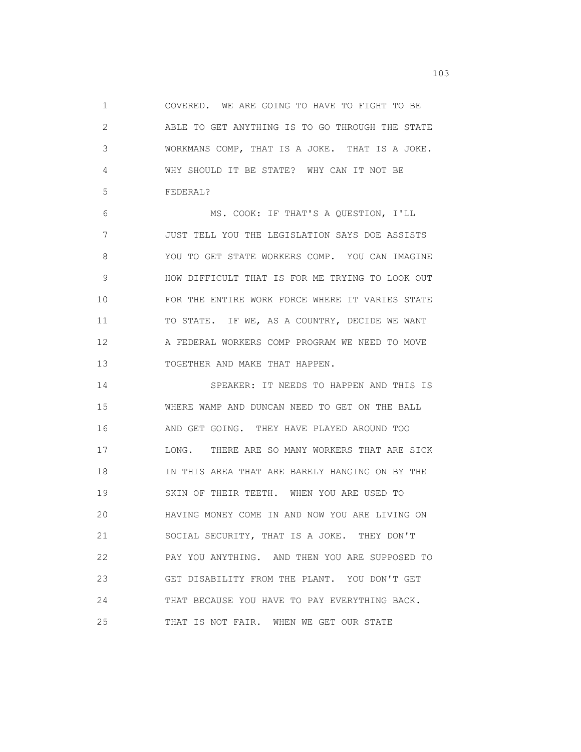COVERED. WE ARE GOING TO HAVE TO FIGHT TO BE ABLE TO GET ANYTHING IS TO GO THROUGH THE STATE WORKMANS COMP, THAT IS A JOKE. THAT IS A JOKE. WHY SHOULD IT BE STATE? WHY CAN IT NOT BE FEDERAL?

MS. COOK: IF THAT'S A QUESTION, I'LL JUST TELL YOU THE LEGISLATION SAYS DOE ASSISTS YOU TO GET STATE WORKERS COMP. YOU CAN IMAGINE HOW DIFFICULT THAT IS FOR ME TRYING TO LOOK OUT FOR THE ENTIRE WORK FORCE WHERE IT VARIES STATE TO STATE. IF WE, AS A COUNTRY, DECIDE WE WANT A FEDERAL WORKERS COMP PROGRAM WE NEED TO MOVE TOGETHER AND MAKE THAT HAPPEN.

SPEAKER: IT NEEDS TO HAPPEN AND THIS IS WHERE WAMP AND DUNCAN NEED TO GET ON THE BALL AND GET GOING. THEY HAVE PLAYED AROUND TOO LONG. THERE ARE SO MANY WORKERS THAT ARE SICK IN THIS AREA THAT ARE BARELY HANGING ON BY THE SKIN OF THEIR TEETH. WHEN YOU ARE USED TO HAVING MONEY COME IN AND NOW YOU ARE LIVING ON SOCIAL SECURITY, THAT IS A JOKE. THEY DON'T PAY YOU ANYTHING. AND THEN YOU ARE SUPPOSED TO GET DISABILITY FROM THE PLANT. YOU DON'T GET THAT BECAUSE YOU HAVE TO PAY EVERYTHING BACK. THAT IS NOT FAIR. WHEN WE GET OUR STATE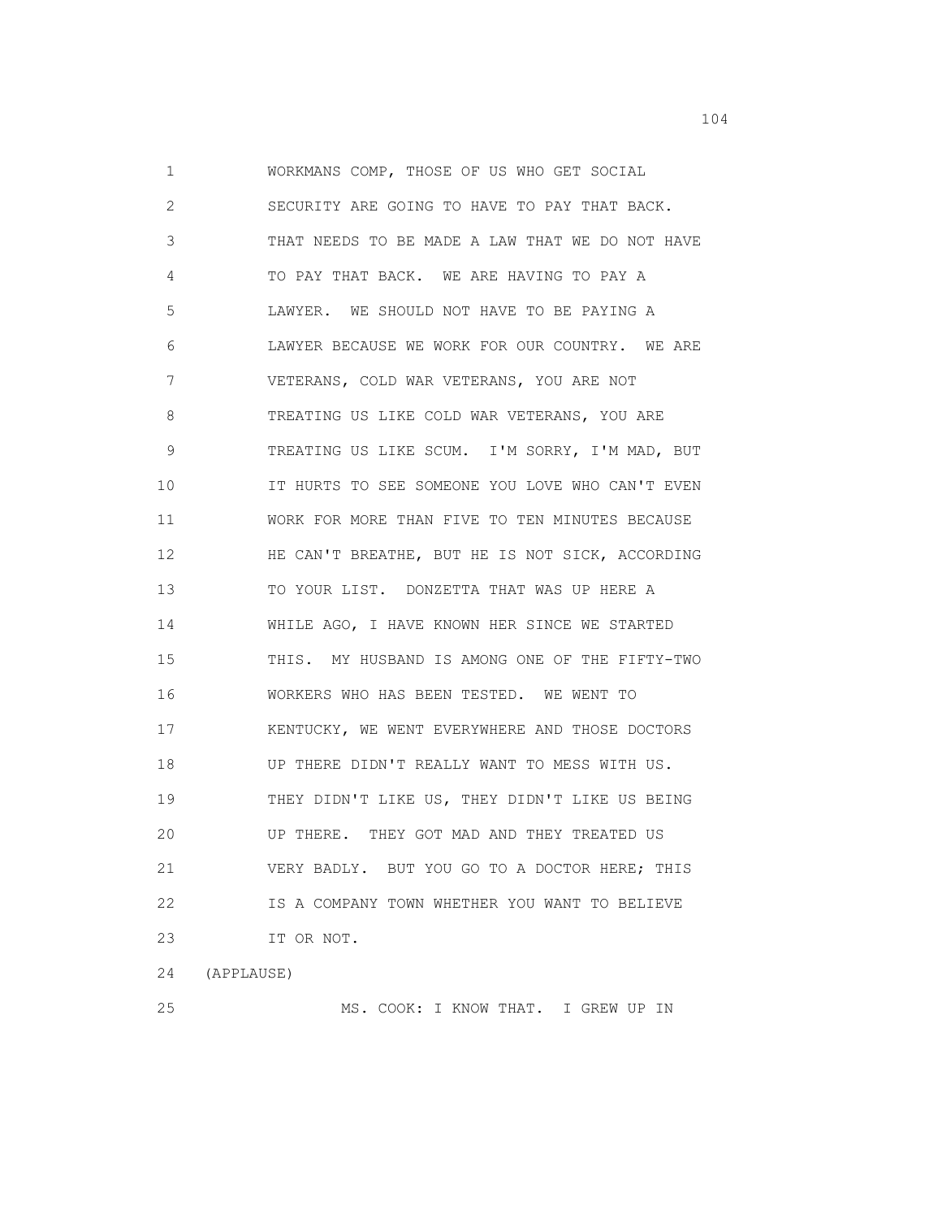WORKMANS COMP, THOSE OF US WHO GET SOCIAL SECURITY ARE GOING TO HAVE TO PAY THAT BACK. THAT NEEDS TO BE MADE A LAW THAT WE DO NOT HAVE TO PAY THAT BACK. WE ARE HAVING TO PAY A LAWYER. WE SHOULD NOT HAVE TO BE PAYING A LAWYER BECAUSE WE WORK FOR OUR COUNTRY. WE ARE VETERANS, COLD WAR VETERANS, YOU ARE NOT TREATING US LIKE COLD WAR VETERANS, YOU ARE TREATING US LIKE SCUM. I'M SORRY, I'M MAD, BUT IT HURTS TO SEE SOMEONE YOU LOVE WHO CAN'T EVEN WORK FOR MORE THAN FIVE TO TEN MINUTES BECAUSE HE CAN'T BREATHE, BUT HE IS NOT SICK, ACCORDING TO YOUR LIST. DONZETTA THAT WAS UP HERE A WHILE AGO, I HAVE KNOWN HER SINCE WE STARTED THIS. MY HUSBAND IS AMONG ONE OF THE FIFTY-TWO WORKERS WHO HAS BEEN TESTED. WE WENT TO KENTUCKY, WE WENT EVERYWHERE AND THOSE DOCTORS UP THERE DIDN'T REALLY WANT TO MESS WITH US. THEY DIDN'T LIKE US, THEY DIDN'T LIKE US BEING UP THERE. THEY GOT MAD AND THEY TREATED US VERY BADLY. BUT YOU GO TO A DOCTOR HERE; THIS IS A COMPANY TOWN WHETHER YOU WANT TO BELIEVE IT OR NOT.

(APPLAUSE)

MS. COOK: I KNOW THAT. I GREW UP IN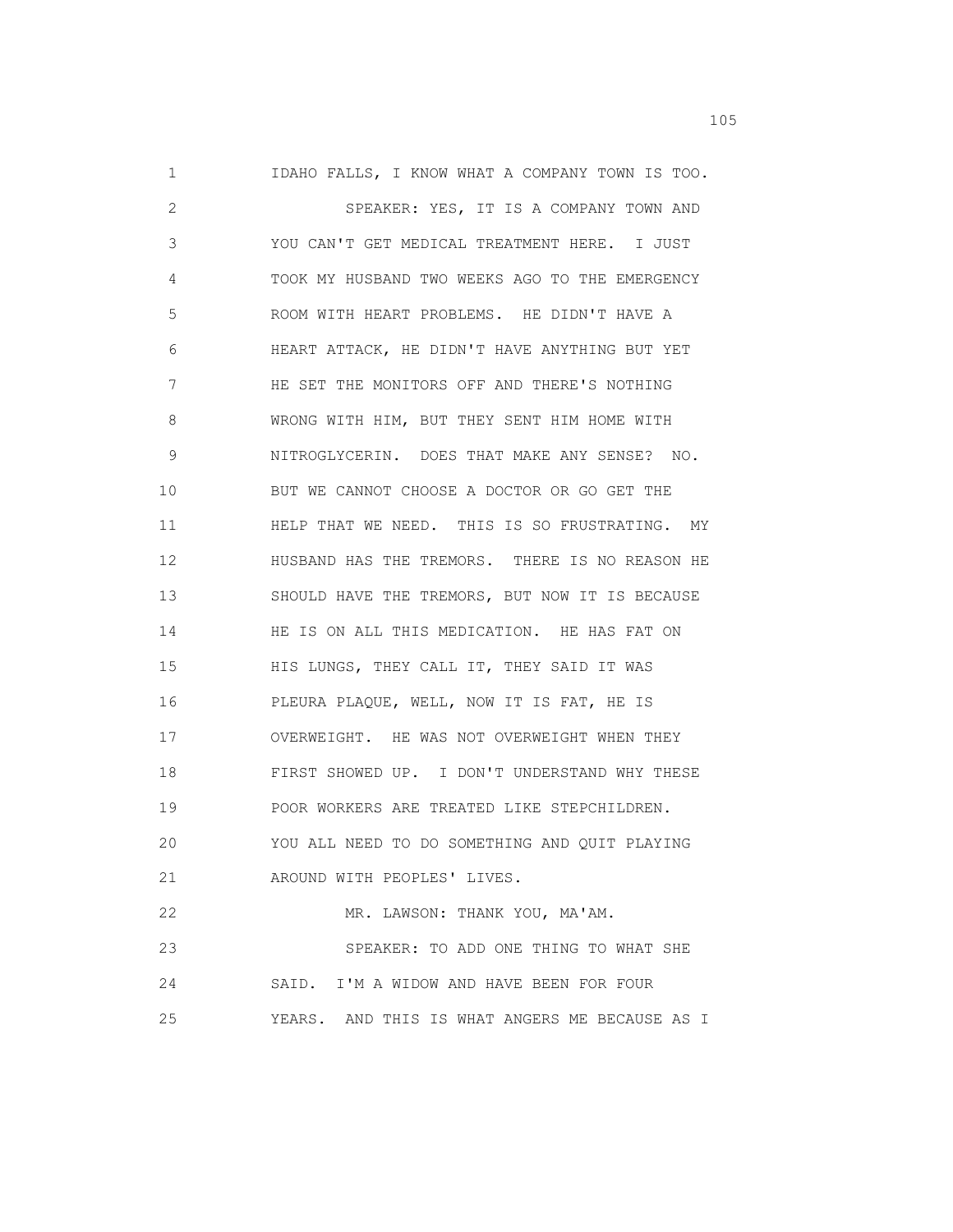IDAHO FALLS, I KNOW WHAT A COMPANY TOWN IS TOO.

SPEAKER: YES, IT IS A COMPANY TOWN AND YOU CAN'T GET MEDICAL TREATMENT HERE. I JUST TOOK MY HUSBAND TWO WEEKS AGO TO THE EMERGENCY ROOM WITH HEART PROBLEMS. HE DIDN'T HAVE A HEART ATTACK, HE DIDN'T HAVE ANYTHING BUT YET HE SET THE MONITORS OFF AND THERE'S NOTHING WRONG WITH HIM, BUT THEY SENT HIM HOME WITH NITROGLYCERIN. DOES THAT MAKE ANY SENSE? NO. BUT WE CANNOT CHOOSE A DOCTOR OR GO GET THE HELP THAT WE NEED. THIS IS SO FRUSTRATING. MY HUSBAND HAS THE TREMORS. THERE IS NO REASON HE SHOULD HAVE THE TREMORS, BUT NOW IT IS BECAUSE HE IS ON ALL THIS MEDICATION. HE HAS FAT ON HIS LUNGS, THEY CALL IT, THEY SAID IT WAS PLEURA PLAQUE, WELL, NOW IT IS FAT, HE IS OVERWEIGHT. HE WAS NOT OVERWEIGHT WHEN THEY FIRST SHOWED UP. I DON'T UNDERSTAND WHY THESE POOR WORKERS ARE TREATED LIKE STEPCHILDREN. YOU ALL NEED TO DO SOMETHING AND QUIT PLAYING AROUND WITH PEOPLES' LIVES.

MR. LAWSON: THANK YOU, MA'AM.

SPEAKER: TO ADD ONE THING TO WHAT SHE SAID. I'M A WIDOW AND HAVE BEEN FOR FOUR YEARS. AND THIS IS WHAT ANGERS ME BECAUSE AS I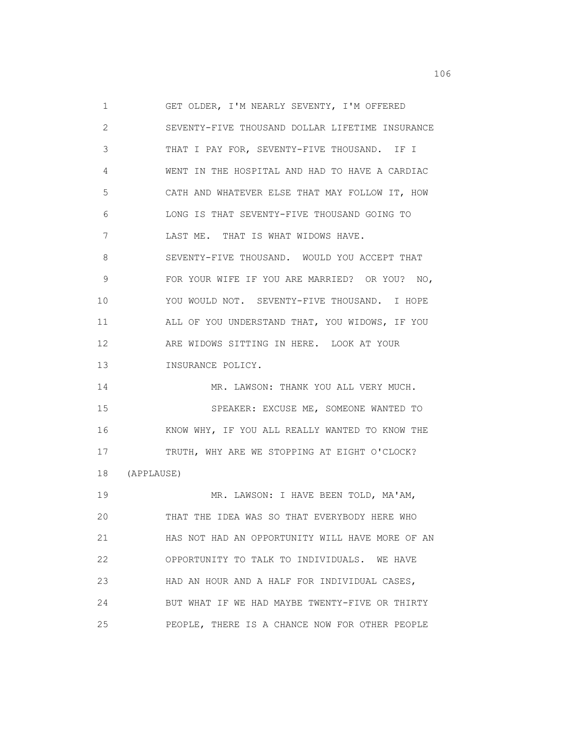1 GET OLDER, I'M NEARLY SEVENTY, I'M OFFERED
2 SEVENTY-FIVE THOUSAND DOLLAR LIFETIME INSURANCE
3 THAT I PAY FOR, SEVENTY-FIVE THOUSAND. IF I
4 WENT IN THE HOSPITAL AND HAD TO HAVE A CARDIAC
5 CATH AND WHATEVER ELSE THAT MAY FOLLOW IT, HOW
6 LONG IS THAT SEVENTY-FIVE THOUSAND GOING TO
7 LAST ME. THAT IS WHAT WIDOWS HAVE.
8 SEVENTY-FIVE THOUSAND. WOULD YOU ACCEPT THAT
9 FOR YOUR WIFE IF YOU ARE MARRIED? OR YOU? NO,
10 YOU WOULD NOT. SEVENTY-FIVE THOUSAND. I HOPE
11 ALL OF YOU UNDERSTAND THAT, YOU WIDOWS, IF YOU
12 ARE WIDOWS SITTING IN HERE. LOOK AT YOUR
13 INSURANCE POLICY.
14 MR. LAWSON: THANK YOU ALL VERY MUCH.
15 SPEAKER: EXCUSE ME, SOMEONE WANTED TO
16 KNOW WHY, IF YOU ALL REALLY WANTED TO KNOW THE
17 TRUTH, WHY ARE WE STOPPING AT EIGHT O'CLOCK?
18 (APPLAUSE)
19 MR. LAWSON: I HAVE BEEN TOLD, MA'AM,
20 THAT THE IDEA WAS SO THAT EVERYBODY HERE WHO
21 HAS NOT HAD AN OPPORTUNITY WILL HAVE MORE OF AN
22 OPPORTUNITY TO TALK TO INDIVIDUALS. WE HAVE
23 HAD AN HOUR AND A HALF FOR INDIVIDUAL CASES,
24 BUT WHAT IF WE HAD MAYBE TWENTY-FIVE OR THIRTY
25 PEOPLE, THERE IS A CHANCE NOW FOR OTHER PEOPLE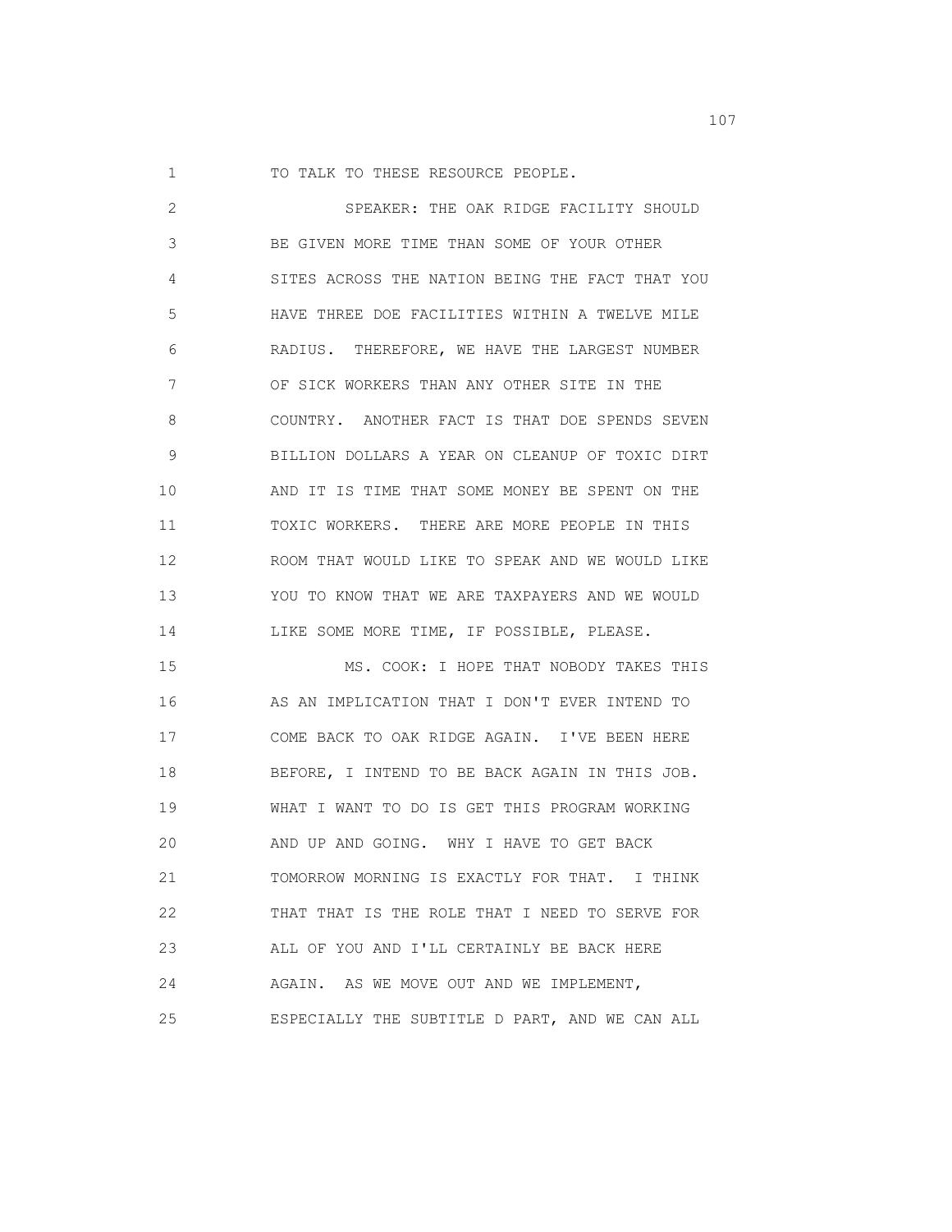TO TALK TO THESE RESOURCE PEOPLE.

SPEAKER: THE OAK RIDGE FACILITY SHOULD BE GIVEN MORE TIME THAN SOME OF YOUR OTHER SITES ACROSS THE NATION BEING THE FACT THAT YOU HAVE THREE DOE FACILITIES WITHIN A TWELVE MILE RADIUS. THEREFORE, WE HAVE THE LARGEST NUMBER OF SICK WORKERS THAN ANY OTHER SITE IN THE COUNTRY. ANOTHER FACT IS THAT DOE SPENDS SEVEN BILLION DOLLARS A YEAR ON CLEANUP OF TOXIC DIRT AND IT IS TIME THAT SOME MONEY BE SPENT ON THE TOXIC WORKERS. THERE ARE MORE PEOPLE IN THIS ROOM THAT WOULD LIKE TO SPEAK AND WE WOULD LIKE YOU TO KNOW THAT WE ARE TAXPAYERS AND WE WOULD LIKE SOME MORE TIME, IF POSSIBLE, PLEASE.

MS. COOK: I HOPE THAT NOBODY TAKES THIS AS AN IMPLICATION THAT I DON'T EVER INTEND TO COME BACK TO OAK RIDGE AGAIN. I'VE BEEN HERE BEFORE, I INTEND TO BE BACK AGAIN IN THIS JOB. WHAT I WANT TO DO IS GET THIS PROGRAM WORKING AND UP AND GOING. WHY I HAVE TO GET BACK TOMORROW MORNING IS EXACTLY FOR THAT. I THINK THAT THAT IS THE ROLE THAT I NEED TO SERVE FOR ALL OF YOU AND I'LL CERTAINLY BE BACK HERE AGAIN. AS WE MOVE OUT AND WE IMPLEMENT, ESPECIALLY THE SUBTITLE D PART, AND WE CAN ALL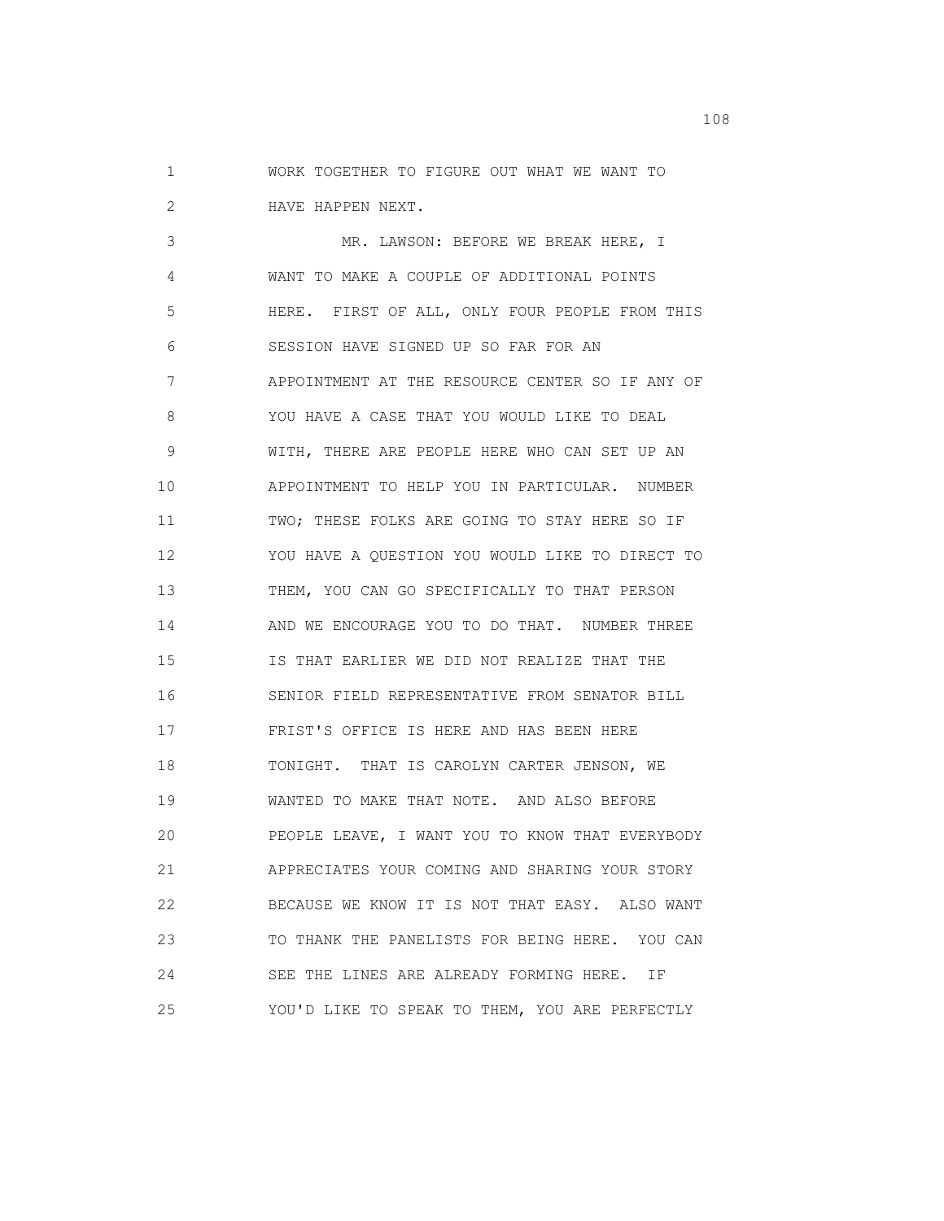WORK TOGETHER TO FIGURE OUT WHAT WE WANT TO HAVE HAPPEN NEXT.

MR. LAWSON: BEFORE WE BREAK HERE, I WANT TO MAKE A COUPLE OF ADDITIONAL POINTS HERE. FIRST OF ALL, ONLY FOUR PEOPLE FROM THIS SESSION HAVE SIGNED UP SO FAR FOR AN APPOINTMENT AT THE RESOURCE CENTER SO IF ANY OF YOU HAVE A CASE THAT YOU WOULD LIKE TO DEAL WITH, THERE ARE PEOPLE HERE WHO CAN SET UP AN APPOINTMENT TO HELP YOU IN PARTICULAR. NUMBER TWO; THESE FOLKS ARE GOING TO STAY HERE SO IF YOU HAVE A QUESTION YOU WOULD LIKE TO DIRECT TO THEM, YOU CAN GO SPECIFICALLY TO THAT PERSON AND WE ENCOURAGE YOU TO DO THAT. NUMBER THREE IS THAT EARLIER WE DID NOT REALIZE THAT THE SENIOR FIELD REPRESENTATIVE FROM SENATOR BILL FRIST'S OFFICE IS HERE AND HAS BEEN HERE TONIGHT. THAT IS CAROLYN CARTER JENSON, WE WANTED TO MAKE THAT NOTE. AND ALSO BEFORE PEOPLE LEAVE, I WANT YOU TO KNOW THAT EVERYBODY APPRECIATES YOUR COMING AND SHARING YOUR STORY BECAUSE WE KNOW IT IS NOT THAT EASY. ALSO WANT TO THANK THE PANELISTS FOR BEING HERE. YOU CAN SEE THE LINES ARE ALREADY FORMING HERE. IF YOU'D LIKE TO SPEAK TO THEM, YOU ARE PERFECTLY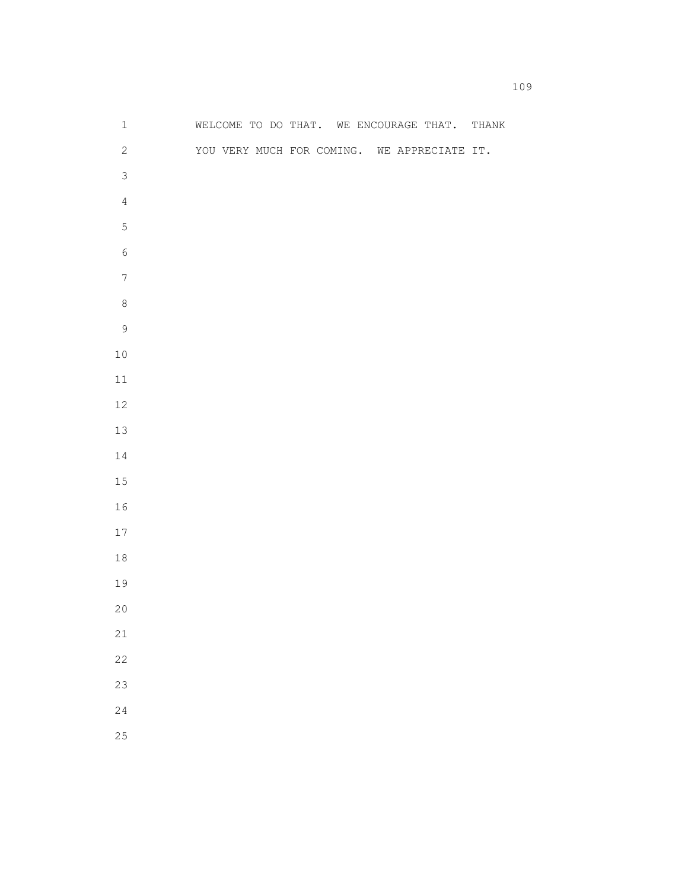WELCOME TO DO THAT. WE ENCOURAGE THAT. THANK YOU VERY MUCH FOR COMING. WE APPRECIATE IT.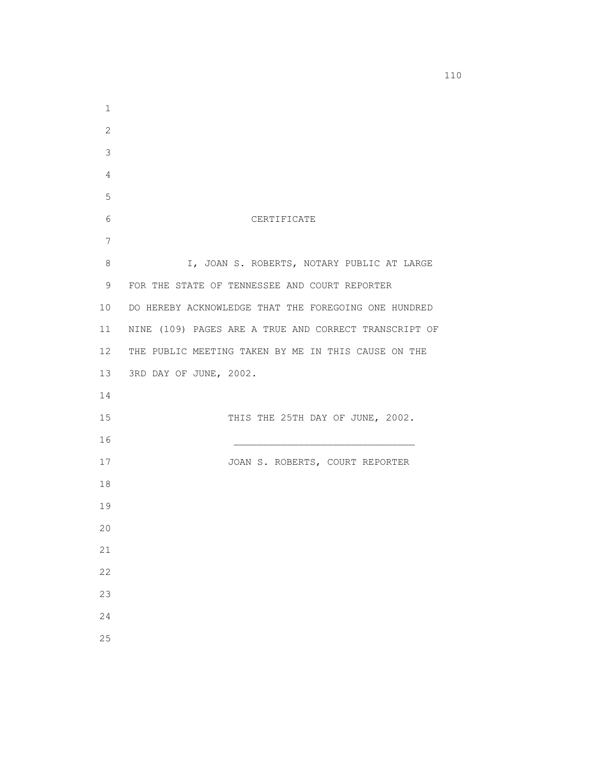CERTIFICATE

I, JOAN S. ROBERTS, NOTARY PUBLIC AT LARGE FOR THE STATE OF TENNESSEE AND COURT REPORTER DO HEREBY ACKNOWLEDGE THAT THE FOREGOING ONE HUNDRED NINE (109) PAGES ARE A TRUE AND CORRECT TRANSCRIPT OF THE PUBLIC MEETING TAKEN BY ME IN THIS CAUSE ON THE 3RD DAY OF JUNE, 2002.

THIS THE 25TH DAY OF JUNE, 2002.

\_\_\_\_\_\_\_\_\_\_\_\_\_\_\_\_\_\_\_\_\_\_\_\_\_\_\_\_\_\_

JOAN S. ROBERTS, COURT REPORTER